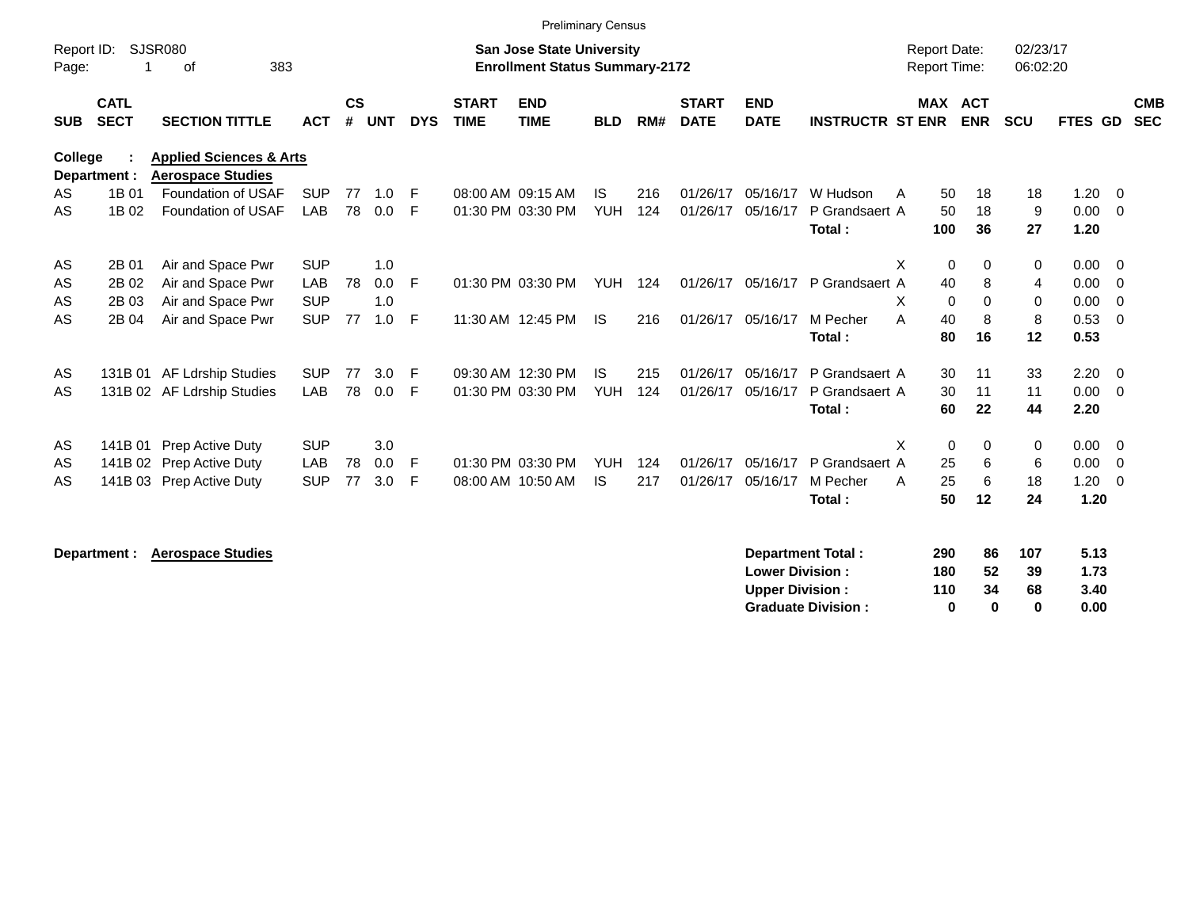Preliminary Census

Report ID: SJSR080

**San Jose State University**
**Enrollment Status Summary-2172**

Report Date: 02/23/17
Report Time: 06:02:20

**College : Applied Sciences & Arts**
**Department : Aerospace Studies**

| SUB | CATL SECT | SECTION TITTLE | ACT | CS # | UNT | DYS | START TIME | END TIME | BLD | RM# | START DATE | END DATE | INSTRUCTR | ST | MAX ENR | ACT ENR | SCU | FTES | GD | CMB SEC |
|---|---|---|---|---|---|---|---|---|---|---|---|---|---|---|---|---|---|---|---|---|
| AS | 1B 01 | Foundation of USAF | SUP | 77 | 1.0 | F | 08:00 AM | 09:15 AM | IS | 216 | 01/26/17 | 05/16/17 | W Hudson | A | 50 | 18 | 18 | 1.20 | 0 | |
| AS | 1B 02 | Foundation of USAF | LAB | 78 | 0.0 | F | 01:30 PM | 03:30 PM | YUH | 124 | 01/26/17 | 05/16/17 | P Grandsaert | A | 50 | 18 | 9 | 0.00 | 0 | |
| | | | | | | | | | | | | | **Total :** | | **100** | **36** | **27** | **1.20** | | |
| AS | 2B 01 | Air and Space Pwr | SUP | | 1.0 | | | | | | | | | X | 0 | 0 | 0 | 0.00 | 0 | |
| AS | 2B 02 | Air and Space Pwr | LAB | 78 | 0.0 | F | 01:30 PM | 03:30 PM | YUH | 124 | 01/26/17 | 05/16/17 | P Grandsaert | A | 40 | 8 | 4 | 0.00 | 0 | |
| AS | 2B 03 | Air and Space Pwr | SUP | | 1.0 | | | | | | | | | X | 0 | 0 | 0 | 0.00 | 0 | |
| AS | 2B 04 | Air and Space Pwr | SUP | 77 | 1.0 | F | 11:30 AM | 12:45 PM | IS | 216 | 01/26/17 | 05/16/17 | M Pecher | A | 40 | 8 | 8 | 0.53 | 0 | |
| | | | | | | | | | | | | | **Total :** | | **80** | **16** | **12** | **0.53** | | |
| AS | 131B 01 | AF Ldrship Studies | SUP | 77 | 3.0 | F | 09:30 AM | 12:30 PM | IS | 215 | 01/26/17 | 05/16/17 | P Grandsaert | A | 30 | 11 | 33 | 2.20 | 0 | |
| AS | 131B 02 | AF Ldrship Studies | LAB | 78 | 0.0 | F | 01:30 PM | 03:30 PM | YUH | 124 | 01/26/17 | 05/16/17 | P Grandsaert | A | 30 | 11 | 11 | 0.00 | 0 | |
| | | | | | | | | | | | | | **Total :** | | **60** | **22** | **44** | **2.20** | | |
| AS | 141B 01 | Prep Active Duty | SUP | | 3.0 | | | | | | | | | X | 0 | 0 | 0 | 0.00 | 0 | |
| AS | 141B 02 | Prep Active Duty | LAB | 78 | 0.0 | F | 01:30 PM | 03:30 PM | YUH | 124 | 01/26/17 | 05/16/17 | P Grandsaert | A | 25 | 6 | 6 | 0.00 | 0 | |
| AS | 141B 03 | Prep Active Duty | SUP | 77 | 3.0 | F | 08:00 AM | 10:50 AM | IS | 217 | 01/26/17 | 05/16/17 | M Pecher | A | 25 | 6 | 18 | 1.20 | 0 | |
| | | | | | | | | | | | | | **Total :** | | **50** | **12** | **24** | **1.20** | | |

**Department : Aerospace Studies**

| | MAX ENR | ACT ENR | SCU | FTES |
|---|---|---|---|---|
| **Department Total :** | **290** | **86** | **107** | **5.13** |
| **Lower Division :** | **180** | **52** | **39** | **1.73** |
| **Upper Division :** | **110** | **34** | **68** | **3.40** |
| **Graduate Division :** | **0** | **0** | **0** | **0.00** |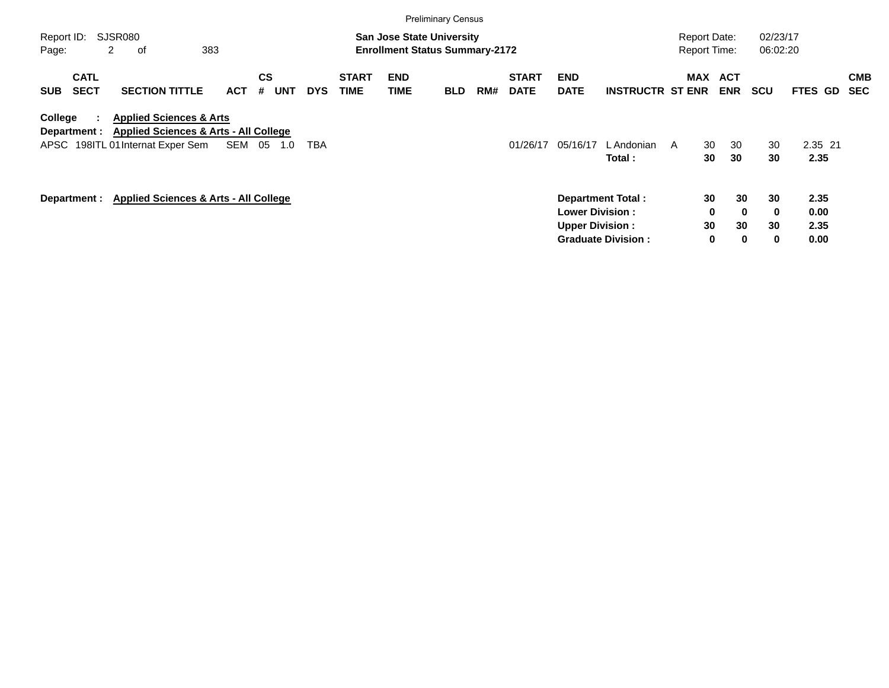Preliminary Census

Report ID: SJSR080

**San Jose State University**
**Enrollment Status Summary-2172**

Report Date: 02/23/17
Report Time: 06:02:20

**College : Applied Sciences & Arts**
**Department : Applied Sciences & Arts - All College**

| SUB | CATL SECT | SECTION TITTLE | ACT | CS # | UNT | DYS | START TIME | END TIME | BLD | RM# | START DATE | END DATE | INSTRUCTR | ST | MAX ENR | ACT ENR | SCU | FTES | GD | CMB SEC |
|---|---|---|---|---|---|---|---|---|---|---|---|---|---|---|---|---|---|---|---|---|
| APSC | 198ITL 01 | Internat Exper Sem | SEM | 05 | 1.0 | TBA | | | | | 01/26/17 | 05/16/17 | L Andonian | A | 30 | 30 | 30 | 2.35 | 21 | |
| | | | | | | | | | | | | | **Total :** | | **30** | **30** | **30** | **2.35** | | |

**Department : Applied Sciences & Arts - All College**

| | MAX ENR | ACT ENR | SCU | FTES |
|---|---|---|---|---|
| **Department Total :** | **30** | **30** | **30** | **2.35** |
| **Lower Division :** | **0** | **0** | **0** | **0.00** |
| **Upper Division :** | **30** | **30** | **30** | **2.35** |
| **Graduate Division :** | **0** | **0** | **0** | **0.00** |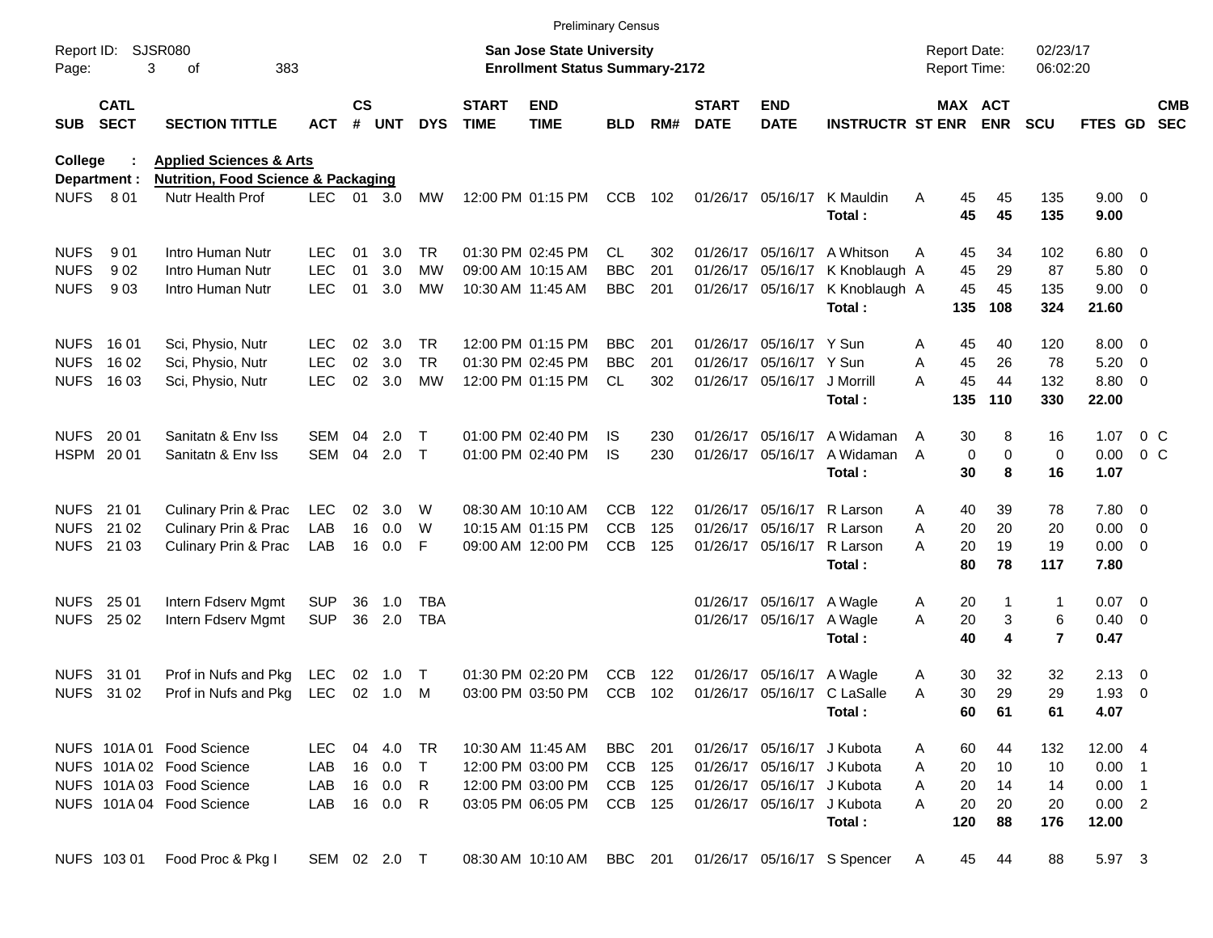Preliminary Census

Report ID: SJSR080

**San Jose State University**
**Enrollment Status Summary-2172**

Report Date: 02/23/17
Report Time: 06:02:20

**College : Applied Sciences & Arts**
**Department : Nutrition, Food Science & Packaging**

| SUB | CATL SECT | SECTION TITTLE | ACT | CS # | UNT | DYS | START TIME | END TIME | BLD | RM# | START DATE | END DATE | INSTRUCTR | ST | MAX ENR | ACT ENR | SCU | FTES | GD | CMB SEC |
|---|---|---|---|---|---|---|---|---|---|---|---|---|---|---|---|---|---|---|---|---|
| NUFS | 8 01 | Nutr Health Prof | LEC | 01 | 3.0 | MW | 12:00 PM | 01:15 PM | CCB | 102 | 01/26/17 | 05/16/17 | K Mauldin | A | 45 | 45 | 135 | 9.00 | 0 | |
| | | | | | | | | | | | | | **Total :** | | **45** | **45** | **135** | **9.00** | | |
| NUFS | 9 01 | Intro Human Nutr | LEC | 01 | 3.0 | TR | 01:30 PM | 02:45 PM | CL | 302 | 01/26/17 | 05/16/17 | A Whitson | A | 45 | 34 | 102 | 6.80 | 0 | |
| NUFS | 9 02 | Intro Human Nutr | LEC | 01 | 3.0 | MW | 09:00 AM | 10:15 AM | BBC | 201 | 01/26/17 | 05/16/17 | K Knoblaugh | A | 45 | 29 | 87 | 5.80 | 0 | |
| NUFS | 9 03 | Intro Human Nutr | LEC | 01 | 3.0 | MW | 10:30 AM | 11:45 AM | BBC | 201 | 01/26/17 | 05/16/17 | K Knoblaugh | A | 45 | 45 | 135 | 9.00 | 0 | |
| | | | | | | | | | | | | | **Total :** | | **135** | **108** | **324** | **21.60** | | |
| NUFS | 16 01 | Sci, Physio, Nutr | LEC | 02 | 3.0 | TR | 12:00 PM | 01:15 PM | BBC | 201 | 01/26/17 | 05/16/17 | Y Sun | A | 45 | 40 | 120 | 8.00 | 0 | |
| NUFS | 16 02 | Sci, Physio, Nutr | LEC | 02 | 3.0 | TR | 01:30 PM | 02:45 PM | BBC | 201 | 01/26/17 | 05/16/17 | Y Sun | A | 45 | 26 | 78 | 5.20 | 0 | |
| NUFS | 16 03 | Sci, Physio, Nutr | LEC | 02 | 3.0 | MW | 12:00 PM | 01:15 PM | CL | 302 | 01/26/17 | 05/16/17 | J Morrill | A | 45 | 44 | 132 | 8.80 | 0 | |
| | | | | | | | | | | | | | **Total :** | | **135** | **110** | **330** | **22.00** | | |
| NUFS | 20 01 | Sanitatn & Env Iss | SEM | 04 | 2.0 | T | 01:00 PM | 02:40 PM | IS | 230 | 01/26/17 | 05/16/17 | A Widaman | A | 30 | 8 | 16 | 1.07 | 0 | C |
| HSPM | 20 01 | Sanitatn & Env Iss | SEM | 04 | 2.0 | T | 01:00 PM | 02:40 PM | IS | 230 | 01/26/17 | 05/16/17 | A Widaman | A | 0 | 0 | 0 | 0.00 | 0 | C |
| | | | | | | | | | | | | | **Total :** | | **30** | **8** | **16** | **1.07** | | |
| NUFS | 21 01 | Culinary Prin & Prac | LEC | 02 | 3.0 | W | 08:30 AM | 10:10 AM | CCB | 122 | 01/26/17 | 05/16/17 | R Larson | A | 40 | 39 | 78 | 7.80 | 0 | |
| NUFS | 21 02 | Culinary Prin & Prac | LAB | 16 | 0.0 | W | 10:15 AM | 01:15 PM | CCB | 125 | 01/26/17 | 05/16/17 | R Larson | A | 20 | 20 | 20 | 0.00 | 0 | |
| NUFS | 21 03 | Culinary Prin & Prac | LAB | 16 | 0.0 | F | 09:00 AM | 12:00 PM | CCB | 125 | 01/26/17 | 05/16/17 | R Larson | A | 20 | 19 | 19 | 0.00 | 0 | |
| | | | | | | | | | | | | | **Total :** | | **80** | **78** | **117** | **7.80** | | |
| NUFS | 25 01 | Intern Fdserv Mgmt | SUP | 36 | 1.0 | TBA | | | | | 01/26/17 | 05/16/17 | A Wagle | A | 20 | 1 | 1 | 0.07 | 0 | |
| NUFS | 25 02 | Intern Fdserv Mgmt | SUP | 36 | 2.0 | TBA | | | | | 01/26/17 | 05/16/17 | A Wagle | A | 20 | 3 | 6 | 0.40 | 0 | |
| | | | | | | | | | | | | | **Total :** | | **40** | **4** | **7** | **0.47** | | |
| NUFS | 31 01 | Prof in Nufs and Pkg | LEC | 02 | 1.0 | T | 01:30 PM | 02:20 PM | CCB | 122 | 01/26/17 | 05/16/17 | A Wagle | A | 30 | 32 | 32 | 2.13 | 0 | |
| NUFS | 31 02 | Prof in Nufs and Pkg | LEC | 02 | 1.0 | M | 03:00 PM | 03:50 PM | CCB | 102 | 01/26/17 | 05/16/17 | C LaSalle | A | 30 | 29 | 29 | 1.93 | 0 | |
| | | | | | | | | | | | | | **Total :** | | **60** | **61** | **61** | **4.07** | | |
| NUFS | 101A 01 | Food Science | LEC | 04 | 4.0 | TR | 10:30 AM | 11:45 AM | BBC | 201 | 01/26/17 | 05/16/17 | J Kubota | A | 60 | 44 | 132 | 12.00 | 4 | |
| NUFS | 101A 02 | Food Science | LAB | 16 | 0.0 | T | 12:00 PM | 03:00 PM | CCB | 125 | 01/26/17 | 05/16/17 | J Kubota | A | 20 | 10 | 10 | 0.00 | 1 | |
| NUFS | 101A 03 | Food Science | LAB | 16 | 0.0 | R | 12:00 PM | 03:00 PM | CCB | 125 | 01/26/17 | 05/16/17 | J Kubota | A | 20 | 14 | 14 | 0.00 | 1 | |
| NUFS | 101A 04 | Food Science | LAB | 16 | 0.0 | R | 03:05 PM | 06:05 PM | CCB | 125 | 01/26/17 | 05/16/17 | J Kubota | A | 20 | 20 | 20 | 0.00 | 2 | |
| | | | | | | | | | | | | | **Total :** | | **120** | **88** | **176** | **12.00** | | |
| NUFS | 103 01 | Food Proc & Pkg I | SEM | 02 | 2.0 | T | 08:30 AM | 10:10 AM | BBC | 201 | 01/26/17 | 05/16/17 | S Spencer | A | 45 | 44 | 88 | 5.97 | 3 | |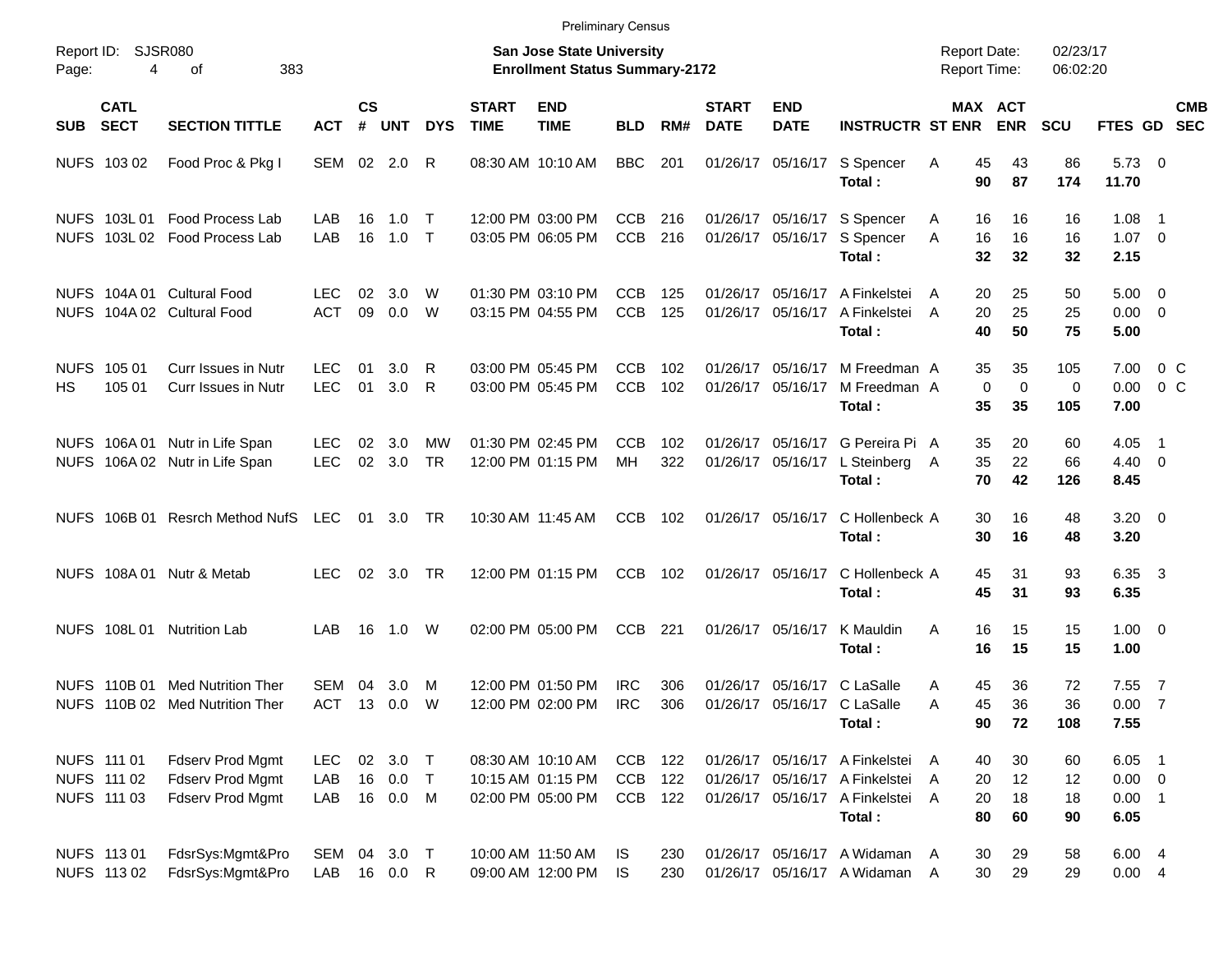Preliminary Census

Report ID: SJSR080

**San Jose State University**
**Enrollment Status Summary-2172**

Report Date: 02/23/17
Report Time: 06:02:20

| SUB | CATL SECT | SECTION TITTLE | ACT | CS # | UNT | DYS | START TIME | END TIME | BLD | RM# | START DATE | END DATE | INSTRUCTR | ST | MAX ENR | ACT ENR | SCU | FTES | GD | CMB SEC |
|---|---|---|---|---|---|---|---|---|---|---|---|---|---|---|---|---|---|---|---|---|
| NUFS | 103 02 | Food Proc & Pkg I | SEM | 02 | 2.0 | R | 08:30 AM | 10:10 AM | BBC | 201 | 01/26/17 | 05/16/17 | S Spencer | A | 45 | 43 | 86 | 5.73 | 0 | |
| | | | | | | | | | | | | | **Total :** | | **90** | **87** | **174** | **11.70** | | |
| NUFS | 103L 01 | Food Process Lab | LAB | 16 | 1.0 | T | 12:00 PM | 03:00 PM | CCB | 216 | 01/26/17 | 05/16/17 | S Spencer | A | 16 | 16 | 16 | 1.08 | 1 | |
| NUFS | 103L 02 | Food Process Lab | LAB | 16 | 1.0 | T | 03:05 PM | 06:05 PM | CCB | 216 | 01/26/17 | 05/16/17 | S Spencer | A | 16 | 16 | 16 | 1.07 | 0 | |
| | | | | | | | | | | | | | **Total :** | | **32** | **32** | **32** | **2.15** | | |
| NUFS | 104A 01 | Cultural Food | LEC | 02 | 3.0 | W | 01:30 PM | 03:10 PM | CCB | 125 | 01/26/17 | 05/16/17 | A Finkelstei | A | 20 | 25 | 50 | 5.00 | 0 | |
| NUFS | 104A 02 | Cultural Food | ACT | 09 | 0.0 | W | 03:15 PM | 04:55 PM | CCB | 125 | 01/26/17 | 05/16/17 | A Finkelstei | A | 20 | 25 | 25 | 0.00 | 0 | |
| | | | | | | | | | | | | | **Total :** | | **40** | **50** | **75** | **5.00** | | |
| NUFS | 105 01 | Curr Issues in Nutr | LEC | 01 | 3.0 | R | 03:00 PM | 05:45 PM | CCB | 102 | 01/26/17 | 05/16/17 | M Freedman | A | 35 | 35 | 105 | 7.00 | 0 | C |
| HS | 105 01 | Curr Issues in Nutr | LEC | 01 | 3.0 | R | 03:00 PM | 05:45 PM | CCB | 102 | 01/26/17 | 05/16/17 | M Freedman | A | 0 | 0 | 0 | 0.00 | 0 | C |
| | | | | | | | | | | | | | **Total :** | | **35** | **35** | **105** | **7.00** | | |
| NUFS | 106A 01 | Nutr in Life Span | LEC | 02 | 3.0 | MW | 01:30 PM | 02:45 PM | CCB | 102 | 01/26/17 | 05/16/17 | G Pereira Pi | A | 35 | 20 | 60 | 4.05 | 1 | |
| NUFS | 106A 02 | Nutr in Life Span | LEC | 02 | 3.0 | TR | 12:00 PM | 01:15 PM | MH | 322 | 01/26/17 | 05/16/17 | L Steinberg | A | 35 | 22 | 66 | 4.40 | 0 | |
| | | | | | | | | | | | | | **Total :** | | **70** | **42** | **126** | **8.45** | | |
| NUFS | 106B 01 | Resrch Method NufS | LEC | 01 | 3.0 | TR | 10:30 AM | 11:45 AM | CCB | 102 | 01/26/17 | 05/16/17 | C Hollenbeck | A | 30 | 16 | 48 | 3.20 | 0 | |
| | | | | | | | | | | | | | **Total :** | | **30** | **16** | **48** | **3.20** | | |
| NUFS | 108A 01 | Nutr & Metab | LEC | 02 | 3.0 | TR | 12:00 PM | 01:15 PM | CCB | 102 | 01/26/17 | 05/16/17 | C Hollenbeck | A | 45 | 31 | 93 | 6.35 | 3 | |
| | | | | | | | | | | | | | **Total :** | | **45** | **31** | **93** | **6.35** | | |
| NUFS | 108L 01 | Nutrition Lab | LAB | 16 | 1.0 | W | 02:00 PM | 05:00 PM | CCB | 221 | 01/26/17 | 05/16/17 | K Mauldin | A | 16 | 15 | 15 | 1.00 | 0 | |
| | | | | | | | | | | | | | **Total :** | | **16** | **15** | **15** | **1.00** | | |
| NUFS | 110B 01 | Med Nutrition Ther | SEM | 04 | 3.0 | M | 12:00 PM | 01:50 PM | IRC | 306 | 01/26/17 | 05/16/17 | C LaSalle | A | 45 | 36 | 72 | 7.55 | 7 | |
| NUFS | 110B 02 | Med Nutrition Ther | ACT | 13 | 0.0 | W | 12:00 PM | 02:00 PM | IRC | 306 | 01/26/17 | 05/16/17 | C LaSalle | A | 45 | 36 | 36 | 0.00 | 7 | |
| | | | | | | | | | | | | | **Total :** | | **90** | **72** | **108** | **7.55** | | |
| NUFS | 111 01 | Fdserv Prod Mgmt | LEC | 02 | 3.0 | T | 08:30 AM | 10:10 AM | CCB | 122 | 01/26/17 | 05/16/17 | A Finkelstei | A | 40 | 30 | 60 | 6.05 | 1 | |
| NUFS | 111 02 | Fdserv Prod Mgmt | LAB | 16 | 0.0 | T | 10:15 AM | 01:15 PM | CCB | 122 | 01/26/17 | 05/16/17 | A Finkelstei | A | 20 | 12 | 12 | 0.00 | 0 | |
| NUFS | 111 03 | Fdserv Prod Mgmt | LAB | 16 | 0.0 | M | 02:00 PM | 05:00 PM | CCB | 122 | 01/26/17 | 05/16/17 | A Finkelstei | A | 20 | 18 | 18 | 0.00 | 1 | |
| | | | | | | | | | | | | | **Total :** | | **80** | **60** | **90** | **6.05** | | |
| NUFS | 113 01 | FdsrSys:Mgmt&Pro | SEM | 04 | 3.0 | T | 10:00 AM | 11:50 AM | IS | 230 | 01/26/17 | 05/16/17 | A Widaman | A | 30 | 29 | 58 | 6.00 | 4 | |
| NUFS | 113 02 | FdsrSys:Mgmt&Pro | LAB | 16 | 0.0 | R | 09:00 AM | 12:00 PM | IS | 230 | 01/26/17 | 05/16/17 | A Widaman | A | 30 | 29 | 29 | 0.00 | 4 | |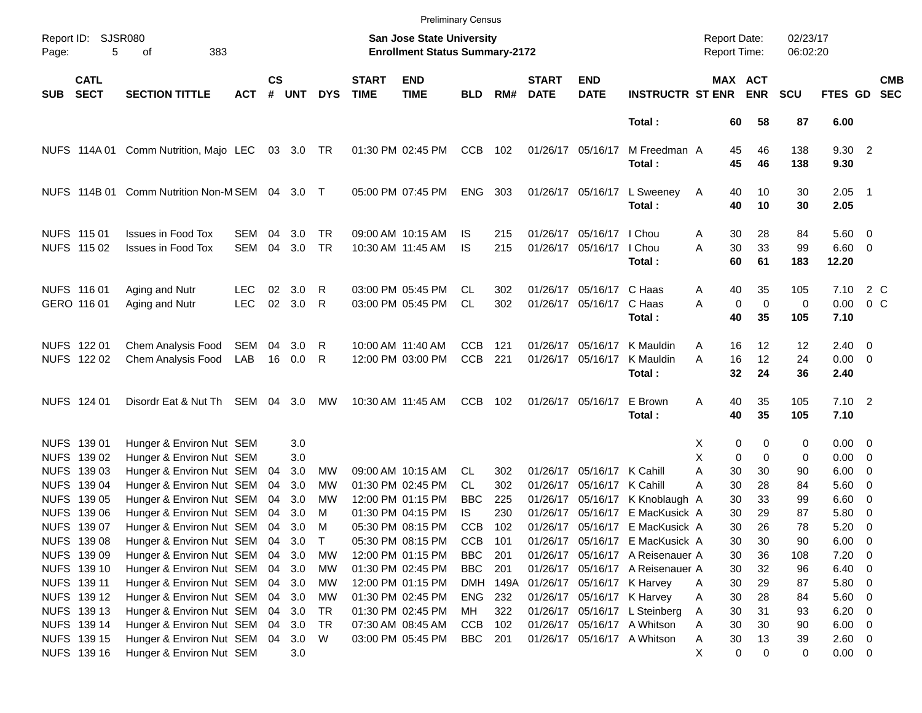Preliminary Census

Report ID: SJSR080

**San Jose State University**
**Enrollment Status Summary-2172**

Report Date: 02/23/17
Report Time: 06:02:20

| SUB | CATL SECT | SECTION TITTLE | ACT | CS # | UNT | DYS | START TIME | END TIME | BLD | RM# | START DATE | END DATE | INSTRUCTR | ST | MAX ENR | ACT ENR | SCU | FTES | GD | CMB SEC |
|---|---|---|---|---|---|---|---|---|---|---|---|---|---|---|---|---|---|---|---|---|
| | | | | | | | | | | | | | **Total :** | | **60** | **58** | **87** | **6.00** | | |
| NUFS | 114A 01 | Comm Nutrition, Majo | LEC | 03 | 3.0 | TR | 01:30 PM | 02:45 PM | CCB | 102 | 01/26/17 | 05/16/17 | M Freedman | A | 45 | 46 | 138 | 9.30 | 2 | |
| | | | | | | | | | | | | | **Total :** | | **45** | **46** | **138** | **9.30** | | |
| NUFS | 114B 01 | Comm Nutrition Non-M | SEM | 04 | 3.0 | T | 05:00 PM | 07:45 PM | ENG | 303 | 01/26/17 | 05/16/17 | L Sweeney | A | 40 | 10 | 30 | 2.05 | 1 | |
| | | | | | | | | | | | | | **Total :** | | **40** | **10** | **30** | **2.05** | | |
| NUFS | 115 01 | Issues in Food Tox | SEM | 04 | 3.0 | TR | 09:00 AM | 10:15 AM | IS | 215 | 01/26/17 | 05/16/17 | I Chou | A | 30 | 28 | 84 | 5.60 | 0 | |
| NUFS | 115 02 | Issues in Food Tox | SEM | 04 | 3.0 | TR | 10:30 AM | 11:45 AM | IS | 215 | 01/26/17 | 05/16/17 | I Chou | A | 30 | 33 | 99 | 6.60 | 0 | |
| | | | | | | | | | | | | | **Total :** | | **60** | **61** | **183** | **12.20** | | |
| NUFS | 116 01 | Aging and Nutr | LEC | 02 | 3.0 | R | 03:00 PM | 05:45 PM | CL | 302 | 01/26/17 | 05/16/17 | C Haas | A | 40 | 35 | 105 | 7.10 | 2 | C |
| GERO | 116 01 | Aging and Nutr | LEC | 02 | 3.0 | R | 03:00 PM | 05:45 PM | CL | 302 | 01/26/17 | 05/16/17 | C Haas | A | 0 | 0 | 0 | 0.00 | 0 | C |
| | | | | | | | | | | | | | **Total :** | | **40** | **35** | **105** | **7.10** | | |
| NUFS | 122 01 | Chem Analysis Food | SEM | 04 | 3.0 | R | 10:00 AM | 11:40 AM | CCB | 121 | 01/26/17 | 05/16/17 | K Mauldin | A | 16 | 12 | 12 | 2.40 | 0 | |
| NUFS | 122 02 | Chem Analysis Food | LAB | 16 | 0.0 | R | 12:00 PM | 03:00 PM | CCB | 221 | 01/26/17 | 05/16/17 | K Mauldin | A | 16 | 12 | 24 | 0.00 | 0 | |
| | | | | | | | | | | | | | **Total :** | | **32** | **24** | **36** | **2.40** | | |
| NUFS | 124 01 | Disordr Eat & Nut Th | SEM | 04 | 3.0 | MW | 10:30 AM | 11:45 AM | CCB | 102 | 01/26/17 | 05/16/17 | E Brown | A | 40 | 35 | 105 | 7.10 | 2 | |
| | | | | | | | | | | | | | **Total :** | | **40** | **35** | **105** | **7.10** | | |
| NUFS | 139 01 | Hunger & Environ Nut | SEM | | 3.0 | | | | | | | | | X | 0 | 0 | 0 | 0.00 | 0 | |
| NUFS | 139 02 | Hunger & Environ Nut | SEM | | 3.0 | | | | | | | | | X | 0 | 0 | 0 | 0.00 | 0 | |
| NUFS | 139 03 | Hunger & Environ Nut | SEM | 04 | 3.0 | MW | 09:00 AM | 10:15 AM | CL | 302 | 01/26/17 | 05/16/17 | K Cahill | A | 30 | 30 | 90 | 6.00 | 0 | |
| NUFS | 139 04 | Hunger & Environ Nut | SEM | 04 | 3.0 | MW | 01:30 PM | 02:45 PM | CL | 302 | 01/26/17 | 05/16/17 | K Cahill | A | 30 | 28 | 84 | 5.60 | 0 | |
| NUFS | 139 05 | Hunger & Environ Nut | SEM | 04 | 3.0 | MW | 12:00 PM | 01:15 PM | BBC | 225 | 01/26/17 | 05/16/17 | K Knoblaugh | A | 30 | 33 | 99 | 6.60 | 0 | |
| NUFS | 139 06 | Hunger & Environ Nut | SEM | 04 | 3.0 | M | 01:30 PM | 04:15 PM | IS | 230 | 01/26/17 | 05/16/17 | E MacKusick | A | 30 | 29 | 87 | 5.80 | 0 | |
| NUFS | 139 07 | Hunger & Environ Nut | SEM | 04 | 3.0 | M | 05:30 PM | 08:15 PM | CCB | 102 | 01/26/17 | 05/16/17 | E MacKusick | A | 30 | 26 | 78 | 5.20 | 0 | |
| NUFS | 139 08 | Hunger & Environ Nut | SEM | 04 | 3.0 | T | 05:30 PM | 08:15 PM | CCB | 101 | 01/26/17 | 05/16/17 | E MacKusick | A | 30 | 30 | 90 | 6.00 | 0 | |
| NUFS | 139 09 | Hunger & Environ Nut | SEM | 04 | 3.0 | MW | 12:00 PM | 01:15 PM | BBC | 201 | 01/26/17 | 05/16/17 | A Reisenauer | A | 30 | 36 | 108 | 7.20 | 0 | |
| NUFS | 139 10 | Hunger & Environ Nut | SEM | 04 | 3.0 | MW | 01:30 PM | 02:45 PM | BBC | 201 | 01/26/17 | 05/16/17 | A Reisenauer | A | 30 | 32 | 96 | 6.40 | 0 | |
| NUFS | 139 11 | Hunger & Environ Nut | SEM | 04 | 3.0 | MW | 12:00 PM | 01:15 PM | DMH | 149A | 01/26/17 | 05/16/17 | K Harvey | A | 30 | 29 | 87 | 5.80 | 0 | |
| NUFS | 139 12 | Hunger & Environ Nut | SEM | 04 | 3.0 | MW | 01:30 PM | 02:45 PM | ENG | 232 | 01/26/17 | 05/16/17 | K Harvey | A | 30 | 28 | 84 | 5.60 | 0 | |
| NUFS | 139 13 | Hunger & Environ Nut | SEM | 04 | 3.0 | TR | 01:30 PM | 02:45 PM | MH | 322 | 01/26/17 | 05/16/17 | L Steinberg | A | 30 | 31 | 93 | 6.20 | 0 | |
| NUFS | 139 14 | Hunger & Environ Nut | SEM | 04 | 3.0 | TR | 07:30 AM | 08:45 AM | CCB | 102 | 01/26/17 | 05/16/17 | A Whitson | A | 30 | 30 | 90 | 6.00 | 0 | |
| NUFS | 139 15 | Hunger & Environ Nut | SEM | 04 | 3.0 | W | 03:00 PM | 05:45 PM | BBC | 201 | 01/26/17 | 05/16/17 | A Whitson | A | 30 | 13 | 39 | 2.60 | 0 | |
| NUFS | 139 16 | Hunger & Environ Nut | SEM | | 3.0 | | | | | | | | | X | 0 | 0 | 0 | 0.00 | 0 | |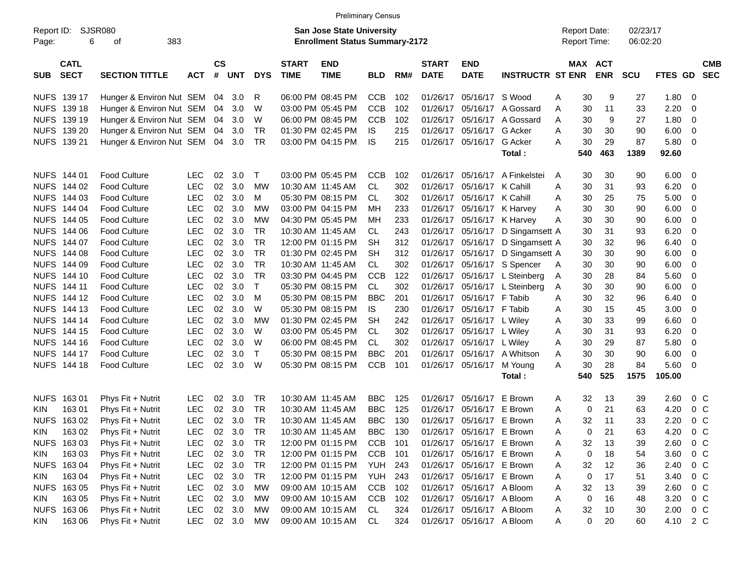Preliminary Census

Report ID: SJSR080

**San Jose State University**
**Enrollment Status Summary-2172**

Report Date: 02/23/17
Report Time: 06:02:20

| SUB | CATL SECT | SECTION TITTLE | ACT | CS # | UNT | DYS | START TIME | END TIME | BLD | RM# | START DATE | END DATE | INSTRUCTR | ST | MAX ENR | ACT ENR | SCU | FTES | GD | CMB SEC |
|---|---|---|---|---|---|---|---|---|---|---|---|---|---|---|---|---|---|---|---|---|
| NUFS | 139 17 | Hunger & Environ Nut | SEM | 04 | 3.0 | R | 06:00 PM | 08:45 PM | CCB | 102 | 01/26/17 | 05/16/17 | S Wood | A | 30 | 9 | 27 | 1.80 | 0 | |
| NUFS | 139 18 | Hunger & Environ Nut | SEM | 04 | 3.0 | W | 03:00 PM | 05:45 PM | CCB | 102 | 01/26/17 | 05/16/17 | A Gossard | A | 30 | 11 | 33 | 2.20 | 0 | |
| NUFS | 139 19 | Hunger & Environ Nut | SEM | 04 | 3.0 | W | 06:00 PM | 08:45 PM | CCB | 102 | 01/26/17 | 05/16/17 | A Gossard | A | 30 | 9 | 27 | 1.80 | 0 | |
| NUFS | 139 20 | Hunger & Environ Nut | SEM | 04 | 3.0 | TR | 01:30 PM | 02:45 PM | IS | 215 | 01/26/17 | 05/16/17 | G Acker | A | 30 | 30 | 90 | 6.00 | 0 | |
| NUFS | 139 21 | Hunger & Environ Nut | SEM | 04 | 3.0 | TR | 03:00 PM | 04:15 PM | IS | 215 | 01/26/17 | 05/16/17 | G Acker | A | 30 | 29 | 87 | 5.80 | 0 | |
| | | | | | | | | | | | | | **Total :** | | **540** | **463** | **1389** | **92.60** | | |
| NUFS | 144 01 | Food Culture | LEC | 02 | 3.0 | T | 03:00 PM | 05:45 PM | CCB | 102 | 01/26/17 | 05/16/17 | A Finkelstei | A | 30 | 30 | 90 | 6.00 | 0 | |
| NUFS | 144 02 | Food Culture | LEC | 02 | 3.0 | MW | 10:30 AM | 11:45 AM | CL | 302 | 01/26/17 | 05/16/17 | K Cahill | A | 30 | 31 | 93 | 6.20 | 0 | |
| NUFS | 144 03 | Food Culture | LEC | 02 | 3.0 | M | 05:30 PM | 08:15 PM | CL | 302 | 01/26/17 | 05/16/17 | K Cahill | A | 30 | 25 | 75 | 5.00 | 0 | |
| NUFS | 144 04 | Food Culture | LEC | 02 | 3.0 | MW | 03:00 PM | 04:15 PM | MH | 233 | 01/26/17 | 05/16/17 | K Harvey | A | 30 | 30 | 90 | 6.00 | 0 | |
| NUFS | 144 05 | Food Culture | LEC | 02 | 3.0 | MW | 04:30 PM | 05:45 PM | MH | 233 | 01/26/17 | 05/16/17 | K Harvey | A | 30 | 30 | 90 | 6.00 | 0 | |
| NUFS | 144 06 | Food Culture | LEC | 02 | 3.0 | TR | 10:30 AM | 11:45 AM | CL | 243 | 01/26/17 | 05/16/17 | D Singamsett | A | 30 | 31 | 93 | 6.20 | 0 | |
| NUFS | 144 07 | Food Culture | LEC | 02 | 3.0 | TR | 12:00 PM | 01:15 PM | SH | 312 | 01/26/17 | 05/16/17 | D Singamsett | A | 30 | 32 | 96 | 6.40 | 0 | |
| NUFS | 144 08 | Food Culture | LEC | 02 | 3.0 | TR | 01:30 PM | 02:45 PM | SH | 312 | 01/26/17 | 05/16/17 | D Singamsett | A | 30 | 30 | 90 | 6.00 | 0 | |
| NUFS | 144 09 | Food Culture | LEC | 02 | 3.0 | TR | 10:30 AM | 11:45 AM | CL | 302 | 01/26/17 | 05/16/17 | S Spencer | A | 30 | 30 | 90 | 6.00 | 0 | |
| NUFS | 144 10 | Food Culture | LEC | 02 | 3.0 | TR | 03:30 PM | 04:45 PM | CCB | 122 | 01/26/17 | 05/16/17 | L Steinberg | A | 30 | 28 | 84 | 5.60 | 0 | |
| NUFS | 144 11 | Food Culture | LEC | 02 | 3.0 | T | 05:30 PM | 08:15 PM | CL | 302 | 01/26/17 | 05/16/17 | L Steinberg | A | 30 | 30 | 90 | 6.00 | 0 | |
| NUFS | 144 12 | Food Culture | LEC | 02 | 3.0 | M | 05:30 PM | 08:15 PM | BBC | 201 | 01/26/17 | 05/16/17 | F Tabib | A | 30 | 32 | 96 | 6.40 | 0 | |
| NUFS | 144 13 | Food Culture | LEC | 02 | 3.0 | W | 05:30 PM | 08:15 PM | IS | 230 | 01/26/17 | 05/16/17 | F Tabib | A | 30 | 15 | 45 | 3.00 | 0 | |
| NUFS | 144 14 | Food Culture | LEC | 02 | 3.0 | MW | 01:30 PM | 02:45 PM | SH | 242 | 01/26/17 | 05/16/17 | L Wiley | A | 30 | 33 | 99 | 6.60 | 0 | |
| NUFS | 144 15 | Food Culture | LEC | 02 | 3.0 | W | 03:00 PM | 05:45 PM | CL | 302 | 01/26/17 | 05/16/17 | L Wiley | A | 30 | 31 | 93 | 6.20 | 0 | |
| NUFS | 144 16 | Food Culture | LEC | 02 | 3.0 | W | 06:00 PM | 08:45 PM | CL | 302 | 01/26/17 | 05/16/17 | L Wiley | A | 30 | 29 | 87 | 5.80 | 0 | |
| NUFS | 144 17 | Food Culture | LEC | 02 | 3.0 | T | 05:30 PM | 08:15 PM | BBC | 201 | 01/26/17 | 05/16/17 | A Whitson | A | 30 | 30 | 90 | 6.00 | 0 | |
| NUFS | 144 18 | Food Culture | LEC | 02 | 3.0 | W | 05:30 PM | 08:15 PM | CCB | 101 | 01/26/17 | 05/16/17 | M Young | A | 30 | 28 | 84 | 5.60 | 0 | |
| | | | | | | | | | | | | | **Total :** | | **540** | **525** | **1575** | **105.00** | | |
| NUFS | 163 01 | Phys Fit + Nutrit | LEC | 02 | 3.0 | TR | 10:30 AM | 11:45 AM | BBC | 125 | 01/26/17 | 05/16/17 | E Brown | A | 32 | 13 | 39 | 2.60 | 0 | C |
| KIN | 163 01 | Phys Fit + Nutrit | LEC | 02 | 3.0 | TR | 10:30 AM | 11:45 AM | BBC | 125 | 01/26/17 | 05/16/17 | E Brown | A | 0 | 21 | 63 | 4.20 | 0 | C |
| NUFS | 163 02 | Phys Fit + Nutrit | LEC | 02 | 3.0 | TR | 10:30 AM | 11:45 AM | BBC | 130 | 01/26/17 | 05/16/17 | E Brown | A | 32 | 11 | 33 | 2.20 | 0 | C |
| KIN | 163 02 | Phys Fit + Nutrit | LEC | 02 | 3.0 | TR | 10:30 AM | 11:45 AM | BBC | 130 | 01/26/17 | 05/16/17 | E Brown | A | 0 | 21 | 63 | 4.20 | 0 | C |
| NUFS | 163 03 | Phys Fit + Nutrit | LEC | 02 | 3.0 | TR | 12:00 PM | 01:15 PM | CCB | 101 | 01/26/17 | 05/16/17 | E Brown | A | 32 | 13 | 39 | 2.60 | 0 | C |
| KIN | 163 03 | Phys Fit + Nutrit | LEC | 02 | 3.0 | TR | 12:00 PM | 01:15 PM | CCB | 101 | 01/26/17 | 05/16/17 | E Brown | A | 0 | 18 | 54 | 3.60 | 0 | C |
| NUFS | 163 04 | Phys Fit + Nutrit | LEC | 02 | 3.0 | TR | 12:00 PM | 01:15 PM | YUH | 243 | 01/26/17 | 05/16/17 | E Brown | A | 32 | 12 | 36 | 2.40 | 0 | C |
| KIN | 163 04 | Phys Fit + Nutrit | LEC | 02 | 3.0 | TR | 12:00 PM | 01:15 PM | YUH | 243 | 01/26/17 | 05/16/17 | E Brown | A | 0 | 17 | 51 | 3.40 | 0 | C |
| NUFS | 163 05 | Phys Fit + Nutrit | LEC | 02 | 3.0 | MW | 09:00 AM | 10:15 AM | CCB | 102 | 01/26/17 | 05/16/17 | A Bloom | A | 32 | 13 | 39 | 2.60 | 0 | C |
| KIN | 163 05 | Phys Fit + Nutrit | LEC | 02 | 3.0 | MW | 09:00 AM | 10:15 AM | CCB | 102 | 01/26/17 | 05/16/17 | A Bloom | A | 0 | 16 | 48 | 3.20 | 0 | C |
| NUFS | 163 06 | Phys Fit + Nutrit | LEC | 02 | 3.0 | MW | 09:00 AM | 10:15 AM | CL | 324 | 01/26/17 | 05/16/17 | A Bloom | A | 32 | 10 | 30 | 2.00 | 0 | C |
| KIN | 163 06 | Phys Fit + Nutrit | LEC | 02 | 3.0 | MW | 09:00 AM | 10:15 AM | CL | 324 | 01/26/17 | 05/16/17 | A Bloom | A | 0 | 20 | 60 | 4.10 | 2 | C |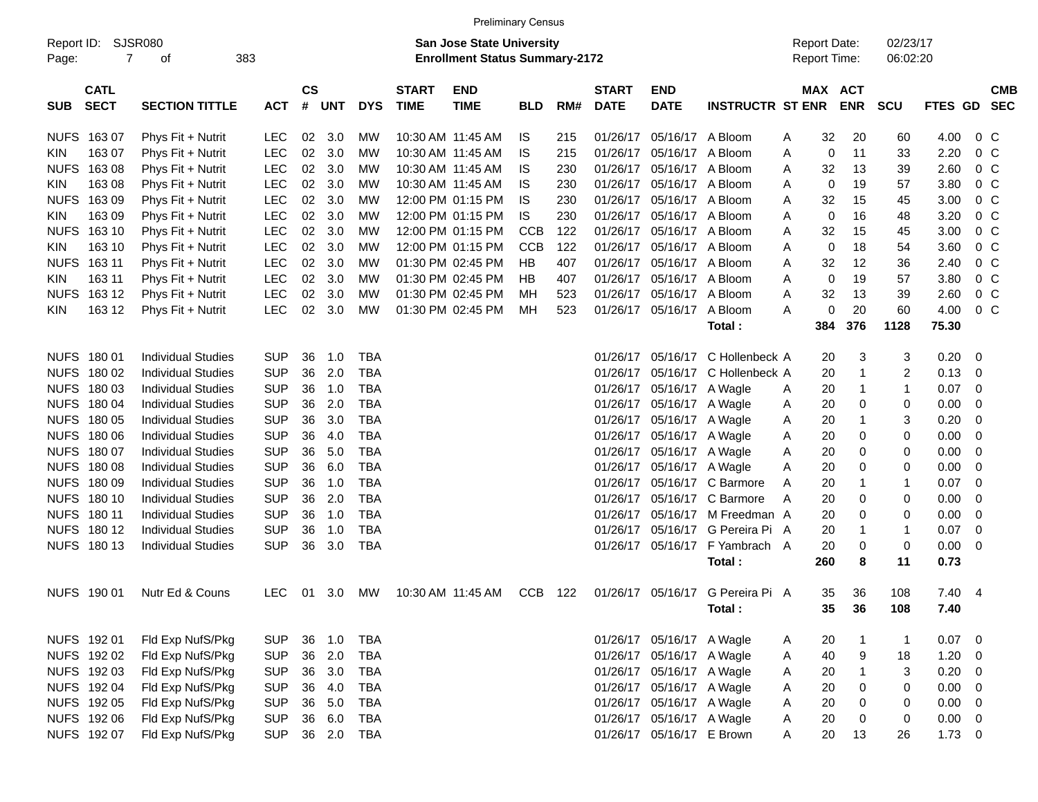Preliminary Census

Report ID: SJSR080 | **San Jose State University** | Report Date: 02/23/17
**Enrollment Status Summary-2172** | Report Time: 06:02:20

| SUB | CATL SECT | SECTION TITTLE | ACT | CS # | UNT | DYS | START TIME | END TIME | BLD | RM# | START DATE | END DATE | INSTRUCTR | ST | MAX ENR | ACT ENR | SCU | FTES | GD | CMB SEC |
|---|---|---|---|---|---|---|---|---|---|---|---|---|---|---|---|---|---|---|---|---|
| NUFS | 163 07 | Phys Fit + Nutrit | LEC | 02 | 3.0 | MW | 10:30 AM | 11:45 AM | IS | 215 | 01/26/17 | 05/16/17 | A Bloom | A | 32 | 20 | 60 | 4.00 | 0 | C |
| KIN | 163 07 | Phys Fit + Nutrit | LEC | 02 | 3.0 | MW | 10:30 AM | 11:45 AM | IS | 215 | 01/26/17 | 05/16/17 | A Bloom | A | 0 | 11 | 33 | 2.20 | 0 | C |
| NUFS | 163 08 | Phys Fit + Nutrit | LEC | 02 | 3.0 | MW | 10:30 AM | 11:45 AM | IS | 230 | 01/26/17 | 05/16/17 | A Bloom | A | 32 | 13 | 39 | 2.60 | 0 | C |
| KIN | 163 08 | Phys Fit + Nutrit | LEC | 02 | 3.0 | MW | 10:30 AM | 11:45 AM | IS | 230 | 01/26/17 | 05/16/17 | A Bloom | A | 0 | 19 | 57 | 3.80 | 0 | C |
| NUFS | 163 09 | Phys Fit + Nutrit | LEC | 02 | 3.0 | MW | 12:00 PM | 01:15 PM | IS | 230 | 01/26/17 | 05/16/17 | A Bloom | A | 32 | 15 | 45 | 3.00 | 0 | C |
| KIN | 163 09 | Phys Fit + Nutrit | LEC | 02 | 3.0 | MW | 12:00 PM | 01:15 PM | IS | 230 | 01/26/17 | 05/16/17 | A Bloom | A | 0 | 16 | 48 | 3.20 | 0 | C |
| NUFS | 163 10 | Phys Fit + Nutrit | LEC | 02 | 3.0 | MW | 12:00 PM | 01:15 PM | CCB | 122 | 01/26/17 | 05/16/17 | A Bloom | A | 32 | 15 | 45 | 3.00 | 0 | C |
| KIN | 163 10 | Phys Fit + Nutrit | LEC | 02 | 3.0 | MW | 12:00 PM | 01:15 PM | CCB | 122 | 01/26/17 | 05/16/17 | A Bloom | A | 0 | 18 | 54 | 3.60 | 0 | C |
| NUFS | 163 11 | Phys Fit + Nutrit | LEC | 02 | 3.0 | MW | 01:30 PM | 02:45 PM | HB | 407 | 01/26/17 | 05/16/17 | A Bloom | A | 32 | 12 | 36 | 2.40 | 0 | C |
| KIN | 163 11 | Phys Fit + Nutrit | LEC | 02 | 3.0 | MW | 01:30 PM | 02:45 PM | HB | 407 | 01/26/17 | 05/16/17 | A Bloom | A | 0 | 19 | 57 | 3.80 | 0 | C |
| NUFS | 163 12 | Phys Fit + Nutrit | LEC | 02 | 3.0 | MW | 01:30 PM | 02:45 PM | MH | 523 | 01/26/17 | 05/16/17 | A Bloom | A | 32 | 13 | 39 | 2.60 | 0 | C |
| KIN | 163 12 | Phys Fit + Nutrit | LEC | 02 | 3.0 | MW | 01:30 PM | 02:45 PM | MH | 523 | 01/26/17 | 05/16/17 | A Bloom | A | 0 | 20 | 60 | 4.00 | 0 | C |
| | | | | | | | | | | | | | **Total :** | | **384** | **376** | **1128** | **75.30** | | |
| NUFS | 180 01 | Individual Studies | SUP | 36 | 1.0 | TBA | | | | | 01/26/17 | 05/16/17 | C Hollenbeck | A | 20 | 3 | 3 | 0.20 | 0 | |
| NUFS | 180 02 | Individual Studies | SUP | 36 | 2.0 | TBA | | | | | 01/26/17 | 05/16/17 | C Hollenbeck | A | 20 | 1 | 2 | 0.13 | 0 | |
| NUFS | 180 03 | Individual Studies | SUP | 36 | 1.0 | TBA | | | | | 01/26/17 | 05/16/17 | A Wagle | A | 20 | 1 | 1 | 0.07 | 0 | |
| NUFS | 180 04 | Individual Studies | SUP | 36 | 2.0 | TBA | | | | | 01/26/17 | 05/16/17 | A Wagle | A | 20 | 0 | 0 | 0.00 | 0 | |
| NUFS | 180 05 | Individual Studies | SUP | 36 | 3.0 | TBA | | | | | 01/26/17 | 05/16/17 | A Wagle | A | 20 | 1 | 3 | 0.20 | 0 | |
| NUFS | 180 06 | Individual Studies | SUP | 36 | 4.0 | TBA | | | | | 01/26/17 | 05/16/17 | A Wagle | A | 20 | 0 | 0 | 0.00 | 0 | |
| NUFS | 180 07 | Individual Studies | SUP | 36 | 5.0 | TBA | | | | | 01/26/17 | 05/16/17 | A Wagle | A | 20 | 0 | 0 | 0.00 | 0 | |
| NUFS | 180 08 | Individual Studies | SUP | 36 | 6.0 | TBA | | | | | 01/26/17 | 05/16/17 | A Wagle | A | 20 | 0 | 0 | 0.00 | 0 | |
| NUFS | 180 09 | Individual Studies | SUP | 36 | 1.0 | TBA | | | | | 01/26/17 | 05/16/17 | C Barmore | A | 20 | 1 | 1 | 0.07 | 0 | |
| NUFS | 180 10 | Individual Studies | SUP | 36 | 2.0 | TBA | | | | | 01/26/17 | 05/16/17 | C Barmore | A | 20 | 0 | 0 | 0.00 | 0 | |
| NUFS | 180 11 | Individual Studies | SUP | 36 | 1.0 | TBA | | | | | 01/26/17 | 05/16/17 | M Freedman | A | 20 | 0 | 0 | 0.00 | 0 | |
| NUFS | 180 12 | Individual Studies | SUP | 36 | 1.0 | TBA | | | | | 01/26/17 | 05/16/17 | G Pereira Pi | A | 20 | 1 | 1 | 0.07 | 0 | |
| NUFS | 180 13 | Individual Studies | SUP | 36 | 3.0 | TBA | | | | | 01/26/17 | 05/16/17 | F Yambrach | A | 20 | 0 | 0 | 0.00 | 0 | |
| | | | | | | | | | | | | | **Total :** | | **260** | **8** | **11** | **0.73** | | |
| NUFS | 190 01 | Nutr Ed & Couns | LEC | 01 | 3.0 | MW | 10:30 AM | 11:45 AM | CCB | 122 | 01/26/17 | 05/16/17 | G Pereira Pi | A | 35 | 36 | 108 | 7.40 | 4 | |
| | | | | | | | | | | | | | **Total :** | | **35** | **36** | **108** | **7.40** | | |
| NUFS | 192 01 | Fld Exp NufS/Pkg | SUP | 36 | 1.0 | TBA | | | | | 01/26/17 | 05/16/17 | A Wagle | A | 20 | 1 | 1 | 0.07 | 0 | |
| NUFS | 192 02 | Fld Exp NufS/Pkg | SUP | 36 | 2.0 | TBA | | | | | 01/26/17 | 05/16/17 | A Wagle | A | 40 | 9 | 18 | 1.20 | 0 | |
| NUFS | 192 03 | Fld Exp NufS/Pkg | SUP | 36 | 3.0 | TBA | | | | | 01/26/17 | 05/16/17 | A Wagle | A | 20 | 1 | 3 | 0.20 | 0 | |
| NUFS | 192 04 | Fld Exp NufS/Pkg | SUP | 36 | 4.0 | TBA | | | | | 01/26/17 | 05/16/17 | A Wagle | A | 20 | 0 | 0 | 0.00 | 0 | |
| NUFS | 192 05 | Fld Exp NufS/Pkg | SUP | 36 | 5.0 | TBA | | | | | 01/26/17 | 05/16/17 | A Wagle | A | 20 | 0 | 0 | 0.00 | 0 | |
| NUFS | 192 06 | Fld Exp NufS/Pkg | SUP | 36 | 6.0 | TBA | | | | | 01/26/17 | 05/16/17 | A Wagle | A | 20 | 0 | 0 | 0.00 | 0 | |
| NUFS | 192 07 | Fld Exp NufS/Pkg | SUP | 36 | 2.0 | TBA | | | | | 01/26/17 | 05/16/17 | E Brown | A | 20 | 13 | 26 | 1.73 | 0 | |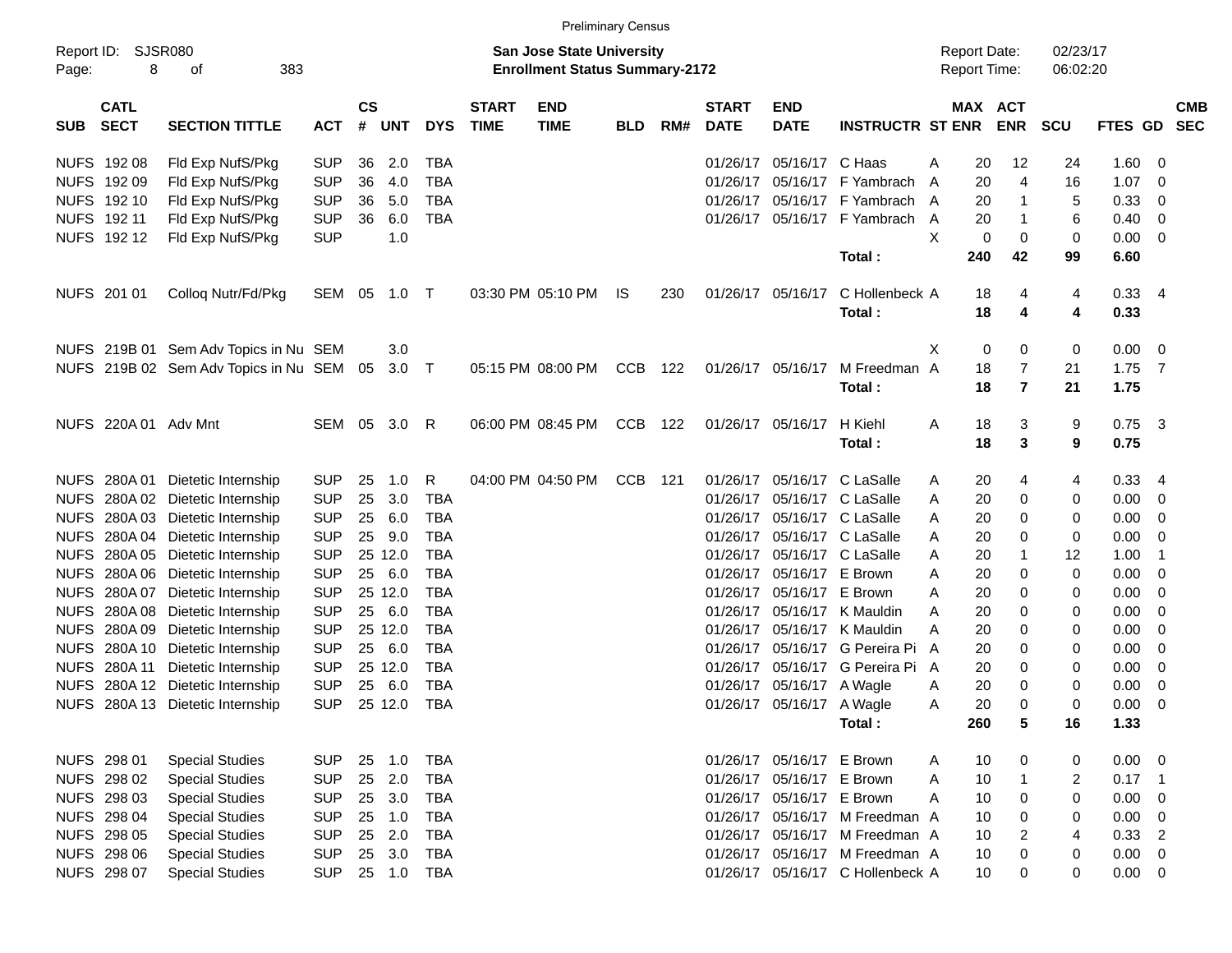Preliminary Census

Report ID: SJSR080

**San Jose State University**
**Enrollment Status Summary-2172**

Report Date: 02/23/17
Report Time: 06:02:20

| SUB | CATL SECT | SECTION TITTLE | ACT | CS # | UNT | DYS | START TIME | END TIME | BLD | RM# | START DATE | END DATE | INSTRUCTR | ST | MAX ENR | ACT ENR | SCU | FTES | GD | CMB SEC |
|---|---|---|---|---|---|---|---|---|---|---|---|---|---|---|---|---|---|---|---|---|
| NUFS | 192 08 | Fld Exp NufS/Pkg | SUP | 36 | 2.0 | TBA | | | | | 01/26/17 | 05/16/17 | C Haas | A | 20 | 12 | 24 | 1.60 | 0 | |
| NUFS | 192 09 | Fld Exp NufS/Pkg | SUP | 36 | 4.0 | TBA | | | | | 01/26/17 | 05/16/17 | F Yambrach | A | 20 | 4 | 16 | 1.07 | 0 | |
| NUFS | 192 10 | Fld Exp NufS/Pkg | SUP | 36 | 5.0 | TBA | | | | | 01/26/17 | 05/16/17 | F Yambrach | A | 20 | 1 | 5 | 0.33 | 0 | |
| NUFS | 192 11 | Fld Exp NufS/Pkg | SUP | 36 | 6.0 | TBA | | | | | 01/26/17 | 05/16/17 | F Yambrach | A | 20 | 1 | 6 | 0.40 | 0 | |
| NUFS | 192 12 | Fld Exp NufS/Pkg | SUP | | 1.0 | | | | | | | | | X | 0 | 0 | 0 | 0.00 | 0 | |
| | | | | | | | | | | | | | **Total :** | | **240** | **42** | **99** | **6.60** | | |
| NUFS | 201 01 | Colloq Nutr/Fd/Pkg | SEM | 05 | 1.0 | T | 03:30 PM | 05:10 PM | IS | 230 | 01/26/17 | 05/16/17 | C Hollenbeck | A | 18 | 4 | 4 | 0.33 | 4 | |
| | | | | | | | | | | | | | **Total :** | | **18** | **4** | **4** | **0.33** | | |
| NUFS | 219B 01 | Sem Adv Topics in Nu | SEM | | 3.0 | | | | | | | | | X | 0 | 0 | 0 | 0.00 | 0 | |
| NUFS | 219B 02 | Sem Adv Topics in Nu | SEM | 05 | 3.0 | T | 05:15 PM | 08:00 PM | CCB | 122 | 01/26/17 | 05/16/17 | M Freedman | A | 18 | 7 | 21 | 1.75 | 7 | |
| | | | | | | | | | | | | | **Total :** | | **18** | **7** | **21** | **1.75** | | |
| NUFS | 220A 01 | Adv Mnt | SEM | 05 | 3.0 | R | 06:00 PM | 08:45 PM | CCB | 122 | 01/26/17 | 05/16/17 | H Kiehl | A | 18 | 3 | 9 | 0.75 | 3 | |
| | | | | | | | | | | | | | **Total :** | | **18** | **3** | **9** | **0.75** | | |
| NUFS | 280A 01 | Dietetic Internship | SUP | 25 | 1.0 | R | 04:00 PM | 04:50 PM | CCB | 121 | 01/26/17 | 05/16/17 | C LaSalle | A | 20 | 4 | 4 | 0.33 | 4 | |
| NUFS | 280A 02 | Dietetic Internship | SUP | 25 | 3.0 | TBA | | | | | 01/26/17 | 05/16/17 | C LaSalle | A | 20 | 0 | 0 | 0.00 | 0 | |
| NUFS | 280A 03 | Dietetic Internship | SUP | 25 | 6.0 | TBA | | | | | 01/26/17 | 05/16/17 | C LaSalle | A | 20 | 0 | 0 | 0.00 | 0 | |
| NUFS | 280A 04 | Dietetic Internship | SUP | 25 | 9.0 | TBA | | | | | 01/26/17 | 05/16/17 | C LaSalle | A | 20 | 0 | 0 | 0.00 | 0 | |
| NUFS | 280A 05 | Dietetic Internship | SUP | 25 | 12.0 | TBA | | | | | 01/26/17 | 05/16/17 | C LaSalle | A | 20 | 1 | 12 | 1.00 | 1 | |
| NUFS | 280A 06 | Dietetic Internship | SUP | 25 | 6.0 | TBA | | | | | 01/26/17 | 05/16/17 | E Brown | A | 20 | 0 | 0 | 0.00 | 0 | |
| NUFS | 280A 07 | Dietetic Internship | SUP | 25 | 12.0 | TBA | | | | | 01/26/17 | 05/16/17 | E Brown | A | 20 | 0 | 0 | 0.00 | 0 | |
| NUFS | 280A 08 | Dietetic Internship | SUP | 25 | 6.0 | TBA | | | | | 01/26/17 | 05/16/17 | K Mauldin | A | 20 | 0 | 0 | 0.00 | 0 | |
| NUFS | 280A 09 | Dietetic Internship | SUP | 25 | 12.0 | TBA | | | | | 01/26/17 | 05/16/17 | K Mauldin | A | 20 | 0 | 0 | 0.00 | 0 | |
| NUFS | 280A 10 | Dietetic Internship | SUP | 25 | 6.0 | TBA | | | | | 01/26/17 | 05/16/17 | G Pereira Pi | A | 20 | 0 | 0 | 0.00 | 0 | |
| NUFS | 280A 11 | Dietetic Internship | SUP | 25 | 12.0 | TBA | | | | | 01/26/17 | 05/16/17 | G Pereira Pi | A | 20 | 0 | 0 | 0.00 | 0 | |
| NUFS | 280A 12 | Dietetic Internship | SUP | 25 | 6.0 | TBA | | | | | 01/26/17 | 05/16/17 | A Wagle | A | 20 | 0 | 0 | 0.00 | 0 | |
| NUFS | 280A 13 | Dietetic Internship | SUP | 25 | 12.0 | TBA | | | | | 01/26/17 | 05/16/17 | A Wagle | A | 20 | 0 | 0 | 0.00 | 0 | |
| | | | | | | | | | | | | | **Total :** | | **260** | **5** | **16** | **1.33** | | |
| NUFS | 298 01 | Special Studies | SUP | 25 | 1.0 | TBA | | | | | 01/26/17 | 05/16/17 | E Brown | A | 10 | 0 | 0 | 0.00 | 0 | |
| NUFS | 298 02 | Special Studies | SUP | 25 | 2.0 | TBA | | | | | 01/26/17 | 05/16/17 | E Brown | A | 10 | 1 | 2 | 0.17 | 1 | |
| NUFS | 298 03 | Special Studies | SUP | 25 | 3.0 | TBA | | | | | 01/26/17 | 05/16/17 | E Brown | A | 10 | 0 | 0 | 0.00 | 0 | |
| NUFS | 298 04 | Special Studies | SUP | 25 | 1.0 | TBA | | | | | 01/26/17 | 05/16/17 | M Freedman | A | 10 | 0 | 0 | 0.00 | 0 | |
| NUFS | 298 05 | Special Studies | SUP | 25 | 2.0 | TBA | | | | | 01/26/17 | 05/16/17 | M Freedman | A | 10 | 2 | 4 | 0.33 | 2 | |
| NUFS | 298 06 | Special Studies | SUP | 25 | 3.0 | TBA | | | | | 01/26/17 | 05/16/17 | M Freedman | A | 10 | 0 | 0 | 0.00 | 0 | |
| NUFS | 298 07 | Special Studies | SUP | 25 | 1.0 | TBA | | | | | 01/26/17 | 05/16/17 | C Hollenbeck | A | 10 | 0 | 0 | 0.00 | 0 | |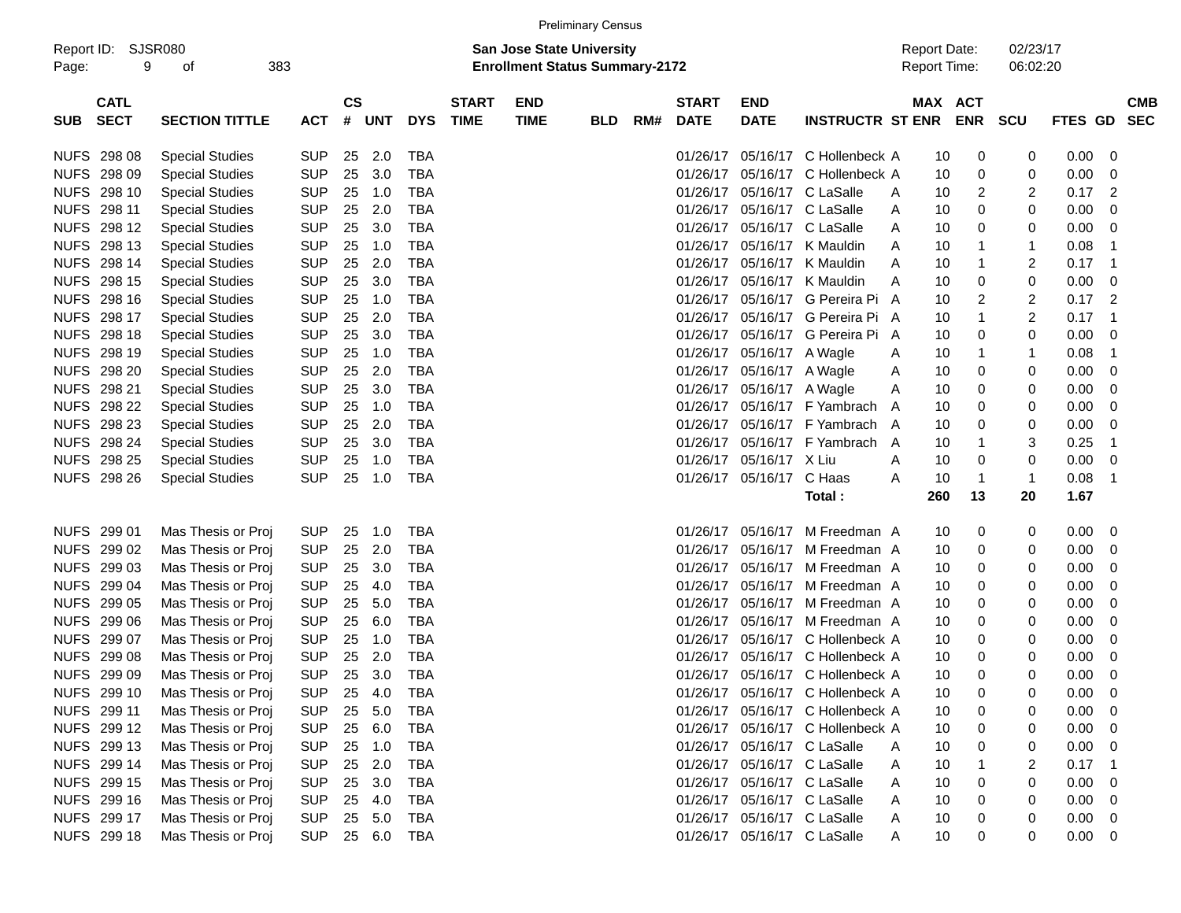Preliminary Census

Report ID: SJSR080

**San Jose State University**
**Enrollment Status Summary-2172**

Report Date: 02/23/17
Report Time: 06:02:20

| SUB | CATL SECT | SECTION TITTLE | ACT | CS # | UNT | DYS | START TIME | END TIME | BLD | RM# | START DATE | END DATE | INSTRUCTR | ST | MAX ENR | ACT ENR | SCU | FTES | GD | CMB SEC |
|---|---|---|---|---|---|---|---|---|---|---|---|---|---|---|---|---|---|---|---|---|
| NUFS | 298 08 | Special Studies | SUP | 25 | 2.0 | TBA | | | | | 01/26/17 | 05/16/17 | C Hollenbeck | A | 10 | 0 | 0 | 0.00 | 0 | |
| NUFS | 298 09 | Special Studies | SUP | 25 | 3.0 | TBA | | | | | 01/26/17 | 05/16/17 | C Hollenbeck | A | 10 | 0 | 0 | 0.00 | 0 | |
| NUFS | 298 10 | Special Studies | SUP | 25 | 1.0 | TBA | | | | | 01/26/17 | 05/16/17 | C LaSalle | A | 10 | 2 | 2 | 0.17 | 2 | |
| NUFS | 298 11 | Special Studies | SUP | 25 | 2.0 | TBA | | | | | 01/26/17 | 05/16/17 | C LaSalle | A | 10 | 0 | 0 | 0.00 | 0 | |
| NUFS | 298 12 | Special Studies | SUP | 25 | 3.0 | TBA | | | | | 01/26/17 | 05/16/17 | C LaSalle | A | 10 | 0 | 0 | 0.00 | 0 | |
| NUFS | 298 13 | Special Studies | SUP | 25 | 1.0 | TBA | | | | | 01/26/17 | 05/16/17 | K Mauldin | A | 10 | 1 | 1 | 0.08 | 1 | |
| NUFS | 298 14 | Special Studies | SUP | 25 | 2.0 | TBA | | | | | 01/26/17 | 05/16/17 | K Mauldin | A | 10 | 1 | 2 | 0.17 | 1 | |
| NUFS | 298 15 | Special Studies | SUP | 25 | 3.0 | TBA | | | | | 01/26/17 | 05/16/17 | K Mauldin | A | 10 | 0 | 0 | 0.00 | 0 | |
| NUFS | 298 16 | Special Studies | SUP | 25 | 1.0 | TBA | | | | | 01/26/17 | 05/16/17 | G Pereira Pi | A | 10 | 2 | 2 | 0.17 | 2 | |
| NUFS | 298 17 | Special Studies | SUP | 25 | 2.0 | TBA | | | | | 01/26/17 | 05/16/17 | G Pereira Pi | A | 10 | 1 | 2 | 0.17 | 1 | |
| NUFS | 298 18 | Special Studies | SUP | 25 | 3.0 | TBA | | | | | 01/26/17 | 05/16/17 | G Pereira Pi | A | 10 | 0 | 0 | 0.00 | 0 | |
| NUFS | 298 19 | Special Studies | SUP | 25 | 1.0 | TBA | | | | | 01/26/17 | 05/16/17 | A Wagle | A | 10 | 1 | 1 | 0.08 | 1 | |
| NUFS | 298 20 | Special Studies | SUP | 25 | 2.0 | TBA | | | | | 01/26/17 | 05/16/17 | A Wagle | A | 10 | 0 | 0 | 0.00 | 0 | |
| NUFS | 298 21 | Special Studies | SUP | 25 | 3.0 | TBA | | | | | 01/26/17 | 05/16/17 | A Wagle | A | 10 | 0 | 0 | 0.00 | 0 | |
| NUFS | 298 22 | Special Studies | SUP | 25 | 1.0 | TBA | | | | | 01/26/17 | 05/16/17 | F Yambrach | A | 10 | 0 | 0 | 0.00 | 0 | |
| NUFS | 298 23 | Special Studies | SUP | 25 | 2.0 | TBA | | | | | 01/26/17 | 05/16/17 | F Yambrach | A | 10 | 0 | 0 | 0.00 | 0 | |
| NUFS | 298 24 | Special Studies | SUP | 25 | 3.0 | TBA | | | | | 01/26/17 | 05/16/17 | F Yambrach | A | 10 | 1 | 3 | 0.25 | 1 | |
| NUFS | 298 25 | Special Studies | SUP | 25 | 1.0 | TBA | | | | | 01/26/17 | 05/16/17 | X Liu | A | 10 | 0 | 0 | 0.00 | 0 | |
| NUFS | 298 26 | Special Studies | SUP | 25 | 1.0 | TBA | | | | | 01/26/17 | 05/16/17 | C Haas | A | 10 | 1 | 1 | 0.08 | 1 | |
| | | | | | | | | | | | | | **Total :** | | **260** | **13** | **20** | **1.67** | | |
| NUFS | 299 01 | Mas Thesis or Proj | SUP | 25 | 1.0 | TBA | | | | | 01/26/17 | 05/16/17 | M Freedman | A | 10 | 0 | 0 | 0.00 | 0 | |
| NUFS | 299 02 | Mas Thesis or Proj | SUP | 25 | 2.0 | TBA | | | | | 01/26/17 | 05/16/17 | M Freedman | A | 10 | 0 | 0 | 0.00 | 0 | |
| NUFS | 299 03 | Mas Thesis or Proj | SUP | 25 | 3.0 | TBA | | | | | 01/26/17 | 05/16/17 | M Freedman | A | 10 | 0 | 0 | 0.00 | 0 | |
| NUFS | 299 04 | Mas Thesis or Proj | SUP | 25 | 4.0 | TBA | | | | | 01/26/17 | 05/16/17 | M Freedman | A | 10 | 0 | 0 | 0.00 | 0 | |
| NUFS | 299 05 | Mas Thesis or Proj | SUP | 25 | 5.0 | TBA | | | | | 01/26/17 | 05/16/17 | M Freedman | A | 10 | 0 | 0 | 0.00 | 0 | |
| NUFS | 299 06 | Mas Thesis or Proj | SUP | 25 | 6.0 | TBA | | | | | 01/26/17 | 05/16/17 | M Freedman | A | 10 | 0 | 0 | 0.00 | 0 | |
| NUFS | 299 07 | Mas Thesis or Proj | SUP | 25 | 1.0 | TBA | | | | | 01/26/17 | 05/16/17 | C Hollenbeck | A | 10 | 0 | 0 | 0.00 | 0 | |
| NUFS | 299 08 | Mas Thesis or Proj | SUP | 25 | 2.0 | TBA | | | | | 01/26/17 | 05/16/17 | C Hollenbeck | A | 10 | 0 | 0 | 0.00 | 0 | |
| NUFS | 299 09 | Mas Thesis or Proj | SUP | 25 | 3.0 | TBA | | | | | 01/26/17 | 05/16/17 | C Hollenbeck | A | 10 | 0 | 0 | 0.00 | 0 | |
| NUFS | 299 10 | Mas Thesis or Proj | SUP | 25 | 4.0 | TBA | | | | | 01/26/17 | 05/16/17 | C Hollenbeck | A | 10 | 0 | 0 | 0.00 | 0 | |
| NUFS | 299 11 | Mas Thesis or Proj | SUP | 25 | 5.0 | TBA | | | | | 01/26/17 | 05/16/17 | C Hollenbeck | A | 10 | 0 | 0 | 0.00 | 0 | |
| NUFS | 299 12 | Mas Thesis or Proj | SUP | 25 | 6.0 | TBA | | | | | 01/26/17 | 05/16/17 | C Hollenbeck | A | 10 | 0 | 0 | 0.00 | 0 | |
| NUFS | 299 13 | Mas Thesis or Proj | SUP | 25 | 1.0 | TBA | | | | | 01/26/17 | 05/16/17 | C LaSalle | A | 10 | 0 | 0 | 0.00 | 0 | |
| NUFS | 299 14 | Mas Thesis or Proj | SUP | 25 | 2.0 | TBA | | | | | 01/26/17 | 05/16/17 | C LaSalle | A | 10 | 1 | 2 | 0.17 | 1 | |
| NUFS | 299 15 | Mas Thesis or Proj | SUP | 25 | 3.0 | TBA | | | | | 01/26/17 | 05/16/17 | C LaSalle | A | 10 | 0 | 0 | 0.00 | 0 | |
| NUFS | 299 16 | Mas Thesis or Proj | SUP | 25 | 4.0 | TBA | | | | | 01/26/17 | 05/16/17 | C LaSalle | A | 10 | 0 | 0 | 0.00 | 0 | |
| NUFS | 299 17 | Mas Thesis or Proj | SUP | 25 | 5.0 | TBA | | | | | 01/26/17 | 05/16/17 | C LaSalle | A | 10 | 0 | 0 | 0.00 | 0 | |
| NUFS | 299 18 | Mas Thesis or Proj | SUP | 25 | 6.0 | TBA | | | | | 01/26/17 | 05/16/17 | C LaSalle | A | 10 | 0 | 0 | 0.00 | 0 | |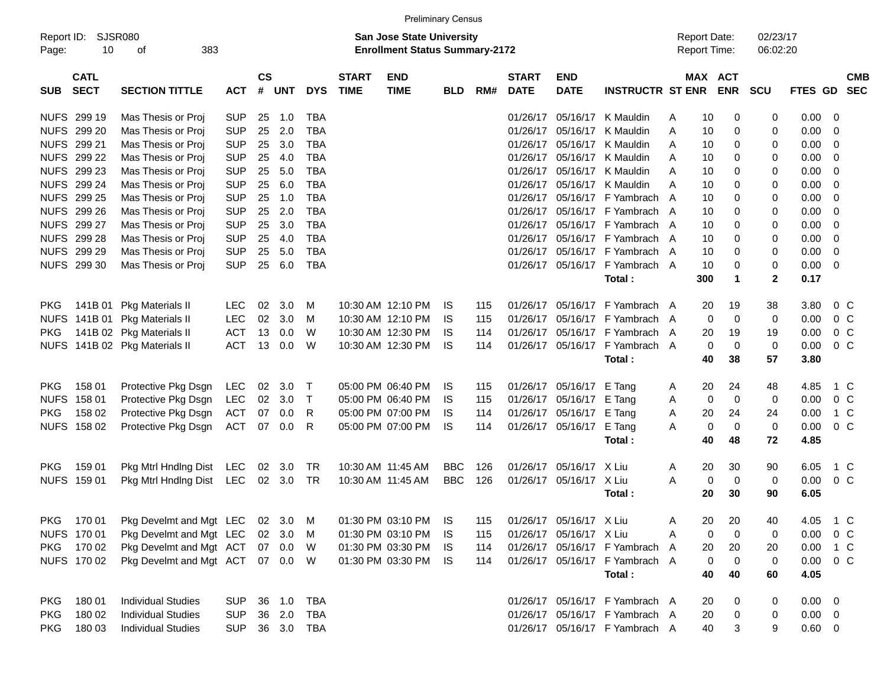Preliminary Census

Report ID: SJSR080

**San Jose State University**
**Enrollment Status Summary-2172**

Report Date: 02/23/17
Report Time: 06:02:20

| SUB | CATL SECT | SECTION TITTLE | ACT | CS # | UNT | DYS | START TIME | END TIME | BLD | RM# | START DATE | END DATE | INSTRUCTR | ST | MAX ENR | ACT ENR | SCU | FTES | GD | CMB SEC |
|---|---|---|---|---|---|---|---|---|---|---|---|---|---|---|---|---|---|---|---|---|
| NUFS | 299 19 | Mas Thesis or Proj | SUP | 25 | 1.0 | TBA | | | | | 01/26/17 | 05/16/17 | K Mauldin | A | 10 | 0 | 0 | 0.00 | 0 | |
| NUFS | 299 20 | Mas Thesis or Proj | SUP | 25 | 2.0 | TBA | | | | | 01/26/17 | 05/16/17 | K Mauldin | A | 10 | 0 | 0 | 0.00 | 0 | |
| NUFS | 299 21 | Mas Thesis or Proj | SUP | 25 | 3.0 | TBA | | | | | 01/26/17 | 05/16/17 | K Mauldin | A | 10 | 0 | 0 | 0.00 | 0 | |
| NUFS | 299 22 | Mas Thesis or Proj | SUP | 25 | 4.0 | TBA | | | | | 01/26/17 | 05/16/17 | K Mauldin | A | 10 | 0 | 0 | 0.00 | 0 | |
| NUFS | 299 23 | Mas Thesis or Proj | SUP | 25 | 5.0 | TBA | | | | | 01/26/17 | 05/16/17 | K Mauldin | A | 10 | 0 | 0 | 0.00 | 0 | |
| NUFS | 299 24 | Mas Thesis or Proj | SUP | 25 | 6.0 | TBA | | | | | 01/26/17 | 05/16/17 | K Mauldin | A | 10 | 0 | 0 | 0.00 | 0 | |
| NUFS | 299 25 | Mas Thesis or Proj | SUP | 25 | 1.0 | TBA | | | | | 01/26/17 | 05/16/17 | F Yambrach | A | 10 | 0 | 0 | 0.00 | 0 | |
| NUFS | 299 26 | Mas Thesis or Proj | SUP | 25 | 2.0 | TBA | | | | | 01/26/17 | 05/16/17 | F Yambrach | A | 10 | 0 | 0 | 0.00 | 0 | |
| NUFS | 299 27 | Mas Thesis or Proj | SUP | 25 | 3.0 | TBA | | | | | 01/26/17 | 05/16/17 | F Yambrach | A | 10 | 0 | 0 | 0.00 | 0 | |
| NUFS | 299 28 | Mas Thesis or Proj | SUP | 25 | 4.0 | TBA | | | | | 01/26/17 | 05/16/17 | F Yambrach | A | 10 | 0 | 0 | 0.00 | 0 | |
| NUFS | 299 29 | Mas Thesis or Proj | SUP | 25 | 5.0 | TBA | | | | | 01/26/17 | 05/16/17 | F Yambrach | A | 10 | 0 | 0 | 0.00 | 0 | |
| NUFS | 299 30 | Mas Thesis or Proj | SUP | 25 | 6.0 | TBA | | | | | 01/26/17 | 05/16/17 | F Yambrach | A | 10 | 0 | 0 | 0.00 | 0 | |
| | | | | | | | | | | | | | **Total :** | | **300** | **1** | **2** | **0.17** | | |
| PKG | 141B 01 | Pkg Materials II | LEC | 02 | 3.0 | M | 10:30 AM | 12:10 PM | IS | 115 | 01/26/17 | 05/16/17 | F Yambrach | A | 20 | 19 | 38 | 3.80 | 0 | C |
| NUFS | 141B 01 | Pkg Materials II | LEC | 02 | 3.0 | M | 10:30 AM | 12:10 PM | IS | 115 | 01/26/17 | 05/16/17 | F Yambrach | A | 0 | 0 | 0 | 0.00 | 0 | C |
| PKG | 141B 02 | Pkg Materials II | ACT | 13 | 0.0 | W | 10:30 AM | 12:30 PM | IS | 114 | 01/26/17 | 05/16/17 | F Yambrach | A | 20 | 19 | 19 | 0.00 | 0 | C |
| NUFS | 141B 02 | Pkg Materials II | ACT | 13 | 0.0 | W | 10:30 AM | 12:30 PM | IS | 114 | 01/26/17 | 05/16/17 | F Yambrach | A | 0 | 0 | 0 | 0.00 | 0 | C |
| | | | | | | | | | | | | | **Total :** | | **40** | **38** | **57** | **3.80** | | |
| PKG | 158 01 | Protective Pkg Dsgn | LEC | 02 | 3.0 | T | 05:00 PM | 06:40 PM | IS | 115 | 01/26/17 | 05/16/17 | E Tang | A | 20 | 24 | 48 | 4.85 | 1 | C |
| NUFS | 158 01 | Protective Pkg Dsgn | LEC | 02 | 3.0 | T | 05:00 PM | 06:40 PM | IS | 115 | 01/26/17 | 05/16/17 | E Tang | A | 0 | 0 | 0 | 0.00 | 0 | C |
| PKG | 158 02 | Protective Pkg Dsgn | ACT | 07 | 0.0 | R | 05:00 PM | 07:00 PM | IS | 114 | 01/26/17 | 05/16/17 | E Tang | A | 20 | 24 | 24 | 0.00 | 1 | C |
| NUFS | 158 02 | Protective Pkg Dsgn | ACT | 07 | 0.0 | R | 05:00 PM | 07:00 PM | IS | 114 | 01/26/17 | 05/16/17 | E Tang | A | 0 | 0 | 0 | 0.00 | 0 | C |
| | | | | | | | | | | | | | **Total :** | | **40** | **48** | **72** | **4.85** | | |
| PKG | 159 01 | Pkg Mtrl Hndlng Dist | LEC | 02 | 3.0 | TR | 10:30 AM | 11:45 AM | BBC | 126 | 01/26/17 | 05/16/17 | X Liu | A | 20 | 30 | 90 | 6.05 | 1 | C |
| NUFS | 159 01 | Pkg Mtrl Hndlng Dist | LEC | 02 | 3.0 | TR | 10:30 AM | 11:45 AM | BBC | 126 | 01/26/17 | 05/16/17 | X Liu | A | 0 | 0 | 0 | 0.00 | 0 | C |
| | | | | | | | | | | | | | **Total :** | | **20** | **30** | **90** | **6.05** | | |
| PKG | 170 01 | Pkg Develmt and Mgt | LEC | 02 | 3.0 | M | 01:30 PM | 03:10 PM | IS | 115 | 01/26/17 | 05/16/17 | X Liu | A | 20 | 20 | 40 | 4.05 | 1 | C |
| NUFS | 170 01 | Pkg Develmt and Mgt | LEC | 02 | 3.0 | M | 01:30 PM | 03:10 PM | IS | 115 | 01/26/17 | 05/16/17 | X Liu | A | 0 | 0 | 0 | 0.00 | 0 | C |
| PKG | 170 02 | Pkg Develmt and Mgt | ACT | 07 | 0.0 | W | 01:30 PM | 03:30 PM | IS | 114 | 01/26/17 | 05/16/17 | F Yambrach | A | 20 | 20 | 20 | 0.00 | 1 | C |
| NUFS | 170 02 | Pkg Develmt and Mgt | ACT | 07 | 0.0 | W | 01:30 PM | 03:30 PM | IS | 114 | 01/26/17 | 05/16/17 | F Yambrach | A | 0 | 0 | 0 | 0.00 | 0 | C |
| | | | | | | | | | | | | | **Total :** | | **40** | **40** | **60** | **4.05** | | |
| PKG | 180 01 | Individual Studies | SUP | 36 | 1.0 | TBA | | | | | 01/26/17 | 05/16/17 | F Yambrach | A | 20 | 0 | 0 | 0.00 | 0 | |
| PKG | 180 02 | Individual Studies | SUP | 36 | 2.0 | TBA | | | | | 01/26/17 | 05/16/17 | F Yambrach | A | 20 | 0 | 0 | 0.00 | 0 | |
| PKG | 180 03 | Individual Studies | SUP | 36 | 3.0 | TBA | | | | | 01/26/17 | 05/16/17 | F Yambrach | A | 40 | 3 | 9 | 0.60 | 0 | |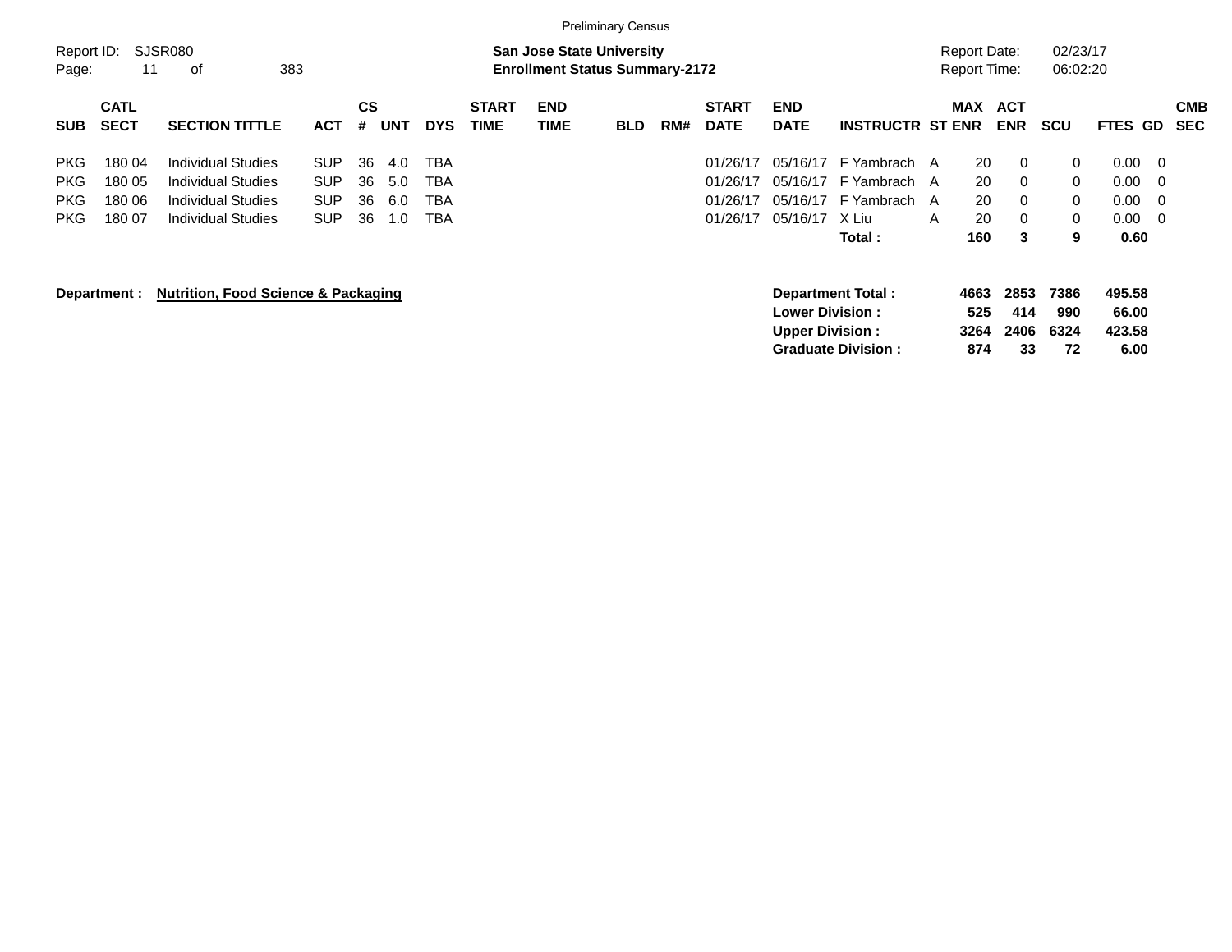Preliminary Census

Report ID: SJSR080
Page: 11 of 383

**San Jose State University**
**Enrollment Status Summary-2172**

Report Date: 02/23/17
Report Time: 06:02:20

| SUB | CATL SECT | SECTION TITTLE | ACT | CS # | UNT | DYS | START TIME | END TIME | BLD | RM# | START DATE | END DATE | INSTRUCTR | ST | MAX ENR | ACT ENR | SCU | FTES | GD | CMB SEC |
|---|---|---|---|---|---|---|---|---|---|---|---|---|---|---|---|---|---|---|---|---|
| PKG | 180 04 | Individual Studies | SUP | 36 | 4.0 | TBA | | | | | 01/26/17 | 05/16/17 | F Yambrach | A | 20 | 0 | 0 | 0.00 | 0 | |
| PKG | 180 05 | Individual Studies | SUP | 36 | 5.0 | TBA | | | | | 01/26/17 | 05/16/17 | F Yambrach | A | 20 | 0 | 0 | 0.00 | 0 | |
| PKG | 180 06 | Individual Studies | SUP | 36 | 6.0 | TBA | | | | | 01/26/17 | 05/16/17 | F Yambrach | A | 20 | 0 | 0 | 0.00 | 0 | |
| PKG | 180 07 | Individual Studies | SUP | 36 | 1.0 | TBA | | | | | 01/26/17 | 05/16/17 | X Liu | A | 20 | 0 | 0 | 0.00 | 0 | |
| | | | | | | | | | | | | | **Total :** | | **160** | **3** | **9** | **0.60** | | |

**Department :** **Nutrition, Food Science & Packaging**

| | MAX ENR | ACT ENR | SCU | FTES |
|---|---|---|---|---|
| **Department Total :** | **4663** | **2853** | **7386** | **495.58** |
| **Lower Division :** | **525** | **414** | **990** | **66.00** |
| **Upper Division :** | **3264** | **2406** | **6324** | **423.58** |
| **Graduate Division :** | **874** | **33** | **72** | **6.00** |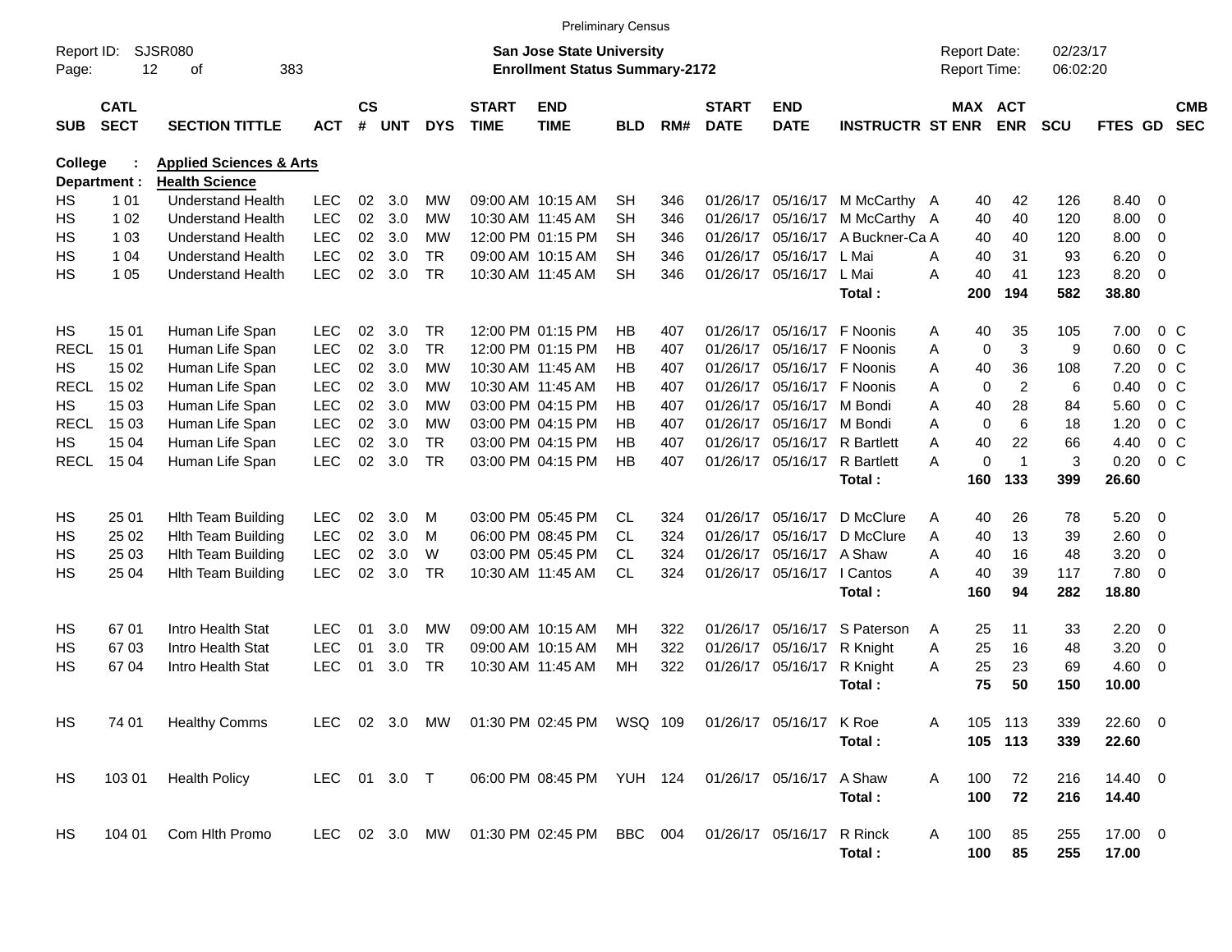Preliminary Census

Report ID: SJSR080

**San Jose State University**
**Enrollment Status Summary-2172**

Report Date: 02/23/17
Report Time: 06:02:20

**College : Applied Sciences & Arts**
**Department : Health Science**

| SUB | CATL SECT | SECTION TITTLE | ACT | CS # | UNT | DYS | START TIME | END TIME | BLD | RM# | START DATE | END DATE | INSTRUCTR | ST | MAX ENR | ACT ENR | SCU | FTES | GD | CMB SEC |
|---|---|---|---|---|---|---|---|---|---|---|---|---|---|---|---|---|---|---|---|---|
| HS | 1 01 | Understand Health | LEC | 02 | 3.0 | MW | 09:00 AM | 10:15 AM | SH | 346 | 01/26/17 | 05/16/17 | M McCarthy | A | 40 | 42 | 126 | 8.40 | 0 | |
| HS | 1 02 | Understand Health | LEC | 02 | 3.0 | MW | 10:30 AM | 11:45 AM | SH | 346 | 01/26/17 | 05/16/17 | M McCarthy | A | 40 | 40 | 120 | 8.00 | 0 | |
| HS | 1 03 | Understand Health | LEC | 02 | 3.0 | MW | 12:00 PM | 01:15 PM | SH | 346 | 01/26/17 | 05/16/17 | A Buckner-Ca | A | 40 | 40 | 120 | 8.00 | 0 | |
| HS | 1 04 | Understand Health | LEC | 02 | 3.0 | TR | 09:00 AM | 10:15 AM | SH | 346 | 01/26/17 | 05/16/17 | L Mai | A | 40 | 31 | 93 | 6.20 | 0 | |
| HS | 1 05 | Understand Health | LEC | 02 | 3.0 | TR | 10:30 AM | 11:45 AM | SH | 346 | 01/26/17 | 05/16/17 | L Mai | A | 40 | 41 | 123 | 8.20 | 0 | |
| | | | | | | | | | | | | | **Total :** | | **200** | **194** | **582** | **38.80** | | |
| HS | 15 01 | Human Life Span | LEC | 02 | 3.0 | TR | 12:00 PM | 01:15 PM | HB | 407 | 01/26/17 | 05/16/17 | F Noonis | A | 40 | 35 | 105 | 7.00 | 0 | C |
| RECL | 15 01 | Human Life Span | LEC | 02 | 3.0 | TR | 12:00 PM | 01:15 PM | HB | 407 | 01/26/17 | 05/16/17 | F Noonis | A | 0 | 3 | 9 | 0.60 | 0 | C |
| HS | 15 02 | Human Life Span | LEC | 02 | 3.0 | MW | 10:30 AM | 11:45 AM | HB | 407 | 01/26/17 | 05/16/17 | F Noonis | A | 40 | 36 | 108 | 7.20 | 0 | C |
| RECL | 15 02 | Human Life Span | LEC | 02 | 3.0 | MW | 10:30 AM | 11:45 AM | HB | 407 | 01/26/17 | 05/16/17 | F Noonis | A | 0 | 2 | 6 | 0.40 | 0 | C |
| HS | 15 03 | Human Life Span | LEC | 02 | 3.0 | MW | 03:00 PM | 04:15 PM | HB | 407 | 01/26/17 | 05/16/17 | M Bondi | A | 40 | 28 | 84 | 5.60 | 0 | C |
| RECL | 15 03 | Human Life Span | LEC | 02 | 3.0 | MW | 03:00 PM | 04:15 PM | HB | 407 | 01/26/17 | 05/16/17 | M Bondi | A | 0 | 6 | 18 | 1.20 | 0 | C |
| HS | 15 04 | Human Life Span | LEC | 02 | 3.0 | TR | 03:00 PM | 04:15 PM | HB | 407 | 01/26/17 | 05/16/17 | R Bartlett | A | 40 | 22 | 66 | 4.40 | 0 | C |
| RECL | 15 04 | Human Life Span | LEC | 02 | 3.0 | TR | 03:00 PM | 04:15 PM | HB | 407 | 01/26/17 | 05/16/17 | R Bartlett | A | 0 | 1 | 3 | 0.20 | 0 | C |
| | | | | | | | | | | | | | **Total :** | | **160** | **133** | **399** | **26.60** | | |
| HS | 25 01 | Hlth Team Building | LEC | 02 | 3.0 | M | 03:00 PM | 05:45 PM | CL | 324 | 01/26/17 | 05/16/17 | D McClure | A | 40 | 26 | 78 | 5.20 | 0 | |
| HS | 25 02 | Hlth Team Building | LEC | 02 | 3.0 | M | 06:00 PM | 08:45 PM | CL | 324 | 01/26/17 | 05/16/17 | D McClure | A | 40 | 13 | 39 | 2.60 | 0 | |
| HS | 25 03 | Hlth Team Building | LEC | 02 | 3.0 | W | 03:00 PM | 05:45 PM | CL | 324 | 01/26/17 | 05/16/17 | A Shaw | A | 40 | 16 | 48 | 3.20 | 0 | |
| HS | 25 04 | Hlth Team Building | LEC | 02 | 3.0 | TR | 10:30 AM | 11:45 AM | CL | 324 | 01/26/17 | 05/16/17 | I Cantos | A | 40 | 39 | 117 | 7.80 | 0 | |
| | | | | | | | | | | | | | **Total :** | | **160** | **94** | **282** | **18.80** | | |
| HS | 67 01 | Intro Health Stat | LEC | 01 | 3.0 | MW | 09:00 AM | 10:15 AM | MH | 322 | 01/26/17 | 05/16/17 | S Paterson | A | 25 | 11 | 33 | 2.20 | 0 | |
| HS | 67 03 | Intro Health Stat | LEC | 01 | 3.0 | TR | 09:00 AM | 10:15 AM | MH | 322 | 01/26/17 | 05/16/17 | R Knight | A | 25 | 16 | 48 | 3.20 | 0 | |
| HS | 67 04 | Intro Health Stat | LEC | 01 | 3.0 | TR | 10:30 AM | 11:45 AM | MH | 322 | 01/26/17 | 05/16/17 | R Knight | A | 25 | 23 | 69 | 4.60 | 0 | |
| | | | | | | | | | | | | | **Total :** | | **75** | **50** | **150** | **10.00** | | |
| HS | 74 01 | Healthy Comms | LEC | 02 | 3.0 | MW | 01:30 PM | 02:45 PM | WSQ | 109 | 01/26/17 | 05/16/17 | K Roe | A | 105 | 113 | 339 | 22.60 | 0 | |
| | | | | | | | | | | | | | **Total :** | | **105** | **113** | **339** | **22.60** | | |
| HS | 103 01 | Health Policy | LEC | 01 | 3.0 | T | 06:00 PM | 08:45 PM | YUH | 124 | 01/26/17 | 05/16/17 | A Shaw | A | 100 | 72 | 216 | 14.40 | 0 | |
| | | | | | | | | | | | | | **Total :** | | **100** | **72** | **216** | **14.40** | | |
| HS | 104 01 | Com Hlth Promo | LEC | 02 | 3.0 | MW | 01:30 PM | 02:45 PM | BBC | 004 | 01/26/17 | 05/16/17 | R Rinck | A | 100 | 85 | 255 | 17.00 | 0 | |
| | | | | | | | | | | | | | **Total :** | | **100** | **85** | **255** | **17.00** | | |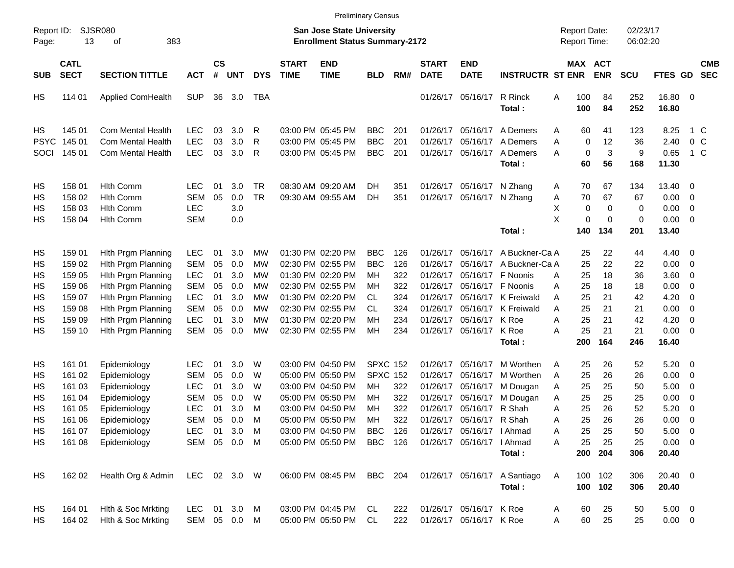Preliminary Census

Report ID: SJSR080

**San Jose State University**
**Enrollment Status Summary-2172**

Report Date: 02/23/17
Report Time: 06:02:20

| SUB | CATL SECT | SECTION TITTLE | ACT | CS # | UNT | DYS | START TIME | END TIME | BLD | RM# | START DATE | END DATE | INSTRUCTR | ST | MAX ENR | ACT ENR | SCU | FTES | GD | CMB SEC |
|---|---|---|---|---|---|---|---|---|---|---|---|---|---|---|---|---|---|---|---|---|
| HS | 114 01 | Applied ComHealth | SUP | 36 | 3.0 | TBA | | | | | 01/26/17 | 05/16/17 | R Rinck | A | 100 | 84 | 252 | 16.80 | 0 | |
| | | | | | | | | | | | | | **Total :** | | **100** | **84** | **252** | **16.80** | | |
| HS | 145 01 | Com Mental Health | LEC | 03 | 3.0 | R | 03:00 PM | 05:45 PM | BBC | 201 | 01/26/17 | 05/16/17 | A Demers | A | 60 | 41 | 123 | 8.25 | 1 | C |
| PSYC | 145 01 | Com Mental Health | LEC | 03 | 3.0 | R | 03:00 PM | 05:45 PM | BBC | 201 | 01/26/17 | 05/16/17 | A Demers | A | 0 | 12 | 36 | 2.40 | 0 | C |
| SOCI | 145 01 | Com Mental Health | LEC | 03 | 3.0 | R | 03:00 PM | 05:45 PM | BBC | 201 | 01/26/17 | 05/16/17 | A Demers | A | 0 | 3 | 9 | 0.65 | 1 | C |
| | | | | | | | | | | | | | **Total :** | | **60** | **56** | **168** | **11.30** | | |
| HS | 158 01 | Hlth Comm | LEC | 01 | 3.0 | TR | 08:30 AM | 09:20 AM | DH | 351 | 01/26/17 | 05/16/17 | N Zhang | A | 70 | 67 | 134 | 13.40 | 0 | |
| HS | 158 02 | Hlth Comm | SEM | 05 | 0.0 | TR | 09:30 AM | 09:55 AM | DH | 351 | 01/26/17 | 05/16/17 | N Zhang | A | 70 | 67 | 67 | 0.00 | 0 | |
| HS | 158 03 | Hlth Comm | LEC | | 3.0 | | | | | | | | | X | 0 | 0 | 0 | 0.00 | 0 | |
| HS | 158 04 | Hlth Comm | SEM | | 0.0 | | | | | | | | | X | 0 | 0 | 0 | 0.00 | 0 | |
| | | | | | | | | | | | | | **Total :** | | **140** | **134** | **201** | **13.40** | | |
| HS | 159 01 | Hlth Prgm Planning | LEC | 01 | 3.0 | MW | 01:30 PM | 02:20 PM | BBC | 126 | 01/26/17 | 05/16/17 | A Buckner-Ca | A | 25 | 22 | 44 | 4.40 | 0 | |
| HS | 159 02 | Hlth Prgm Planning | SEM | 05 | 0.0 | MW | 02:30 PM | 02:55 PM | BBC | 126 | 01/26/17 | 05/16/17 | A Buckner-Ca | A | 25 | 22 | 22 | 0.00 | 0 | |
| HS | 159 05 | Hlth Prgm Planning | LEC | 01 | 3.0 | MW | 01:30 PM | 02:20 PM | MH | 322 | 01/26/17 | 05/16/17 | F Noonis | A | 25 | 18 | 36 | 3.60 | 0 | |
| HS | 159 06 | Hlth Prgm Planning | SEM | 05 | 0.0 | MW | 02:30 PM | 02:55 PM | MH | 322 | 01/26/17 | 05/16/17 | F Noonis | A | 25 | 18 | 18 | 0.00 | 0 | |
| HS | 159 07 | Hlth Prgm Planning | LEC | 01 | 3.0 | MW | 01:30 PM | 02:20 PM | CL | 324 | 01/26/17 | 05/16/17 | K Freiwald | A | 25 | 21 | 42 | 4.20 | 0 | |
| HS | 159 08 | Hlth Prgm Planning | SEM | 05 | 0.0 | MW | 02:30 PM | 02:55 PM | CL | 324 | 01/26/17 | 05/16/17 | K Freiwald | A | 25 | 21 | 21 | 0.00 | 0 | |
| HS | 159 09 | Hlth Prgm Planning | LEC | 01 | 3.0 | MW | 01:30 PM | 02:20 PM | MH | 234 | 01/26/17 | 05/16/17 | K Roe | A | 25 | 21 | 42 | 4.20 | 0 | |
| HS | 159 10 | Hlth Prgm Planning | SEM | 05 | 0.0 | MW | 02:30 PM | 02:55 PM | MH | 234 | 01/26/17 | 05/16/17 | K Roe | A | 25 | 21 | 21 | 0.00 | 0 | |
| | | | | | | | | | | | | | **Total :** | | **200** | **164** | **246** | **16.40** | | |
| HS | 161 01 | Epidemiology | LEC | 01 | 3.0 | W | 03:00 PM | 04:50 PM | SPXC | 152 | 01/26/17 | 05/16/17 | M Worthen | A | 25 | 26 | 52 | 5.20 | 0 | |
| HS | 161 02 | Epidemiology | SEM | 05 | 0.0 | W | 05:00 PM | 05:50 PM | SPXC | 152 | 01/26/17 | 05/16/17 | M Worthen | A | 25 | 26 | 26 | 0.00 | 0 | |
| HS | 161 03 | Epidemiology | LEC | 01 | 3.0 | W | 03:00 PM | 04:50 PM | MH | 322 | 01/26/17 | 05/16/17 | M Dougan | A | 25 | 25 | 50 | 5.00 | 0 | |
| HS | 161 04 | Epidemiology | SEM | 05 | 0.0 | W | 05:00 PM | 05:50 PM | MH | 322 | 01/26/17 | 05/16/17 | M Dougan | A | 25 | 25 | 25 | 0.00 | 0 | |
| HS | 161 05 | Epidemiology | LEC | 01 | 3.0 | M | 03:00 PM | 04:50 PM | MH | 322 | 01/26/17 | 05/16/17 | R Shah | A | 25 | 26 | 52 | 5.20 | 0 | |
| HS | 161 06 | Epidemiology | SEM | 05 | 0.0 | M | 05:00 PM | 05:50 PM | MH | 322 | 01/26/17 | 05/16/17 | R Shah | A | 25 | 26 | 26 | 0.00 | 0 | |
| HS | 161 07 | Epidemiology | LEC | 01 | 3.0 | M | 03:00 PM | 04:50 PM | BBC | 126 | 01/26/17 | 05/16/17 | I Ahmad | A | 25 | 25 | 50 | 5.00 | 0 | |
| HS | 161 08 | Epidemiology | SEM | 05 | 0.0 | M | 05:00 PM | 05:50 PM | BBC | 126 | 01/26/17 | 05/16/17 | I Ahmad | A | 25 | 25 | 25 | 0.00 | 0 | |
| | | | | | | | | | | | | | **Total :** | | **200** | **204** | **306** | **20.40** | | |
| HS | 162 02 | Health Org & Admin | LEC | 02 | 3.0 | W | 06:00 PM | 08:45 PM | BBC | 204 | 01/26/17 | 05/16/17 | A Santiago | A | 100 | 102 | 306 | 20.40 | 0 | |
| | | | | | | | | | | | | | **Total :** | | **100** | **102** | **306** | **20.40** | | |
| HS | 164 01 | Hlth & Soc Mrkting | LEC | 01 | 3.0 | M | 03:00 PM | 04:45 PM | CL | 222 | 01/26/17 | 05/16/17 | K Roe | A | 60 | 25 | 50 | 5.00 | 0 | |
| HS | 164 02 | Hlth & Soc Mrkting | SEM | 05 | 0.0 | M | 05:00 PM | 05:50 PM | CL | 222 | 01/26/17 | 05/16/17 | K Roe | A | 60 | 25 | 25 | 0.00 | 0 | |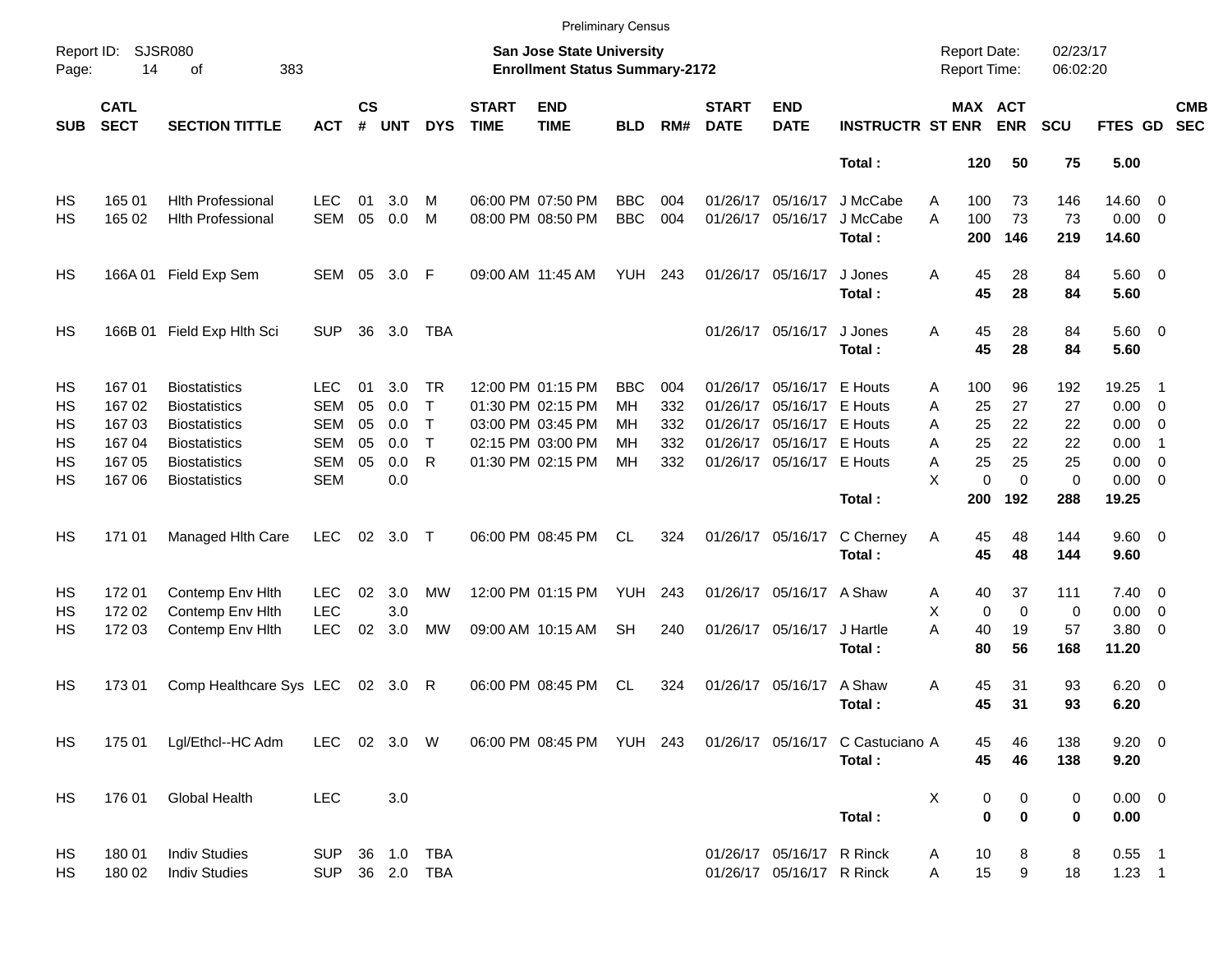Preliminary Census

Report ID: SJSR080

**San Jose State University**
**Enrollment Status Summary-2172**

Report Date: 02/23/17
Report Time: 06:02:20

| SUB | CATL SECT | SECTION TITTLE | ACT | CS # | UNT | DYS | START TIME | END TIME | BLD | RM# | START DATE | END DATE | INSTRUCTR | ST | MAX ENR | ACT ENR | SCU | FTES | GD | CMB SEC |
|---|---|---|---|---|---|---|---|---|---|---|---|---|---|---|---|---|---|---|---|---|
| | | | | | | | | | | | | | **Total :** | | **120** | **50** | **75** | **5.00** | | |
| HS | 165 01 | Hlth Professional | LEC | 01 | 3.0 | M | 06:00 PM | 07:50 PM | BBC | 004 | 01/26/17 | 05/16/17 | J McCabe | A | 100 | 73 | 146 | 14.60 | 0 | |
| HS | 165 02 | Hlth Professional | SEM | 05 | 0.0 | M | 08:00 PM | 08:50 PM | BBC | 004 | 01/26/17 | 05/16/17 | J McCabe | A | 100 | 73 | 73 | 0.00 | 0 | |
| | | | | | | | | | | | | | **Total :** | | **200** | **146** | **219** | **14.60** | | |
| HS | 166A 01 | Field Exp Sem | SEM | 05 | 3.0 | F | 09:00 AM | 11:45 AM | YUH | 243 | 01/26/17 | 05/16/17 | J Jones | A | 45 | 28 | 84 | 5.60 | 0 | |
| | | | | | | | | | | | | | **Total :** | | **45** | **28** | **84** | **5.60** | | |
| HS | 166B 01 | Field Exp Hlth Sci | SUP | 36 | 3.0 | TBA | | | | | 01/26/17 | 05/16/17 | J Jones | A | 45 | 28 | 84 | 5.60 | 0 | |
| | | | | | | | | | | | | | **Total :** | | **45** | **28** | **84** | **5.60** | | |
| HS | 167 01 | Biostatistics | LEC | 01 | 3.0 | TR | 12:00 PM | 01:15 PM | BBC | 004 | 01/26/17 | 05/16/17 | E Houts | A | 100 | 96 | 192 | 19.25 | 1 | |
| HS | 167 02 | Biostatistics | SEM | 05 | 0.0 | T | 01:30 PM | 02:15 PM | MH | 332 | 01/26/17 | 05/16/17 | E Houts | A | 25 | 27 | 27 | 0.00 | 0 | |
| HS | 167 03 | Biostatistics | SEM | 05 | 0.0 | T | 03:00 PM | 03:45 PM | MH | 332 | 01/26/17 | 05/16/17 | E Houts | A | 25 | 22 | 22 | 0.00 | 0 | |
| HS | 167 04 | Biostatistics | SEM | 05 | 0.0 | T | 02:15 PM | 03:00 PM | MH | 332 | 01/26/17 | 05/16/17 | E Houts | A | 25 | 22 | 22 | 0.00 | 1 | |
| HS | 167 05 | Biostatistics | SEM | 05 | 0.0 | R | 01:30 PM | 02:15 PM | MH | 332 | 01/26/17 | 05/16/17 | E Houts | A | 25 | 25 | 25 | 0.00 | 0 | |
| HS | 167 06 | Biostatistics | SEM | | 0.0 | | | | | | | | | X | 0 | 0 | 0 | 0.00 | 0 | |
| | | | | | | | | | | | | | **Total :** | | **200** | **192** | **288** | **19.25** | | |
| HS | 171 01 | Managed Hlth Care | LEC | 02 | 3.0 | T | 06:00 PM | 08:45 PM | CL | 324 | 01/26/17 | 05/16/17 | C Cherney | A | 45 | 48 | 144 | 9.60 | 0 | |
| | | | | | | | | | | | | | **Total :** | | **45** | **48** | **144** | **9.60** | | |
| HS | 172 01 | Contemp Env Hlth | LEC | 02 | 3.0 | MW | 12:00 PM | 01:15 PM | YUH | 243 | 01/26/17 | 05/16/17 | A Shaw | A | 40 | 37 | 111 | 7.40 | 0 | |
| HS | 172 02 | Contemp Env Hlth | LEC | | 3.0 | | | | | | | | | X | 0 | 0 | 0 | 0.00 | 0 | |
| HS | 172 03 | Contemp Env Hlth | LEC | 02 | 3.0 | MW | 09:00 AM | 10:15 AM | SH | 240 | 01/26/17 | 05/16/17 | J Hartle | A | 40 | 19 | 57 | 3.80 | 0 | |
| | | | | | | | | | | | | | **Total :** | | **80** | **56** | **168** | **11.20** | | |
| HS | 173 01 | Comp Healthcare Sys | LEC | 02 | 3.0 | R | 06:00 PM | 08:45 PM | CL | 324 | 01/26/17 | 05/16/17 | A Shaw | A | 45 | 31 | 93 | 6.20 | 0 | |
| | | | | | | | | | | | | | **Total :** | | **45** | **31** | **93** | **6.20** | | |
| HS | 175 01 | Lgl/Ethcl--HC Adm | LEC | 02 | 3.0 | W | 06:00 PM | 08:45 PM | YUH | 243 | 01/26/17 | 05/16/17 | C Castuciano | A | 45 | 46 | 138 | 9.20 | 0 | |
| | | | | | | | | | | | | | **Total :** | | **45** | **46** | **138** | **9.20** | | |
| HS | 176 01 | Global Health | LEC | | 3.0 | | | | | | | | | X | 0 | 0 | 0 | 0.00 | 0 | |
| | | | | | | | | | | | | | **Total :** | | **0** | **0** | **0** | **0.00** | | |
| HS | 180 01 | Indiv Studies | SUP | 36 | 1.0 | TBA | | | | | 01/26/17 | 05/16/17 | R Rinck | A | 10 | 8 | 8 | 0.55 | 1 | |
| HS | 180 02 | Indiv Studies | SUP | 36 | 2.0 | TBA | | | | | 01/26/17 | 05/16/17 | R Rinck | A | 15 | 9 | 18 | 1.23 | 1 | |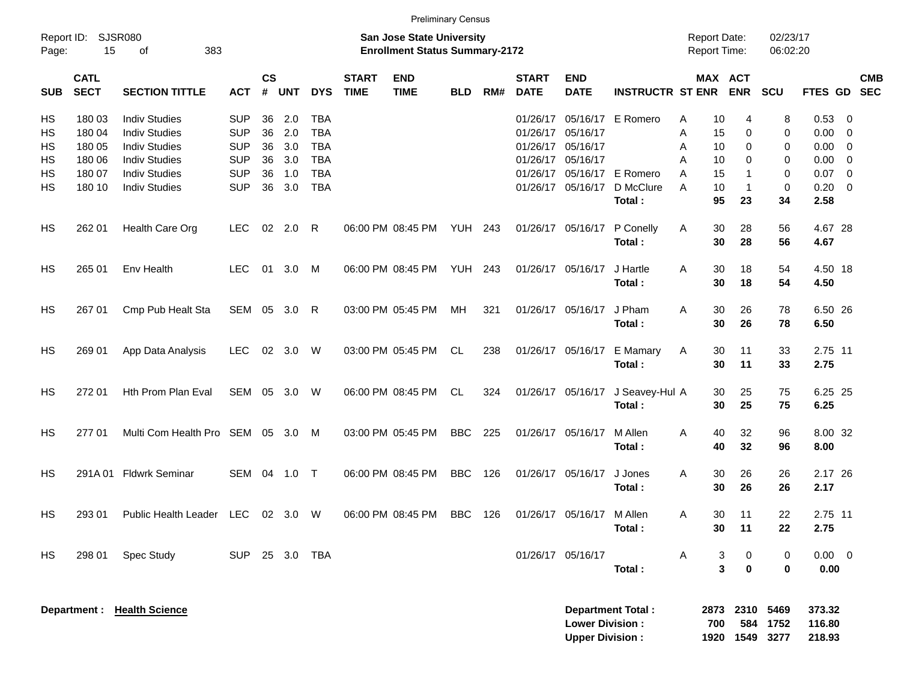Preliminary Census

Report ID: SJSR080

**San Jose State University**
**Enrollment Status Summary-2172**

Report Date: 02/23/17
Report Time: 06:02:20

| SUB | CATL SECT | SECTION TITTLE | ACT | CS # | UNT | DYS | START TIME | END TIME | BLD | RM# | START DATE | END DATE | INSTRUCTR | ST | MAX ENR | ACT ENR | SCU | FTES | GD | CMB SEC |
|---|---|---|---|---|---|---|---|---|---|---|---|---|---|---|---|---|---|---|---|---|
| HS | 180 03 | Indiv Studies | SUP | 36 | 2.0 | TBA | | | | | 01/26/17 | 05/16/17 | E Romero | A | 10 | 4 | 8 | 0.53 | 0 | |
| HS | 180 04 | Indiv Studies | SUP | 36 | 2.0 | TBA | | | | | 01/26/17 | 05/16/17 | | A | 15 | 0 | 0 | 0.00 | 0 | |
| HS | 180 05 | Indiv Studies | SUP | 36 | 3.0 | TBA | | | | | 01/26/17 | 05/16/17 | | A | 10 | 0 | 0 | 0.00 | 0 | |
| HS | 180 06 | Indiv Studies | SUP | 36 | 3.0 | TBA | | | | | 01/26/17 | 05/16/17 | | A | 10 | 0 | 0 | 0.00 | 0 | |
| HS | 180 07 | Indiv Studies | SUP | 36 | 1.0 | TBA | | | | | 01/26/17 | 05/16/17 | E Romero | A | 15 | 1 | 0 | 0.07 | 0 | |
| HS | 180 10 | Indiv Studies | SUP | 36 | 3.0 | TBA | | | | | 01/26/17 | 05/16/17 | D McClure | A | 10 | 1 | 0 | 0.20 | 0 | |
| | | | | | | | | | | | | | **Total :** | | **95** | **23** | **34** | **2.58** | | |
| HS | 262 01 | Health Care Org | LEC | 02 | 2.0 | R | 06:00 PM | 08:45 PM | YUH | 243 | 01/26/17 | 05/16/17 | P Conelly | A | 30 | 28 | 56 | 4.67 | 28 | |
| | | | | | | | | | | | | | **Total :** | | **30** | **28** | **56** | **4.67** | | |
| HS | 265 01 | Env Health | LEC | 01 | 3.0 | M | 06:00 PM | 08:45 PM | YUH | 243 | 01/26/17 | 05/16/17 | J Hartle | A | 30 | 18 | 54 | 4.50 | 18 | |
| | | | | | | | | | | | | | **Total :** | | **30** | **18** | **54** | **4.50** | | |
| HS | 267 01 | Cmp Pub Healt Sta | SEM | 05 | 3.0 | R | 03:00 PM | 05:45 PM | MH | 321 | 01/26/17 | 05/16/17 | J Pham | A | 30 | 26 | 78 | 6.50 | 26 | |
| | | | | | | | | | | | | | **Total :** | | **30** | **26** | **78** | **6.50** | | |
| HS | 269 01 | App Data Analysis | LEC | 02 | 3.0 | W | 03:00 PM | 05:45 PM | CL | 238 | 01/26/17 | 05/16/17 | E Mamary | A | 30 | 11 | 33 | 2.75 | 11 | |
| | | | | | | | | | | | | | **Total :** | | **30** | **11** | **33** | **2.75** | | |
| HS | 272 01 | Hth Prom Plan Eval | SEM | 05 | 3.0 | W | 06:00 PM | 08:45 PM | CL | 324 | 01/26/17 | 05/16/17 | J Seavey-Hul | A | 30 | 25 | 75 | 6.25 | 25 | |
| | | | | | | | | | | | | | **Total :** | | **30** | **25** | **75** | **6.25** | | |
| HS | 277 01 | Multi Com Health Pro | SEM | 05 | 3.0 | M | 03:00 PM | 05:45 PM | BBC | 225 | 01/26/17 | 05/16/17 | M Allen | A | 40 | 32 | 96 | 8.00 | 32 | |
| | | | | | | | | | | | | | **Total :** | | **40** | **32** | **96** | **8.00** | | |
| HS | 291A 01 | Fldwrk Seminar | SEM | 04 | 1.0 | T | 06:00 PM | 08:45 PM | BBC | 126 | 01/26/17 | 05/16/17 | J Jones | A | 30 | 26 | 26 | 2.17 | 26 | |
| | | | | | | | | | | | | | **Total :** | | **30** | **26** | **26** | **2.17** | | |
| HS | 293 01 | Public Health Leader | LEC | 02 | 3.0 | W | 06:00 PM | 08:45 PM | BBC | 126 | 01/26/17 | 05/16/17 | M Allen | A | 30 | 11 | 22 | 2.75 | 11 | |
| | | | | | | | | | | | | | **Total :** | | **30** | **11** | **22** | **2.75** | | |
| HS | 298 01 | Spec Study | SUP | 25 | 3.0 | TBA | | | | | 01/26/17 | 05/16/17 | | A | 3 | 0 | 0 | 0.00 | 0 | |
| | | | | | | | | | | | | | **Total :** | | **3** | **0** | **0** | **0.00** | | |

**Department : Health Science**

| | MAX ENR | ACT ENR | SCU | FTES |
|---|---|---|---|---|
| **Department Total :** | **2873** | **2310** | **5469** | **373.32** |
| **Lower Division :** | **700** | **584** | **1752** | **116.80** |
| **Upper Division :** | **1920** | **1549** | **3277** | **218.93** |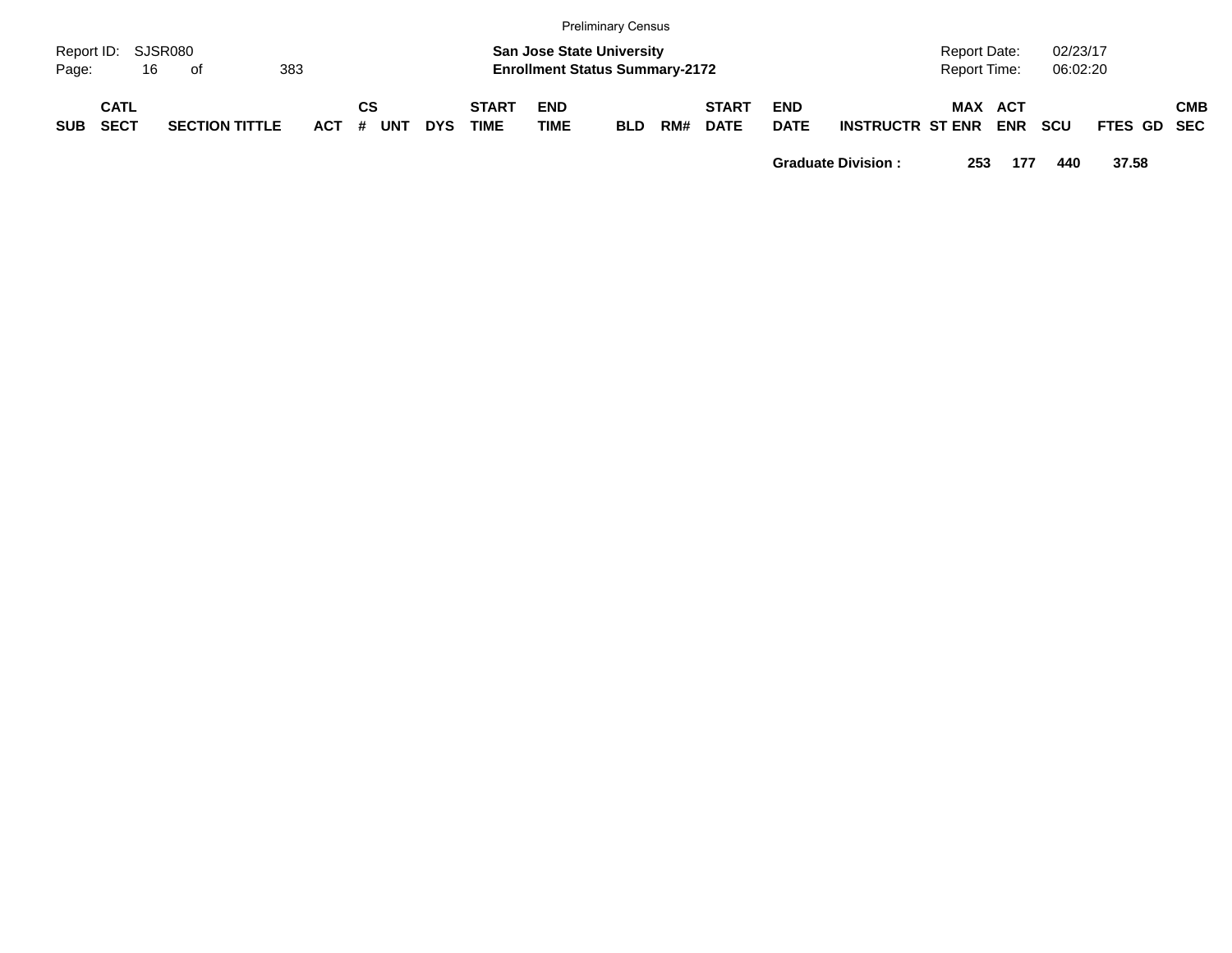| SUB | CATL SECT | SECTION TITTLE | ACT | CS # | UNT | DYS | START TIME | END TIME | BLD | RM# | START DATE | END DATE | INSTRUCTR | ST | MAX ENR | ACT ENR | SCU | FTES | GD | CMB SEC |
|---|---|---|---|---|---|---|---|---|---|---|---|---|---|---|---|---|---|---|---|---|
| | | | | | | | | | | | | **Graduate Division :** | | | **253** | **177** | **440** | **37.58** | | |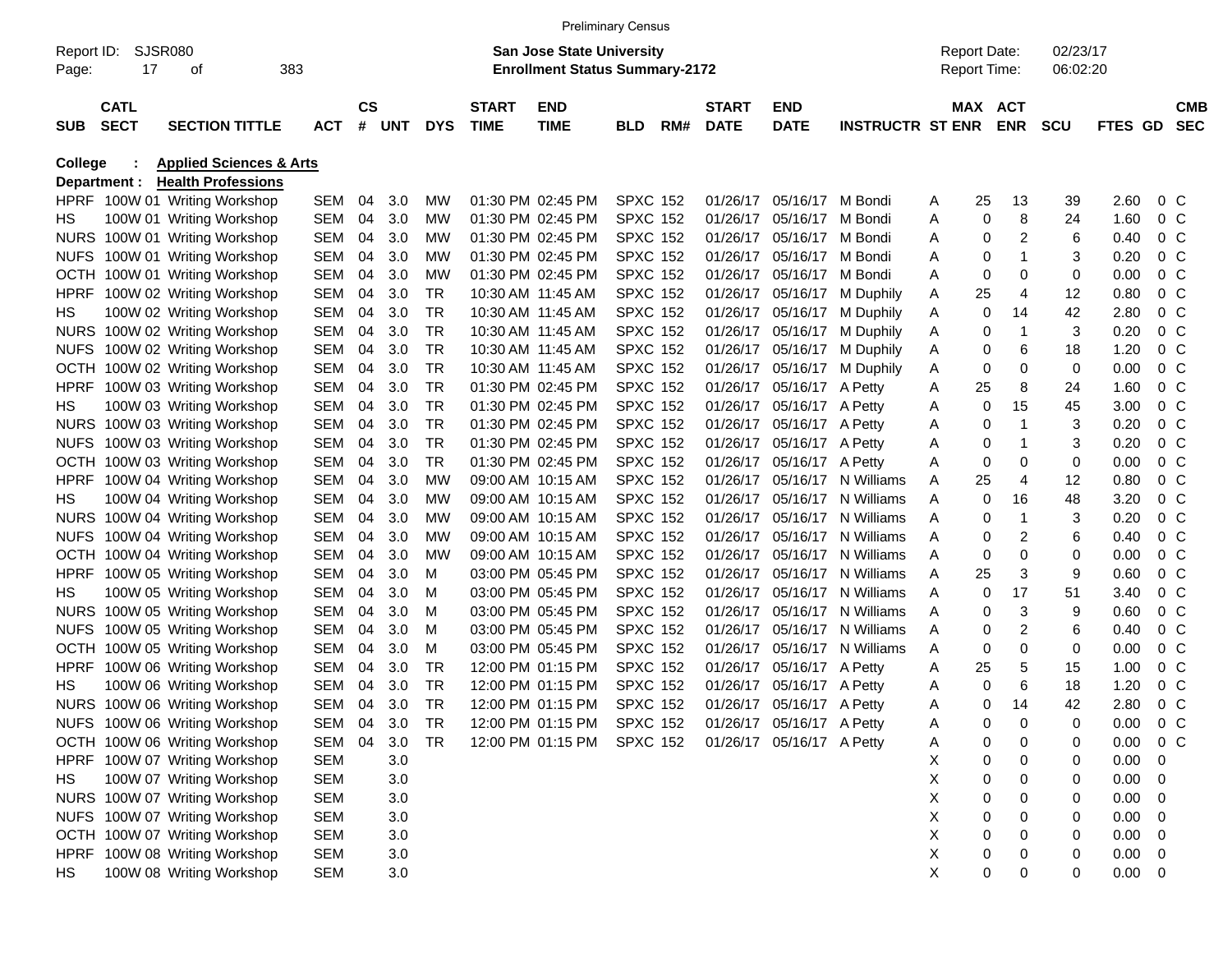Preliminary Census

Report ID: SJSR080

**San Jose State University**
**Enrollment Status Summary-2172**

Report Date: 02/23/17
Report Time: 06:02:20

**College : Applied Sciences & Arts**
**Department : Health Professions**

| SUB | CATL SECT | SECTION TITTLE | ACT | CS # | UNT | DYS | START TIME | END TIME | BLD | RM# | START DATE | END DATE | INSTRUCTR | ST | MAX ENR | ACT ENR | SCU | FTES | GD | CMB SEC |
|---|---|---|---|---|---|---|---|---|---|---|---|---|---|---|---|---|---|---|---|---|
| HPRF | 100W 01 | Writing Workshop | SEM | 04 | 3.0 | MW | 01:30 PM | 02:45 PM | SPXC | 152 | 01/26/17 | 05/16/17 | M Bondi | A | 25 | 13 | 39 | 2.60 | 0 | C |
| HS | 100W 01 | Writing Workshop | SEM | 04 | 3.0 | MW | 01:30 PM | 02:45 PM | SPXC | 152 | 01/26/17 | 05/16/17 | M Bondi | A | 0 | 8 | 24 | 1.60 | 0 | C |
| NURS | 100W 01 | Writing Workshop | SEM | 04 | 3.0 | MW | 01:30 PM | 02:45 PM | SPXC | 152 | 01/26/17 | 05/16/17 | M Bondi | A | 0 | 2 | 6 | 0.40 | 0 | C |
| NUFS | 100W 01 | Writing Workshop | SEM | 04 | 3.0 | MW | 01:30 PM | 02:45 PM | SPXC | 152 | 01/26/17 | 05/16/17 | M Bondi | A | 0 | 1 | 3 | 0.20 | 0 | C |
| OCTH | 100W 01 | Writing Workshop | SEM | 04 | 3.0 | MW | 01:30 PM | 02:45 PM | SPXC | 152 | 01/26/17 | 05/16/17 | M Bondi | A | 0 | 0 | 0 | 0.00 | 0 | C |
| HPRF | 100W 02 | Writing Workshop | SEM | 04 | 3.0 | TR | 10:30 AM | 11:45 AM | SPXC | 152 | 01/26/17 | 05/16/17 | M Duphily | A | 25 | 4 | 12 | 0.80 | 0 | C |
| HS | 100W 02 | Writing Workshop | SEM | 04 | 3.0 | TR | 10:30 AM | 11:45 AM | SPXC | 152 | 01/26/17 | 05/16/17 | M Duphily | A | 0 | 14 | 42 | 2.80 | 0 | C |
| NURS | 100W 02 | Writing Workshop | SEM | 04 | 3.0 | TR | 10:30 AM | 11:45 AM | SPXC | 152 | 01/26/17 | 05/16/17 | M Duphily | A | 0 | 1 | 3 | 0.20 | 0 | C |
| NUFS | 100W 02 | Writing Workshop | SEM | 04 | 3.0 | TR | 10:30 AM | 11:45 AM | SPXC | 152 | 01/26/17 | 05/16/17 | M Duphily | A | 0 | 6 | 18 | 1.20 | 0 | C |
| OCTH | 100W 02 | Writing Workshop | SEM | 04 | 3.0 | TR | 10:30 AM | 11:45 AM | SPXC | 152 | 01/26/17 | 05/16/17 | M Duphily | A | 0 | 0 | 0 | 0.00 | 0 | C |
| HPRF | 100W 03 | Writing Workshop | SEM | 04 | 3.0 | TR | 01:30 PM | 02:45 PM | SPXC | 152 | 01/26/17 | 05/16/17 | A Petty | A | 25 | 8 | 24 | 1.60 | 0 | C |
| HS | 100W 03 | Writing Workshop | SEM | 04 | 3.0 | TR | 01:30 PM | 02:45 PM | SPXC | 152 | 01/26/17 | 05/16/17 | A Petty | A | 0 | 15 | 45 | 3.00 | 0 | C |
| NURS | 100W 03 | Writing Workshop | SEM | 04 | 3.0 | TR | 01:30 PM | 02:45 PM | SPXC | 152 | 01/26/17 | 05/16/17 | A Petty | A | 0 | 1 | 3 | 0.20 | 0 | C |
| NUFS | 100W 03 | Writing Workshop | SEM | 04 | 3.0 | TR | 01:30 PM | 02:45 PM | SPXC | 152 | 01/26/17 | 05/16/17 | A Petty | A | 0 | 1 | 3 | 0.20 | 0 | C |
| OCTH | 100W 03 | Writing Workshop | SEM | 04 | 3.0 | TR | 01:30 PM | 02:45 PM | SPXC | 152 | 01/26/17 | 05/16/17 | A Petty | A | 0 | 0 | 0 | 0.00 | 0 | C |
| HPRF | 100W 04 | Writing Workshop | SEM | 04 | 3.0 | MW | 09:00 AM | 10:15 AM | SPXC | 152 | 01/26/17 | 05/16/17 | N Williams | A | 25 | 4 | 12 | 0.80 | 0 | C |
| HS | 100W 04 | Writing Workshop | SEM | 04 | 3.0 | MW | 09:00 AM | 10:15 AM | SPXC | 152 | 01/26/17 | 05/16/17 | N Williams | A | 0 | 16 | 48 | 3.20 | 0 | C |
| NURS | 100W 04 | Writing Workshop | SEM | 04 | 3.0 | MW | 09:00 AM | 10:15 AM | SPXC | 152 | 01/26/17 | 05/16/17 | N Williams | A | 0 | 1 | 3 | 0.20 | 0 | C |
| NUFS | 100W 04 | Writing Workshop | SEM | 04 | 3.0 | MW | 09:00 AM | 10:15 AM | SPXC | 152 | 01/26/17 | 05/16/17 | N Williams | A | 0 | 2 | 6 | 0.40 | 0 | C |
| OCTH | 100W 04 | Writing Workshop | SEM | 04 | 3.0 | MW | 09:00 AM | 10:15 AM | SPXC | 152 | 01/26/17 | 05/16/17 | N Williams | A | 0 | 0 | 0 | 0.00 | 0 | C |
| HPRF | 100W 05 | Writing Workshop | SEM | 04 | 3.0 | M | 03:00 PM | 05:45 PM | SPXC | 152 | 01/26/17 | 05/16/17 | N Williams | A | 25 | 3 | 9 | 0.60 | 0 | C |
| HS | 100W 05 | Writing Workshop | SEM | 04 | 3.0 | M | 03:00 PM | 05:45 PM | SPXC | 152 | 01/26/17 | 05/16/17 | N Williams | A | 0 | 17 | 51 | 3.40 | 0 | C |
| NURS | 100W 05 | Writing Workshop | SEM | 04 | 3.0 | M | 03:00 PM | 05:45 PM | SPXC | 152 | 01/26/17 | 05/16/17 | N Williams | A | 0 | 3 | 9 | 0.60 | 0 | C |
| NUFS | 100W 05 | Writing Workshop | SEM | 04 | 3.0 | M | 03:00 PM | 05:45 PM | SPXC | 152 | 01/26/17 | 05/16/17 | N Williams | A | 0 | 2 | 6 | 0.40 | 0 | C |
| OCTH | 100W 05 | Writing Workshop | SEM | 04 | 3.0 | M | 03:00 PM | 05:45 PM | SPXC | 152 | 01/26/17 | 05/16/17 | N Williams | A | 0 | 0 | 0 | 0.00 | 0 | C |
| HPRF | 100W 06 | Writing Workshop | SEM | 04 | 3.0 | TR | 12:00 PM | 01:15 PM | SPXC | 152 | 01/26/17 | 05/16/17 | A Petty | A | 25 | 5 | 15 | 1.00 | 0 | C |
| HS | 100W 06 | Writing Workshop | SEM | 04 | 3.0 | TR | 12:00 PM | 01:15 PM | SPXC | 152 | 01/26/17 | 05/16/17 | A Petty | A | 0 | 6 | 18 | 1.20 | 0 | C |
| NURS | 100W 06 | Writing Workshop | SEM | 04 | 3.0 | TR | 12:00 PM | 01:15 PM | SPXC | 152 | 01/26/17 | 05/16/17 | A Petty | A | 0 | 14 | 42 | 2.80 | 0 | C |
| NUFS | 100W 06 | Writing Workshop | SEM | 04 | 3.0 | TR | 12:00 PM | 01:15 PM | SPXC | 152 | 01/26/17 | 05/16/17 | A Petty | A | 0 | 0 | 0 | 0.00 | 0 | C |
| OCTH | 100W 06 | Writing Workshop | SEM | 04 | 3.0 | TR | 12:00 PM | 01:15 PM | SPXC | 152 | 01/26/17 | 05/16/17 | A Petty | A | 0 | 0 | 0 | 0.00 | 0 | C |
| HPRF | 100W 07 | Writing Workshop | SEM | | 3.0 | | | | | | | | | X | 0 | 0 | 0 | 0.00 | 0 | |
| HS | 100W 07 | Writing Workshop | SEM | | 3.0 | | | | | | | | | X | 0 | 0 | 0 | 0.00 | 0 | |
| NURS | 100W 07 | Writing Workshop | SEM | | 3.0 | | | | | | | | | X | 0 | 0 | 0 | 0.00 | 0 | |
| NUFS | 100W 07 | Writing Workshop | SEM | | 3.0 | | | | | | | | | X | 0 | 0 | 0 | 0.00 | 0 | |
| OCTH | 100W 07 | Writing Workshop | SEM | | 3.0 | | | | | | | | | X | 0 | 0 | 0 | 0.00 | 0 | |
| HPRF | 100W 08 | Writing Workshop | SEM | | 3.0 | | | | | | | | | X | 0 | 0 | 0 | 0.00 | 0 | |
| HS | 100W 08 | Writing Workshop | SEM | | 3.0 | | | | | | | | | X | 0 | 0 | 0 | 0.00 | 0 | |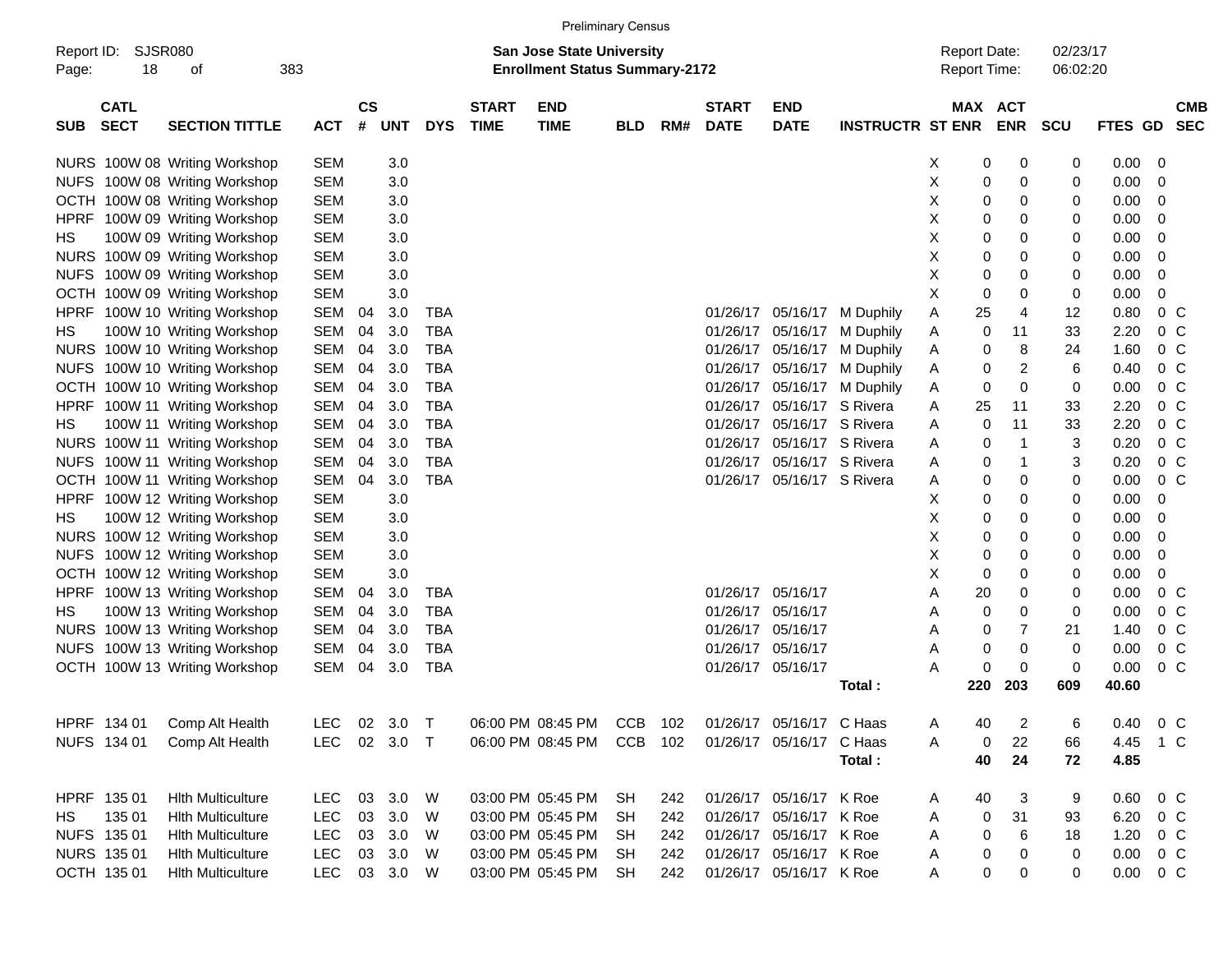Preliminary Census

Report ID: SJSR080

**San Jose State University**
**Enrollment Status Summary-2172**

Report Date: 02/23/17
Report Time: 06:02:20

| SUB | CATL SECT | SECTION TITTLE | ACT | CS # | UNT | DYS | START TIME | END TIME | BLD | RM# | START DATE | END DATE | INSTRUCTR | ST | MAX ENR | ACT ENR | SCU | FTES | GD | CMB SEC |
|---|---|---|---|---|---|---|---|---|---|---|---|---|---|---|---|---|---|---|---|---|
| NURS | 100W 08 | Writing Workshop | SEM | | 3.0 | | | | | | | | | X | 0 | 0 | 0 | 0.00 | 0 | |
| NUFS | 100W 08 | Writing Workshop | SEM | | 3.0 | | | | | | | | | X | 0 | 0 | 0 | 0.00 | 0 | |
| OCTH | 100W 08 | Writing Workshop | SEM | | 3.0 | | | | | | | | | X | 0 | 0 | 0 | 0.00 | 0 | |
| HPRF | 100W 09 | Writing Workshop | SEM | | 3.0 | | | | | | | | | X | 0 | 0 | 0 | 0.00 | 0 | |
| HS | 100W 09 | Writing Workshop | SEM | | 3.0 | | | | | | | | | X | 0 | 0 | 0 | 0.00 | 0 | |
| NURS | 100W 09 | Writing Workshop | SEM | | 3.0 | | | | | | | | | X | 0 | 0 | 0 | 0.00 | 0 | |
| NUFS | 100W 09 | Writing Workshop | SEM | | 3.0 | | | | | | | | | X | 0 | 0 | 0 | 0.00 | 0 | |
| OCTH | 100W 09 | Writing Workshop | SEM | | 3.0 | | | | | | | | | X | 0 | 0 | 0 | 0.00 | 0 | |
| HPRF | 100W 10 | Writing Workshop | SEM | 04 | 3.0 | TBA | | | | | 01/26/17 | 05/16/17 | M Duphily | A | 25 | 4 | 12 | 0.80 | 0 | C |
| HS | 100W 10 | Writing Workshop | SEM | 04 | 3.0 | TBA | | | | | 01/26/17 | 05/16/17 | M Duphily | A | 0 | 11 | 33 | 2.20 | 0 | C |
| NURS | 100W 10 | Writing Workshop | SEM | 04 | 3.0 | TBA | | | | | 01/26/17 | 05/16/17 | M Duphily | A | 0 | 8 | 24 | 1.60 | 0 | C |
| NUFS | 100W 10 | Writing Workshop | SEM | 04 | 3.0 | TBA | | | | | 01/26/17 | 05/16/17 | M Duphily | A | 0 | 2 | 6 | 0.40 | 0 | C |
| OCTH | 100W 10 | Writing Workshop | SEM | 04 | 3.0 | TBA | | | | | 01/26/17 | 05/16/17 | M Duphily | A | 0 | 0 | 0 | 0.00 | 0 | C |
| HPRF | 100W 11 | Writing Workshop | SEM | 04 | 3.0 | TBA | | | | | 01/26/17 | 05/16/17 | S Rivera | A | 25 | 11 | 33 | 2.20 | 0 | C |
| HS | 100W 11 | Writing Workshop | SEM | 04 | 3.0 | TBA | | | | | 01/26/17 | 05/16/17 | S Rivera | A | 0 | 11 | 33 | 2.20 | 0 | C |
| NURS | 100W 11 | Writing Workshop | SEM | 04 | 3.0 | TBA | | | | | 01/26/17 | 05/16/17 | S Rivera | A | 0 | 1 | 3 | 0.20 | 0 | C |
| NUFS | 100W 11 | Writing Workshop | SEM | 04 | 3.0 | TBA | | | | | 01/26/17 | 05/16/17 | S Rivera | A | 0 | 1 | 3 | 0.20 | 0 | C |
| OCTH | 100W 11 | Writing Workshop | SEM | 04 | 3.0 | TBA | | | | | 01/26/17 | 05/16/17 | S Rivera | A | 0 | 0 | 0 | 0.00 | 0 | C |
| HPRF | 100W 12 | Writing Workshop | SEM | | 3.0 | | | | | | | | | X | 0 | 0 | 0 | 0.00 | 0 | |
| HS | 100W 12 | Writing Workshop | SEM | | 3.0 | | | | | | | | | X | 0 | 0 | 0 | 0.00 | 0 | |
| NURS | 100W 12 | Writing Workshop | SEM | | 3.0 | | | | | | | | | X | 0 | 0 | 0 | 0.00 | 0 | |
| NUFS | 100W 12 | Writing Workshop | SEM | | 3.0 | | | | | | | | | X | 0 | 0 | 0 | 0.00 | 0 | |
| OCTH | 100W 12 | Writing Workshop | SEM | | 3.0 | | | | | | | | | X | 0 | 0 | 0 | 0.00 | 0 | |
| HPRF | 100W 13 | Writing Workshop | SEM | 04 | 3.0 | TBA | | | | | 01/26/17 | 05/16/17 | | A | 20 | 0 | 0 | 0.00 | 0 | C |
| HS | 100W 13 | Writing Workshop | SEM | 04 | 3.0 | TBA | | | | | 01/26/17 | 05/16/17 | | A | 0 | 0 | 0 | 0.00 | 0 | C |
| NURS | 100W 13 | Writing Workshop | SEM | 04 | 3.0 | TBA | | | | | 01/26/17 | 05/16/17 | | A | 0 | 7 | 21 | 1.40 | 0 | C |
| NUFS | 100W 13 | Writing Workshop | SEM | 04 | 3.0 | TBA | | | | | 01/26/17 | 05/16/17 | | A | 0 | 0 | 0 | 0.00 | 0 | C |
| OCTH | 100W 13 | Writing Workshop | SEM | 04 | 3.0 | TBA | | | | | 01/26/17 | 05/16/17 | | A | 0 | 0 | 0 | 0.00 | 0 | C |
| | | | | | | | | | | | | | **Total :** | | **220** | **203** | **609** | **40.60** | | |
| HPRF | 134 01 | Comp Alt Health | LEC | 02 | 3.0 | T | 06:00 PM | 08:45 PM | CCB | 102 | 01/26/17 | 05/16/17 | C Haas | A | 40 | 2 | 6 | 0.40 | 0 | C |
| NUFS | 134 01 | Comp Alt Health | LEC | 02 | 3.0 | T | 06:00 PM | 08:45 PM | CCB | 102 | 01/26/17 | 05/16/17 | C Haas | A | 0 | 22 | 66 | 4.45 | 1 | C |
| | | | | | | | | | | | | | **Total :** | | **40** | **24** | **72** | **4.85** | | |
| HPRF | 135 01 | Hlth Multiculture | LEC | 03 | 3.0 | W | 03:00 PM | 05:45 PM | SH | 242 | 01/26/17 | 05/16/17 | K Roe | A | 40 | 3 | 9 | 0.60 | 0 | C |
| HS | 135 01 | Hlth Multiculture | LEC | 03 | 3.0 | W | 03:00 PM | 05:45 PM | SH | 242 | 01/26/17 | 05/16/17 | K Roe | A | 0 | 31 | 93 | 6.20 | 0 | C |
| NUFS | 135 01 | Hlth Multiculture | LEC | 03 | 3.0 | W | 03:00 PM | 05:45 PM | SH | 242 | 01/26/17 | 05/16/17 | K Roe | A | 0 | 6 | 18 | 1.20 | 0 | C |
| NURS | 135 01 | Hlth Multiculture | LEC | 03 | 3.0 | W | 03:00 PM | 05:45 PM | SH | 242 | 01/26/17 | 05/16/17 | K Roe | A | 0 | 0 | 0 | 0.00 | 0 | C |
| OCTH | 135 01 | Hlth Multiculture | LEC | 03 | 3.0 | W | 03:00 PM | 05:45 PM | SH | 242 | 01/26/17 | 05/16/17 | K Roe | A | 0 | 0 | 0 | 0.00 | 0 | C |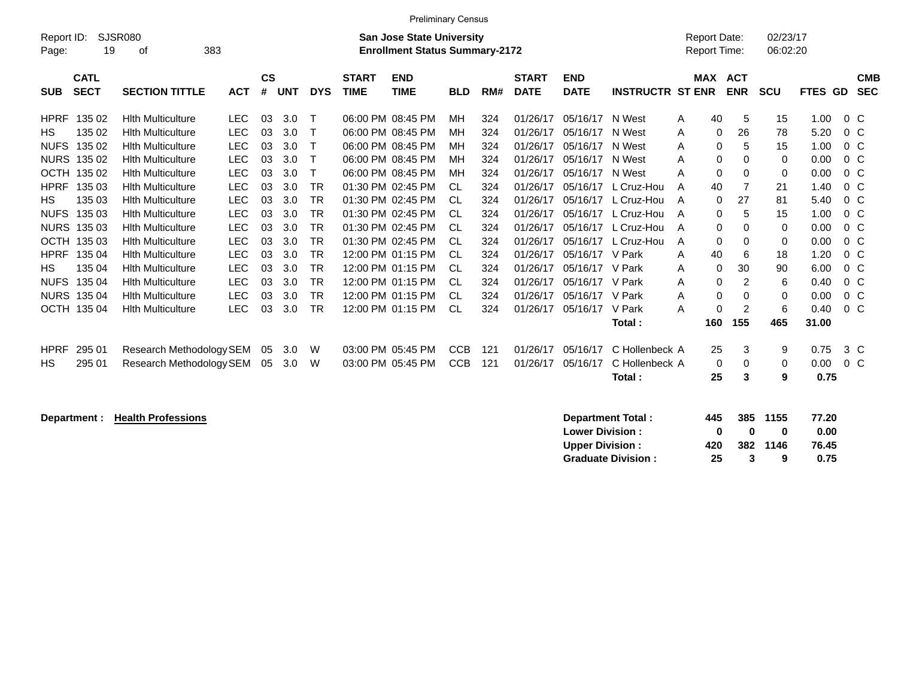Preliminary Census

Report ID: SJSR080 | **San Jose State University** | Report Date: 02/23/17
**Enrollment Status Summary-2172** | Report Time: 06:02:20

| SUB | CATL SECT | SECTION TITTLE | ACT | CS # | UNT | DYS | START TIME | END TIME | BLD | RM# | START DATE | END DATE | INSTRUCTR | ST | MAX ENR | ACT ENR | SCU | FTES | GD | CMB SEC |
|---|---|---|---|---|---|---|---|---|---|---|---|---|---|---|---|---|---|---|---|---|
| HPRF | 135 02 | Hlth Multiculture | LEC | 03 | 3.0 | T | 06:00 PM | 08:45 PM | MH | 324 | 01/26/17 | 05/16/17 | N West | A | 40 | 5 | 15 | 1.00 | 0 | C |
| HS | 135 02 | Hlth Multiculture | LEC | 03 | 3.0 | T | 06:00 PM | 08:45 PM | MH | 324 | 01/26/17 | 05/16/17 | N West | A | 0 | 26 | 78 | 5.20 | 0 | C |
| NUFS | 135 02 | Hlth Multiculture | LEC | 03 | 3.0 | T | 06:00 PM | 08:45 PM | MH | 324 | 01/26/17 | 05/16/17 | N West | A | 0 | 5 | 15 | 1.00 | 0 | C |
| NURS | 135 02 | Hlth Multiculture | LEC | 03 | 3.0 | T | 06:00 PM | 08:45 PM | MH | 324 | 01/26/17 | 05/16/17 | N West | A | 0 | 0 | 0 | 0.00 | 0 | C |
| OCTH | 135 02 | Hlth Multiculture | LEC | 03 | 3.0 | T | 06:00 PM | 08:45 PM | MH | 324 | 01/26/17 | 05/16/17 | N West | A | 0 | 0 | 0 | 0.00 | 0 | C |
| HPRF | 135 03 | Hlth Multiculture | LEC | 03 | 3.0 | TR | 01:30 PM | 02:45 PM | CL | 324 | 01/26/17 | 05/16/17 | L Cruz-Hou | A | 40 | 7 | 21 | 1.40 | 0 | C |
| HS | 135 03 | Hlth Multiculture | LEC | 03 | 3.0 | TR | 01:30 PM | 02:45 PM | CL | 324 | 01/26/17 | 05/16/17 | L Cruz-Hou | A | 0 | 27 | 81 | 5.40 | 0 | C |
| NUFS | 135 03 | Hlth Multiculture | LEC | 03 | 3.0 | TR | 01:30 PM | 02:45 PM | CL | 324 | 01/26/17 | 05/16/17 | L Cruz-Hou | A | 0 | 5 | 15 | 1.00 | 0 | C |
| NURS | 135 03 | Hlth Multiculture | LEC | 03 | 3.0 | TR | 01:30 PM | 02:45 PM | CL | 324 | 01/26/17 | 05/16/17 | L Cruz-Hou | A | 0 | 0 | 0 | 0.00 | 0 | C |
| OCTH | 135 03 | Hlth Multiculture | LEC | 03 | 3.0 | TR | 01:30 PM | 02:45 PM | CL | 324 | 01/26/17 | 05/16/17 | L Cruz-Hou | A | 0 | 0 | 0 | 0.00 | 0 | C |
| HPRF | 135 04 | Hlth Multiculture | LEC | 03 | 3.0 | TR | 12:00 PM | 01:15 PM | CL | 324 | 01/26/17 | 05/16/17 | V Park | A | 40 | 6 | 18 | 1.20 | 0 | C |
| HS | 135 04 | Hlth Multiculture | LEC | 03 | 3.0 | TR | 12:00 PM | 01:15 PM | CL | 324 | 01/26/17 | 05/16/17 | V Park | A | 0 | 30 | 90 | 6.00 | 0 | C |
| NUFS | 135 04 | Hlth Multiculture | LEC | 03 | 3.0 | TR | 12:00 PM | 01:15 PM | CL | 324 | 01/26/17 | 05/16/17 | V Park | A | 0 | 2 | 6 | 0.40 | 0 | C |
| NURS | 135 04 | Hlth Multiculture | LEC | 03 | 3.0 | TR | 12:00 PM | 01:15 PM | CL | 324 | 01/26/17 | 05/16/17 | V Park | A | 0 | 0 | 0 | 0.00 | 0 | C |
| OCTH | 135 04 | Hlth Multiculture | LEC | 03 | 3.0 | TR | 12:00 PM | 01:15 PM | CL | 324 | 01/26/17 | 05/16/17 | V Park | A | 0 | 2 | 6 | 0.40 | 0 | C |
| | | | | | | | | | | | | | **Total :** | | **160** | **155** | **465** | **31.00** | | |
| HPRF | 295 01 | Research Methodology | SEM | 05 | 3.0 | W | 03:00 PM | 05:45 PM | CCB | 121 | 01/26/17 | 05/16/17 | C Hollenbeck | A | 25 | 3 | 9 | 0.75 | 3 | C |
| HS | 295 01 | Research Methodology | SEM | 05 | 3.0 | W | 03:00 PM | 05:45 PM | CCB | 121 | 01/26/17 | 05/16/17 | C Hollenbeck | A | 0 | 0 | 0 | 0.00 | 0 | C |
| | | | | | | | | | | | | | **Total :** | | **25** | **3** | **9** | **0.75** | | |

**Department : Health Professions**

| | MAX ENR | ACT ENR | SCU | FTES |
|---|---|---|---|---|
| **Department Total :** | **445** | **385** | **1155** | **77.20** |
| **Lower Division :** | **0** | **0** | **0** | **0.00** |
| **Upper Division :** | **420** | **382** | **1146** | **76.45** |
| **Graduate Division :** | **25** | **3** | **9** | **0.75** |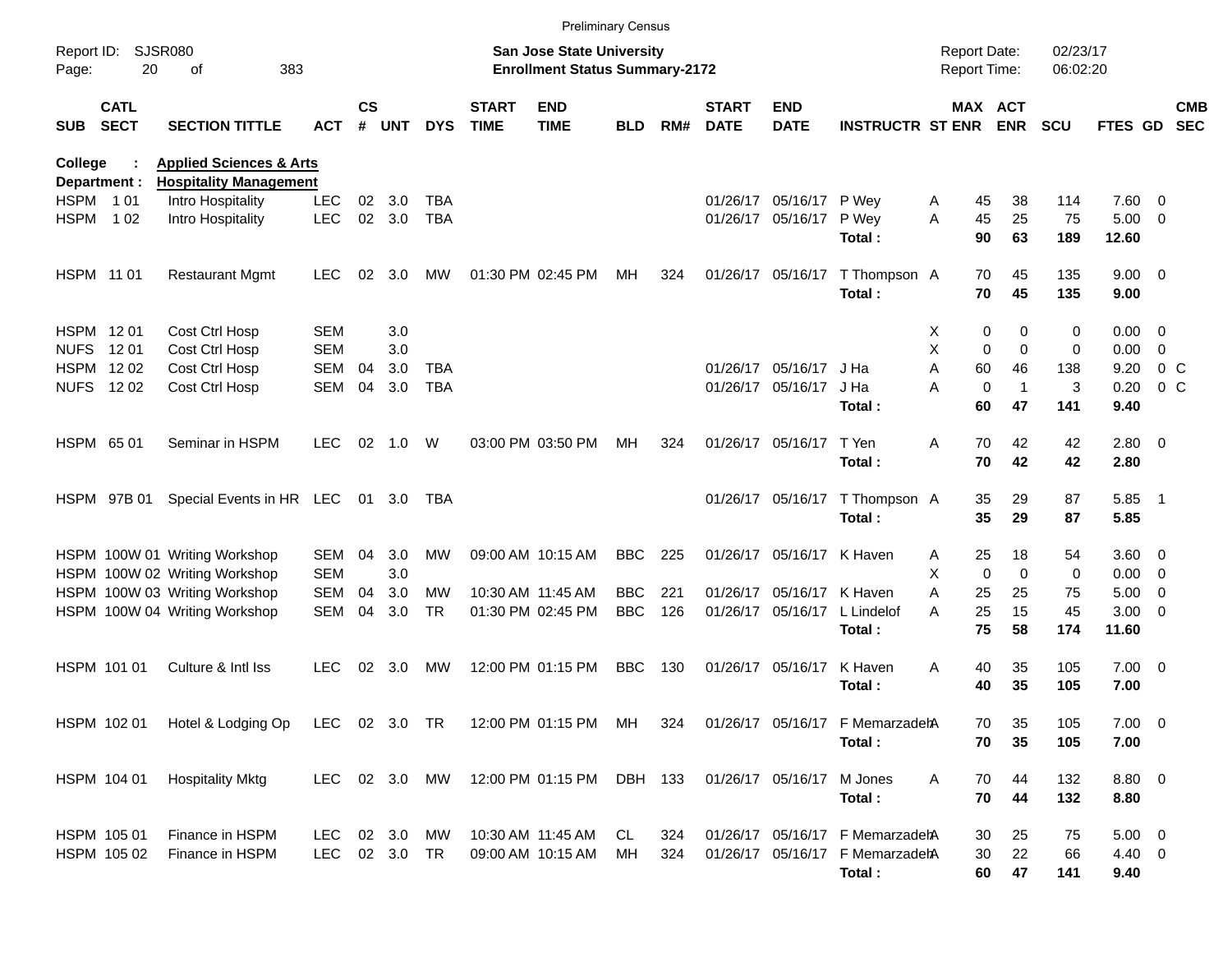Preliminary Census

Report ID: SJSR080
Page: 20 of 383

**San Jose State University**
**Enrollment Status Summary-2172**

Report Date: 02/23/17
Report Time: 06:02:20

**College : Applied Sciences & Arts**
**Department : Hospitality Management**

| SUB | CATL SECT | SECTION TITTLE | ACT | CS # | UNT | DYS | START TIME | END TIME | BLD | RM# | START DATE | END DATE | INSTRUCTR | ST | MAX ENR | ACT ENR | SCU | FTES | GD | CMB SEC |
|---|---|---|---|---|---|---|---|---|---|---|---|---|---|---|---|---|---|---|---|---|
| HSPM | 1 01 | Intro Hospitality | LEC | 02 | 3.0 | TBA | | | | | 01/26/17 | 05/16/17 | P Wey | A | 45 | 38 | 114 | 7.60 | 0 | |
| HSPM | 1 02 | Intro Hospitality | LEC | 02 | 3.0 | TBA | | | | | 01/26/17 | 05/16/17 | P Wey | A | 45 | 25 | 75 | 5.00 | 0 | |
| | | | | | | | | | | | | | **Total :** | | **90** | **63** | **189** | **12.60** | | |
| HSPM | 11 01 | Restaurant Mgmt | LEC | 02 | 3.0 | MW | 01:30 PM | 02:45 PM | MH | 324 | 01/26/17 | 05/16/17 | T Thompson | A | 70 | 45 | 135 | 9.00 | 0 | |
| | | | | | | | | | | | | | **Total :** | | **70** | **45** | **135** | **9.00** | | |
| HSPM | 12 01 | Cost Ctrl Hosp | SEM | | 3.0 | | | | | | | | | X | 0 | 0 | 0 | 0.00 | 0 | |
| NUFS | 12 01 | Cost Ctrl Hosp | SEM | | 3.0 | | | | | | | | | X | 0 | 0 | 0 | 0.00 | 0 | |
| HSPM | 12 02 | Cost Ctrl Hosp | SEM | 04 | 3.0 | TBA | | | | | 01/26/17 | 05/16/17 | J Ha | A | 60 | 46 | 138 | 9.20 | 0 | C |
| NUFS | 12 02 | Cost Ctrl Hosp | SEM | 04 | 3.0 | TBA | | | | | 01/26/17 | 05/16/17 | J Ha | A | 0 | 1 | 3 | 0.20 | 0 | C |
| | | | | | | | | | | | | | **Total :** | | **60** | **47** | **141** | **9.40** | | |
| HSPM | 65 01 | Seminar in HSPM | LEC | 02 | 1.0 | W | 03:00 PM | 03:50 PM | MH | 324 | 01/26/17 | 05/16/17 | T Yen | A | 70 | 42 | 42 | 2.80 | 0 | |
| | | | | | | | | | | | | | **Total :** | | **70** | **42** | **42** | **2.80** | | |
| HSPM | 97B 01 | Special Events in HR | LEC | 01 | 3.0 | TBA | | | | | 01/26/17 | 05/16/17 | T Thompson | A | 35 | 29 | 87 | 5.85 | 1 | |
| | | | | | | | | | | | | | **Total :** | | **35** | **29** | **87** | **5.85** | | |
| HSPM | 100W 01 | Writing Workshop | SEM | 04 | 3.0 | MW | 09:00 AM | 10:15 AM | BBC | 225 | 01/26/17 | 05/16/17 | K Haven | A | 25 | 18 | 54 | 3.60 | 0 | |
| HSPM | 100W 02 | Writing Workshop | SEM | | 3.0 | | | | | | | | | X | 0 | 0 | 0 | 0.00 | 0 | |
| HSPM | 100W 03 | Writing Workshop | SEM | 04 | 3.0 | MW | 10:30 AM | 11:45 AM | BBC | 221 | 01/26/17 | 05/16/17 | K Haven | A | 25 | 25 | 75 | 5.00 | 0 | |
| HSPM | 100W 04 | Writing Workshop | SEM | 04 | 3.0 | TR | 01:30 PM | 02:45 PM | BBC | 126 | 01/26/17 | 05/16/17 | L Lindelof | A | 25 | 15 | 45 | 3.00 | 0 | |
| | | | | | | | | | | | | | **Total :** | | **75** | **58** | **174** | **11.60** | | |
| HSPM | 101 01 | Culture & Intl Iss | LEC | 02 | 3.0 | MW | 12:00 PM | 01:15 PM | BBC | 130 | 01/26/17 | 05/16/17 | K Haven | A | 40 | 35 | 105 | 7.00 | 0 | |
| | | | | | | | | | | | | | **Total :** | | **40** | **35** | **105** | **7.00** | | |
| HSPM | 102 01 | Hotel & Lodging Op | LEC | 02 | 3.0 | TR | 12:00 PM | 01:15 PM | MH | 324 | 01/26/17 | 05/16/17 | F Memarzadeh | A | 70 | 35 | 105 | 7.00 | 0 | |
| | | | | | | | | | | | | | **Total :** | | **70** | **35** | **105** | **7.00** | | |
| HSPM | 104 01 | Hospitality Mktg | LEC | 02 | 3.0 | MW | 12:00 PM | 01:15 PM | DBH | 133 | 01/26/17 | 05/16/17 | M Jones | A | 70 | 44 | 132 | 8.80 | 0 | |
| | | | | | | | | | | | | | **Total :** | | **70** | **44** | **132** | **8.80** | | |
| HSPM | 105 01 | Finance in HSPM | LEC | 02 | 3.0 | MW | 10:30 AM | 11:45 AM | CL | 324 | 01/26/17 | 05/16/17 | F Memarzadeh | A | 30 | 25 | 75 | 5.00 | 0 | |
| HSPM | 105 02 | Finance in HSPM | LEC | 02 | 3.0 | TR | 09:00 AM | 10:15 AM | MH | 324 | 01/26/17 | 05/16/17 | F Memarzadeh | A | 30 | 22 | 66 | 4.40 | 0 | |
| | | | | | | | | | | | | | **Total :** | | **60** | **47** | **141** | **9.40** | | |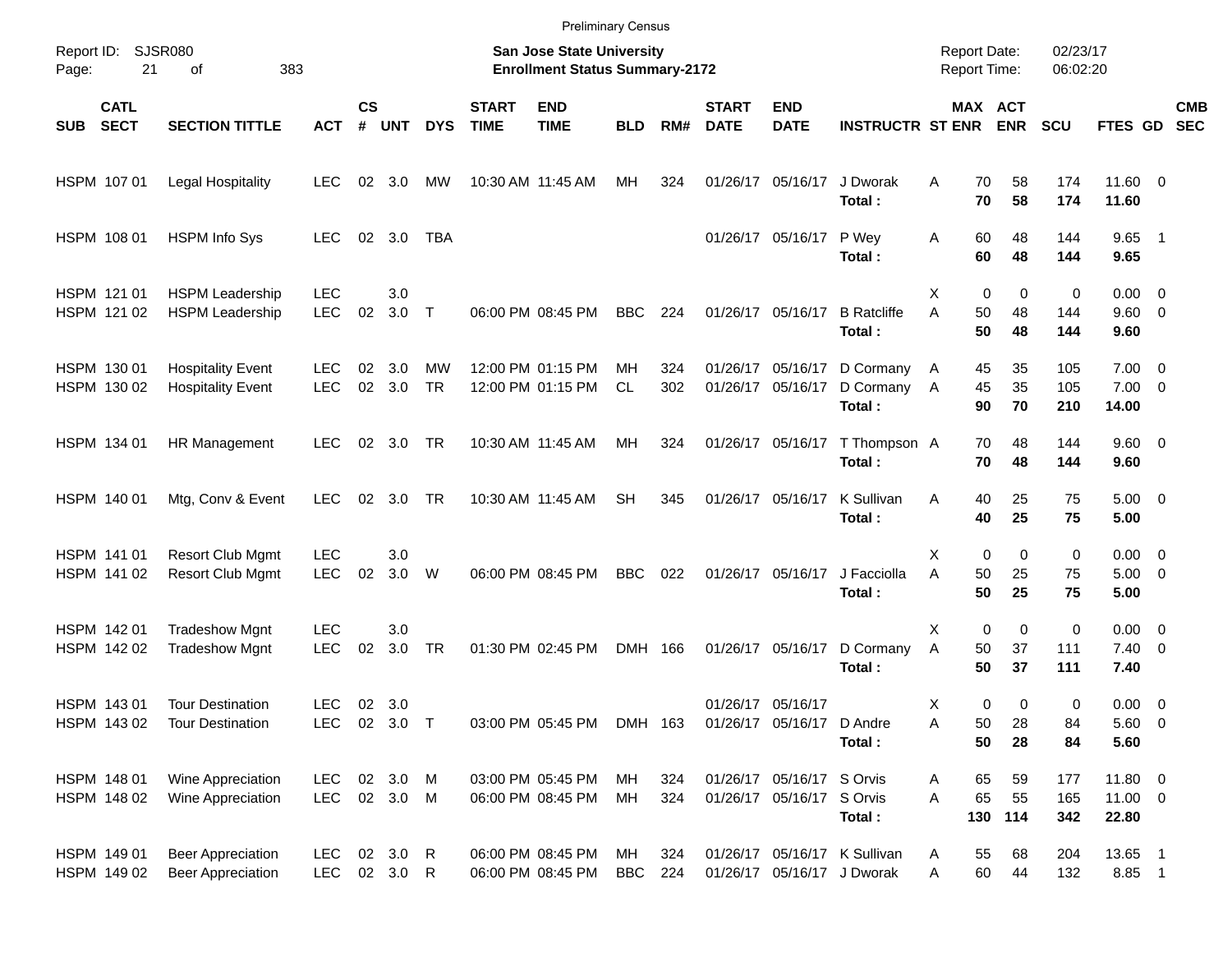Preliminary Census

Report ID: SJSR080

**San Jose State University**
**Enrollment Status Summary-2172**

Report Date: 02/23/17
Report Time: 06:02:20

| SUB | CATL SECT | SECTION TITTLE | ACT | CS # | UNT | DYS | START TIME | END TIME | BLD | RM# | START DATE | END DATE | INSTRUCTR | ST | MAX ENR | ACT ENR | SCU | FTES | GD | CMB SEC |
|---|---|---|---|---|---|---|---|---|---|---|---|---|---|---|---|---|---|---|---|---|
| HSPM | 107 01 | Legal Hospitality | LEC | 02 | 3.0 | MW | 10:30 AM | 11:45 AM | MH | 324 | 01/26/17 | 05/16/17 | J Dworak | A | 70 | 58 | 174 | 11.60 | 0 | |
| | | | | | | | | | | | | | **Total :** | | **70** | **58** | **174** | **11.60** | | |
| HSPM | 108 01 | HSPM Info Sys | LEC | 02 | 3.0 | TBA | | | | | 01/26/17 | 05/16/17 | P Wey | A | 60 | 48 | 144 | 9.65 | 1 | |
| | | | | | | | | | | | | | **Total :** | | **60** | **48** | **144** | **9.65** | | |
| HSPM | 121 01 | HSPM Leadership | LEC | | 3.0 | | | | | | | | | X | 0 | 0 | 0 | 0.00 | 0 | |
| HSPM | 121 02 | HSPM Leadership | LEC | 02 | 3.0 | T | 06:00 PM | 08:45 PM | BBC | 224 | 01/26/17 | 05/16/17 | B Ratcliffe | A | 50 | 48 | 144 | 9.60 | 0 | |
| | | | | | | | | | | | | | **Total :** | | **50** | **48** | **144** | **9.60** | | |
| HSPM | 130 01 | Hospitality Event | LEC | 02 | 3.0 | MW | 12:00 PM | 01:15 PM | MH | 324 | 01/26/17 | 05/16/17 | D Cormany | A | 45 | 35 | 105 | 7.00 | 0 | |
| HSPM | 130 02 | Hospitality Event | LEC | 02 | 3.0 | TR | 12:00 PM | 01:15 PM | CL | 302 | 01/26/17 | 05/16/17 | D Cormany | A | 45 | 35 | 105 | 7.00 | 0 | |
| | | | | | | | | | | | | | **Total :** | | **90** | **70** | **210** | **14.00** | | |
| HSPM | 134 01 | HR Management | LEC | 02 | 3.0 | TR | 10:30 AM | 11:45 AM | MH | 324 | 01/26/17 | 05/16/17 | T Thompson | A | 70 | 48 | 144 | 9.60 | 0 | |
| | | | | | | | | | | | | | **Total :** | | **70** | **48** | **144** | **9.60** | | |
| HSPM | 140 01 | Mtg, Conv & Event | LEC | 02 | 3.0 | TR | 10:30 AM | 11:45 AM | SH | 345 | 01/26/17 | 05/16/17 | K Sullivan | A | 40 | 25 | 75 | 5.00 | 0 | |
| | | | | | | | | | | | | | **Total :** | | **40** | **25** | **75** | **5.00** | | |
| HSPM | 141 01 | Resort Club Mgmt | LEC | | 3.0 | | | | | | | | | X | 0 | 0 | 0 | 0.00 | 0 | |
| HSPM | 141 02 | Resort Club Mgmt | LEC | 02 | 3.0 | W | 06:00 PM | 08:45 PM | BBC | 022 | 01/26/17 | 05/16/17 | J Facciolla | A | 50 | 25 | 75 | 5.00 | 0 | |
| | | | | | | | | | | | | | **Total :** | | **50** | **25** | **75** | **5.00** | | |
| HSPM | 142 01 | Tradeshow Mgnt | LEC | | 3.0 | | | | | | | | | X | 0 | 0 | 0 | 0.00 | 0 | |
| HSPM | 142 02 | Tradeshow Mgnt | LEC | 02 | 3.0 | TR | 01:30 PM | 02:45 PM | DMH | 166 | 01/26/17 | 05/16/17 | D Cormany | A | 50 | 37 | 111 | 7.40 | 0 | |
| | | | | | | | | | | | | | **Total :** | | **50** | **37** | **111** | **7.40** | | |
| HSPM | 143 01 | Tour Destination | LEC | 02 | 3.0 | | | | | | 01/26/17 | 05/16/17 | | X | 0 | 0 | 0 | 0.00 | 0 | |
| HSPM | 143 02 | Tour Destination | LEC | 02 | 3.0 | T | 03:00 PM | 05:45 PM | DMH | 163 | 01/26/17 | 05/16/17 | D Andre | A | 50 | 28 | 84 | 5.60 | 0 | |
| | | | | | | | | | | | | | **Total :** | | **50** | **28** | **84** | **5.60** | | |
| HSPM | 148 01 | Wine Appreciation | LEC | 02 | 3.0 | M | 03:00 PM | 05:45 PM | MH | 324 | 01/26/17 | 05/16/17 | S Orvis | A | 65 | 59 | 177 | 11.80 | 0 | |
| HSPM | 148 02 | Wine Appreciation | LEC | 02 | 3.0 | M | 06:00 PM | 08:45 PM | MH | 324 | 01/26/17 | 05/16/17 | S Orvis | A | 65 | 55 | 165 | 11.00 | 0 | |
| | | | | | | | | | | | | | **Total :** | | **130** | **114** | **342** | **22.80** | | |
| HSPM | 149 01 | Beer Appreciation | LEC | 02 | 3.0 | R | 06:00 PM | 08:45 PM | MH | 324 | 01/26/17 | 05/16/17 | K Sullivan | A | 55 | 68 | 204 | 13.65 | 1 | |
| HSPM | 149 02 | Beer Appreciation | LEC | 02 | 3.0 | R | 06:00 PM | 08:45 PM | BBC | 224 | 01/26/17 | 05/16/17 | J Dworak | A | 60 | 44 | 132 | 8.85 | 1 | |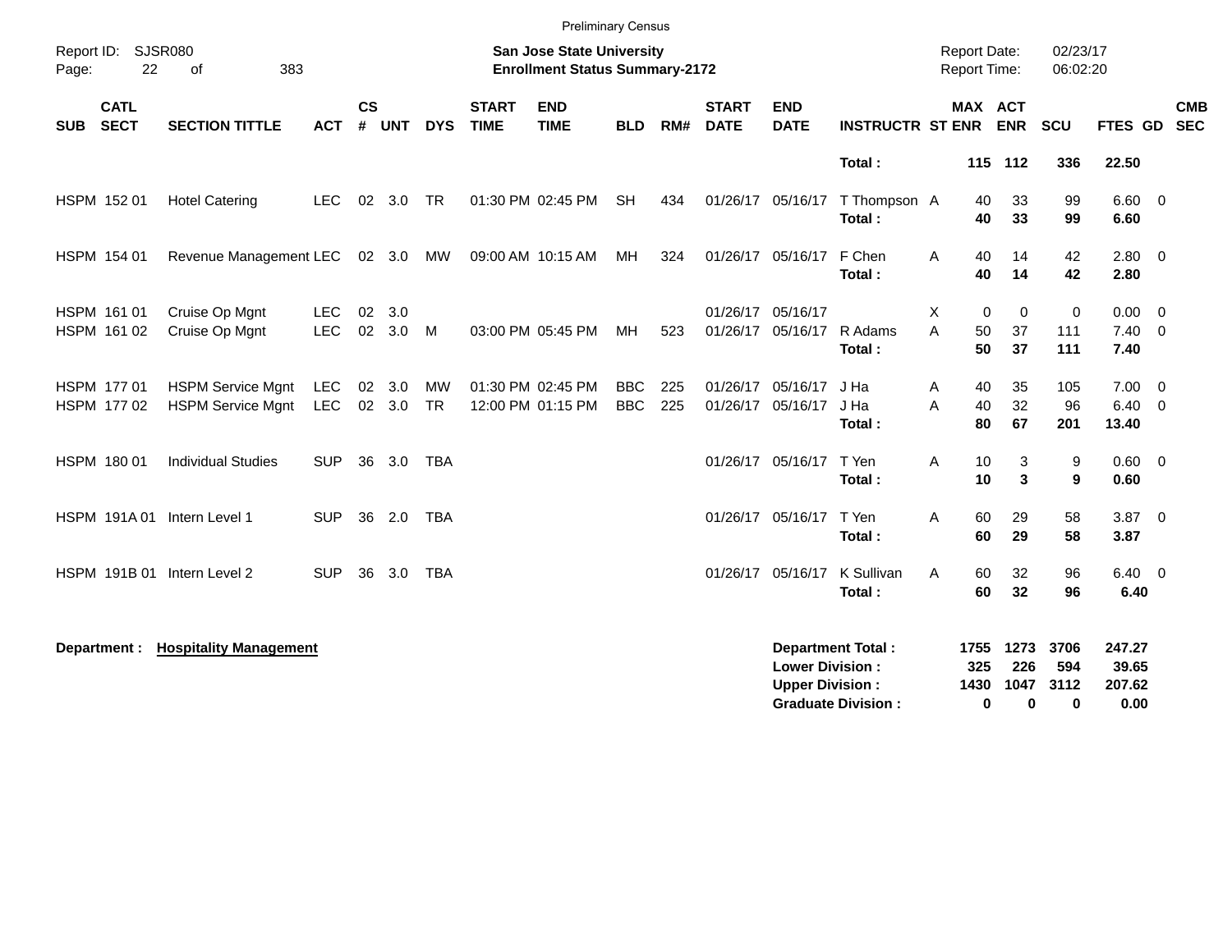Preliminary Census

Report ID: SJSR080
Page: 22 of 383

**San Jose State University**
**Enrollment Status Summary-2172**

Report Date: 02/23/17
Report Time: 06:02:20

| SUB | CATL SECT | SECTION TITTLE | ACT | CS # | UNT | DYS | START TIME | END TIME | BLD | RM# | START DATE | END DATE | INSTRUCTR | ST | MAX ENR | ACT ENR | SCU | FTES | GD | CMB SEC |
|---|---|---|---|---|---|---|---|---|---|---|---|---|---|---|---|---|---|---|---|---|
| | | | | | | | | | | | | | **Total :** | | **115** | **112** | **336** | **22.50** | | |
| HSPM | 152 01 | Hotel Catering | LEC | 02 | 3.0 | TR | 01:30 PM | 02:45 PM | SH | 434 | 01/26/17 | 05/16/17 | T Thompson | A | 40 | 33 | 99 | 6.60 | 0 | |
| | | | | | | | | | | | | | **Total :** | | **40** | **33** | **99** | **6.60** | | |
| HSPM | 154 01 | Revenue Management | LEC | 02 | 3.0 | MW | 09:00 AM | 10:15 AM | MH | 324 | 01/26/17 | 05/16/17 | F Chen | A | 40 | 14 | 42 | 2.80 | 0 | |
| | | | | | | | | | | | | | **Total :** | | **40** | **14** | **42** | **2.80** | | |
| HSPM | 161 01 | Cruise Op Mgnt | LEC | 02 | 3.0 | | | | | | 01/26/17 | 05/16/17 | | X | 0 | 0 | 0 | 0.00 | 0 | |
| HSPM | 161 02 | Cruise Op Mgnt | LEC | 02 | 3.0 | M | 03:00 PM | 05:45 PM | MH | 523 | 01/26/17 | 05/16/17 | R Adams | A | 50 | 37 | 111 | 7.40 | 0 | |
| | | | | | | | | | | | | | **Total :** | | **50** | **37** | **111** | **7.40** | | |
| HSPM | 177 01 | HSPM Service Mgnt | LEC | 02 | 3.0 | MW | 01:30 PM | 02:45 PM | BBC | 225 | 01/26/17 | 05/16/17 | J Ha | A | 40 | 35 | 105 | 7.00 | 0 | |
| HSPM | 177 02 | HSPM Service Mgnt | LEC | 02 | 3.0 | TR | 12:00 PM | 01:15 PM | BBC | 225 | 01/26/17 | 05/16/17 | J Ha | A | 40 | 32 | 96 | 6.40 | 0 | |
| | | | | | | | | | | | | | **Total :** | | **80** | **67** | **201** | **13.40** | | |
| HSPM | 180 01 | Individual Studies | SUP | 36 | 3.0 | TBA | | | | | 01/26/17 | 05/16/17 | T Yen | A | 10 | 3 | 9 | 0.60 | 0 | |
| | | | | | | | | | | | | | **Total :** | | **10** | **3** | **9** | **0.60** | | |
| HSPM | 191A 01 | Intern Level 1 | SUP | 36 | 2.0 | TBA | | | | | 01/26/17 | 05/16/17 | T Yen | A | 60 | 29 | 58 | 3.87 | 0 | |
| | | | | | | | | | | | | | **Total :** | | **60** | **29** | **58** | **3.87** | | |
| HSPM | 191B 01 | Intern Level 2 | SUP | 36 | 3.0 | TBA | | | | | 01/26/17 | 05/16/17 | K Sullivan | A | 60 | 32 | 96 | 6.40 | 0 | |
| | | | | | | | | | | | | | **Total :** | | **60** | **32** | **96** | **6.40** | | |

**Department :** **Hospitality Management**

| | MAX ENR | ACT ENR | SCU | FTES |
|---|---|---|---|---|
| **Department Total :** | **1755** | **1273** | **3706** | **247.27** |
| **Lower Division :** | **325** | **226** | **594** | **39.65** |
| **Upper Division :** | **1430** | **1047** | **3112** | **207.62** |
| **Graduate Division :** | **0** | **0** | **0** | **0.00** |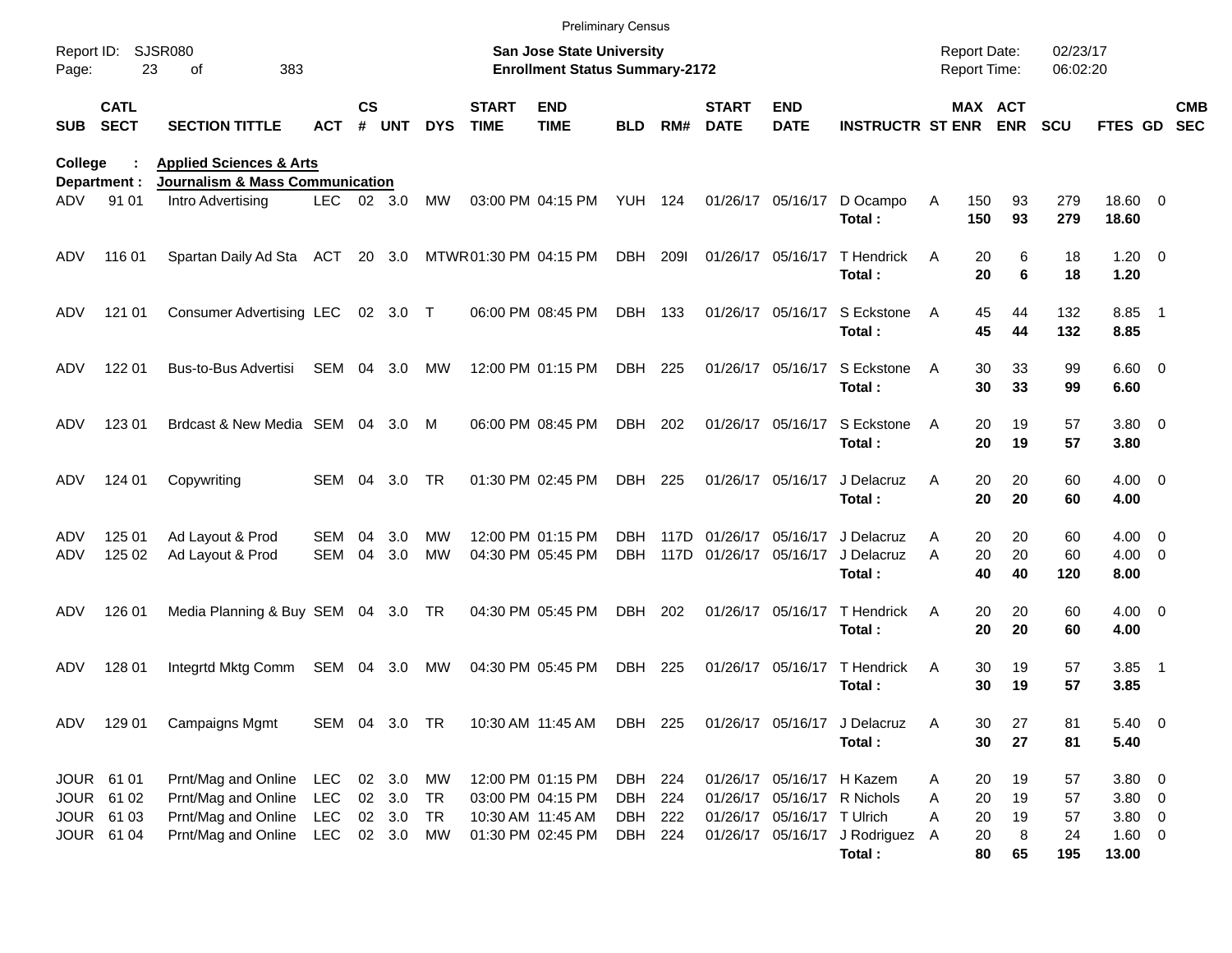Preliminary Census

Report ID: SJSR080
Page: 23 of 383

**San Jose State University**
**Enrollment Status Summary-2172**

Report Date: 02/23/17
Report Time: 06:02:20

**College : Applied Sciences & Arts**
**Department : Journalism & Mass Communication**

| SUB | CATL SECT | SECTION TITTLE | ACT | CS # | UNT | DYS | START TIME | END TIME | BLD | RM# | START DATE | END DATE | INSTRUCTR | ST | MAX ENR | ACT ENR | SCU | FTES | GD | CMB SEC |
|---|---|---|---|---|---|---|---|---|---|---|---|---|---|---|---|---|---|---|---|---|
| ADV | 91 01 | Intro Advertising | LEC | 02 | 3.0 | MW | 03:00 PM | 04:15 PM | YUH | 124 | 01/26/17 | 05/16/17 | D Ocampo | A | 150 | 93 | 279 | 18.60 | 0 | |
| | | | | | | | | | | | | | **Total :** | | **150** | **93** | **279** | **18.60** | | |
| ADV | 116 01 | Spartan Daily Ad Sta | ACT | 20 | 3.0 | MTWR | 01:30 PM | 04:15 PM | DBH | 209I | 01/26/17 | 05/16/17 | T Hendrick | A | 20 | 6 | 18 | 1.20 | 0 | |
| | | | | | | | | | | | | | **Total :** | | **20** | **6** | **18** | **1.20** | | |
| ADV | 121 01 | Consumer Advertising | LEC | 02 | 3.0 | T | 06:00 PM | 08:45 PM | DBH | 133 | 01/26/17 | 05/16/17 | S Eckstone | A | 45 | 44 | 132 | 8.85 | 1 | |
| | | | | | | | | | | | | | **Total :** | | **45** | **44** | **132** | **8.85** | | |
| ADV | 122 01 | Bus-to-Bus Advertisi | SEM | 04 | 3.0 | MW | 12:00 PM | 01:15 PM | DBH | 225 | 01/26/17 | 05/16/17 | S Eckstone | A | 30 | 33 | 99 | 6.60 | 0 | |
| | | | | | | | | | | | | | **Total :** | | **30** | **33** | **99** | **6.60** | | |
| ADV | 123 01 | Brdcast & New Media | SEM | 04 | 3.0 | M | 06:00 PM | 08:45 PM | DBH | 202 | 01/26/17 | 05/16/17 | S Eckstone | A | 20 | 19 | 57 | 3.80 | 0 | |
| | | | | | | | | | | | | | **Total :** | | **20** | **19** | **57** | **3.80** | | |
| ADV | 124 01 | Copywriting | SEM | 04 | 3.0 | TR | 01:30 PM | 02:45 PM | DBH | 225 | 01/26/17 | 05/16/17 | J Delacruz | A | 20 | 20 | 60 | 4.00 | 0 | |
| | | | | | | | | | | | | | **Total :** | | **20** | **20** | **60** | **4.00** | | |
| ADV | 125 01 | Ad Layout & Prod | SEM | 04 | 3.0 | MW | 12:00 PM | 01:15 PM | DBH | 117D | 01/26/17 | 05/16/17 | J Delacruz | A | 20 | 20 | 60 | 4.00 | 0 | |
| ADV | 125 02 | Ad Layout & Prod | SEM | 04 | 3.0 | MW | 04:30 PM | 05:45 PM | DBH | 117D | 01/26/17 | 05/16/17 | J Delacruz | A | 20 | 20 | 60 | 4.00 | 0 | |
| | | | | | | | | | | | | | **Total :** | | **40** | **40** | **120** | **8.00** | | |
| ADV | 126 01 | Media Planning & Buy | SEM | 04 | 3.0 | TR | 04:30 PM | 05:45 PM | DBH | 202 | 01/26/17 | 05/16/17 | T Hendrick | A | 20 | 20 | 60 | 4.00 | 0 | |
| | | | | | | | | | | | | | **Total :** | | **20** | **20** | **60** | **4.00** | | |
| ADV | 128 01 | Integrtd Mktg Comm | SEM | 04 | 3.0 | MW | 04:30 PM | 05:45 PM | DBH | 225 | 01/26/17 | 05/16/17 | T Hendrick | A | 30 | 19 | 57 | 3.85 | 1 | |
| | | | | | | | | | | | | | **Total :** | | **30** | **19** | **57** | **3.85** | | |
| ADV | 129 01 | Campaigns Mgmt | SEM | 04 | 3.0 | TR | 10:30 AM | 11:45 AM | DBH | 225 | 01/26/17 | 05/16/17 | J Delacruz | A | 30 | 27 | 81 | 5.40 | 0 | |
| | | | | | | | | | | | | | **Total :** | | **30** | **27** | **81** | **5.40** | | |
| JOUR | 61 01 | Prnt/Mag and Online | LEC | 02 | 3.0 | MW | 12:00 PM | 01:15 PM | DBH | 224 | 01/26/17 | 05/16/17 | H Kazem | A | 20 | 19 | 57 | 3.80 | 0 | |
| JOUR | 61 02 | Prnt/Mag and Online | LEC | 02 | 3.0 | TR | 03:00 PM | 04:15 PM | DBH | 224 | 01/26/17 | 05/16/17 | R Nichols | A | 20 | 19 | 57 | 3.80 | 0 | |
| JOUR | 61 03 | Prnt/Mag and Online | LEC | 02 | 3.0 | TR | 10:30 AM | 11:45 AM | DBH | 222 | 01/26/17 | 05/16/17 | T Ulrich | A | 20 | 19 | 57 | 3.80 | 0 | |
| JOUR | 61 04 | Prnt/Mag and Online | LEC | 02 | 3.0 | MW | 01:30 PM | 02:45 PM | DBH | 224 | 01/26/17 | 05/16/17 | J Rodriguez | A | 20 | 8 | 24 | 1.60 | 0 | |
| | | | | | | | | | | | | | **Total :** | | **80** | **65** | **195** | **13.00** | | |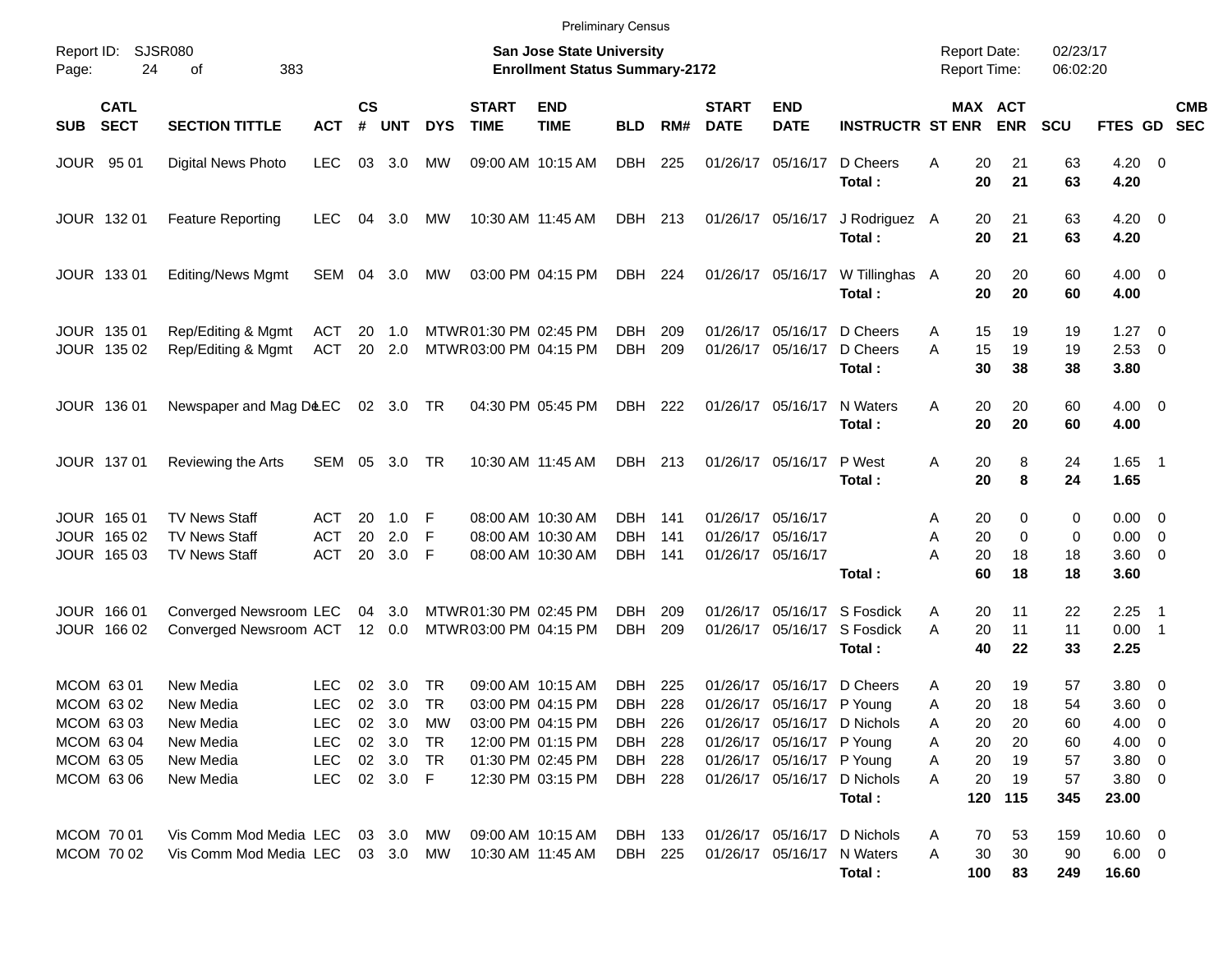Preliminary Census

Report ID: SJSR080
Page: 24 of 383

**San Jose State University**
**Enrollment Status Summary-2172**

Report Date: 02/23/17
Report Time: 06:02:20

| SUB | CATL SECT | SECTION TITTLE | ACT | CS # | UNT | DYS | START TIME | END TIME | BLD | RM# | START DATE | END DATE | INSTRUCTR | ST | MAX ENR | ACT ENR | SCU | FTES | GD | CMB SEC |
|---|---|---|---|---|---|---|---|---|---|---|---|---|---|---|---|---|---|---|---|---|
| JOUR | 95 01 | Digital News Photo | LEC | 03 | 3.0 | MW | 09:00 AM | 10:15 AM | DBH | 225 | 01/26/17 | 05/16/17 | D Cheers | A | 20 | 21 | 63 | 4.20 | 0 | |
| | | | | | | | | | | | | | **Total :** | | **20** | **21** | **63** | **4.20** | | |
| JOUR | 132 01 | Feature Reporting | LEC | 04 | 3.0 | MW | 10:30 AM | 11:45 AM | DBH | 213 | 01/26/17 | 05/16/17 | J Rodriguez | A | 20 | 21 | 63 | 4.20 | 0 | |
| | | | | | | | | | | | | | **Total :** | | **20** | **21** | **63** | **4.20** | | |
| JOUR | 133 01 | Editing/News Mgmt | SEM | 04 | 3.0 | MW | 03:00 PM | 04:15 PM | DBH | 224 | 01/26/17 | 05/16/17 | W Tillinghas | A | 20 | 20 | 60 | 4.00 | 0 | |
| | | | | | | | | | | | | | **Total :** | | **20** | **20** | **60** | **4.00** | | |
| JOUR | 135 01 | Rep/Editing & Mgmt | ACT | 20 | 1.0 | MTWR | 01:30 PM | 02:45 PM | DBH | 209 | 01/26/17 | 05/16/17 | D Cheers | A | 15 | 19 | 19 | 1.27 | 0 | |
| JOUR | 135 02 | Rep/Editing & Mgmt | ACT | 20 | 2.0 | MTWR | 03:00 PM | 04:15 PM | DBH | 209 | 01/26/17 | 05/16/17 | D Cheers | A | 15 | 19 | 19 | 2.53 | 0 | |
| | | | | | | | | | | | | | **Total :** | | **30** | **38** | **38** | **3.80** | | |
| JOUR | 136 01 | Newspaper and Mag De | LEC | 02 | 3.0 | TR | 04:30 PM | 05:45 PM | DBH | 222 | 01/26/17 | 05/16/17 | N Waters | A | 20 | 20 | 60 | 4.00 | 0 | |
| | | | | | | | | | | | | | **Total :** | | **20** | **20** | **60** | **4.00** | | |
| JOUR | 137 01 | Reviewing the Arts | SEM | 05 | 3.0 | TR | 10:30 AM | 11:45 AM | DBH | 213 | 01/26/17 | 05/16/17 | P West | A | 20 | 8 | 24 | 1.65 | 1 | |
| | | | | | | | | | | | | | **Total :** | | **20** | **8** | **24** | **1.65** | | |
| JOUR | 165 01 | TV News Staff | ACT | 20 | 1.0 | F | 08:00 AM | 10:30 AM | DBH | 141 | 01/26/17 | 05/16/17 | | A | 20 | 0 | 0 | 0.00 | 0 | |
| JOUR | 165 02 | TV News Staff | ACT | 20 | 2.0 | F | 08:00 AM | 10:30 AM | DBH | 141 | 01/26/17 | 05/16/17 | | A | 20 | 0 | 0 | 0.00 | 0 | |
| JOUR | 165 03 | TV News Staff | ACT | 20 | 3.0 | F | 08:00 AM | 10:30 AM | DBH | 141 | 01/26/17 | 05/16/17 | | A | 20 | 18 | 18 | 3.60 | 0 | |
| | | | | | | | | | | | | | **Total :** | | **60** | **18** | **18** | **3.60** | | |
| JOUR | 166 01 | Converged Newsroom | LEC | 04 | 3.0 | MTWR | 01:30 PM | 02:45 PM | DBH | 209 | 01/26/17 | 05/16/17 | S Fosdick | A | 20 | 11 | 22 | 2.25 | 1 | |
| JOUR | 166 02 | Converged Newsroom | ACT | 12 | 0.0 | MTWR | 03:00 PM | 04:15 PM | DBH | 209 | 01/26/17 | 05/16/17 | S Fosdick | A | 20 | 11 | 11 | 0.00 | 1 | |
| | | | | | | | | | | | | | **Total :** | | **40** | **22** | **33** | **2.25** | | |
| MCOM | 63 01 | New Media | LEC | 02 | 3.0 | TR | 09:00 AM | 10:15 AM | DBH | 225 | 01/26/17 | 05/16/17 | D Cheers | A | 20 | 19 | 57 | 3.80 | 0 | |
| MCOM | 63 02 | New Media | LEC | 02 | 3.0 | TR | 03:00 PM | 04:15 PM | DBH | 228 | 01/26/17 | 05/16/17 | P Young | A | 20 | 18 | 54 | 3.60 | 0 | |
| MCOM | 63 03 | New Media | LEC | 02 | 3.0 | MW | 03:00 PM | 04:15 PM | DBH | 226 | 01/26/17 | 05/16/17 | D Nichols | A | 20 | 20 | 60 | 4.00 | 0 | |
| MCOM | 63 04 | New Media | LEC | 02 | 3.0 | TR | 12:00 PM | 01:15 PM | DBH | 228 | 01/26/17 | 05/16/17 | P Young | A | 20 | 20 | 60 | 4.00 | 0 | |
| MCOM | 63 05 | New Media | LEC | 02 | 3.0 | TR | 01:30 PM | 02:45 PM | DBH | 228 | 01/26/17 | 05/16/17 | P Young | A | 20 | 19 | 57 | 3.80 | 0 | |
| MCOM | 63 06 | New Media | LEC | 02 | 3.0 | F | 12:30 PM | 03:15 PM | DBH | 228 | 01/26/17 | 05/16/17 | D Nichols | A | 20 | 19 | 57 | 3.80 | 0 | |
| | | | | | | | | | | | | | **Total :** | | **120** | **115** | **345** | **23.00** | | |
| MCOM | 70 01 | Vis Comm Mod Media | LEC | 03 | 3.0 | MW | 09:00 AM | 10:15 AM | DBH | 133 | 01/26/17 | 05/16/17 | D Nichols | A | 70 | 53 | 159 | 10.60 | 0 | |
| MCOM | 70 02 | Vis Comm Mod Media | LEC | 03 | 3.0 | MW | 10:30 AM | 11:45 AM | DBH | 225 | 01/26/17 | 05/16/17 | N Waters | A | 30 | 30 | 90 | 6.00 | 0 | |
| | | | | | | | | | | | | | **Total :** | | **100** | **83** | **249** | **16.60** | | |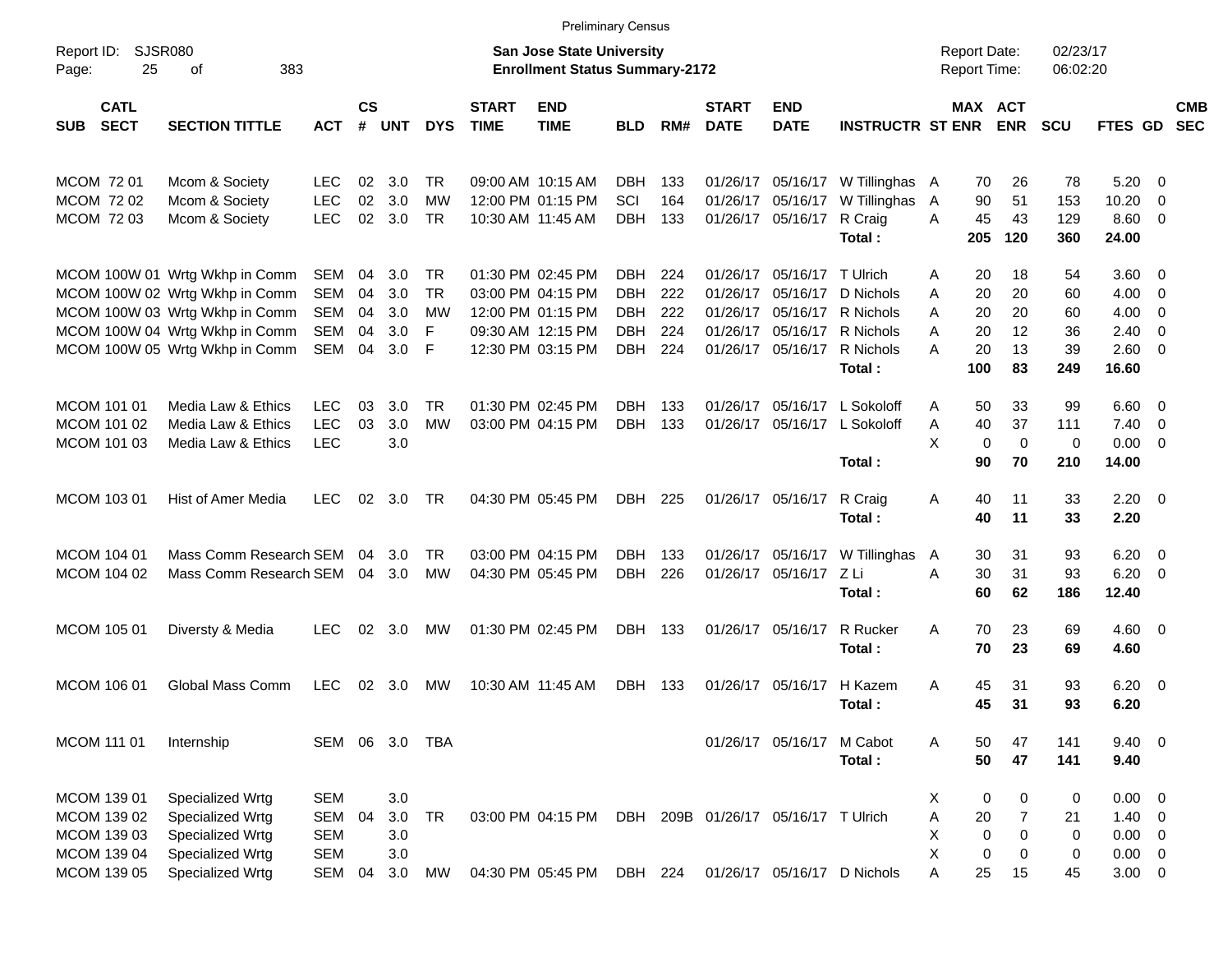Preliminary Census

Report ID: SJSR080

**San Jose State University**
**Enrollment Status Summary-2172**

Report Date: 02/23/17
Report Time: 06:02:20

| SUB | CATL SECT | SECTION TITTLE | ACT | CS # | UNT | DYS | START TIME | END TIME | BLD | RM# | START DATE | END DATE | INSTRUCTR | ST | MAX ENR | ACT ENR | SCU | FTES | GD | CMB SEC |
|---|---|---|---|---|---|---|---|---|---|---|---|---|---|---|---|---|---|---|---|---|
| MCOM | 72 01 | Mcom & Society | LEC | 02 | 3.0 | TR | 09:00 AM | 10:15 AM | DBH | 133 | 01/26/17 | 05/16/17 | W Tillinghas | A | 70 | 26 | 78 | 5.20 | 0 | |
| MCOM | 72 02 | Mcom & Society | LEC | 02 | 3.0 | MW | 12:00 PM | 01:15 PM | SCI | 164 | 01/26/17 | 05/16/17 | W Tillinghas | A | 90 | 51 | 153 | 10.20 | 0 | |
| MCOM | 72 03 | Mcom & Society | LEC | 02 | 3.0 | TR | 10:30 AM | 11:45 AM | DBH | 133 | 01/26/17 | 05/16/17 | R Craig | A | 45 | 43 | 129 | 8.60 | 0 | |
| | | | | | | | | | | | | | **Total :** | | **205** | **120** | **360** | **24.00** | | |
| MCOM | 100W 01 | Wrtg Wkhp in Comm | SEM | 04 | 3.0 | TR | 01:30 PM | 02:45 PM | DBH | 224 | 01/26/17 | 05/16/17 | T Ulrich | A | 20 | 18 | 54 | 3.60 | 0 | |
| MCOM | 100W 02 | Wrtg Wkhp in Comm | SEM | 04 | 3.0 | TR | 03:00 PM | 04:15 PM | DBH | 222 | 01/26/17 | 05/16/17 | D Nichols | A | 20 | 20 | 60 | 4.00 | 0 | |
| MCOM | 100W 03 | Wrtg Wkhp in Comm | SEM | 04 | 3.0 | MW | 12:00 PM | 01:15 PM | DBH | 222 | 01/26/17 | 05/16/17 | R Nichols | A | 20 | 20 | 60 | 4.00 | 0 | |
| MCOM | 100W 04 | Wrtg Wkhp in Comm | SEM | 04 | 3.0 | F | 09:30 AM | 12:15 PM | DBH | 224 | 01/26/17 | 05/16/17 | R Nichols | A | 20 | 12 | 36 | 2.40 | 0 | |
| MCOM | 100W 05 | Wrtg Wkhp in Comm | SEM | 04 | 3.0 | F | 12:30 PM | 03:15 PM | DBH | 224 | 01/26/17 | 05/16/17 | R Nichols | A | 20 | 13 | 39 | 2.60 | 0 | |
| | | | | | | | | | | | | | **Total :** | | **100** | **83** | **249** | **16.60** | | |
| MCOM | 101 01 | Media Law & Ethics | LEC | 03 | 3.0 | TR | 01:30 PM | 02:45 PM | DBH | 133 | 01/26/17 | 05/16/17 | L Sokoloff | A | 50 | 33 | 99 | 6.60 | 0 | |
| MCOM | 101 02 | Media Law & Ethics | LEC | 03 | 3.0 | MW | 03:00 PM | 04:15 PM | DBH | 133 | 01/26/17 | 05/16/17 | L Sokoloff | A | 40 | 37 | 111 | 7.40 | 0 | |
| MCOM | 101 03 | Media Law & Ethics | LEC | | 3.0 | | | | | | | | | X | 0 | 0 | 0 | 0.00 | 0 | |
| | | | | | | | | | | | | | **Total :** | | **90** | **70** | **210** | **14.00** | | |
| MCOM | 103 01 | Hist of Amer Media | LEC | 02 | 3.0 | TR | 04:30 PM | 05:45 PM | DBH | 225 | 01/26/17 | 05/16/17 | R Craig | A | 40 | 11 | 33 | 2.20 | 0 | |
| | | | | | | | | | | | | | **Total :** | | **40** | **11** | **33** | **2.20** | | |
| MCOM | 104 01 | Mass Comm Research | SEM | 04 | 3.0 | TR | 03:00 PM | 04:15 PM | DBH | 133 | 01/26/17 | 05/16/17 | W Tillinghas | A | 30 | 31 | 93 | 6.20 | 0 | |
| MCOM | 104 02 | Mass Comm Research | SEM | 04 | 3.0 | MW | 04:30 PM | 05:45 PM | DBH | 226 | 01/26/17 | 05/16/17 | Z Li | A | 30 | 31 | 93 | 6.20 | 0 | |
| | | | | | | | | | | | | | **Total :** | | **60** | **62** | **186** | **12.40** | | |
| MCOM | 105 01 | Diversty & Media | LEC | 02 | 3.0 | MW | 01:30 PM | 02:45 PM | DBH | 133 | 01/26/17 | 05/16/17 | R Rucker | A | 70 | 23 | 69 | 4.60 | 0 | |
| | | | | | | | | | | | | | **Total :** | | **70** | **23** | **69** | **4.60** | | |
| MCOM | 106 01 | Global Mass Comm | LEC | 02 | 3.0 | MW | 10:30 AM | 11:45 AM | DBH | 133 | 01/26/17 | 05/16/17 | H Kazem | A | 45 | 31 | 93 | 6.20 | 0 | |
| | | | | | | | | | | | | | **Total :** | | **45** | **31** | **93** | **6.20** | | |
| MCOM | 111 01 | Internship | SEM | 06 | 3.0 | TBA | | | | | 01/26/17 | 05/16/17 | M Cabot | A | 50 | 47 | 141 | 9.40 | 0 | |
| | | | | | | | | | | | | | **Total :** | | **50** | **47** | **141** | **9.40** | | |
| MCOM | 139 01 | Specialized Wrtg | SEM | | 3.0 | | | | | | | | | X | 0 | 0 | 0 | 0.00 | 0 | |
| MCOM | 139 02 | Specialized Wrtg | SEM | 04 | 3.0 | TR | 03:00 PM | 04:15 PM | DBH | 209B | 01/26/17 | 05/16/17 | T Ulrich | A | 20 | 7 | 21 | 1.40 | 0 | |
| MCOM | 139 03 | Specialized Wrtg | SEM | | 3.0 | | | | | | | | | X | 0 | 0 | 0 | 0.00 | 0 | |
| MCOM | 139 04 | Specialized Wrtg | SEM | | 3.0 | | | | | | | | | X | 0 | 0 | 0 | 0.00 | 0 | |
| MCOM | 139 05 | Specialized Wrtg | SEM | 04 | 3.0 | MW | 04:30 PM | 05:45 PM | DBH | 224 | 01/26/17 | 05/16/17 | D Nichols | A | 25 | 15 | 45 | 3.00 | 0 | |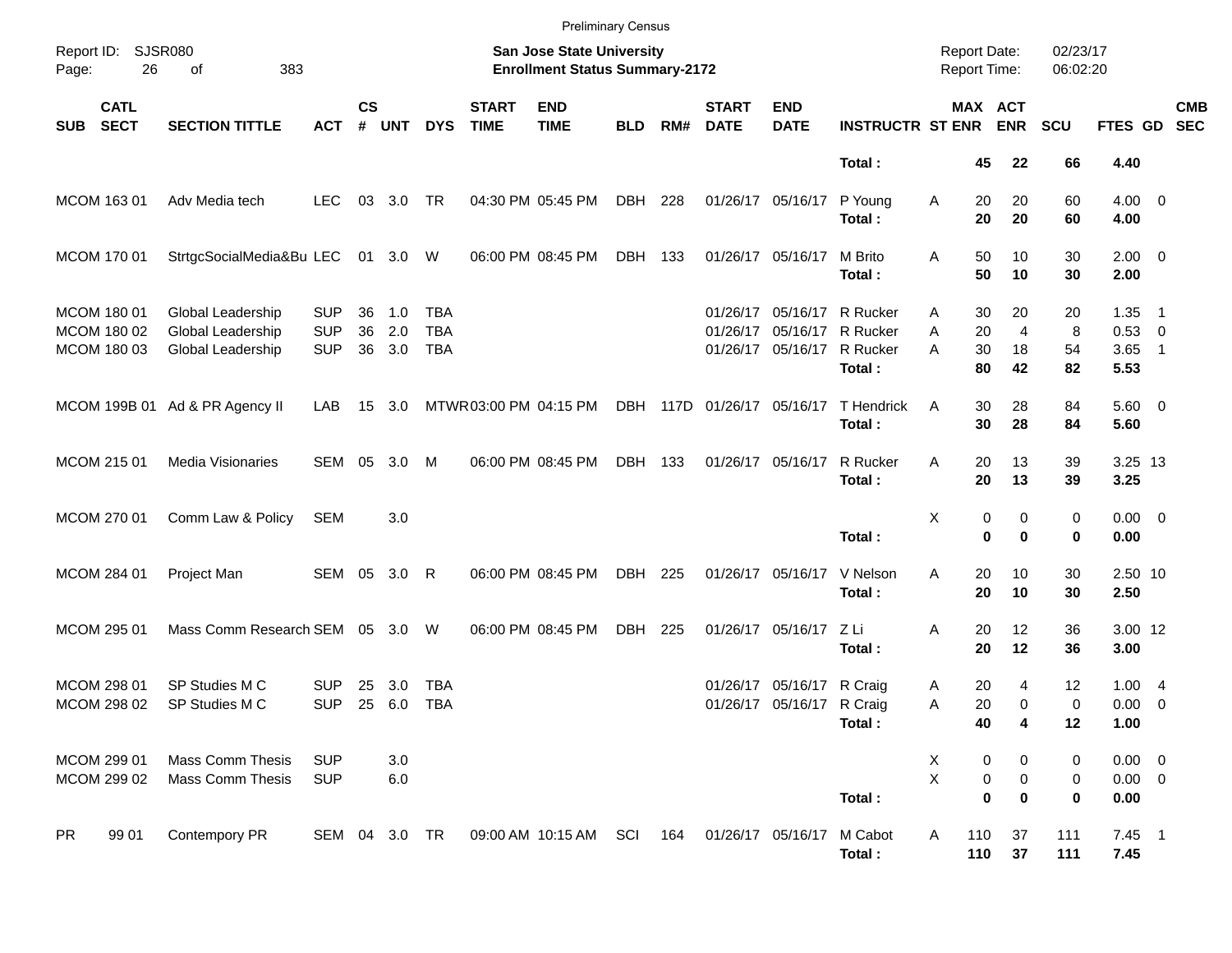Preliminary Census

Report ID: SJSR080

**San Jose State University**
**Enrollment Status Summary-2172**

Report Date: 02/23/17
Report Time: 06:02:20

| SUB | CATL SECT | SECTION TITTLE | ACT | CS # | UNT | DYS | START TIME | END TIME | BLD | RM# | START DATE | END DATE | INSTRUCTR | ST | MAX ENR | ACT ENR | SCU | FTES | GD | CMB SEC |
|---|---|---|---|---|---|---|---|---|---|---|---|---|---|---|---|---|---|---|---|---|
| | | | | | | | | | | | | | **Total :** | | **45** | **22** | **66** | **4.40** | | |
| MCOM | 163 01 | Adv Media tech | LEC | 03 | 3.0 | TR | 04:30 PM | 05:45 PM | DBH | 228 | 01/26/17 | 05/16/17 | P Young | A | 20 | 20 | 60 | 4.00 | 0 | |
| | | | | | | | | | | | | | **Total :** | | **20** | **20** | **60** | **4.00** | | |
| MCOM | 170 01 | StrtgcSocialMedia&Bu | LEC | 01 | 3.0 | W | 06:00 PM | 08:45 PM | DBH | 133 | 01/26/17 | 05/16/17 | M Brito | A | 50 | 10 | 30 | 2.00 | 0 | |
| | | | | | | | | | | | | | **Total :** | | **50** | **10** | **30** | **2.00** | | |
| MCOM | 180 01 | Global Leadership | SUP | 36 | 1.0 | TBA | | | | | 01/26/17 | 05/16/17 | R Rucker | A | 30 | 20 | 20 | 1.35 | 1 | |
| MCOM | 180 02 | Global Leadership | SUP | 36 | 2.0 | TBA | | | | | 01/26/17 | 05/16/17 | R Rucker | A | 20 | 4 | 8 | 0.53 | 0 | |
| MCOM | 180 03 | Global Leadership | SUP | 36 | 3.0 | TBA | | | | | 01/26/17 | 05/16/17 | R Rucker | A | 30 | 18 | 54 | 3.65 | 1 | |
| | | | | | | | | | | | | | **Total :** | | **80** | **42** | **82** | **5.53** | | |
| MCOM | 199B 01 | Ad & PR Agency II | LAB | 15 | 3.0 | MTWR | 03:00 PM | 04:15 PM | DBH | 117D | 01/26/17 | 05/16/17 | T Hendrick | A | 30 | 28 | 84 | 5.60 | 0 | |
| | | | | | | | | | | | | | **Total :** | | **30** | **28** | **84** | **5.60** | | |
| MCOM | 215 01 | Media Visionaries | SEM | 05 | 3.0 | M | 06:00 PM | 08:45 PM | DBH | 133 | 01/26/17 | 05/16/17 | R Rucker | A | 20 | 13 | 39 | 3.25 | 13 | |
| | | | | | | | | | | | | | **Total :** | | **20** | **13** | **39** | **3.25** | | |
| MCOM | 270 01 | Comm Law & Policy | SEM | | 3.0 | | | | | | | | | X | 0 | 0 | 0 | 0.00 | 0 | |
| | | | | | | | | | | | | | **Total :** | | **0** | **0** | **0** | **0.00** | | |
| MCOM | 284 01 | Project Man | SEM | 05 | 3.0 | R | 06:00 PM | 08:45 PM | DBH | 225 | 01/26/17 | 05/16/17 | V Nelson | A | 20 | 10 | 30 | 2.50 | 10 | |
| | | | | | | | | | | | | | **Total :** | | **20** | **10** | **30** | **2.50** | | |
| MCOM | 295 01 | Mass Comm Research | SEM | 05 | 3.0 | W | 06:00 PM | 08:45 PM | DBH | 225 | 01/26/17 | 05/16/17 | Z Li | A | 20 | 12 | 36 | 3.00 | 12 | |
| | | | | | | | | | | | | | **Total :** | | **20** | **12** | **36** | **3.00** | | |
| MCOM | 298 01 | SP Studies M C | SUP | 25 | 3.0 | TBA | | | | | 01/26/17 | 05/16/17 | R Craig | A | 20 | 4 | 12 | 1.00 | 4 | |
| MCOM | 298 02 | SP Studies M C | SUP | 25 | 6.0 | TBA | | | | | 01/26/17 | 05/16/17 | R Craig | A | 20 | 0 | 0 | 0.00 | 0 | |
| | | | | | | | | | | | | | **Total :** | | **40** | **4** | **12** | **1.00** | | |
| MCOM | 299 01 | Mass Comm Thesis | SUP | | 3.0 | | | | | | | | | X | 0 | 0 | 0 | 0.00 | 0 | |
| MCOM | 299 02 | Mass Comm Thesis | SUP | | 6.0 | | | | | | | | | X | 0 | 0 | 0 | 0.00 | 0 | |
| | | | | | | | | | | | | | **Total :** | | **0** | **0** | **0** | **0.00** | | |
| PR | 99 01 | Contempory PR | SEM | 04 | 3.0 | TR | 09:00 AM | 10:15 AM | SCI | 164 | 01/26/17 | 05/16/17 | M Cabot | A | 110 | 37 | 111 | 7.45 | 1 | |
| | | | | | | | | | | | | | **Total :** | | **110** | **37** | **111** | **7.45** | | |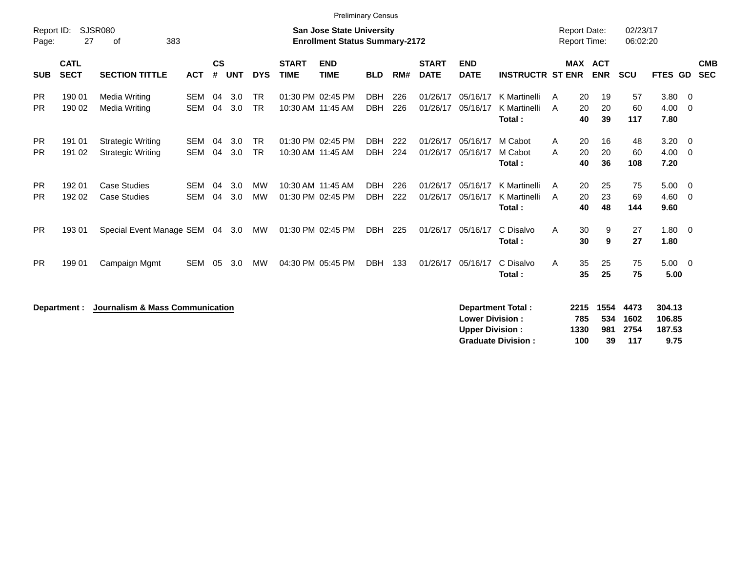Preliminary Census

Report ID: SJSR080

**San Jose State University**
**Enrollment Status Summary-2172**

Report Date: 02/23/17
Report Time: 06:02:20

| SUB | CATL SECT | SECTION TITTLE | ACT | CS # | UNT | DYS | START TIME | END TIME | BLD | RM# | START DATE | END DATE | INSTRUCTR | ST | MAX ENR | ACT ENR | SCU | FTES | GD | CMB SEC |
|---|---|---|---|---|---|---|---|---|---|---|---|---|---|---|---|---|---|---|---|---|
| PR | 190 01 | Media Writing | SEM | 04 | 3.0 | TR | 01:30 PM | 02:45 PM | DBH | 226 | 01/26/17 | 05/16/17 | K Martinelli | A | 20 | 19 | 57 | 3.80 | 0 | |
| PR | 190 02 | Media Writing | SEM | 04 | 3.0 | TR | 10:30 AM | 11:45 AM | DBH | 226 | 01/26/17 | 05/16/17 | K Martinelli | A | 20 | 20 | 60 | 4.00 | 0 | |
| | | | | | | | | | | | | | **Total :** | | **40** | **39** | **117** | **7.80** | | |
| PR | 191 01 | Strategic Writing | SEM | 04 | 3.0 | TR | 01:30 PM | 02:45 PM | DBH | 222 | 01/26/17 | 05/16/17 | M Cabot | A | 20 | 16 | 48 | 3.20 | 0 | |
| PR | 191 02 | Strategic Writing | SEM | 04 | 3.0 | TR | 10:30 AM | 11:45 AM | DBH | 224 | 01/26/17 | 05/16/17 | M Cabot | A | 20 | 20 | 60 | 4.00 | 0 | |
| | | | | | | | | | | | | | **Total :** | | **40** | **36** | **108** | **7.20** | | |
| PR | 192 01 | Case Studies | SEM | 04 | 3.0 | MW | 10:30 AM | 11:45 AM | DBH | 226 | 01/26/17 | 05/16/17 | K Martinelli | A | 20 | 25 | 75 | 5.00 | 0 | |
| PR | 192 02 | Case Studies | SEM | 04 | 3.0 | MW | 01:30 PM | 02:45 PM | DBH | 222 | 01/26/17 | 05/16/17 | K Martinelli | A | 20 | 23 | 69 | 4.60 | 0 | |
| | | | | | | | | | | | | | **Total :** | | **40** | **48** | **144** | **9.60** | | |
| PR | 193 01 | Special Event Manage | SEM | 04 | 3.0 | MW | 01:30 PM | 02:45 PM | DBH | 225 | 01/26/17 | 05/16/17 | C Disalvo | A | 30 | 9 | 27 | 1.80 | 0 | |
| | | | | | | | | | | | | | **Total :** | | **30** | **9** | **27** | **1.80** | | |
| PR | 199 01 | Campaign Mgmt | SEM | 05 | 3.0 | MW | 04:30 PM | 05:45 PM | DBH | 133 | 01/26/17 | 05/16/17 | C Disalvo | A | 35 | 25 | 75 | 5.00 | 0 | |
| | | | | | | | | | | | | | **Total :** | | **35** | **25** | **75** | **5.00** | | |

**Department :** **Journalism & Mass Communication**

| | MAX ENR | ACT ENR | SCU | FTES |
|---|---|---|---|---|
| **Department Total :** | **2215** | **1554** | **4473** | **304.13** |
| **Lower Division :** | **785** | **534** | **1602** | **106.85** |
| **Upper Division :** | **1330** | **981** | **2754** | **187.53** |
| **Graduate Division :** | **100** | **39** | **117** | **9.75** |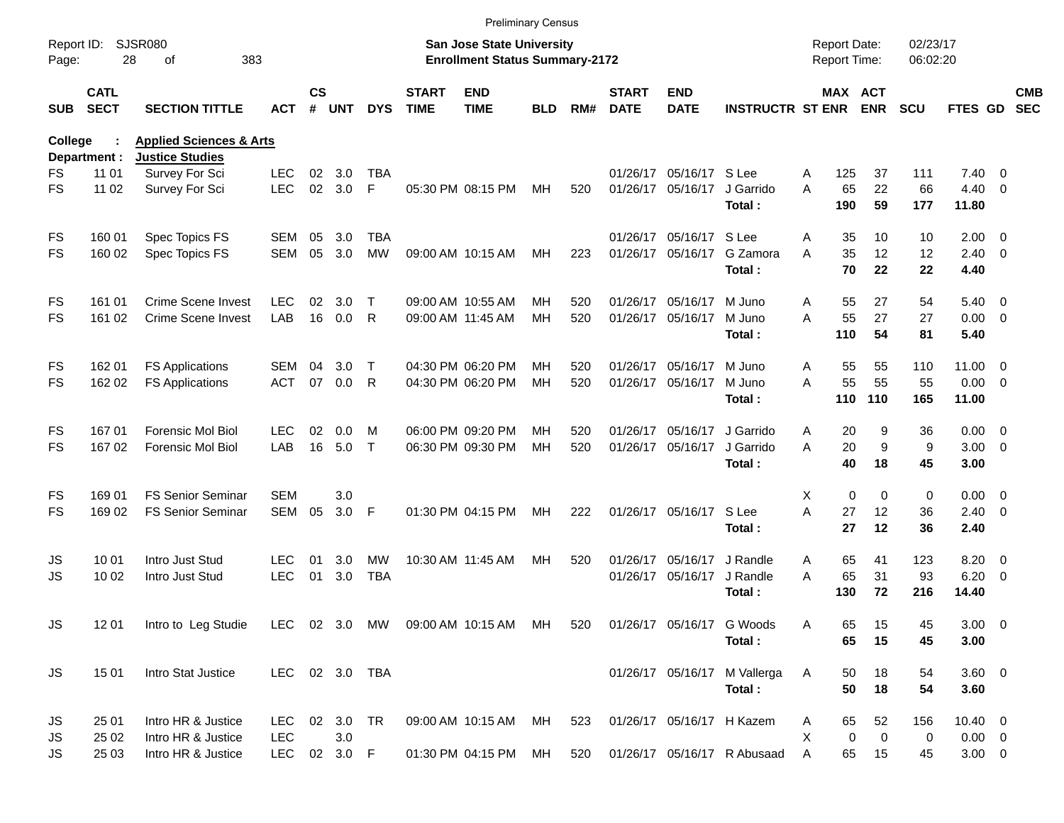Preliminary Census

Report ID: SJSR080

**San Jose State University**
**Enrollment Status Summary-2172**

Report Date: 02/23/17
Report Time: 06:02:20

College : **Applied Sciences & Arts**
Department : **Justice Studies**

| SUB | CATL SECT | SECTION TITTLE | ACT | CS # | UNT | DYS | START TIME | END TIME | BLD | RM# | START DATE | END DATE | INSTRUCTR | ST | MAX ENR | ACT ENR | SCU | FTES | GD | CMB SEC |
|---|---|---|---|---|---|---|---|---|---|---|---|---|---|---|---|---|---|---|---|---|
| FS | 11 01 | Survey For Sci | LEC | 02 | 3.0 | TBA | | | | | 01/26/17 | 05/16/17 | S Lee | A | 125 | 37 | 111 | 7.40 | 0 | |
| FS | 11 02 | Survey For Sci | LEC | 02 | 3.0 | F | 05:30 PM | 08:15 PM | MH | 520 | 01/26/17 | 05/16/17 | J Garrido | A | 65 | 22 | 66 | 4.40 | 0 | |
| | | | | | | | | | | | | | **Total :** | | **190** | **59** | **177** | **11.80** | | |
| FS | 160 01 | Spec Topics FS | SEM | 05 | 3.0 | TBA | | | | | 01/26/17 | 05/16/17 | S Lee | A | 35 | 10 | 10 | 2.00 | 0 | |
| FS | 160 02 | Spec Topics FS | SEM | 05 | 3.0 | MW | 09:00 AM | 10:15 AM | MH | 223 | 01/26/17 | 05/16/17 | G Zamora | A | 35 | 12 | 12 | 2.40 | 0 | |
| | | | | | | | | | | | | | **Total :** | | **70** | **22** | **22** | **4.40** | | |
| FS | 161 01 | Crime Scene Invest | LEC | 02 | 3.0 | T | 09:00 AM | 10:55 AM | MH | 520 | 01/26/17 | 05/16/17 | M Juno | A | 55 | 27 | 54 | 5.40 | 0 | |
| FS | 161 02 | Crime Scene Invest | LAB | 16 | 0.0 | R | 09:00 AM | 11:45 AM | MH | 520 | 01/26/17 | 05/16/17 | M Juno | A | 55 | 27 | 27 | 0.00 | 0 | |
| | | | | | | | | | | | | | **Total :** | | **110** | **54** | **81** | **5.40** | | |
| FS | 162 01 | FS Applications | SEM | 04 | 3.0 | T | 04:30 PM | 06:20 PM | MH | 520 | 01/26/17 | 05/16/17 | M Juno | A | 55 | 55 | 110 | 11.00 | 0 | |
| FS | 162 02 | FS Applications | ACT | 07 | 0.0 | R | 04:30 PM | 06:20 PM | MH | 520 | 01/26/17 | 05/16/17 | M Juno | A | 55 | 55 | 55 | 0.00 | 0 | |
| | | | | | | | | | | | | | **Total :** | | **110** | **110** | **165** | **11.00** | | |
| FS | 167 01 | Forensic Mol Biol | LEC | 02 | 0.0 | M | 06:00 PM | 09:20 PM | MH | 520 | 01/26/17 | 05/16/17 | J Garrido | A | 20 | 9 | 36 | 0.00 | 0 | |
| FS | 167 02 | Forensic Mol Biol | LAB | 16 | 5.0 | T | 06:30 PM | 09:30 PM | MH | 520 | 01/26/17 | 05/16/17 | J Garrido | A | 20 | 9 | 9 | 3.00 | 0 | |
| | | | | | | | | | | | | | **Total :** | | **40** | **18** | **45** | **3.00** | | |
| FS | 169 01 | FS Senior Seminar | SEM | | 3.0 | | | | | | | | | X | 0 | 0 | 0 | 0.00 | 0 | |
| FS | 169 02 | FS Senior Seminar | SEM | 05 | 3.0 | F | 01:30 PM | 04:15 PM | MH | 222 | 01/26/17 | 05/16/17 | S Lee | A | 27 | 12 | 36 | 2.40 | 0 | |
| | | | | | | | | | | | | | **Total :** | | **27** | **12** | **36** | **2.40** | | |
| JS | 10 01 | Intro Just Stud | LEC | 01 | 3.0 | MW | 10:30 AM | 11:45 AM | MH | 520 | 01/26/17 | 05/16/17 | J Randle | A | 65 | 41 | 123 | 8.20 | 0 | |
| JS | 10 02 | Intro Just Stud | LEC | 01 | 3.0 | TBA | | | | | 01/26/17 | 05/16/17 | J Randle | A | 65 | 31 | 93 | 6.20 | 0 | |
| | | | | | | | | | | | | | **Total :** | | **130** | **72** | **216** | **14.40** | | |
| JS | 12 01 | Intro to Leg Studie | LEC | 02 | 3.0 | MW | 09:00 AM | 10:15 AM | MH | 520 | 01/26/17 | 05/16/17 | G Woods | A | 65 | 15 | 45 | 3.00 | 0 | |
| | | | | | | | | | | | | | **Total :** | | **65** | **15** | **45** | **3.00** | | |
| JS | 15 01 | Intro Stat Justice | LEC | 02 | 3.0 | TBA | | | | | 01/26/17 | 05/16/17 | M Vallerga | A | 50 | 18 | 54 | 3.60 | 0 | |
| | | | | | | | | | | | | | **Total :** | | **50** | **18** | **54** | **3.60** | | |
| JS | 25 01 | Intro HR & Justice | LEC | 02 | 3.0 | TR | 09:00 AM | 10:15 AM | MH | 523 | 01/26/17 | 05/16/17 | H Kazem | A | 65 | 52 | 156 | 10.40 | 0 | |
| JS | 25 02 | Intro HR & Justice | LEC | | 3.0 | | | | | | | | | X | 0 | 0 | 0 | 0.00 | 0 | |
| JS | 25 03 | Intro HR & Justice | LEC | 02 | 3.0 | F | 01:30 PM | 04:15 PM | MH | 520 | 01/26/17 | 05/16/17 | R Abusaad | A | 65 | 15 | 45 | 3.00 | 0 | |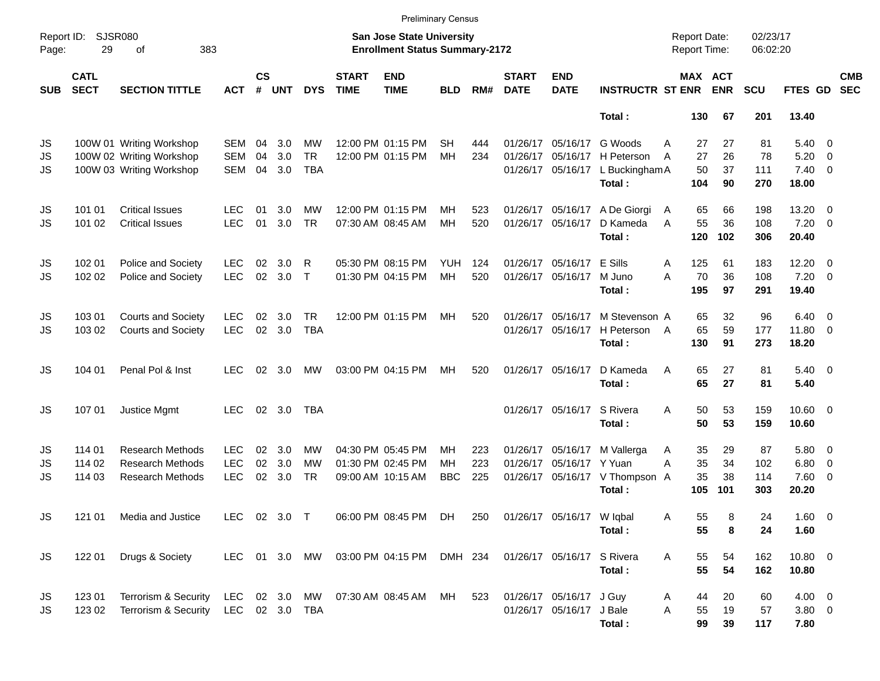Preliminary Census

Report ID: SJSR080

**San Jose State University**
**Enrollment Status Summary-2172**

Report Date: 02/23/17
Report Time: 06:02:20

| SUB | CATL SECT | SECTION TITTLE | ACT | CS # | UNT | DYS | START TIME | END TIME | BLD | RM# | START DATE | END DATE | INSTRUCTR | ST | MAX ENR | ACT ENR | SCU | FTES | GD | CMB SEC |
|---|---|---|---|---|---|---|---|---|---|---|---|---|---|---|---|---|---|---|---|---|
| | | | | | | | | | | | | | **Total :** | | **130** | **67** | **201** | **13.40** | | |
| JS | 100W 01 | Writing Workshop | SEM | 04 | 3.0 | MW | 12:00 PM | 01:15 PM | SH | 444 | 01/26/17 | 05/16/17 | G Woods | A | 27 | 27 | 81 | 5.40 | 0 | |
| JS | 100W 02 | Writing Workshop | SEM | 04 | 3.0 | TR | 12:00 PM | 01:15 PM | MH | 234 | 01/26/17 | 05/16/17 | H Peterson | A | 27 | 26 | 78 | 5.20 | 0 | |
| JS | 100W 03 | Writing Workshop | SEM | 04 | 3.0 | TBA | | | | | 01/26/17 | 05/16/17 | L Buckingham | A | 50 | 37 | 111 | 7.40 | 0 | |
| | | | | | | | | | | | | | **Total :** | | **104** | **90** | **270** | **18.00** | | |
| JS | 101 01 | Critical Issues | LEC | 01 | 3.0 | MW | 12:00 PM | 01:15 PM | MH | 523 | 01/26/17 | 05/16/17 | A De Giorgi | A | 65 | 66 | 198 | 13.20 | 0 | |
| JS | 101 02 | Critical Issues | LEC | 01 | 3.0 | TR | 07:30 AM | 08:45 AM | MH | 520 | 01/26/17 | 05/16/17 | D Kameda | A | 55 | 36 | 108 | 7.20 | 0 | |
| | | | | | | | | | | | | | **Total :** | | **120** | **102** | **306** | **20.40** | | |
| JS | 102 01 | Police and Society | LEC | 02 | 3.0 | R | 05:30 PM | 08:15 PM | YUH | 124 | 01/26/17 | 05/16/17 | E Sills | A | 125 | 61 | 183 | 12.20 | 0 | |
| JS | 102 02 | Police and Society | LEC | 02 | 3.0 | T | 01:30 PM | 04:15 PM | MH | 520 | 01/26/17 | 05/16/17 | M Juno | A | 70 | 36 | 108 | 7.20 | 0 | |
| | | | | | | | | | | | | | **Total :** | | **195** | **97** | **291** | **19.40** | | |
| JS | 103 01 | Courts and Society | LEC | 02 | 3.0 | TR | 12:00 PM | 01:15 PM | MH | 520 | 01/26/17 | 05/16/17 | M Stevenson | A | 65 | 32 | 96 | 6.40 | 0 | |
| JS | 103 02 | Courts and Society | LEC | 02 | 3.0 | TBA | | | | | 01/26/17 | 05/16/17 | H Peterson | A | 65 | 59 | 177 | 11.80 | 0 | |
| | | | | | | | | | | | | | **Total :** | | **130** | **91** | **273** | **18.20** | | |
| JS | 104 01 | Penal Pol & Inst | LEC | 02 | 3.0 | MW | 03:00 PM | 04:15 PM | MH | 520 | 01/26/17 | 05/16/17 | D Kameda | A | 65 | 27 | 81 | 5.40 | 0 | |
| | | | | | | | | | | | | | **Total :** | | **65** | **27** | **81** | **5.40** | | |
| JS | 107 01 | Justice Mgmt | LEC | 02 | 3.0 | TBA | | | | | 01/26/17 | 05/16/17 | S Rivera | A | 50 | 53 | 159 | 10.60 | 0 | |
| | | | | | | | | | | | | | **Total :** | | **50** | **53** | **159** | **10.60** | | |
| JS | 114 01 | Research Methods | LEC | 02 | 3.0 | MW | 04:30 PM | 05:45 PM | MH | 223 | 01/26/17 | 05/16/17 | M Vallerga | A | 35 | 29 | 87 | 5.80 | 0 | |
| JS | 114 02 | Research Methods | LEC | 02 | 3.0 | MW | 01:30 PM | 02:45 PM | MH | 223 | 01/26/17 | 05/16/17 | Y Yuan | A | 35 | 34 | 102 | 6.80 | 0 | |
| JS | 114 03 | Research Methods | LEC | 02 | 3.0 | TR | 09:00 AM | 10:15 AM | BBC | 225 | 01/26/17 | 05/16/17 | V Thompson | A | 35 | 38 | 114 | 7.60 | 0 | |
| | | | | | | | | | | | | | **Total :** | | **105** | **101** | **303** | **20.20** | | |
| JS | 121 01 | Media and Justice | LEC | 02 | 3.0 | T | 06:00 PM | 08:45 PM | DH | 250 | 01/26/17 | 05/16/17 | W Iqbal | A | 55 | 8 | 24 | 1.60 | 0 | |
| | | | | | | | | | | | | | **Total :** | | **55** | **8** | **24** | **1.60** | | |
| JS | 122 01 | Drugs & Society | LEC | 01 | 3.0 | MW | 03:00 PM | 04:15 PM | DMH | 234 | 01/26/17 | 05/16/17 | S Rivera | A | 55 | 54 | 162 | 10.80 | 0 | |
| | | | | | | | | | | | | | **Total :** | | **55** | **54** | **162** | **10.80** | | |
| JS | 123 01 | Terrorism & Security | LEC | 02 | 3.0 | MW | 07:30 AM | 08:45 AM | MH | 523 | 01/26/17 | 05/16/17 | J Guy | A | 44 | 20 | 60 | 4.00 | 0 | |
| JS | 123 02 | Terrorism & Security | LEC | 02 | 3.0 | TBA | | | | | 01/26/17 | 05/16/17 | J Bale | A | 55 | 19 | 57 | 3.80 | 0 | |
| | | | | | | | | | | | | | **Total :** | | **99** | **39** | **117** | **7.80** | | |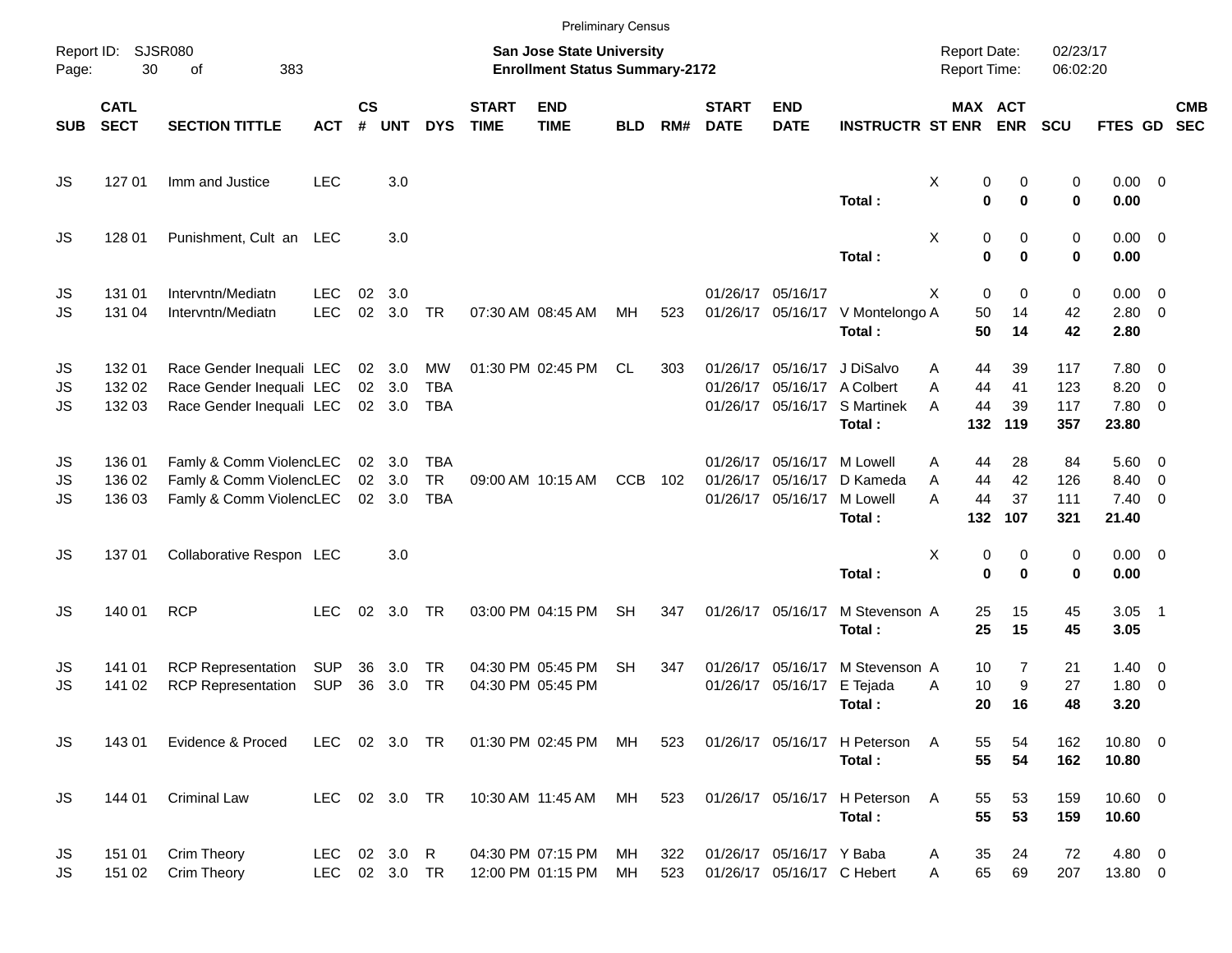Preliminary Census

Report ID: SJSR080
**San Jose State University**
**Enrollment Status Summary-2172**
Report Date: 02/23/17
Report Time: 06:02:20

| SUB | CATL SECT | SECTION TITTLE | ACT | CS # | UNT | DYS | START TIME | END TIME | BLD | RM# | START DATE | END DATE | INSTRUCTR | ST | MAX ENR | ACT ENR | SCU | FTES | GD | CMB SEC |
|---|---|---|---|---|---|---|---|---|---|---|---|---|---|---|---|---|---|---|---|---|
| JS | 127 01 | Imm and Justice | LEC | | 3.0 | | | | | | | | | X | 0 | 0 | 0 | 0.00 | 0 | |
| | | | | | | | | | | | | | **Total :** | | **0** | **0** | **0** | **0.00** | | |
| JS | 128 01 | Punishment, Cult an | LEC | | 3.0 | | | | | | | | | X | 0 | 0 | 0 | 0.00 | 0 | |
| | | | | | | | | | | | | | **Total :** | | **0** | **0** | **0** | **0.00** | | |
| JS | 131 01 | Intervntn/Mediatn | LEC | 02 | 3.0 | | | | | | 01/26/17 | 05/16/17 | | X | 0 | 0 | 0 | 0.00 | 0 | |
| JS | 131 04 | Intervntn/Mediatn | LEC | 02 | 3.0 | TR | 07:30 AM | 08:45 AM | MH | 523 | 01/26/17 | 05/16/17 | V Montelongo | A | 50 | 14 | 42 | 2.80 | 0 | |
| | | | | | | | | | | | | | **Total :** | | **50** | **14** | **42** | **2.80** | | |
| JS | 132 01 | Race Gender Inequali | LEC | 02 | 3.0 | MW | 01:30 PM | 02:45 PM | CL | 303 | 01/26/17 | 05/16/17 | J DiSalvo | A | 44 | 39 | 117 | 7.80 | 0 | |
| JS | 132 02 | Race Gender Inequali | LEC | 02 | 3.0 | TBA | | | | | 01/26/17 | 05/16/17 | A Colbert | A | 44 | 41 | 123 | 8.20 | 0 | |
| JS | 132 03 | Race Gender Inequali | LEC | 02 | 3.0 | TBA | | | | | 01/26/17 | 05/16/17 | S Martinek | A | 44 | 39 | 117 | 7.80 | 0 | |
| | | | | | | | | | | | | | **Total :** | | **132** | **119** | **357** | **23.80** | | |
| JS | 136 01 | Famly & Comm Violenc | LEC | 02 | 3.0 | TBA | | | | | 01/26/17 | 05/16/17 | M Lowell | A | 44 | 28 | 84 | 5.60 | 0 | |
| JS | 136 02 | Famly & Comm Violenc | LEC | 02 | 3.0 | TR | 09:00 AM | 10:15 AM | CCB | 102 | 01/26/17 | 05/16/17 | D Kameda | A | 44 | 42 | 126 | 8.40 | 0 | |
| JS | 136 03 | Famly & Comm Violenc | LEC | 02 | 3.0 | TBA | | | | | 01/26/17 | 05/16/17 | M Lowell | A | 44 | 37 | 111 | 7.40 | 0 | |
| | | | | | | | | | | | | | **Total :** | | **132** | **107** | **321** | **21.40** | | |
| JS | 137 01 | Collaborative Respon | LEC | | 3.0 | | | | | | | | | X | 0 | 0 | 0 | 0.00 | 0 | |
| | | | | | | | | | | | | | **Total :** | | **0** | **0** | **0** | **0.00** | | |
| JS | 140 01 | RCP | LEC | 02 | 3.0 | TR | 03:00 PM | 04:15 PM | SH | 347 | 01/26/17 | 05/16/17 | M Stevenson | A | 25 | 15 | 45 | 3.05 | 1 | |
| | | | | | | | | | | | | | **Total :** | | **25** | **15** | **45** | **3.05** | | |
| JS | 141 01 | RCP Representation | SUP | 36 | 3.0 | TR | 04:30 PM | 05:45 PM | SH | 347 | 01/26/17 | 05/16/17 | M Stevenson | A | 10 | 7 | 21 | 1.40 | 0 | |
| JS | 141 02 | RCP Representation | SUP | 36 | 3.0 | TR | 04:30 PM | 05:45 PM | | | 01/26/17 | 05/16/17 | E Tejada | A | 10 | 9 | 27 | 1.80 | 0 | |
| | | | | | | | | | | | | | **Total :** | | **20** | **16** | **48** | **3.20** | | |
| JS | 143 01 | Evidence & Proced | LEC | 02 | 3.0 | TR | 01:30 PM | 02:45 PM | MH | 523 | 01/26/17 | 05/16/17 | H Peterson | A | 55 | 54 | 162 | 10.80 | 0 | |
| | | | | | | | | | | | | | **Total :** | | **55** | **54** | **162** | **10.80** | | |
| JS | 144 01 | Criminal Law | LEC | 02 | 3.0 | TR | 10:30 AM | 11:45 AM | MH | 523 | 01/26/17 | 05/16/17 | H Peterson | A | 55 | 53 | 159 | 10.60 | 0 | |
| | | | | | | | | | | | | | **Total :** | | **55** | **53** | **159** | **10.60** | | |
| JS | 151 01 | Crim Theory | LEC | 02 | 3.0 | R | 04:30 PM | 07:15 PM | MH | 322 | 01/26/17 | 05/16/17 | Y Baba | A | 35 | 24 | 72 | 4.80 | 0 | |
| JS | 151 02 | Crim Theory | LEC | 02 | 3.0 | TR | 12:00 PM | 01:15 PM | MH | 523 | 01/26/17 | 05/16/17 | C Hebert | A | 65 | 69 | 207 | 13.80 | 0 | |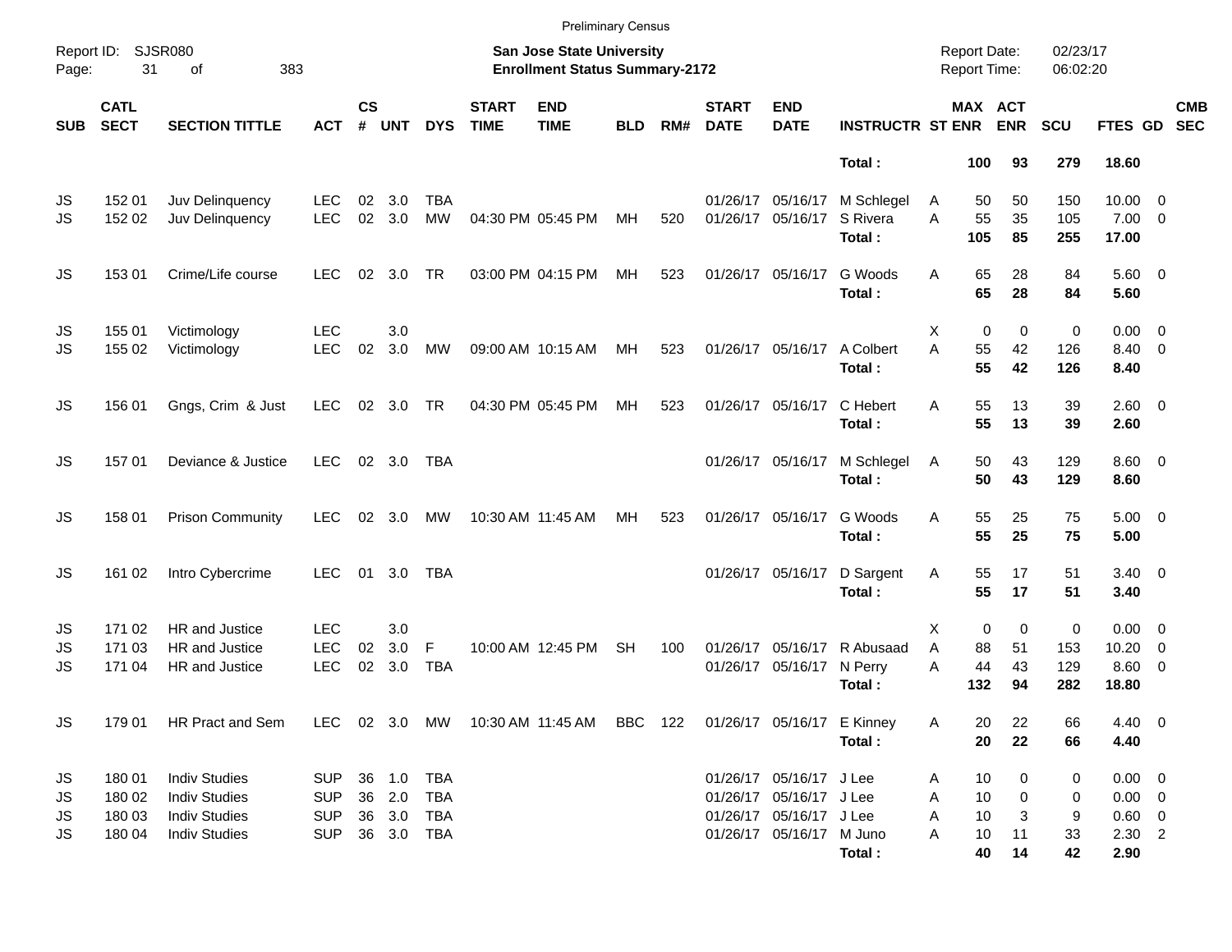Preliminary Census

Report ID: SJSR080

**San Jose State University**
**Enrollment Status Summary-2172**

Report Date: 02/23/17
Report Time: 06:02:20

| SUB | CATL SECT | SECTION TITTLE | ACT | CS # | UNT | DYS | START TIME | END TIME | BLD | RM# | START DATE | END DATE | INSTRUCTR | ST | MAX ENR | ACT ENR | SCU | FTES | GD | CMB SEC |
|---|---|---|---|---|---|---|---|---|---|---|---|---|---|---|---|---|---|---|---|---|
| | | | | | | | | | | | | | **Total :** | | **100** | **93** | **279** | **18.60** | | |
| JS | 152 01 | Juv Delinquency | LEC | 02 | 3.0 | TBA | | | | | 01/26/17 | 05/16/17 | M Schlegel | A | 50 | 50 | 150 | 10.00 | 0 | |
| JS | 152 02 | Juv Delinquency | LEC | 02 | 3.0 | MW | 04:30 PM | 05:45 PM | MH | 520 | 01/26/17 | 05/16/17 | S Rivera | A | 55 | 35 | 105 | 7.00 | 0 | |
| | | | | | | | | | | | | | **Total :** | | **105** | **85** | **255** | **17.00** | | |
| JS | 153 01 | Crime/Life course | LEC | 02 | 3.0 | TR | 03:00 PM | 04:15 PM | MH | 523 | 01/26/17 | 05/16/17 | G Woods | A | 65 | 28 | 84 | 5.60 | 0 | |
| | | | | | | | | | | | | | **Total :** | | **65** | **28** | **84** | **5.60** | | |
| JS | 155 01 | Victimology | LEC | | 3.0 | | | | | | | | | X | 0 | 0 | 0 | 0.00 | 0 | |
| JS | 155 02 | Victimology | LEC | 02 | 3.0 | MW | 09:00 AM | 10:15 AM | MH | 523 | 01/26/17 | 05/16/17 | A Colbert | A | 55 | 42 | 126 | 8.40 | 0 | |
| | | | | | | | | | | | | | **Total :** | | **55** | **42** | **126** | **8.40** | | |
| JS | 156 01 | Gngs, Crim & Just | LEC | 02 | 3.0 | TR | 04:30 PM | 05:45 PM | MH | 523 | 01/26/17 | 05/16/17 | C Hebert | A | 55 | 13 | 39 | 2.60 | 0 | |
| | | | | | | | | | | | | | **Total :** | | **55** | **13** | **39** | **2.60** | | |
| JS | 157 01 | Deviance & Justice | LEC | 02 | 3.0 | TBA | | | | | 01/26/17 | 05/16/17 | M Schlegel | A | 50 | 43 | 129 | 8.60 | 0 | |
| | | | | | | | | | | | | | **Total :** | | **50** | **43** | **129** | **8.60** | | |
| JS | 158 01 | Prison Community | LEC | 02 | 3.0 | MW | 10:30 AM | 11:45 AM | MH | 523 | 01/26/17 | 05/16/17 | G Woods | A | 55 | 25 | 75 | 5.00 | 0 | |
| | | | | | | | | | | | | | **Total :** | | **55** | **25** | **75** | **5.00** | | |
| JS | 161 02 | Intro Cybercrime | LEC | 01 | 3.0 | TBA | | | | | 01/26/17 | 05/16/17 | D Sargent | A | 55 | 17 | 51 | 3.40 | 0 | |
| | | | | | | | | | | | | | **Total :** | | **55** | **17** | **51** | **3.40** | | |
| JS | 171 02 | HR and Justice | LEC | | 3.0 | | | | | | | | | X | 0 | 0 | 0 | 0.00 | 0 | |
| JS | 171 03 | HR and Justice | LEC | 02 | 3.0 | F | 10:00 AM | 12:45 PM | SH | 100 | 01/26/17 | 05/16/17 | R Abusaad | A | 88 | 51 | 153 | 10.20 | 0 | |
| JS | 171 04 | HR and Justice | LEC | 02 | 3.0 | TBA | | | | | 01/26/17 | 05/16/17 | N Perry | A | 44 | 43 | 129 | 8.60 | 0 | |
| | | | | | | | | | | | | | **Total :** | | **132** | **94** | **282** | **18.80** | | |
| JS | 179 01 | HR Pract and Sem | LEC | 02 | 3.0 | MW | 10:30 AM | 11:45 AM | BBC | 122 | 01/26/17 | 05/16/17 | E Kinney | A | 20 | 22 | 66 | 4.40 | 0 | |
| | | | | | | | | | | | | | **Total :** | | **20** | **22** | **66** | **4.40** | | |
| JS | 180 01 | Indiv Studies | SUP | 36 | 1.0 | TBA | | | | | 01/26/17 | 05/16/17 | J Lee | A | 10 | 0 | 0 | 0.00 | 0 | |
| JS | 180 02 | Indiv Studies | SUP | 36 | 2.0 | TBA | | | | | 01/26/17 | 05/16/17 | J Lee | A | 10 | 0 | 0 | 0.00 | 0 | |
| JS | 180 03 | Indiv Studies | SUP | 36 | 3.0 | TBA | | | | | 01/26/17 | 05/16/17 | J Lee | A | 10 | 3 | 9 | 0.60 | 0 | |
| JS | 180 04 | Indiv Studies | SUP | 36 | 3.0 | TBA | | | | | 01/26/17 | 05/16/17 | M Juno | A | 10 | 11 | 33 | 2.30 | 2 | |
| | | | | | | | | | | | | | **Total :** | | **40** | **14** | **42** | **2.90** | | |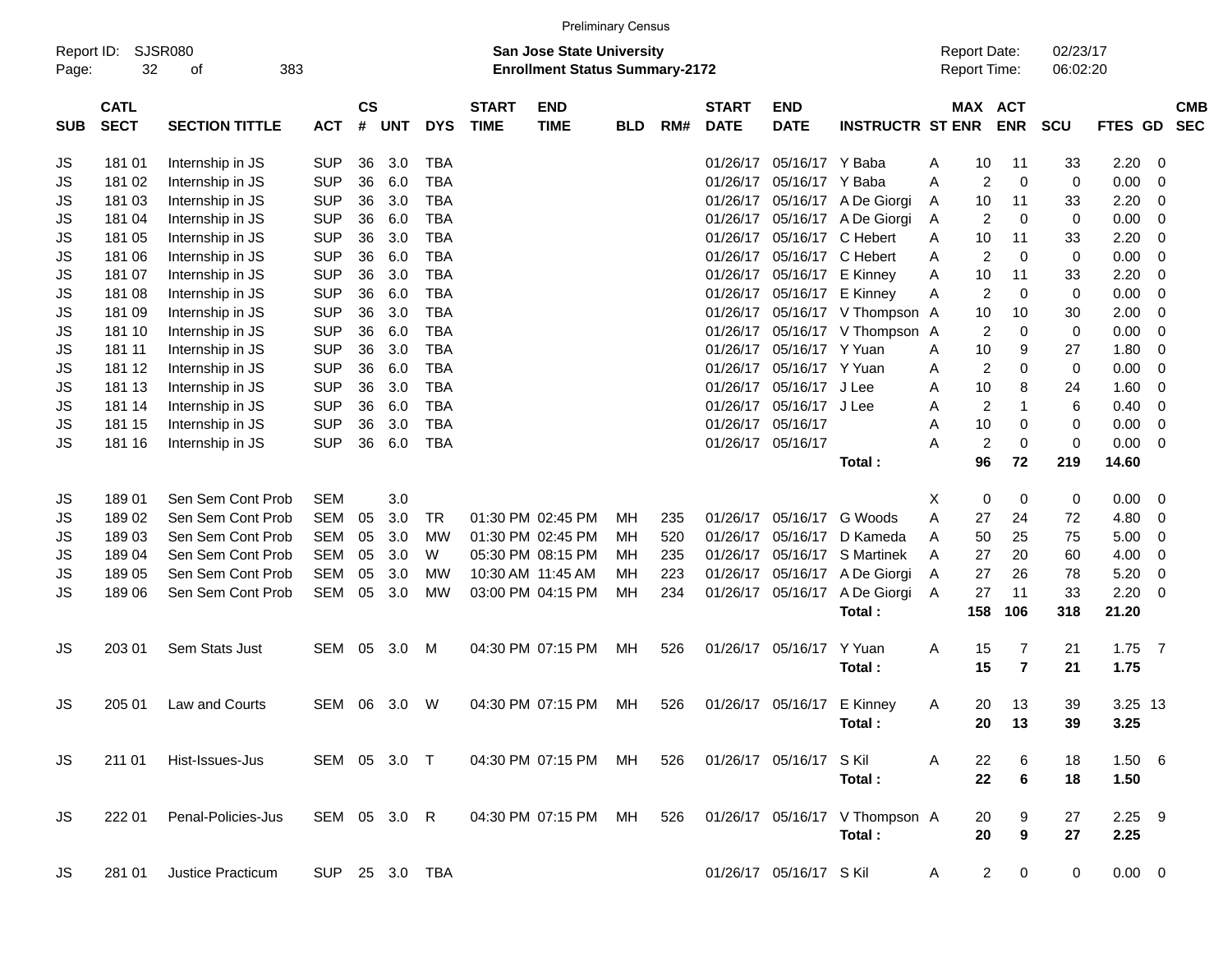Preliminary Census

Report ID: SJSR080

**San Jose State University**
**Enrollment Status Summary-2172**

Report Date: 02/23/17
Report Time: 06:02:20

| SUB | CATL SECT | SECTION TITTLE | ACT | CS # | UNT | DYS | START TIME | END TIME | BLD | RM# | START DATE | END DATE | INSTRUCTR | ST | MAX ENR | ACT ENR | SCU | FTES | GD | CMB SEC |
|---|---|---|---|---|---|---|---|---|---|---|---|---|---|---|---|---|---|---|---|---|
| JS | 181 01 | Internship in JS | SUP | 36 | 3.0 | TBA | | | | | 01/26/17 | 05/16/17 | Y Baba | A | 10 | 11 | 33 | 2.20 | 0 | |
| JS | 181 02 | Internship in JS | SUP | 36 | 6.0 | TBA | | | | | 01/26/17 | 05/16/17 | Y Baba | A | 2 | 0 | 0 | 0.00 | 0 | |
| JS | 181 03 | Internship in JS | SUP | 36 | 3.0 | TBA | | | | | 01/26/17 | 05/16/17 | A De Giorgi | A | 10 | 11 | 33 | 2.20 | 0 | |
| JS | 181 04 | Internship in JS | SUP | 36 | 6.0 | TBA | | | | | 01/26/17 | 05/16/17 | A De Giorgi | A | 2 | 0 | 0 | 0.00 | 0 | |
| JS | 181 05 | Internship in JS | SUP | 36 | 3.0 | TBA | | | | | 01/26/17 | 05/16/17 | C Hebert | A | 10 | 11 | 33 | 2.20 | 0 | |
| JS | 181 06 | Internship in JS | SUP | 36 | 6.0 | TBA | | | | | 01/26/17 | 05/16/17 | C Hebert | A | 2 | 0 | 0 | 0.00 | 0 | |
| JS | 181 07 | Internship in JS | SUP | 36 | 3.0 | TBA | | | | | 01/26/17 | 05/16/17 | E Kinney | A | 10 | 11 | 33 | 2.20 | 0 | |
| JS | 181 08 | Internship in JS | SUP | 36 | 6.0 | TBA | | | | | 01/26/17 | 05/16/17 | E Kinney | A | 2 | 0 | 0 | 0.00 | 0 | |
| JS | 181 09 | Internship in JS | SUP | 36 | 3.0 | TBA | | | | | 01/26/17 | 05/16/17 | V Thompson | A | 10 | 10 | 30 | 2.00 | 0 | |
| JS | 181 10 | Internship in JS | SUP | 36 | 6.0 | TBA | | | | | 01/26/17 | 05/16/17 | V Thompson | A | 2 | 0 | 0 | 0.00 | 0 | |
| JS | 181 11 | Internship in JS | SUP | 36 | 3.0 | TBA | | | | | 01/26/17 | 05/16/17 | Y Yuan | A | 10 | 9 | 27 | 1.80 | 0 | |
| JS | 181 12 | Internship in JS | SUP | 36 | 6.0 | TBA | | | | | 01/26/17 | 05/16/17 | Y Yuan | A | 2 | 0 | 0 | 0.00 | 0 | |
| JS | 181 13 | Internship in JS | SUP | 36 | 3.0 | TBA | | | | | 01/26/17 | 05/16/17 | J Lee | A | 10 | 8 | 24 | 1.60 | 0 | |
| JS | 181 14 | Internship in JS | SUP | 36 | 6.0 | TBA | | | | | 01/26/17 | 05/16/17 | J Lee | A | 2 | 1 | 6 | 0.40 | 0 | |
| JS | 181 15 | Internship in JS | SUP | 36 | 3.0 | TBA | | | | | 01/26/17 | 05/16/17 | | A | 10 | 0 | 0 | 0.00 | 0 | |
| JS | 181 16 | Internship in JS | SUP | 36 | 6.0 | TBA | | | | | 01/26/17 | 05/16/17 | | A | 2 | 0 | 0 | 0.00 | 0 | |
| | | | | | | | | | | | | | **Total :** | | **96** | **72** | **219** | **14.60** | | |
| JS | 189 01 | Sen Sem Cont Prob | SEM | | 3.0 | | | | | | | | | X | 0 | 0 | 0 | 0.00 | 0 | |
| JS | 189 02 | Sen Sem Cont Prob | SEM | 05 | 3.0 | TR | 01:30 PM | 02:45 PM | MH | 235 | 01/26/17 | 05/16/17 | G Woods | A | 27 | 24 | 72 | 4.80 | 0 | |
| JS | 189 03 | Sen Sem Cont Prob | SEM | 05 | 3.0 | MW | 01:30 PM | 02:45 PM | MH | 520 | 01/26/17 | 05/16/17 | D Kameda | A | 50 | 25 | 75 | 5.00 | 0 | |
| JS | 189 04 | Sen Sem Cont Prob | SEM | 05 | 3.0 | W | 05:30 PM | 08:15 PM | MH | 235 | 01/26/17 | 05/16/17 | S Martinek | A | 27 | 20 | 60 | 4.00 | 0 | |
| JS | 189 05 | Sen Sem Cont Prob | SEM | 05 | 3.0 | MW | 10:30 AM | 11:45 AM | MH | 223 | 01/26/17 | 05/16/17 | A De Giorgi | A | 27 | 26 | 78 | 5.20 | 0 | |
| JS | 189 06 | Sen Sem Cont Prob | SEM | 05 | 3.0 | MW | 03:00 PM | 04:15 PM | MH | 234 | 01/26/17 | 05/16/17 | A De Giorgi | A | 27 | 11 | 33 | 2.20 | 0 | |
| | | | | | | | | | | | | | **Total :** | | **158** | **106** | **318** | **21.20** | | |
| JS | 203 01 | Sem Stats Just | SEM | 05 | 3.0 | M | 04:30 PM | 07:15 PM | MH | 526 | 01/26/17 | 05/16/17 | Y Yuan | A | 15 | 7 | 21 | 1.75 | 7 | |
| | | | | | | | | | | | | | **Total :** | | **15** | **7** | **21** | **1.75** | | |
| JS | 205 01 | Law and Courts | SEM | 06 | 3.0 | W | 04:30 PM | 07:15 PM | MH | 526 | 01/26/17 | 05/16/17 | E Kinney | A | 20 | 13 | 39 | 3.25 | 13 | |
| | | | | | | | | | | | | | **Total :** | | **20** | **13** | **39** | **3.25** | | |
| JS | 211 01 | Hist-Issues-Jus | SEM | 05 | 3.0 | T | 04:30 PM | 07:15 PM | MH | 526 | 01/26/17 | 05/16/17 | S Kil | A | 22 | 6 | 18 | 1.50 | 6 | |
| | | | | | | | | | | | | | **Total :** | | **22** | **6** | **18** | **1.50** | | |
| JS | 222 01 | Penal-Policies-Jus | SEM | 05 | 3.0 | R | 04:30 PM | 07:15 PM | MH | 526 | 01/26/17 | 05/16/17 | V Thompson | A | 20 | 9 | 27 | 2.25 | 9 | |
| | | | | | | | | | | | | | **Total :** | | **20** | **9** | **27** | **2.25** | | |
| JS | 281 01 | Justice Practicum | SUP | 25 | 3.0 | TBA | | | | | 01/26/17 | 05/16/17 | S Kil | A | 2 | 0 | 0 | 0.00 | 0 | |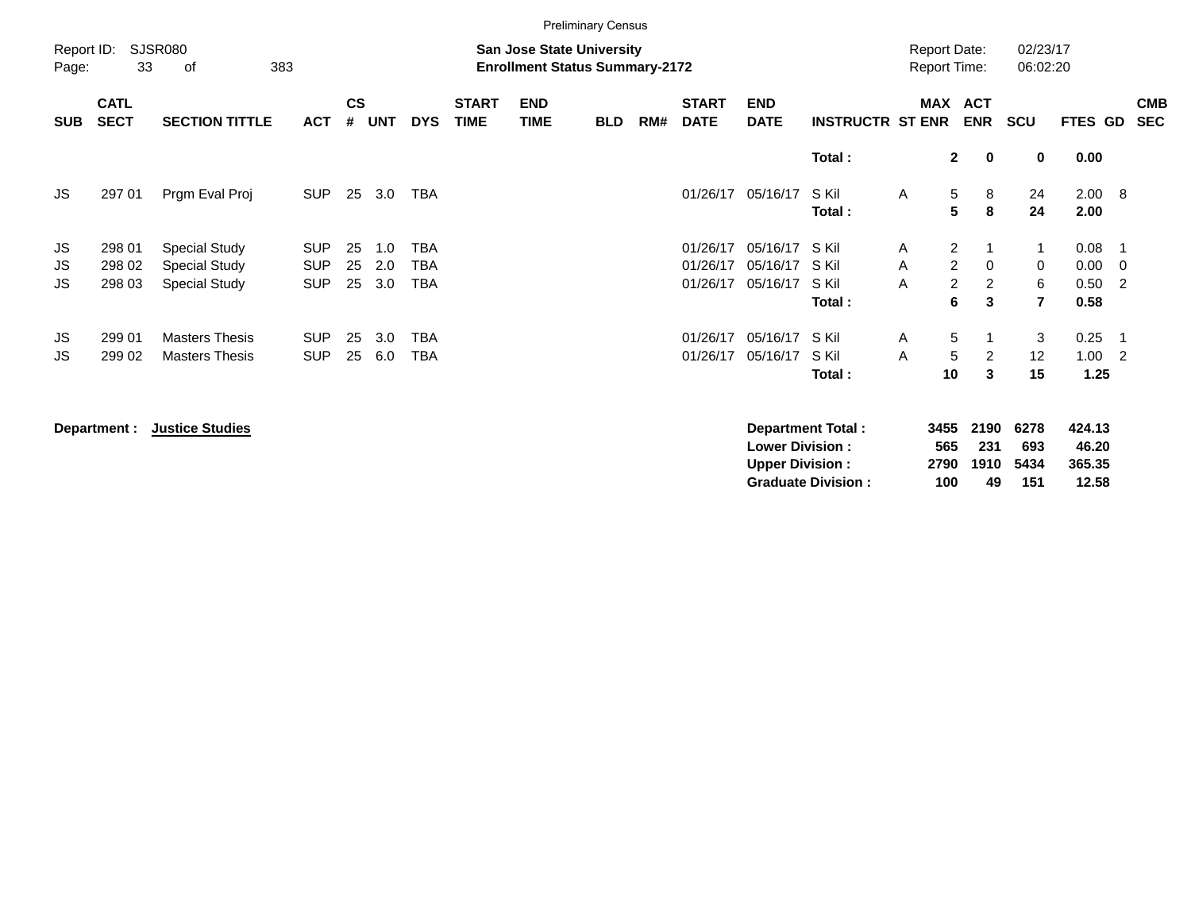Preliminary Census

Report ID: SJSR080

**San Jose State University**
**Enrollment Status Summary-2172**

Report Date: 02/23/17
Report Time: 06:02:20

| SUB | CATL SECT | SECTION TITTLE | ACT | CS # | UNT | DYS | START TIME | END TIME | BLD | RM# | START DATE | END DATE | INSTRUCTR | ST | MAX ENR | ACT ENR | SCU | FTES | GD | CMB SEC |
|---|---|---|---|---|---|---|---|---|---|---|---|---|---|---|---|---|---|---|---|---|
| | | | | | | | | | | | | | **Total :** | | **2** | **0** | **0** | **0.00** | | |
| JS | 297 01 | Prgm Eval Proj | SUP | 25 | 3.0 | TBA | | | | | 01/26/17 | 05/16/17 | S Kil | A | 5 | 8 | 24 | 2.00 | 8 | |
| | | | | | | | | | | | | | **Total :** | | **5** | **8** | **24** | **2.00** | | |
| JS | 298 01 | Special Study | SUP | 25 | 1.0 | TBA | | | | | 01/26/17 | 05/16/17 | S Kil | A | 2 | 1 | 1 | 0.08 | 1 | |
| JS | 298 02 | Special Study | SUP | 25 | 2.0 | TBA | | | | | 01/26/17 | 05/16/17 | S Kil | A | 2 | 0 | 0 | 0.00 | 0 | |
| JS | 298 03 | Special Study | SUP | 25 | 3.0 | TBA | | | | | 01/26/17 | 05/16/17 | S Kil | A | 2 | 2 | 6 | 0.50 | 2 | |
| | | | | | | | | | | | | | **Total :** | | **6** | **3** | **7** | **0.58** | | |
| JS | 299 01 | Masters Thesis | SUP | 25 | 3.0 | TBA | | | | | 01/26/17 | 05/16/17 | S Kil | A | 5 | 1 | 3 | 0.25 | 1 | |
| JS | 299 02 | Masters Thesis | SUP | 25 | 6.0 | TBA | | | | | 01/26/17 | 05/16/17 | S Kil | A | 5 | 2 | 12 | 1.00 | 2 | |
| | | | | | | | | | | | | | **Total :** | | **10** | **3** | **15** | **1.25** | | |

**Department :** **Justice Studies**

| | MAX ENR | ACT ENR | SCU | FTES |
|---|---|---|---|---|
| **Department Total :** | **3455** | **2190** | **6278** | **424.13** |
| **Lower Division :** | **565** | **231** | **693** | **46.20** |
| **Upper Division :** | **2790** | **1910** | **5434** | **365.35** |
| **Graduate Division :** | **100** | **49** | **151** | **12.58** |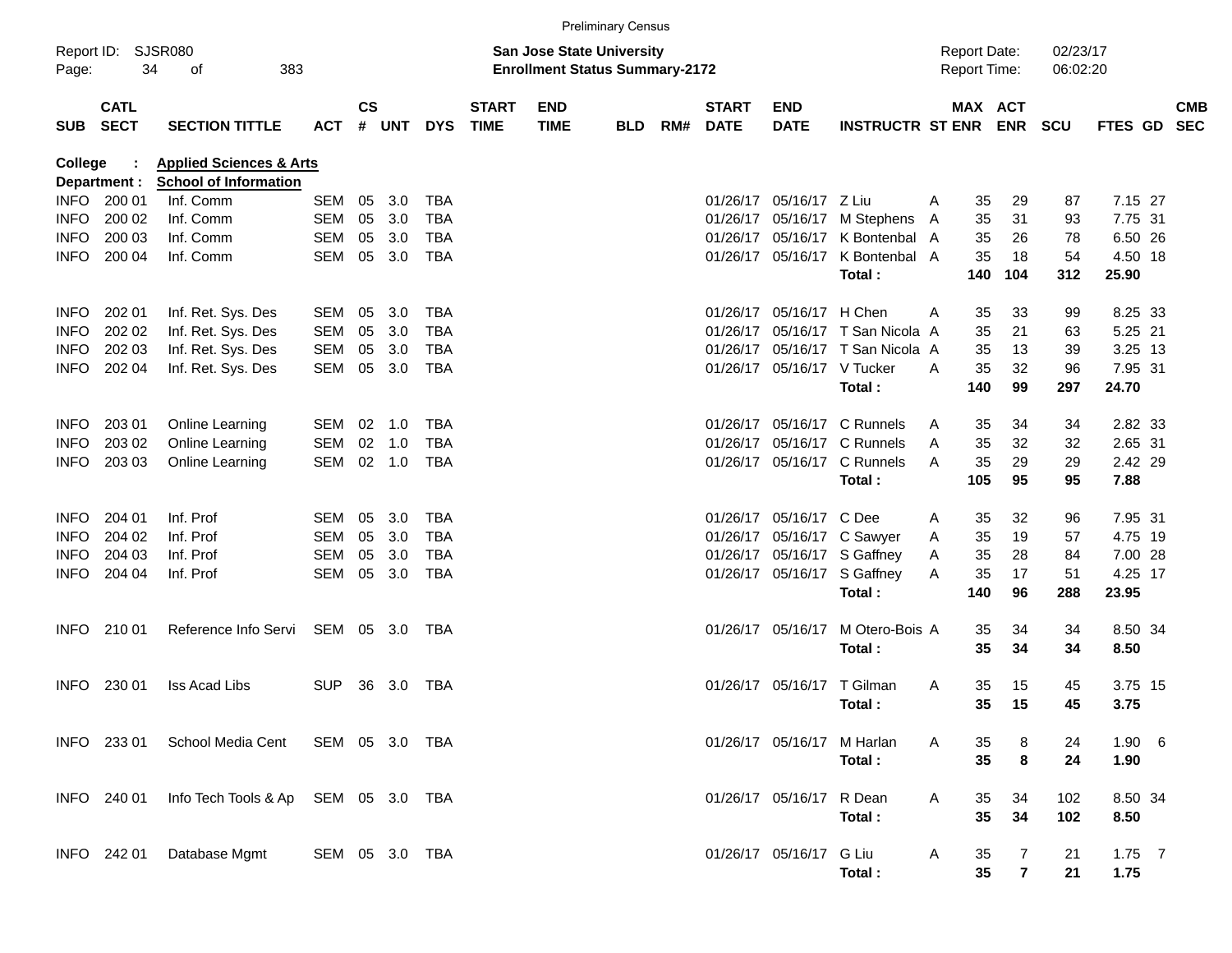Preliminary Census

Report ID: SJSR080
Page: 34 of 383

**San Jose State University**
**Enrollment Status Summary-2172**

Report Date: 02/23/17
Report Time: 06:02:20

**College : Applied Sciences & Arts**
**Department : School of Information**

| SUB | CATL SECT | SECTION TITTLE | ACT | CS # | UNT | DYS | START TIME | END TIME | BLD | RM# | START DATE | END DATE | INSTRUCTR | ST | MAX ENR | ACT ENR | SCU | FTES | GD | CMB SEC |
|---|---|---|---|---|---|---|---|---|---|---|---|---|---|---|---|---|---|---|---|---|
| INFO | 200 01 | Inf. Comm | SEM | 05 | 3.0 | TBA | | | | | 01/26/17 | 05/16/17 | Z Liu | A | 35 | 29 | 87 | 7.15 | 27 | |
| INFO | 200 02 | Inf. Comm | SEM | 05 | 3.0 | TBA | | | | | 01/26/17 | 05/16/17 | M Stephens | A | 35 | 31 | 93 | 7.75 | 31 | |
| INFO | 200 03 | Inf. Comm | SEM | 05 | 3.0 | TBA | | | | | 01/26/17 | 05/16/17 | K Bontenbal | A | 35 | 26 | 78 | 6.50 | 26 | |
| INFO | 200 04 | Inf. Comm | SEM | 05 | 3.0 | TBA | | | | | 01/26/17 | 05/16/17 | K Bontenbal | A | 35 | 18 | 54 | 4.50 | 18 | |
| | | | | | | | | | | | | | **Total :** | | **140** | **104** | **312** | **25.90** | | |
| INFO | 202 01 | Inf. Ret. Sys. Des | SEM | 05 | 3.0 | TBA | | | | | 01/26/17 | 05/16/17 | H Chen | A | 35 | 33 | 99 | 8.25 | 33 | |
| INFO | 202 02 | Inf. Ret. Sys. Des | SEM | 05 | 3.0 | TBA | | | | | 01/26/17 | 05/16/17 | T San Nicola | A | 35 | 21 | 63 | 5.25 | 21 | |
| INFO | 202 03 | Inf. Ret. Sys. Des | SEM | 05 | 3.0 | TBA | | | | | 01/26/17 | 05/16/17 | T San Nicola | A | 35 | 13 | 39 | 3.25 | 13 | |
| INFO | 202 04 | Inf. Ret. Sys. Des | SEM | 05 | 3.0 | TBA | | | | | 01/26/17 | 05/16/17 | V Tucker | A | 35 | 32 | 96 | 7.95 | 31 | |
| | | | | | | | | | | | | | **Total :** | | **140** | **99** | **297** | **24.70** | | |
| INFO | 203 01 | Online Learning | SEM | 02 | 1.0 | TBA | | | | | 01/26/17 | 05/16/17 | C Runnels | A | 35 | 34 | 34 | 2.82 | 33 | |
| INFO | 203 02 | Online Learning | SEM | 02 | 1.0 | TBA | | | | | 01/26/17 | 05/16/17 | C Runnels | A | 35 | 32 | 32 | 2.65 | 31 | |
| INFO | 203 03 | Online Learning | SEM | 02 | 1.0 | TBA | | | | | 01/26/17 | 05/16/17 | C Runnels | A | 35 | 29 | 29 | 2.42 | 29 | |
| | | | | | | | | | | | | | **Total :** | | **105** | **95** | **95** | **7.88** | | |
| INFO | 204 01 | Inf. Prof | SEM | 05 | 3.0 | TBA | | | | | 01/26/17 | 05/16/17 | C Dee | A | 35 | 32 | 96 | 7.95 | 31 | |
| INFO | 204 02 | Inf. Prof | SEM | 05 | 3.0 | TBA | | | | | 01/26/17 | 05/16/17 | C Sawyer | A | 35 | 19 | 57 | 4.75 | 19 | |
| INFO | 204 03 | Inf. Prof | SEM | 05 | 3.0 | TBA | | | | | 01/26/17 | 05/16/17 | S Gaffney | A | 35 | 28 | 84 | 7.00 | 28 | |
| INFO | 204 04 | Inf. Prof | SEM | 05 | 3.0 | TBA | | | | | 01/26/17 | 05/16/17 | S Gaffney | A | 35 | 17 | 51 | 4.25 | 17 | |
| | | | | | | | | | | | | | **Total :** | | **140** | **96** | **288** | **23.95** | | |
| INFO | 210 01 | Reference Info Servi | SEM | 05 | 3.0 | TBA | | | | | 01/26/17 | 05/16/17 | M Otero-Bois | A | 35 | 34 | 34 | 8.50 | 34 | |
| | | | | | | | | | | | | | **Total :** | | **35** | **34** | **34** | **8.50** | | |
| INFO | 230 01 | Iss Acad Libs | SUP | 36 | 3.0 | TBA | | | | | 01/26/17 | 05/16/17 | T Gilman | A | 35 | 15 | 45 | 3.75 | 15 | |
| | | | | | | | | | | | | | **Total :** | | **35** | **15** | **45** | **3.75** | | |
| INFO | 233 01 | School Media Cent | SEM | 05 | 3.0 | TBA | | | | | 01/26/17 | 05/16/17 | M Harlan | A | 35 | 8 | 24 | 1.90 | 6 | |
| | | | | | | | | | | | | | **Total :** | | **35** | **8** | **24** | **1.90** | | |
| INFO | 240 01 | Info Tech Tools & Ap | SEM | 05 | 3.0 | TBA | | | | | 01/26/17 | 05/16/17 | R Dean | A | 35 | 34 | 102 | 8.50 | 34 | |
| | | | | | | | | | | | | | **Total :** | | **35** | **34** | **102** | **8.50** | | |
| INFO | 242 01 | Database Mgmt | SEM | 05 | 3.0 | TBA | | | | | 01/26/17 | 05/16/17 | G Liu | A | 35 | 7 | 21 | 1.75 | 7 | |
| | | | | | | | | | | | | | **Total :** | | **35** | **7** | **21** | **1.75** | | |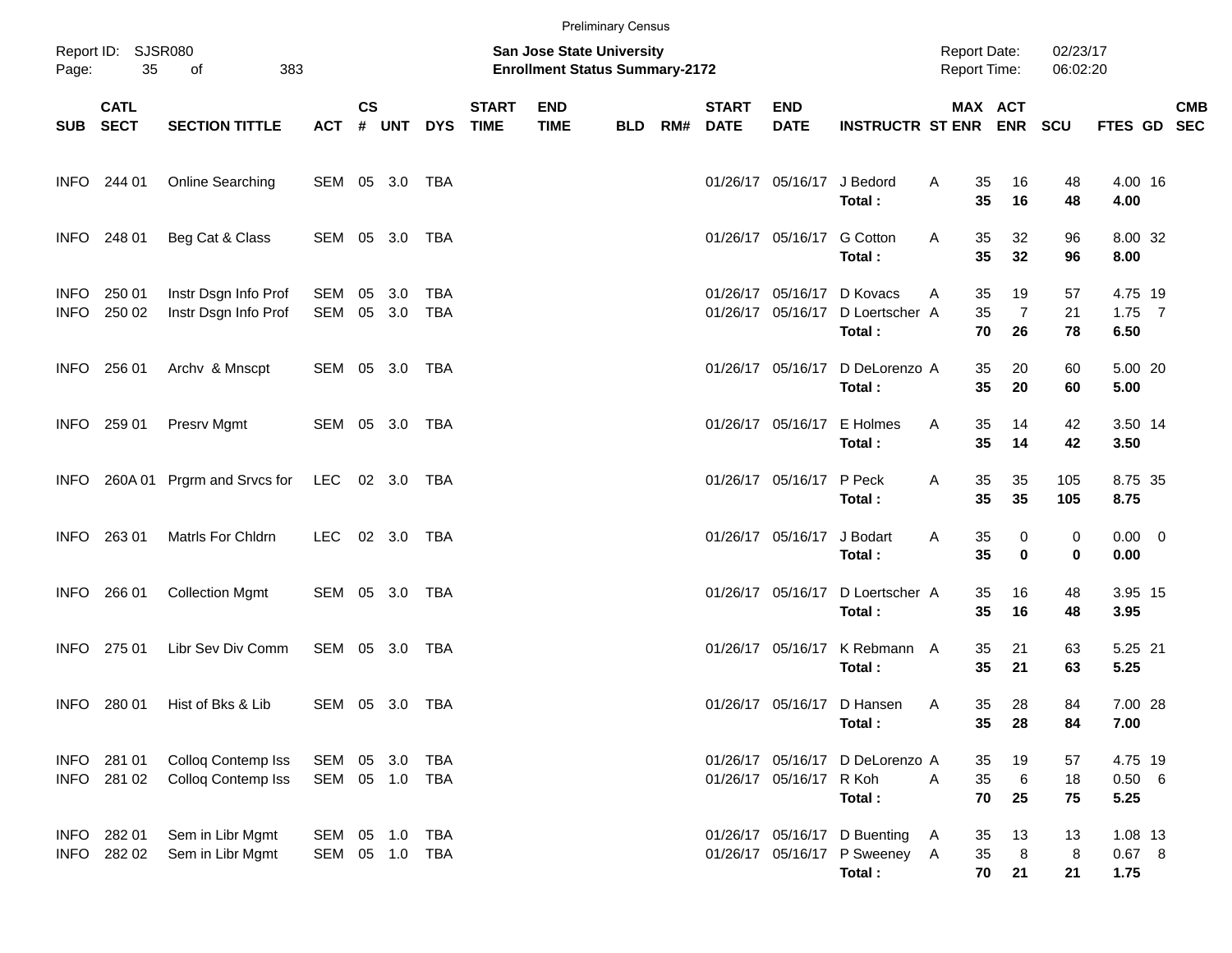Preliminary Census

Report ID: SJSR080
San Jose State University
Enrollment Status Summary-2172

Report Date: 02/23/17
Report Time: 06:02:20

| SUB | CATL SECT | SECTION TITTLE | ACT | CS # | UNT | DYS | START TIME | END TIME | BLD | RM# | START DATE | END DATE | INSTRUCTR | ST | MAX ENR | ACT ENR | SCU | FTES | GD | CMB SEC |
|---|---|---|---|---|---|---|---|---|---|---|---|---|---|---|---|---|---|---|---|---|
| INFO | 244 01 | Online Searching | SEM | 05 | 3.0 | TBA | | | | | 01/26/17 | 05/16/17 | J Bedord | A | 35 | 16 | 48 | 4.00 | 16 | |
| | | | | | | | | | | | | | **Total :** | | **35** | **16** | **48** | **4.00** | | |
| INFO | 248 01 | Beg Cat & Class | SEM | 05 | 3.0 | TBA | | | | | 01/26/17 | 05/16/17 | G Cotton | A | 35 | 32 | 96 | 8.00 | 32 | |
| | | | | | | | | | | | | | **Total :** | | **35** | **32** | **96** | **8.00** | | |
| INFO | 250 01 | Instr Dsgn Info Prof | SEM | 05 | 3.0 | TBA | | | | | 01/26/17 | 05/16/17 | D Kovacs | A | 35 | 19 | 57 | 4.75 | 19 | |
| INFO | 250 02 | Instr Dsgn Info Prof | SEM | 05 | 3.0 | TBA | | | | | 01/26/17 | 05/16/17 | D Loertscher | A | 35 | 7 | 21 | 1.75 | 7 | |
| | | | | | | | | | | | | | **Total :** | | **70** | **26** | **78** | **6.50** | | |
| INFO | 256 01 | Archv & Mnscpt | SEM | 05 | 3.0 | TBA | | | | | 01/26/17 | 05/16/17 | D DeLorenzo | A | 35 | 20 | 60 | 5.00 | 20 | |
| | | | | | | | | | | | | | **Total :** | | **35** | **20** | **60** | **5.00** | | |
| INFO | 259 01 | Presrv Mgmt | SEM | 05 | 3.0 | TBA | | | | | 01/26/17 | 05/16/17 | E Holmes | A | 35 | 14 | 42 | 3.50 | 14 | |
| | | | | | | | | | | | | | **Total :** | | **35** | **14** | **42** | **3.50** | | |
| INFO | 260A 01 | Prgrm and Srvcs for | LEC | 02 | 3.0 | TBA | | | | | 01/26/17 | 05/16/17 | P Peck | A | 35 | 35 | 105 | 8.75 | 35 | |
| | | | | | | | | | | | | | **Total :** | | **35** | **35** | **105** | **8.75** | | |
| INFO | 263 01 | Matrls For Chldrn | LEC | 02 | 3.0 | TBA | | | | | 01/26/17 | 05/16/17 | J Bodart | A | 35 | 0 | 0 | 0.00 | 0 | |
| | | | | | | | | | | | | | **Total :** | | **35** | **0** | **0** | **0.00** | | |
| INFO | 266 01 | Collection Mgmt | SEM | 05 | 3.0 | TBA | | | | | 01/26/17 | 05/16/17 | D Loertscher | A | 35 | 16 | 48 | 3.95 | 15 | |
| | | | | | | | | | | | | | **Total :** | | **35** | **16** | **48** | **3.95** | | |
| INFO | 275 01 | Libr Sev Div Comm | SEM | 05 | 3.0 | TBA | | | | | 01/26/17 | 05/16/17 | K Rebmann | A | 35 | 21 | 63 | 5.25 | 21 | |
| | | | | | | | | | | | | | **Total :** | | **35** | **21** | **63** | **5.25** | | |
| INFO | 280 01 | Hist of Bks & Lib | SEM | 05 | 3.0 | TBA | | | | | 01/26/17 | 05/16/17 | D Hansen | A | 35 | 28 | 84 | 7.00 | 28 | |
| | | | | | | | | | | | | | **Total :** | | **35** | **28** | **84** | **7.00** | | |
| INFO | 281 01 | Colloq Contemp Iss | SEM | 05 | 3.0 | TBA | | | | | 01/26/17 | 05/16/17 | D DeLorenzo | A | 35 | 19 | 57 | 4.75 | 19 | |
| INFO | 281 02 | Colloq Contemp Iss | SEM | 05 | 1.0 | TBA | | | | | 01/26/17 | 05/16/17 | R Koh | A | 35 | 6 | 18 | 0.50 | 6 | |
| | | | | | | | | | | | | | **Total :** | | **70** | **25** | **75** | **5.25** | | |
| INFO | 282 01 | Sem in Libr Mgmt | SEM | 05 | 1.0 | TBA | | | | | 01/26/17 | 05/16/17 | D Buenting | A | 35 | 13 | 13 | 1.08 | 13 | |
| INFO | 282 02 | Sem in Libr Mgmt | SEM | 05 | 1.0 | TBA | | | | | 01/26/17 | 05/16/17 | P Sweeney | A | 35 | 8 | 8 | 0.67 | 8 | |
| | | | | | | | | | | | | | **Total :** | | **70** | **21** | **21** | **1.75** | | |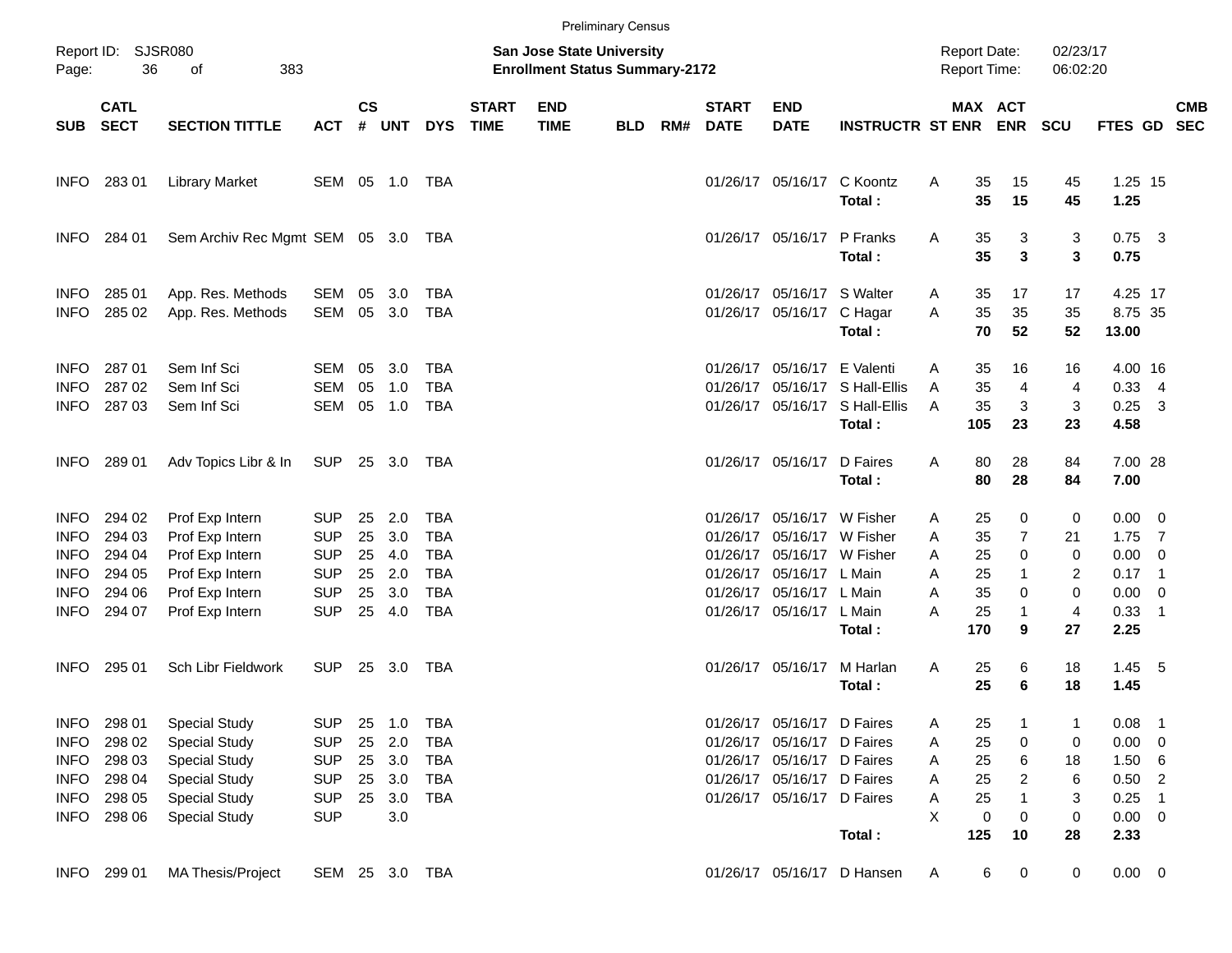Preliminary Census

Report ID: SJSR080

**San Jose State University**
**Enrollment Status Summary-2172**

Report Date: 02/23/17
Report Time: 06:02:20

| SUB | CATL SECT | SECTION TITTLE | ACT | CS # | UNT | DYS | START TIME | END TIME | BLD | RM# | START DATE | END DATE | INSTRUCTR | ST | MAX ENR | ACT ENR | SCU | FTES | GD | CMB SEC |
|---|---|---|---|---|---|---|---|---|---|---|---|---|---|---|---|---|---|---|---|---|
| INFO | 283 01 | Library Market | SEM | 05 | 1.0 | TBA | | | | | 01/26/17 | 05/16/17 | C Koontz | A | 35 | 15 | 45 | 1.25 | 15 | |
| | | | | | | | | | | | | | **Total :** | | **35** | **15** | **45** | **1.25** | | |
| INFO | 284 01 | Sem Archiv Rec Mgmt | SEM | 05 | 3.0 | TBA | | | | | 01/26/17 | 05/16/17 | P Franks | A | 35 | 3 | 3 | 0.75 | 3 | |
| | | | | | | | | | | | | | **Total :** | | **35** | **3** | **3** | **0.75** | | |
| INFO | 285 01 | App. Res. Methods | SEM | 05 | 3.0 | TBA | | | | | 01/26/17 | 05/16/17 | S Walter | A | 35 | 17 | 17 | 4.25 | 17 | |
| INFO | 285 02 | App. Res. Methods | SEM | 05 | 3.0 | TBA | | | | | 01/26/17 | 05/16/17 | C Hagar | A | 35 | 35 | 35 | 8.75 | 35 | |
| | | | | | | | | | | | | | **Total :** | | **70** | **52** | **52** | **13.00** | | |
| INFO | 287 01 | Sem Inf Sci | SEM | 05 | 3.0 | TBA | | | | | 01/26/17 | 05/16/17 | E Valenti | A | 35 | 16 | 16 | 4.00 | 16 | |
| INFO | 287 02 | Sem Inf Sci | SEM | 05 | 1.0 | TBA | | | | | 01/26/17 | 05/16/17 | S Hall-Ellis | A | 35 | 4 | 4 | 0.33 | 4 | |
| INFO | 287 03 | Sem Inf Sci | SEM | 05 | 1.0 | TBA | | | | | 01/26/17 | 05/16/17 | S Hall-Ellis | A | 35 | 3 | 3 | 0.25 | 3 | |
| | | | | | | | | | | | | | **Total :** | | **105** | **23** | **23** | **4.58** | | |
| INFO | 289 01 | Adv Topics Libr & In | SUP | 25 | 3.0 | TBA | | | | | 01/26/17 | 05/16/17 | D Faires | A | 80 | 28 | 84 | 7.00 | 28 | |
| | | | | | | | | | | | | | **Total :** | | **80** | **28** | **84** | **7.00** | | |
| INFO | 294 02 | Prof Exp Intern | SUP | 25 | 2.0 | TBA | | | | | 01/26/17 | 05/16/17 | W Fisher | A | 25 | 0 | 0 | 0.00 | 0 | |
| INFO | 294 03 | Prof Exp Intern | SUP | 25 | 3.0 | TBA | | | | | 01/26/17 | 05/16/17 | W Fisher | A | 35 | 7 | 21 | 1.75 | 7 | |
| INFO | 294 04 | Prof Exp Intern | SUP | 25 | 4.0 | TBA | | | | | 01/26/17 | 05/16/17 | W Fisher | A | 25 | 0 | 0 | 0.00 | 0 | |
| INFO | 294 05 | Prof Exp Intern | SUP | 25 | 2.0 | TBA | | | | | 01/26/17 | 05/16/17 | L Main | A | 25 | 1 | 2 | 0.17 | 1 | |
| INFO | 294 06 | Prof Exp Intern | SUP | 25 | 3.0 | TBA | | | | | 01/26/17 | 05/16/17 | L Main | A | 35 | 0 | 0 | 0.00 | 0 | |
| INFO | 294 07 | Prof Exp Intern | SUP | 25 | 4.0 | TBA | | | | | 01/26/17 | 05/16/17 | L Main | A | 25 | 1 | 4 | 0.33 | 1 | |
| | | | | | | | | | | | | | **Total :** | | **170** | **9** | **27** | **2.25** | | |
| INFO | 295 01 | Sch Libr Fieldwork | SUP | 25 | 3.0 | TBA | | | | | 01/26/17 | 05/16/17 | M Harlan | A | 25 | 6 | 18 | 1.45 | 5 | |
| | | | | | | | | | | | | | **Total :** | | **25** | **6** | **18** | **1.45** | | |
| INFO | 298 01 | Special Study | SUP | 25 | 1.0 | TBA | | | | | 01/26/17 | 05/16/17 | D Faires | A | 25 | 1 | 1 | 0.08 | 1 | |
| INFO | 298 02 | Special Study | SUP | 25 | 2.0 | TBA | | | | | 01/26/17 | 05/16/17 | D Faires | A | 25 | 0 | 0 | 0.00 | 0 | |
| INFO | 298 03 | Special Study | SUP | 25 | 3.0 | TBA | | | | | 01/26/17 | 05/16/17 | D Faires | A | 25 | 6 | 18 | 1.50 | 6 | |
| INFO | 298 04 | Special Study | SUP | 25 | 3.0 | TBA | | | | | 01/26/17 | 05/16/17 | D Faires | A | 25 | 2 | 6 | 0.50 | 2 | |
| INFO | 298 05 | Special Study | SUP | 25 | 3.0 | TBA | | | | | 01/26/17 | 05/16/17 | D Faires | A | 25 | 1 | 3 | 0.25 | 1 | |
| INFO | 298 06 | Special Study | SUP | | 3.0 | | | | | | | | | X | 0 | 0 | 0 | 0.00 | 0 | |
| | | | | | | | | | | | | | **Total :** | | **125** | **10** | **28** | **2.33** | | |
| INFO | 299 01 | MA Thesis/Project | SEM | 25 | 3.0 | TBA | | | | | 01/26/17 | 05/16/17 | D Hansen | A | 6 | 0 | 0 | 0.00 | 0 | |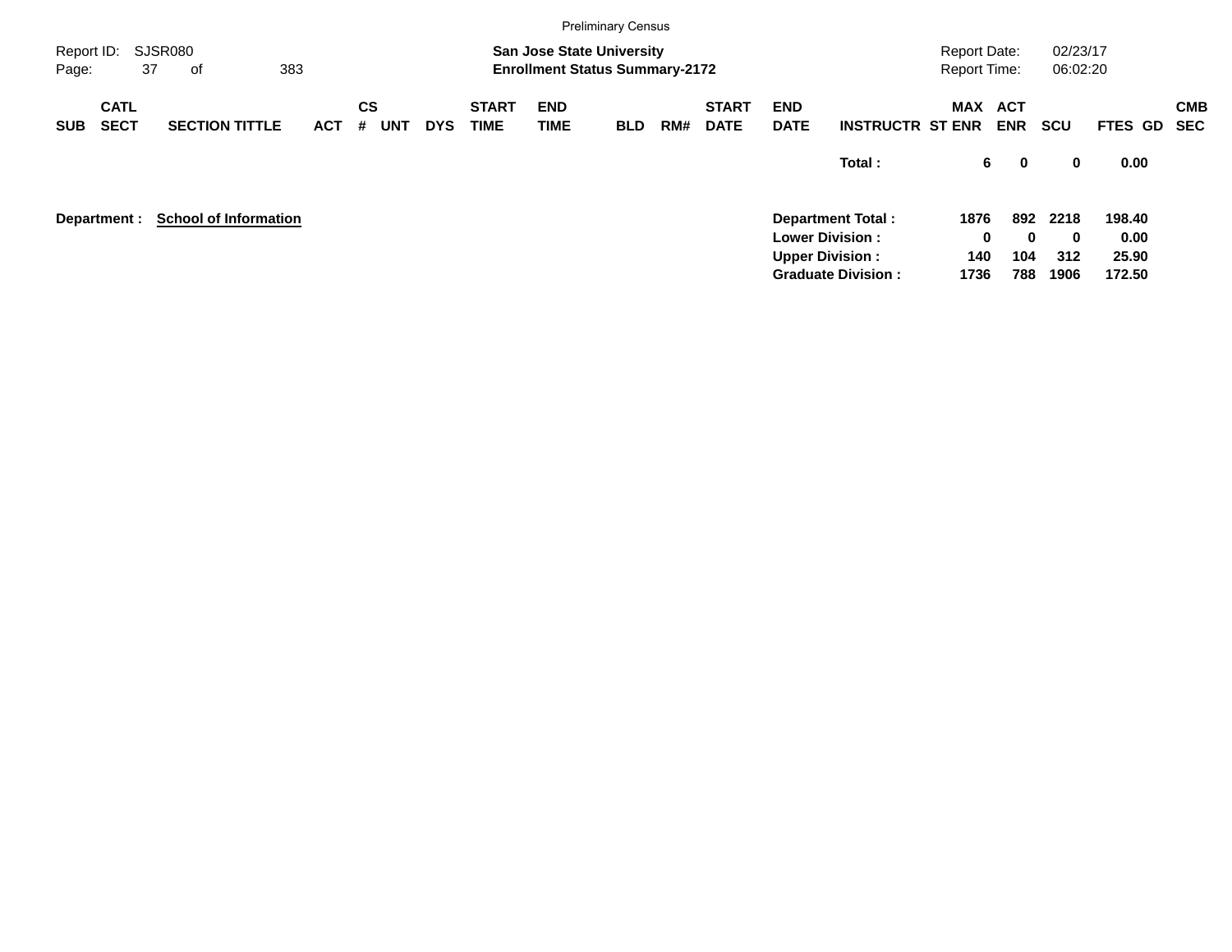Preliminary Census

Report ID: SJSR080

**San Jose State University**
**Enrollment Status Summary-2172**

Report Date: 02/23/17
Report Time: 06:02:20

| SUB | CATL SECT | SECTION TITTLE | ACT | CS # | UNT | DYS | START TIME | END TIME | BLD | RM# | START DATE | END DATE | INSTRUCTR | MAX ST ENR | ACT ENR | SCU | FTES | GD | CMB SEC |
|---|---|---|---|---|---|---|---|---|---|---|---|---|---|---|---|---|---|---|---|
| | | | | | | | | | | | | | **Total :** | **6** | **0** | **0** | **0.00** | | |

**Department :** **School of Information**

| | MAX ST ENR | ACT ENR | SCU | FTES |
|---|---|---|---|---|
| **Department Total :** | **1876** | **892** | **2218** | **198.40** |
| **Lower Division :** | **0** | **0** | **0** | **0.00** |
| **Upper Division :** | **140** | **104** | **312** | **25.90** |
| **Graduate Division :** | **1736** | **788** | **1906** | **172.50** |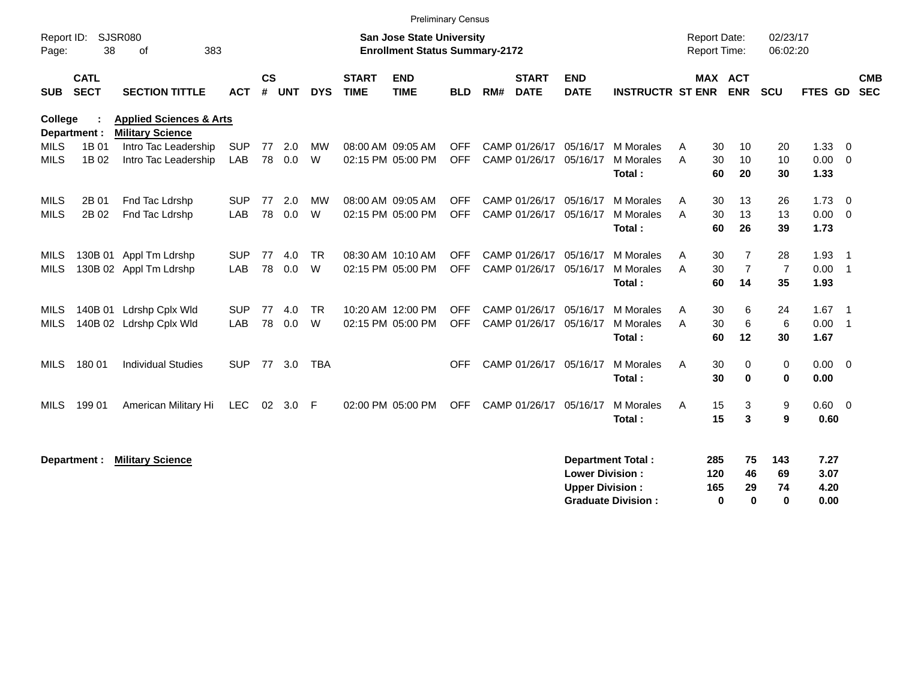Preliminary Census

Report ID: SJSR080

**San Jose State University**
**Enrollment Status Summary-2172**

Report Date: 02/23/17
Report Time: 06:02:20

**College : Applied Sciences & Arts**
**Department : Military Science**

| SUB | CATL SECT | SECTION TITTLE | ACT | CS # | UNT | DYS | START TIME | END TIME | BLD | RM# | START DATE | END DATE | INSTRUCTR | ST | MAX ENR | ACT ENR | SCU | FTES | GD | CMB SEC |
|---|---|---|---|---|---|---|---|---|---|---|---|---|---|---|---|---|---|---|---|---|
| MILS | 1B 01 | Intro Tac Leadership | SUP | 77 | 2.0 | MW | 08:00 AM | 09:05 AM | OFF | CAMP | 01/26/17 | 05/16/17 | M Morales | A | 30 | 10 | 20 | 1.33 | 0 | |
| MILS | 1B 02 | Intro Tac Leadership | LAB | 78 | 0.0 | W | 02:15 PM | 05:00 PM | OFF | CAMP | 01/26/17 | 05/16/17 | M Morales | A | 30 | 10 | 10 | 0.00 | 0 | |
| | | | | | | | | | | | | | **Total :** | | **60** | **20** | **30** | **1.33** | | |
| MILS | 2B 01 | Fnd Tac Ldrshp | SUP | 77 | 2.0 | MW | 08:00 AM | 09:05 AM | OFF | CAMP | 01/26/17 | 05/16/17 | M Morales | A | 30 | 13 | 26 | 1.73 | 0 | |
| MILS | 2B 02 | Fnd Tac Ldrshp | LAB | 78 | 0.0 | W | 02:15 PM | 05:00 PM | OFF | CAMP | 01/26/17 | 05/16/17 | M Morales | A | 30 | 13 | 13 | 0.00 | 0 | |
| | | | | | | | | | | | | | **Total :** | | **60** | **26** | **39** | **1.73** | | |
| MILS | 130B 01 | Appl Tm Ldrshp | SUP | 77 | 4.0 | TR | 08:30 AM | 10:10 AM | OFF | CAMP | 01/26/17 | 05/16/17 | M Morales | A | 30 | 7 | 28 | 1.93 | 1 | |
| MILS | 130B 02 | Appl Tm Ldrshp | LAB | 78 | 0.0 | W | 02:15 PM | 05:00 PM | OFF | CAMP | 01/26/17 | 05/16/17 | M Morales | A | 30 | 7 | 7 | 0.00 | 1 | |
| | | | | | | | | | | | | | **Total :** | | **60** | **14** | **35** | **1.93** | | |
| MILS | 140B 01 | Ldrshp Cplx Wld | SUP | 77 | 4.0 | TR | 10:20 AM | 12:00 PM | OFF | CAMP | 01/26/17 | 05/16/17 | M Morales | A | 30 | 6 | 24 | 1.67 | 1 | |
| MILS | 140B 02 | Ldrshp Cplx Wld | LAB | 78 | 0.0 | W | 02:15 PM | 05:00 PM | OFF | CAMP | 01/26/17 | 05/16/17 | M Morales | A | 30 | 6 | 6 | 0.00 | 1 | |
| | | | | | | | | | | | | | **Total :** | | **60** | **12** | **30** | **1.67** | | |
| MILS | 180 01 | Individual Studies | SUP | 77 | 3.0 | TBA | | | OFF | CAMP | 01/26/17 | 05/16/17 | M Morales | A | 30 | 0 | 0 | 0.00 | 0 | |
| | | | | | | | | | | | | | **Total :** | | **30** | **0** | **0** | **0.00** | | |
| MILS | 199 01 | American Military Hi | LEC | 02 | 3.0 | F | 02:00 PM | 05:00 PM | OFF | CAMP | 01/26/17 | 05/16/17 | M Morales | A | 15 | 3 | 9 | 0.60 | 0 | |
| | | | | | | | | | | | | | **Total :** | | **15** | **3** | **9** | **0.60** | | |

**Department : Military Science**

| | MAX ENR | ACT ENR | SCU | FTES |
|---|---|---|---|---|
| **Department Total :** | **285** | **75** | **143** | **7.27** |
| **Lower Division :** | **120** | **46** | **69** | **3.07** |
| **Upper Division :** | **165** | **29** | **74** | **4.20** |
| **Graduate Division :** | **0** | **0** | **0** | **0.00** |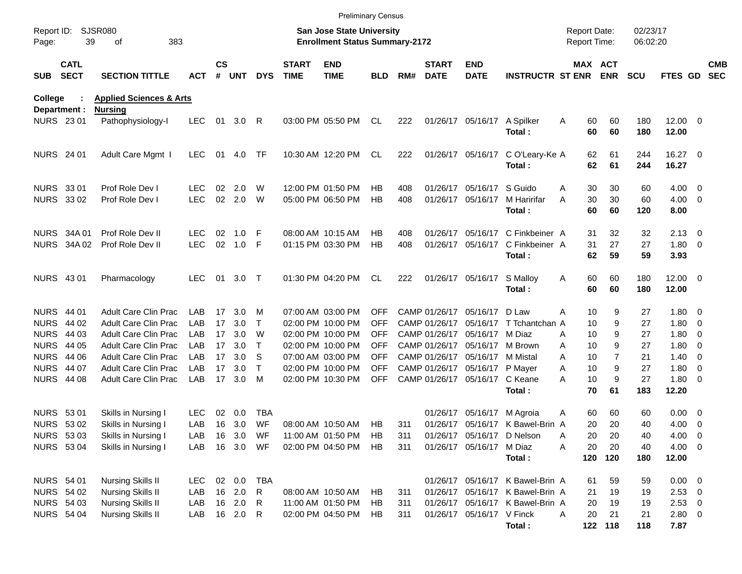Preliminary Census

Report ID: SJSR080 | San Jose State University | Report Date: 02/23/17
Page: 39 of 383 | Enrollment Status Summary-2172 | Report Time: 06:02:20

| SUB | CATL SECT | SECTION TITTLE | ACT | CS # | UNT | DYS | START TIME | END TIME | BLD | RM# | START DATE | END DATE | INSTRUCTR | ST | MAX ENR | ACT ENR | SCU | FTES | GD | CMB SEC |
|---|---|---|---|---|---|---|---|---|---|---|---|---|---|---|---|---|---|---|---|---|
| College : | | Applied Sciences & Arts | | | | | | | | | | | | | | | | | | |
| Department : | | Nursing | | | | | | | | | | | | | | | | | | |
| NURS | 23 01 | Pathophysiology-I | LEC | 01 | 3.0 | R | 03:00 PM | 05:50 PM | CL | 222 | 01/26/17 | 05/16/17 | A Spilker | A | 60 | 60 | 180 | 12.00 | 0 | |
| | | | | | | | | | | | | | Total : | | 60 | 60 | 180 | 12.00 | | |
| NURS | 24 01 | Adult Care Mgmt I | LEC | 01 | 4.0 | TF | 10:30 AM | 12:20 PM | CL | 222 | 01/26/17 | 05/16/17 | C O'Leary-Ke | A | 62 | 61 | 244 | 16.27 | 0 | |
| | | | | | | | | | | | | | Total : | | 62 | 61 | 244 | 16.27 | | |
| NURS | 33 01 | Prof Role Dev I | LEC | 02 | 2.0 | W | 12:00 PM | 01:50 PM | HB | 408 | 01/26/17 | 05/16/17 | S Guido | A | 30 | 30 | 60 | 4.00 | 0 | |
| NURS | 33 02 | Prof Role Dev I | LEC | 02 | 2.0 | W | 05:00 PM | 06:50 PM | HB | 408 | 01/26/17 | 05/16/17 | M Haririfar | A | 30 | 30 | 60 | 4.00 | 0 | |
| | | | | | | | | | | | | | Total : | | 60 | 60 | 120 | 8.00 | | |
| NURS | 34A 01 | Prof Role Dev II | LEC | 02 | 1.0 | F | 08:00 AM | 10:15 AM | HB | 408 | 01/26/17 | 05/16/17 | C Finkbeiner | A | 31 | 32 | 32 | 2.13 | 0 | |
| NURS | 34A 02 | Prof Role Dev II | LEC | 02 | 1.0 | F | 01:15 PM | 03:30 PM | HB | 408 | 01/26/17 | 05/16/17 | C Finkbeiner | A | 31 | 27 | 27 | 1.80 | 0 | |
| | | | | | | | | | | | | | Total : | | 62 | 59 | 59 | 3.93 | | |
| NURS | 43 01 | Pharmacology | LEC | 01 | 3.0 | T | 01:30 PM | 04:20 PM | CL | 222 | 01/26/17 | 05/16/17 | S Malloy | A | 60 | 60 | 180 | 12.00 | 0 | |
| | | | | | | | | | | | | | Total : | | 60 | 60 | 180 | 12.00 | | |
| NURS | 44 01 | Adult Care Clin Prac | LAB | 17 | 3.0 | M | 07:00 AM | 03:00 PM | OFF | CAMP | 01/26/17 | 05/16/17 | D Law | A | 10 | 9 | 27 | 1.80 | 0 | |
| NURS | 44 02 | Adult Care Clin Prac | LAB | 17 | 3.0 | T | 02:00 PM | 10:00 PM | OFF | CAMP | 01/26/17 | 05/16/17 | T Tchantchan | A | 10 | 9 | 27 | 1.80 | 0 | |
| NURS | 44 03 | Adult Care Clin Prac | LAB | 17 | 3.0 | W | 02:00 PM | 10:00 PM | OFF | CAMP | 01/26/17 | 05/16/17 | M Diaz | A | 10 | 9 | 27 | 1.80 | 0 | |
| NURS | 44 05 | Adult Care Clin Prac | LAB | 17 | 3.0 | T | 02:00 PM | 10:00 PM | OFF | CAMP | 01/26/17 | 05/16/17 | M Brown | A | 10 | 9 | 27 | 1.80 | 0 | |
| NURS | 44 06 | Adult Care Clin Prac | LAB | 17 | 3.0 | S | 07:00 AM | 03:00 PM | OFF | CAMP | 01/26/17 | 05/16/17 | M Mistal | A | 10 | 7 | 21 | 1.40 | 0 | |
| NURS | 44 07 | Adult Care Clin Prac | LAB | 17 | 3.0 | T | 02:00 PM | 10:00 PM | OFF | CAMP | 01/26/17 | 05/16/17 | P Mayer | A | 10 | 9 | 27 | 1.80 | 0 | |
| NURS | 44 08 | Adult Care Clin Prac | LAB | 17 | 3.0 | M | 02:00 PM | 10:30 PM | OFF | CAMP | 01/26/17 | 05/16/17 | C Keane | A | 10 | 9 | 27 | 1.80 | 0 | |
| | | | | | | | | | | | | | Total : | | 70 | 61 | 183 | 12.20 | | |
| NURS | 53 01 | Skills in Nursing I | LEC | 02 | 0.0 | TBA | | | | | 01/26/17 | 05/16/17 | M Agroia | A | 60 | 60 | 60 | 0.00 | 0 | |
| NURS | 53 02 | Skills in Nursing I | LAB | 16 | 3.0 | WF | 08:00 AM | 10:50 AM | HB | 311 | 01/26/17 | 05/16/17 | K Bawel-Brin | A | 20 | 20 | 40 | 4.00 | 0 | |
| NURS | 53 03 | Skills in Nursing I | LAB | 16 | 3.0 | WF | 11:00 AM | 01:50 PM | HB | 311 | 01/26/17 | 05/16/17 | D Nelson | A | 20 | 20 | 40 | 4.00 | 0 | |
| NURS | 53 04 | Skills in Nursing I | LAB | 16 | 3.0 | WF | 02:00 PM | 04:50 PM | HB | 311 | 01/26/17 | 05/16/17 | M Diaz | A | 20 | 20 | 40 | 4.00 | 0 | |
| | | | | | | | | | | | | | Total : | | 120 | 120 | 180 | 12.00 | | |
| NURS | 54 01 | Nursing Skills II | LEC | 02 | 0.0 | TBA | | | | | 01/26/17 | 05/16/17 | K Bawel-Brin | A | 61 | 59 | 59 | 0.00 | 0 | |
| NURS | 54 02 | Nursing Skills II | LAB | 16 | 2.0 | R | 08:00 AM | 10:50 AM | HB | 311 | 01/26/17 | 05/16/17 | K Bawel-Brin | A | 21 | 19 | 19 | 2.53 | 0 | |
| NURS | 54 03 | Nursing Skills II | LAB | 16 | 2.0 | R | 11:00 AM | 01:50 PM | HB | 311 | 01/26/17 | 05/16/17 | K Bawel-Brin | A | 20 | 19 | 19 | 2.53 | 0 | |
| NURS | 54 04 | Nursing Skills II | LAB | 16 | 2.0 | R | 02:00 PM | 04:50 PM | HB | 311 | 01/26/17 | 05/16/17 | V Finck | A | 20 | 21 | 21 | 2.80 | 0 | |
| | | | | | | | | | | | | | Total : | | 122 | 118 | 118 | 7.87 | | |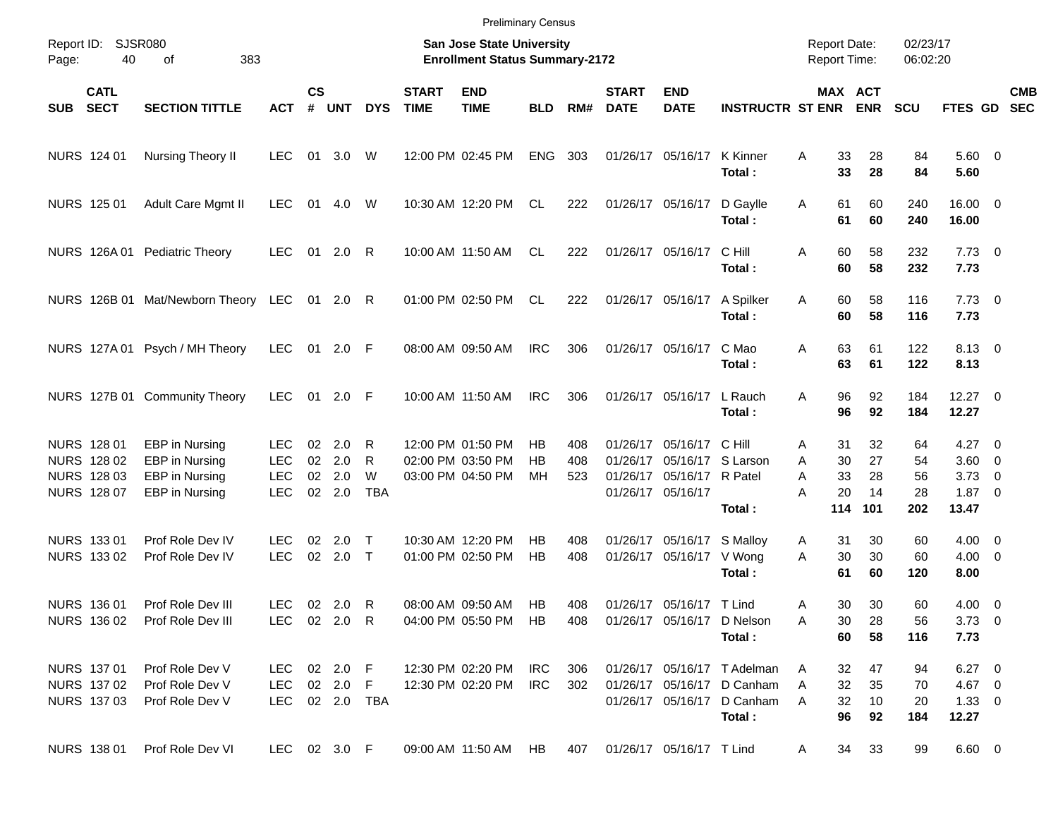Preliminary Census

Report ID: SJSR080

**San Jose State University**
**Enrollment Status Summary-2172**

Report Date: 02/23/17
Report Time: 06:02:20

| SUB | CATL SECT | SECTION TITTLE | ACT | CS # | UNT | DYS | START TIME | END TIME | BLD | RM# | START DATE | END DATE | INSTRUCTR | ST | MAX ENR | ACT ENR | SCU | FTES | GD | CMB SEC |
|---|---|---|---|---|---|---|---|---|---|---|---|---|---|---|---|---|---|---|---|---|
| NURS | 124 01 | Nursing Theory II | LEC | 01 | 3.0 | W | 12:00 PM | 02:45 PM | ENG | 303 | 01/26/17 | 05/16/17 | K Kinner | A | 33 | 28 | 84 | 5.60 | 0 | |
| | | | | | | | | | | | | | **Total :** | | **33** | **28** | **84** | **5.60** | | |
| NURS | 125 01 | Adult Care Mgmt II | LEC | 01 | 4.0 | W | 10:30 AM | 12:20 PM | CL | 222 | 01/26/17 | 05/16/17 | D Gaylle | A | 61 | 60 | 240 | 16.00 | 0 | |
| | | | | | | | | | | | | | **Total :** | | **61** | **60** | **240** | **16.00** | | |
| NURS | 126A 01 | Pediatric Theory | LEC | 01 | 2.0 | R | 10:00 AM | 11:50 AM | CL | 222 | 01/26/17 | 05/16/17 | C Hill | A | 60 | 58 | 232 | 7.73 | 0 | |
| | | | | | | | | | | | | | **Total :** | | **60** | **58** | **232** | **7.73** | | |
| NURS | 126B 01 | Mat/Newborn Theory | LEC | 01 | 2.0 | R | 01:00 PM | 02:50 PM | CL | 222 | 01/26/17 | 05/16/17 | A Spilker | A | 60 | 58 | 116 | 7.73 | 0 | |
| | | | | | | | | | | | | | **Total :** | | **60** | **58** | **116** | **7.73** | | |
| NURS | 127A 01 | Psych / MH Theory | LEC | 01 | 2.0 | F | 08:00 AM | 09:50 AM | IRC | 306 | 01/26/17 | 05/16/17 | C Mao | A | 63 | 61 | 122 | 8.13 | 0 | |
| | | | | | | | | | | | | | **Total :** | | **63** | **61** | **122** | **8.13** | | |
| NURS | 127B 01 | Community Theory | LEC | 01 | 2.0 | F | 10:00 AM | 11:50 AM | IRC | 306 | 01/26/17 | 05/16/17 | L Rauch | A | 96 | 92 | 184 | 12.27 | 0 | |
| | | | | | | | | | | | | | **Total :** | | **96** | **92** | **184** | **12.27** | | |
| NURS | 128 01 | EBP in Nursing | LEC | 02 | 2.0 | R | 12:00 PM | 01:50 PM | HB | 408 | 01/26/17 | 05/16/17 | C Hill | A | 31 | 32 | 64 | 4.27 | 0 | |
| NURS | 128 02 | EBP in Nursing | LEC | 02 | 2.0 | R | 02:00 PM | 03:50 PM | HB | 408 | 01/26/17 | 05/16/17 | S Larson | A | 30 | 27 | 54 | 3.60 | 0 | |
| NURS | 128 03 | EBP in Nursing | LEC | 02 | 2.0 | W | 03:00 PM | 04:50 PM | MH | 523 | 01/26/17 | 05/16/17 | R Patel | A | 33 | 28 | 56 | 3.73 | 0 | |
| NURS | 128 07 | EBP in Nursing | LEC | 02 | 2.0 | TBA | | | | | 01/26/17 | 05/16/17 | | A | 20 | 14 | 28 | 1.87 | 0 | |
| | | | | | | | | | | | | | **Total :** | | **114** | **101** | **202** | **13.47** | | |
| NURS | 133 01 | Prof Role Dev IV | LEC | 02 | 2.0 | T | 10:30 AM | 12:20 PM | HB | 408 | 01/26/17 | 05/16/17 | S Malloy | A | 31 | 30 | 60 | 4.00 | 0 | |
| NURS | 133 02 | Prof Role Dev IV | LEC | 02 | 2.0 | T | 01:00 PM | 02:50 PM | HB | 408 | 01/26/17 | 05/16/17 | V Wong | A | 30 | 30 | 60 | 4.00 | 0 | |
| | | | | | | | | | | | | | **Total :** | | **61** | **60** | **120** | **8.00** | | |
| NURS | 136 01 | Prof Role Dev III | LEC | 02 | 2.0 | R | 08:00 AM | 09:50 AM | HB | 408 | 01/26/17 | 05/16/17 | T Lind | A | 30 | 30 | 60 | 4.00 | 0 | |
| NURS | 136 02 | Prof Role Dev III | LEC | 02 | 2.0 | R | 04:00 PM | 05:50 PM | HB | 408 | 01/26/17 | 05/16/17 | D Nelson | A | 30 | 28 | 56 | 3.73 | 0 | |
| | | | | | | | | | | | | | **Total :** | | **60** | **58** | **116** | **7.73** | | |
| NURS | 137 01 | Prof Role Dev V | LEC | 02 | 2.0 | F | 12:30 PM | 02:20 PM | IRC | 306 | 01/26/17 | 05/16/17 | T Adelman | A | 32 | 47 | 94 | 6.27 | 0 | |
| NURS | 137 02 | Prof Role Dev V | LEC | 02 | 2.0 | F | 12:30 PM | 02:20 PM | IRC | 302 | 01/26/17 | 05/16/17 | D Canham | A | 32 | 35 | 70 | 4.67 | 0 | |
| NURS | 137 03 | Prof Role Dev V | LEC | 02 | 2.0 | TBA | | | | | 01/26/17 | 05/16/17 | D Canham | A | 32 | 10 | 20 | 1.33 | 0 | |
| | | | | | | | | | | | | | **Total :** | | **96** | **92** | **184** | **12.27** | | |
| NURS | 138 01 | Prof Role Dev VI | LEC | 02 | 3.0 | F | 09:00 AM | 11:50 AM | HB | 407 | 01/26/17 | 05/16/17 | T Lind | A | 34 | 33 | 99 | 6.60 | 0 | |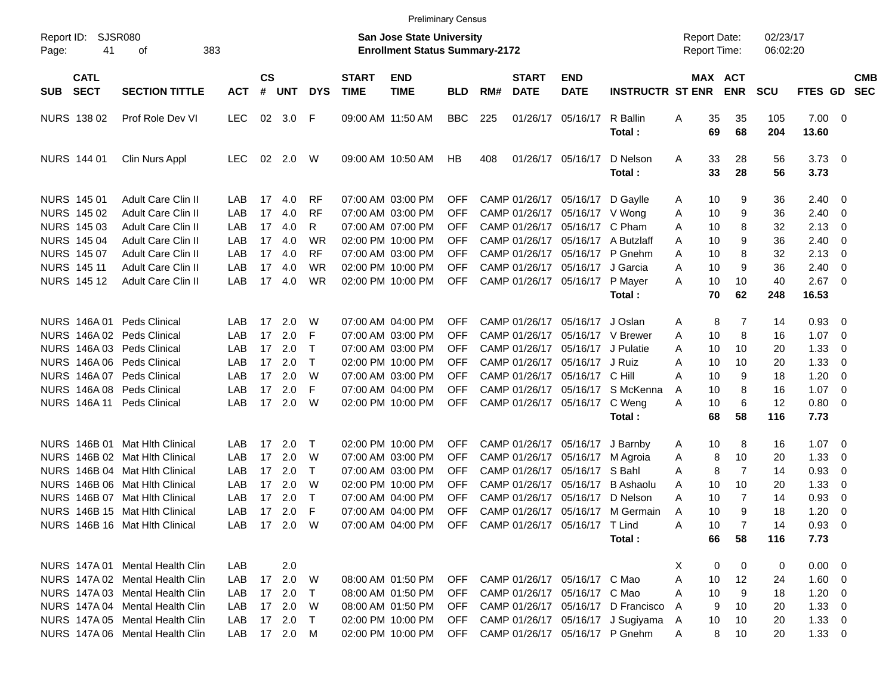Preliminary Census

Report ID: SJSR080

**San Jose State University**
**Enrollment Status Summary-2172**

Report Date: 02/23/17
Report Time: 06:02:20

| SUB | CATL SECT | SECTION TITTLE | ACT | CS # | UNT | DYS | START TIME | END TIME | BLD | RM# | START DATE | END DATE | INSTRUCTR | ST | MAX ENR | ACT ENR | SCU | FTES | GD | CMB SEC |
|---|---|---|---|---|---|---|---|---|---|---|---|---|---|---|---|---|---|---|---|---|
| NURS | 138 02 | Prof Role Dev VI | LEC | 02 | 3.0 | F | 09:00 AM | 11:50 AM | BBC | 225 | 01/26/17 | 05/16/17 | R Ballin | A | 35 | 35 | 105 | 7.00 | 0 | |
| | | | | | | | | | | | | | **Total :** | | **69** | **68** | **204** | **13.60** | | |
| NURS | 144 01 | Clin Nurs Appl | LEC | 02 | 2.0 | W | 09:00 AM | 10:50 AM | HB | 408 | 01/26/17 | 05/16/17 | D Nelson | A | 33 | 28 | 56 | 3.73 | 0 | |
| | | | | | | | | | | | | | **Total :** | | **33** | **28** | **56** | **3.73** | | |
| NURS | 145 01 | Adult Care Clin II | LAB | 17 | 4.0 | RF | 07:00 AM | 03:00 PM | OFF | CAMP | 01/26/17 | 05/16/17 | D Gaylle | A | 10 | 9 | 36 | 2.40 | 0 | |
| NURS | 145 02 | Adult Care Clin II | LAB | 17 | 4.0 | RF | 07:00 AM | 03:00 PM | OFF | CAMP | 01/26/17 | 05/16/17 | V Wong | A | 10 | 9 | 36 | 2.40 | 0 | |
| NURS | 145 03 | Adult Care Clin II | LAB | 17 | 4.0 | R | 07:00 AM | 07:00 PM | OFF | CAMP | 01/26/17 | 05/16/17 | C Pham | A | 10 | 8 | 32 | 2.13 | 0 | |
| NURS | 145 04 | Adult Care Clin II | LAB | 17 | 4.0 | WR | 02:00 PM | 10:00 PM | OFF | CAMP | 01/26/17 | 05/16/17 | A Butzlaff | A | 10 | 9 | 36 | 2.40 | 0 | |
| NURS | 145 07 | Adult Care Clin II | LAB | 17 | 4.0 | RF | 07:00 AM | 03:00 PM | OFF | CAMP | 01/26/17 | 05/16/17 | P Gnehm | A | 10 | 8 | 32 | 2.13 | 0 | |
| NURS | 145 11 | Adult Care Clin II | LAB | 17 | 4.0 | WR | 02:00 PM | 10:00 PM | OFF | CAMP | 01/26/17 | 05/16/17 | J Garcia | A | 10 | 9 | 36 | 2.40 | 0 | |
| NURS | 145 12 | Adult Care Clin II | LAB | 17 | 4.0 | WR | 02:00 PM | 10:00 PM | OFF | CAMP | 01/26/17 | 05/16/17 | P Mayer | A | 10 | 10 | 40 | 2.67 | 0 | |
| | | | | | | | | | | | | | **Total :** | | **70** | **62** | **248** | **16.53** | | |
| NURS | 146A 01 | Peds Clinical | LAB | 17 | 2.0 | W | 07:00 AM | 04:00 PM | OFF | CAMP | 01/26/17 | 05/16/17 | J Oslan | A | 8 | 7 | 14 | 0.93 | 0 | |
| NURS | 146A 02 | Peds Clinical | LAB | 17 | 2.0 | F | 07:00 AM | 03:00 PM | OFF | CAMP | 01/26/17 | 05/16/17 | V Brewer | A | 10 | 8 | 16 | 1.07 | 0 | |
| NURS | 146A 03 | Peds Clinical | LAB | 17 | 2.0 | T | 07:00 AM | 03:00 PM | OFF | CAMP | 01/26/17 | 05/16/17 | J Pulatie | A | 10 | 10 | 20 | 1.33 | 0 | |
| NURS | 146A 06 | Peds Clinical | LAB | 17 | 2.0 | T | 02:00 PM | 10:00 PM | OFF | CAMP | 01/26/17 | 05/16/17 | J Ruiz | A | 10 | 10 | 20 | 1.33 | 0 | |
| NURS | 146A 07 | Peds Clinical | LAB | 17 | 2.0 | W | 07:00 AM | 03:00 PM | OFF | CAMP | 01/26/17 | 05/16/17 | C Hill | A | 10 | 9 | 18 | 1.20 | 0 | |
| NURS | 146A 08 | Peds Clinical | LAB | 17 | 2.0 | F | 07:00 AM | 04:00 PM | OFF | CAMP | 01/26/17 | 05/16/17 | S McKenna | A | 10 | 8 | 16 | 1.07 | 0 | |
| NURS | 146A 11 | Peds Clinical | LAB | 17 | 2.0 | W | 02:00 PM | 10:00 PM | OFF | CAMP | 01/26/17 | 05/16/17 | C Weng | A | 10 | 6 | 12 | 0.80 | 0 | |
| | | | | | | | | | | | | | **Total :** | | **68** | **58** | **116** | **7.73** | | |
| NURS | 146B 01 | Mat Hlth Clinical | LAB | 17 | 2.0 | T | 02:00 PM | 10:00 PM | OFF | CAMP | 01/26/17 | 05/16/17 | J Barnby | A | 10 | 8 | 16 | 1.07 | 0 | |
| NURS | 146B 02 | Mat Hlth Clinical | LAB | 17 | 2.0 | W | 07:00 AM | 03:00 PM | OFF | CAMP | 01/26/17 | 05/16/17 | M Agroia | A | 8 | 10 | 20 | 1.33 | 0 | |
| NURS | 146B 04 | Mat Hlth Clinical | LAB | 17 | 2.0 | T | 07:00 AM | 03:00 PM | OFF | CAMP | 01/26/17 | 05/16/17 | S Bahl | A | 8 | 7 | 14 | 0.93 | 0 | |
| NURS | 146B 06 | Mat Hlth Clinical | LAB | 17 | 2.0 | W | 02:00 PM | 10:00 PM | OFF | CAMP | 01/26/17 | 05/16/17 | B Ashaolu | A | 10 | 10 | 20 | 1.33 | 0 | |
| NURS | 146B 07 | Mat Hlth Clinical | LAB | 17 | 2.0 | T | 07:00 AM | 04:00 PM | OFF | CAMP | 01/26/17 | 05/16/17 | D Nelson | A | 10 | 7 | 14 | 0.93 | 0 | |
| NURS | 146B 15 | Mat Hlth Clinical | LAB | 17 | 2.0 | F | 07:00 AM | 04:00 PM | OFF | CAMP | 01/26/17 | 05/16/17 | M Germain | A | 10 | 9 | 18 | 1.20 | 0 | |
| NURS | 146B 16 | Mat Hlth Clinical | LAB | 17 | 2.0 | W | 07:00 AM | 04:00 PM | OFF | CAMP | 01/26/17 | 05/16/17 | T Lind | A | 10 | 7 | 14 | 0.93 | 0 | |
| | | | | | | | | | | | | | **Total :** | | **66** | **58** | **116** | **7.73** | | |
| NURS | 147A 01 | Mental Health Clin | LAB | | 2.0 | | | | | | | | | X | 0 | 0 | 0 | 0.00 | 0 | |
| NURS | 147A 02 | Mental Health Clin | LAB | 17 | 2.0 | W | 08:00 AM | 01:50 PM | OFF | CAMP | 01/26/17 | 05/16/17 | C Mao | A | 10 | 12 | 24 | 1.60 | 0 | |
| NURS | 147A 03 | Mental Health Clin | LAB | 17 | 2.0 | T | 08:00 AM | 01:50 PM | OFF | CAMP | 01/26/17 | 05/16/17 | C Mao | A | 10 | 9 | 18 | 1.20 | 0 | |
| NURS | 147A 04 | Mental Health Clin | LAB | 17 | 2.0 | W | 08:00 AM | 01:50 PM | OFF | CAMP | 01/26/17 | 05/16/17 | D Francisco | A | 9 | 10 | 20 | 1.33 | 0 | |
| NURS | 147A 05 | Mental Health Clin | LAB | 17 | 2.0 | T | 02:00 PM | 10:00 PM | OFF | CAMP | 01/26/17 | 05/16/17 | J Sugiyama | A | 10 | 10 | 20 | 1.33 | 0 | |
| NURS | 147A 06 | Mental Health Clin | LAB | 17 | 2.0 | M | 02:00 PM | 10:00 PM | OFF | CAMP | 01/26/17 | 05/16/17 | P Gnehm | A | 8 | 10 | 20 | 1.33 | 0 | |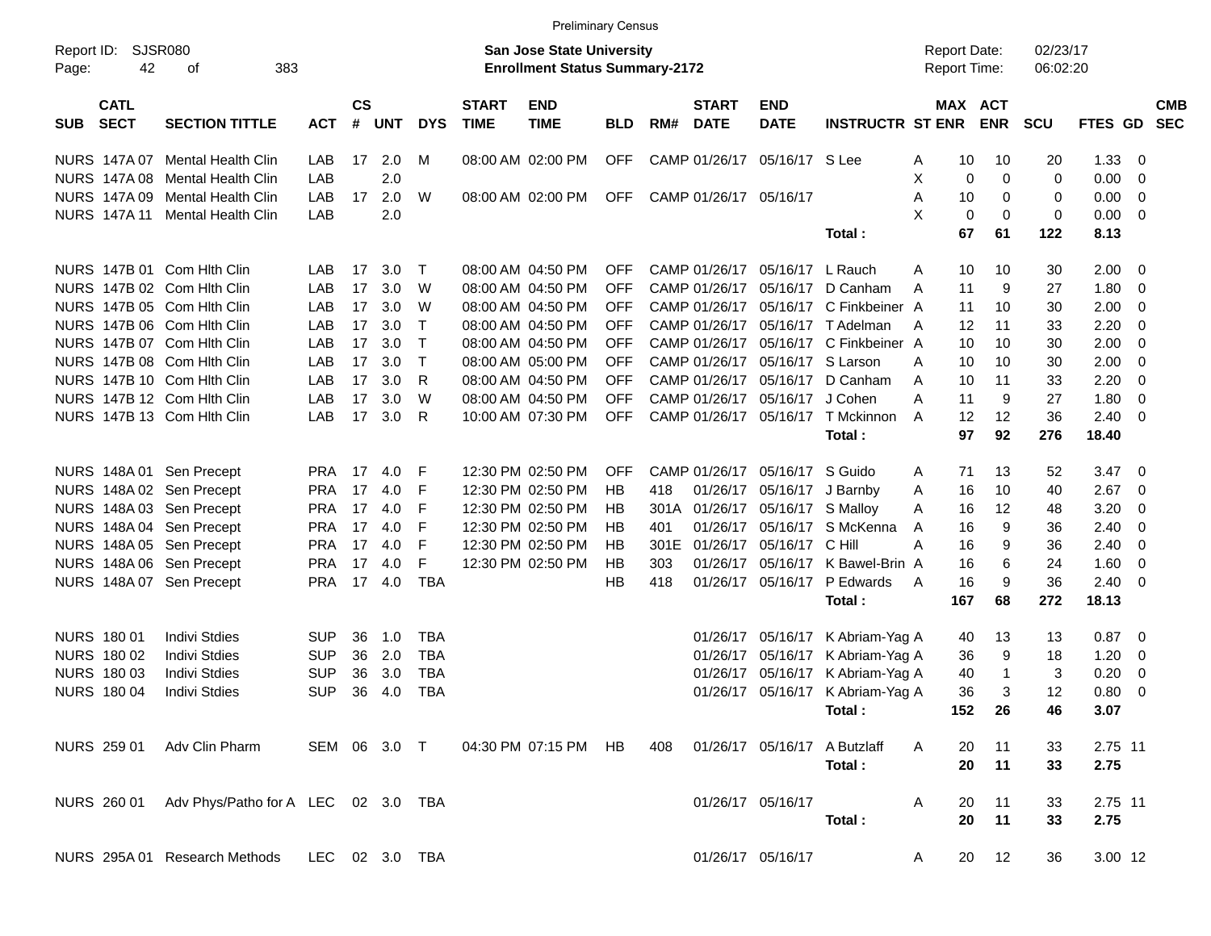Preliminary Census

Report ID: SJSR080
Page: 42 of 383

**San Jose State University**
**Enrollment Status Summary-2172**

Report Date: 02/23/17
Report Time: 06:02:20

| SUB | CATL SECT | SECTION TITTLE | ACT | CS # | UNT | DYS | START TIME | END TIME | BLD | RM# | START DATE | END DATE | INSTRUCTR | ST | MAX ENR | ACT ENR | SCU | FTES | GD | CMB SEC |
|---|---|---|---|---|---|---|---|---|---|---|---|---|---|---|---|---|---|---|---|---|
| NURS | 147A 07 | Mental Health Clin | LAB | 17 | 2.0 | M | 08:00 AM | 02:00 PM | OFF | CAMP | 01/26/17 | 05/16/17 | S Lee | A | 10 | 10 | 20 | 1.33 | 0 | |
| NURS | 147A 08 | Mental Health Clin | LAB | | 2.0 | | | | | | | | | X | 0 | 0 | 0 | 0.00 | 0 | |
| NURS | 147A 09 | Mental Health Clin | LAB | 17 | 2.0 | W | 08:00 AM | 02:00 PM | OFF | CAMP | 01/26/17 | 05/16/17 | | A | 10 | 0 | 0 | 0.00 | 0 | |
| NURS | 147A 11 | Mental Health Clin | LAB | | 2.0 | | | | | | | | | X | 0 | 0 | 0 | 0.00 | 0 | |
| | | | | | | | | | | | | | **Total :** | | **67** | **61** | **122** | **8.13** | | |
| NURS | 147B 01 | Com Hlth Clin | LAB | 17 | 3.0 | T | 08:00 AM | 04:50 PM | OFF | CAMP | 01/26/17 | 05/16/17 | L Rauch | A | 10 | 10 | 30 | 2.00 | 0 | |
| NURS | 147B 02 | Com Hlth Clin | LAB | 17 | 3.0 | W | 08:00 AM | 04:50 PM | OFF | CAMP | 01/26/17 | 05/16/17 | D Canham | A | 11 | 9 | 27 | 1.80 | 0 | |
| NURS | 147B 05 | Com Hlth Clin | LAB | 17 | 3.0 | W | 08:00 AM | 04:50 PM | OFF | CAMP | 01/26/17 | 05/16/17 | C Finkbeiner | A | 11 | 10 | 30 | 2.00 | 0 | |
| NURS | 147B 06 | Com Hlth Clin | LAB | 17 | 3.0 | T | 08:00 AM | 04:50 PM | OFF | CAMP | 01/26/17 | 05/16/17 | T Adelman | A | 12 | 11 | 33 | 2.20 | 0 | |
| NURS | 147B 07 | Com Hlth Clin | LAB | 17 | 3.0 | T | 08:00 AM | 04:50 PM | OFF | CAMP | 01/26/17 | 05/16/17 | C Finkbeiner | A | 10 | 10 | 30 | 2.00 | 0 | |
| NURS | 147B 08 | Com Hlth Clin | LAB | 17 | 3.0 | T | 08:00 AM | 05:00 PM | OFF | CAMP | 01/26/17 | 05/16/17 | S Larson | A | 10 | 10 | 30 | 2.00 | 0 | |
| NURS | 147B 10 | Com Hlth Clin | LAB | 17 | 3.0 | R | 08:00 AM | 04:50 PM | OFF | CAMP | 01/26/17 | 05/16/17 | D Canham | A | 10 | 11 | 33 | 2.20 | 0 | |
| NURS | 147B 12 | Com Hlth Clin | LAB | 17 | 3.0 | W | 08:00 AM | 04:50 PM | OFF | CAMP | 01/26/17 | 05/16/17 | J Cohen | A | 11 | 9 | 27 | 1.80 | 0 | |
| NURS | 147B 13 | Com Hlth Clin | LAB | 17 | 3.0 | R | 10:00 AM | 07:30 PM | OFF | CAMP | 01/26/17 | 05/16/17 | T Mckinnon | A | 12 | 12 | 36 | 2.40 | 0 | |
| | | | | | | | | | | | | | **Total :** | | **97** | **92** | **276** | **18.40** | | |
| NURS | 148A 01 | Sen Precept | PRA | 17 | 4.0 | F | 12:30 PM | 02:50 PM | OFF | CAMP | 01/26/17 | 05/16/17 | S Guido | A | 71 | 13 | 52 | 3.47 | 0 | |
| NURS | 148A 02 | Sen Precept | PRA | 17 | 4.0 | F | 12:30 PM | 02:50 PM | HB | 418 | 01/26/17 | 05/16/17 | J Barnby | A | 16 | 10 | 40 | 2.67 | 0 | |
| NURS | 148A 03 | Sen Precept | PRA | 17 | 4.0 | F | 12:30 PM | 02:50 PM | HB | 301A | 01/26/17 | 05/16/17 | S Malloy | A | 16 | 12 | 48 | 3.20 | 0 | |
| NURS | 148A 04 | Sen Precept | PRA | 17 | 4.0 | F | 12:30 PM | 02:50 PM | HB | 401 | 01/26/17 | 05/16/17 | S McKenna | A | 16 | 9 | 36 | 2.40 | 0 | |
| NURS | 148A 05 | Sen Precept | PRA | 17 | 4.0 | F | 12:30 PM | 02:50 PM | HB | 301E | 01/26/17 | 05/16/17 | C Hill | A | 16 | 9 | 36 | 2.40 | 0 | |
| NURS | 148A 06 | Sen Precept | PRA | 17 | 4.0 | F | 12:30 PM | 02:50 PM | HB | 303 | 01/26/17 | 05/16/17 | K Bawel-Brin | A | 16 | 6 | 24 | 1.60 | 0 | |
| NURS | 148A 07 | Sen Precept | PRA | 17 | 4.0 | TBA | | | HB | 418 | 01/26/17 | 05/16/17 | P Edwards | A | 16 | 9 | 36 | 2.40 | 0 | |
| | | | | | | | | | | | | | **Total :** | | **167** | **68** | **272** | **18.13** | | |
| NURS | 180 01 | Indivi Stdies | SUP | 36 | 1.0 | TBA | | | | | 01/26/17 | 05/16/17 | K Abriam-Yag | A | 40 | 13 | 13 | 0.87 | 0 | |
| NURS | 180 02 | Indivi Stdies | SUP | 36 | 2.0 | TBA | | | | | 01/26/17 | 05/16/17 | K Abriam-Yag | A | 36 | 9 | 18 | 1.20 | 0 | |
| NURS | 180 03 | Indivi Stdies | SUP | 36 | 3.0 | TBA | | | | | 01/26/17 | 05/16/17 | K Abriam-Yag | A | 40 | 1 | 3 | 0.20 | 0 | |
| NURS | 180 04 | Indivi Stdies | SUP | 36 | 4.0 | TBA | | | | | 01/26/17 | 05/16/17 | K Abriam-Yag | A | 36 | 3 | 12 | 0.80 | 0 | |
| | | | | | | | | | | | | | **Total :** | | **152** | **26** | **46** | **3.07** | | |
| NURS | 259 01 | Adv Clin Pharm | SEM | 06 | 3.0 | T | 04:30 PM | 07:15 PM | HB | 408 | 01/26/17 | 05/16/17 | A Butzlaff | A | 20 | 11 | 33 | 2.75 | 11 | |
| | | | | | | | | | | | | | **Total :** | | **20** | **11** | **33** | **2.75** | | |
| NURS | 260 01 | Adv Phys/Patho for A | LEC | 02 | 3.0 | TBA | | | | | 01/26/17 | 05/16/17 | | A | 20 | 11 | 33 | 2.75 | 11 | |
| | | | | | | | | | | | | | **Total :** | | **20** | **11** | **33** | **2.75** | | |
| NURS | 295A 01 | Research Methods | LEC | 02 | 3.0 | TBA | | | | | 01/26/17 | 05/16/17 | | A | 20 | 12 | 36 | 3.00 | 12 | |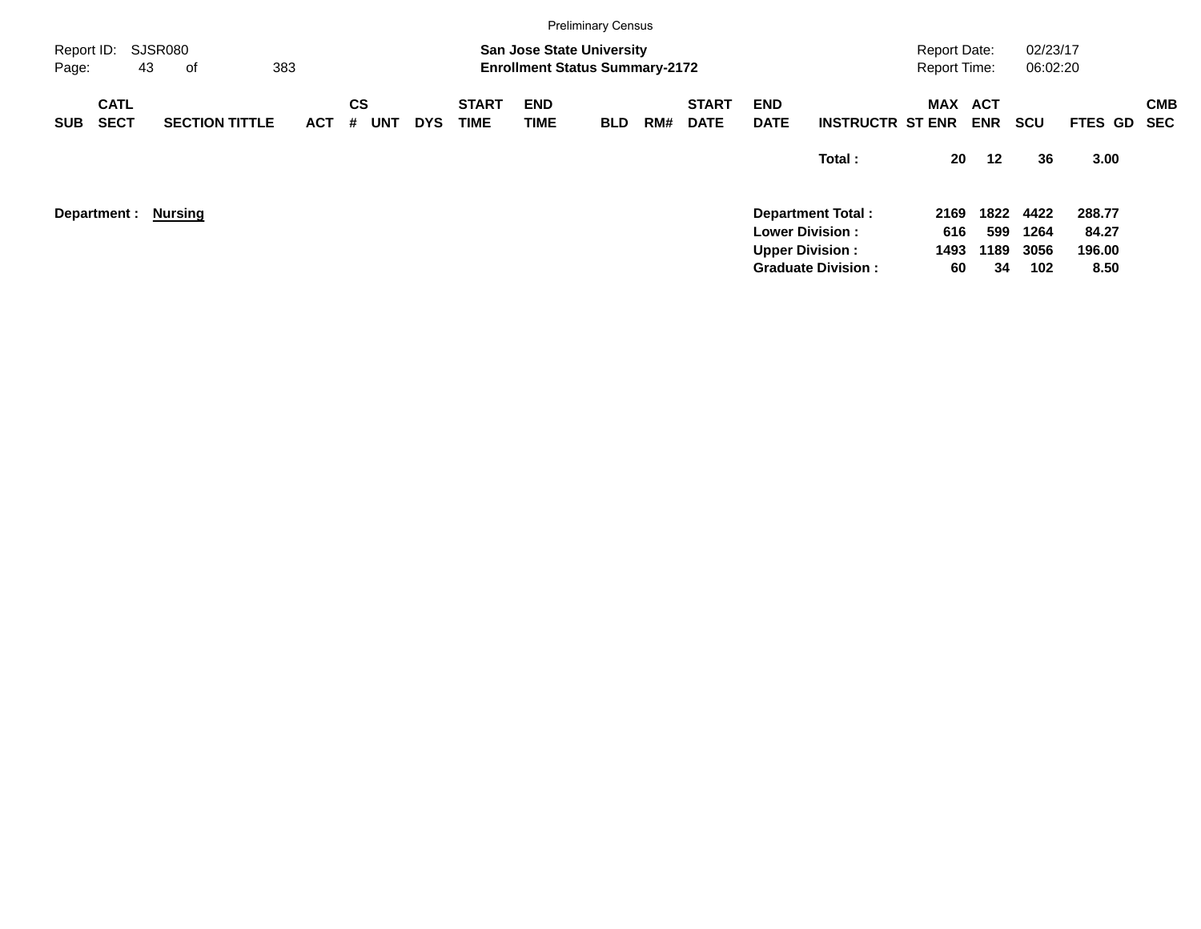Preliminary Census

Report ID: SJSR080
Page: 43 of 383

**San Jose State University**
**Enrollment Status Summary-2172**

Report Date: 02/23/17
Report Time: 06:02:20

| SUB | CATL SECT | SECTION TITTLE | ACT | CS # | UNT | DYS | START TIME | END TIME | BLD | RM# | START DATE | END DATE | INSTRUCTR | MAX ST ENR | ACT ENR | SCU | FTES | GD | CMB SEC |
|---|---|---|---|---|---|---|---|---|---|---|---|---|---|---|---|---|---|---|---|
| | | | | | | | | | | | | | **Total :** | **20** | **12** | **36** | **3.00** | | |

**Department :** **Nursing**

| | MAX ST ENR | ACT ENR | SCU | FTES |
|---|---|---|---|---|
| **Department Total :** | **2169** | **1822** | **4422** | **288.77** |
| **Lower Division :** | **616** | **599** | **1264** | **84.27** |
| **Upper Division :** | **1493** | **1189** | **3056** | **196.00** |
| **Graduate Division :** | **60** | **34** | **102** | **8.50** |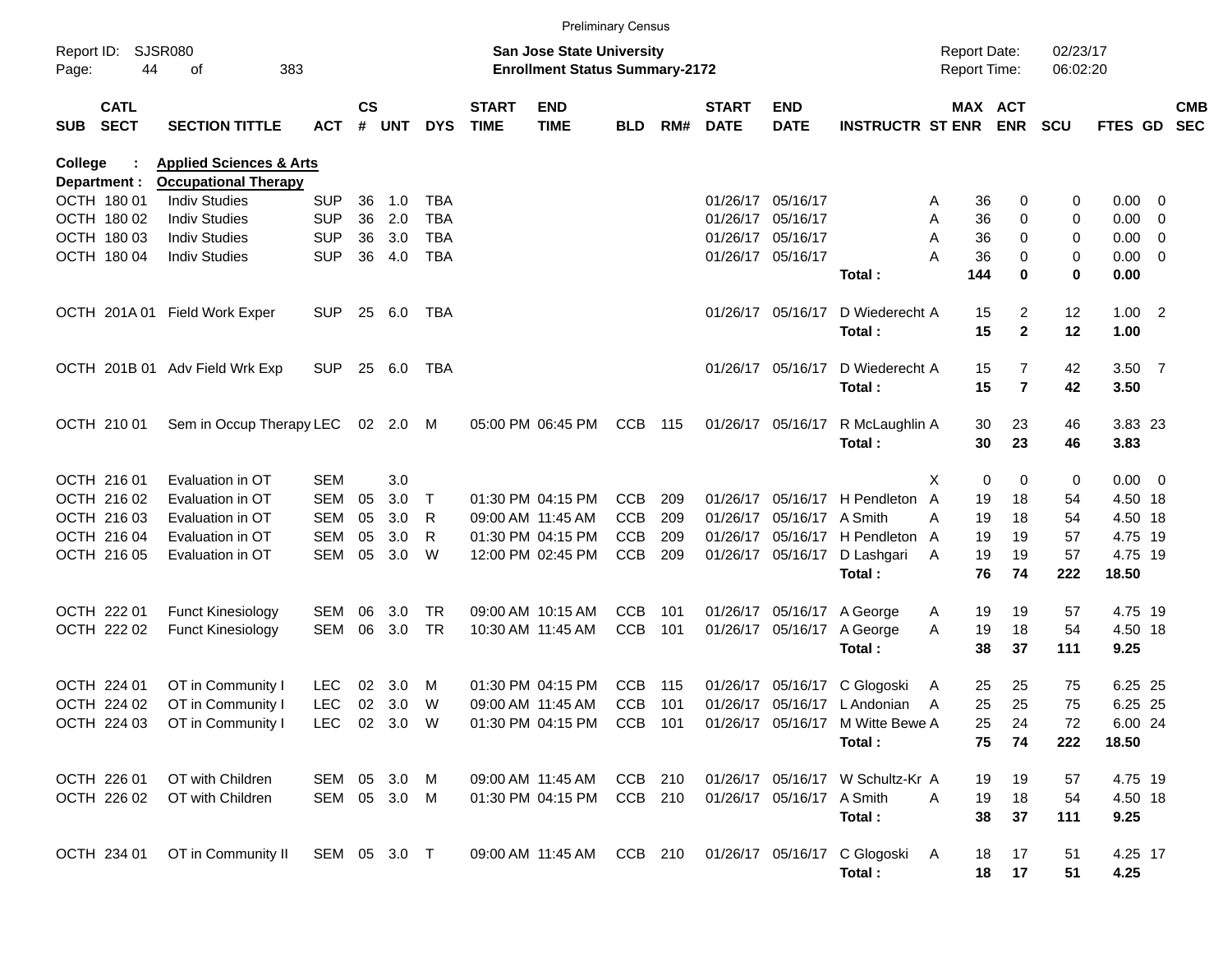Preliminary Census

Report ID: SJSR080

**San Jose State University**
**Enrollment Status Summary-2172**

Report Date: 02/23/17
Report Time: 06:02:20

**College : Applied Sciences & Arts**
**Department : Occupational Therapy**

| SUB | CATL SECT | SECTION TITTLE | ACT | CS # | UNT | DYS | START TIME | END TIME | BLD | RM# | START DATE | END DATE | INSTRUCTR | ST | MAX ENR | ACT ENR | SCU | FTES | GD | CMB SEC |
|---|---|---|---|---|---|---|---|---|---|---|---|---|---|---|---|---|---|---|---|---|
| OCTH | 180 01 | Indiv Studies | SUP | 36 | 1.0 | TBA | | | | | 01/26/17 | 05/16/17 | | A | 36 | 0 | 0 | 0.00 | 0 | |
| OCTH | 180 02 | Indiv Studies | SUP | 36 | 2.0 | TBA | | | | | 01/26/17 | 05/16/17 | | A | 36 | 0 | 0 | 0.00 | 0 | |
| OCTH | 180 03 | Indiv Studies | SUP | 36 | 3.0 | TBA | | | | | 01/26/17 | 05/16/17 | | A | 36 | 0 | 0 | 0.00 | 0 | |
| OCTH | 180 04 | Indiv Studies | SUP | 36 | 4.0 | TBA | | | | | 01/26/17 | 05/16/17 | | A | 36 | 0 | 0 | 0.00 | 0 | |
| | | | | | | | | | | | | | **Total :** | | **144** | **0** | **0** | **0.00** | | |
| OCTH | 201A 01 | Field Work Exper | SUP | 25 | 6.0 | TBA | | | | | 01/26/17 | 05/16/17 | D Wiederecht | A | 15 | 2 | 12 | 1.00 | 2 | |
| | | | | | | | | | | | | | **Total :** | | **15** | **2** | **12** | **1.00** | | |
| OCTH | 201B 01 | Adv Field Wrk Exp | SUP | 25 | 6.0 | TBA | | | | | 01/26/17 | 05/16/17 | D Wiederecht | A | 15 | 7 | 42 | 3.50 | 7 | |
| | | | | | | | | | | | | | **Total :** | | **15** | **7** | **42** | **3.50** | | |
| OCTH | 210 01 | Sem in Occup Therapy | LEC | 02 | 2.0 | M | 05:00 PM | 06:45 PM | CCB | 115 | 01/26/17 | 05/16/17 | R McLaughlin | A | 30 | 23 | 46 | 3.83 | 23 | |
| | | | | | | | | | | | | | **Total :** | | **30** | **23** | **46** | **3.83** | | |
| OCTH | 216 01 | Evaluation in OT | SEM | | 3.0 | | | | | | | | | X | 0 | 0 | 0 | 0.00 | 0 | |
| OCTH | 216 02 | Evaluation in OT | SEM | 05 | 3.0 | T | 01:30 PM | 04:15 PM | CCB | 209 | 01/26/17 | 05/16/17 | H Pendleton | A | 19 | 18 | 54 | 4.50 | 18 | |
| OCTH | 216 03 | Evaluation in OT | SEM | 05 | 3.0 | R | 09:00 AM | 11:45 AM | CCB | 209 | 01/26/17 | 05/16/17 | A Smith | A | 19 | 18 | 54 | 4.50 | 18 | |
| OCTH | 216 04 | Evaluation in OT | SEM | 05 | 3.0 | R | 01:30 PM | 04:15 PM | CCB | 209 | 01/26/17 | 05/16/17 | H Pendleton | A | 19 | 19 | 57 | 4.75 | 19 | |
| OCTH | 216 05 | Evaluation in OT | SEM | 05 | 3.0 | W | 12:00 PM | 02:45 PM | CCB | 209 | 01/26/17 | 05/16/17 | D Lashgari | A | 19 | 19 | 57 | 4.75 | 19 | |
| | | | | | | | | | | | | | **Total :** | | **76** | **74** | **222** | **18.50** | | |
| OCTH | 222 01 | Funct Kinesiology | SEM | 06 | 3.0 | TR | 09:00 AM | 10:15 AM | CCB | 101 | 01/26/17 | 05/16/17 | A George | A | 19 | 19 | 57 | 4.75 | 19 | |
| OCTH | 222 02 | Funct Kinesiology | SEM | 06 | 3.0 | TR | 10:30 AM | 11:45 AM | CCB | 101 | 01/26/17 | 05/16/17 | A George | A | 19 | 18 | 54 | 4.50 | 18 | |
| | | | | | | | | | | | | | **Total :** | | **38** | **37** | **111** | **9.25** | | |
| OCTH | 224 01 | OT in Community I | LEC | 02 | 3.0 | M | 01:30 PM | 04:15 PM | CCB | 115 | 01/26/17 | 05/16/17 | C Glogoski | A | 25 | 25 | 75 | 6.25 | 25 | |
| OCTH | 224 02 | OT in Community I | LEC | 02 | 3.0 | W | 09:00 AM | 11:45 AM | CCB | 101 | 01/26/17 | 05/16/17 | L Andonian | A | 25 | 25 | 75 | 6.25 | 25 | |
| OCTH | 224 03 | OT in Community I | LEC | 02 | 3.0 | W | 01:30 PM | 04:15 PM | CCB | 101 | 01/26/17 | 05/16/17 | M Witte Bewe | A | 25 | 24 | 72 | 6.00 | 24 | |
| | | | | | | | | | | | | | **Total :** | | **75** | **74** | **222** | **18.50** | | |
| OCTH | 226 01 | OT with Children | SEM | 05 | 3.0 | M | 09:00 AM | 11:45 AM | CCB | 210 | 01/26/17 | 05/16/17 | W Schultz-Kr | A | 19 | 19 | 57 | 4.75 | 19 | |
| OCTH | 226 02 | OT with Children | SEM | 05 | 3.0 | M | 01:30 PM | 04:15 PM | CCB | 210 | 01/26/17 | 05/16/17 | A Smith | A | 19 | 18 | 54 | 4.50 | 18 | |
| | | | | | | | | | | | | | **Total :** | | **38** | **37** | **111** | **9.25** | | |
| OCTH | 234 01 | OT in Community II | SEM | 05 | 3.0 | T | 09:00 AM | 11:45 AM | CCB | 210 | 01/26/17 | 05/16/17 | C Glogoski | A | 18 | 17 | 51 | 4.25 | 17 | |
| | | | | | | | | | | | | | **Total :** | | **18** | **17** | **51** | **4.25** | | |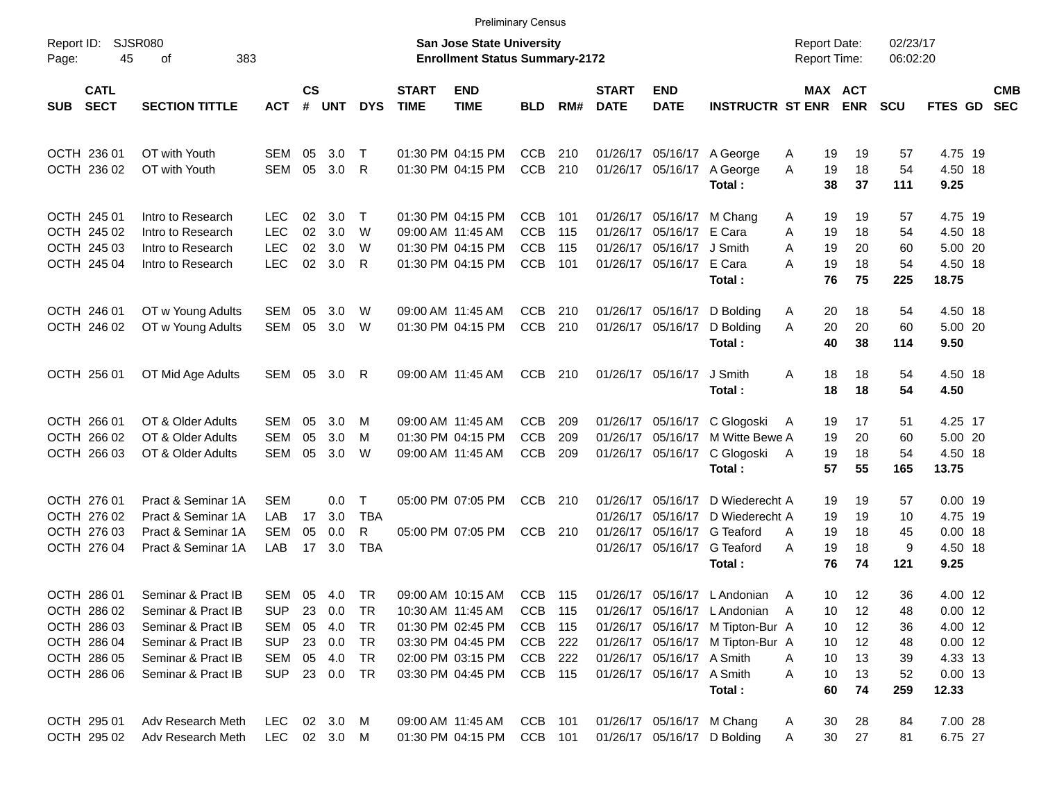Preliminary Census

Report ID: SJSR080

**San Jose State University**
**Enrollment Status Summary-2172**

Report Date: 02/23/17
Report Time: 06:02:20

| SUB | CATL SECT | SECTION TITTLE | ACT | CS # | UNT | DYS | START TIME | END TIME | BLD | RM# | START DATE | END DATE | INSTRUCTR | ST | MAX ENR | ACT ENR | SCU | FTES | GD | CMB SEC |
|---|---|---|---|---|---|---|---|---|---|---|---|---|---|---|---|---|---|---|---|---|
| OCTH | 236 01 | OT with Youth | SEM | 05 | 3.0 | T | 01:30 PM | 04:15 PM | CCB | 210 | 01/26/17 | 05/16/17 | A George | A | 19 | 19 | 57 | 4.75 | 19 | |
| OCTH | 236 02 | OT with Youth | SEM | 05 | 3.0 | R | 01:30 PM | 04:15 PM | CCB | 210 | 01/26/17 | 05/16/17 | A George | A | 19 | 18 | 54 | 4.50 | 18 | |
| | | | | | | | | | | | | | **Total :** | | **38** | **37** | **111** | **9.25** | | |
| OCTH | 245 01 | Intro to Research | LEC | 02 | 3.0 | T | 01:30 PM | 04:15 PM | CCB | 101 | 01/26/17 | 05/16/17 | M Chang | A | 19 | 19 | 57 | 4.75 | 19 | |
| OCTH | 245 02 | Intro to Research | LEC | 02 | 3.0 | W | 09:00 AM | 11:45 AM | CCB | 115 | 01/26/17 | 05/16/17 | E Cara | A | 19 | 18 | 54 | 4.50 | 18 | |
| OCTH | 245 03 | Intro to Research | LEC | 02 | 3.0 | W | 01:30 PM | 04:15 PM | CCB | 115 | 01/26/17 | 05/16/17 | J Smith | A | 19 | 20 | 60 | 5.00 | 20 | |
| OCTH | 245 04 | Intro to Research | LEC | 02 | 3.0 | R | 01:30 PM | 04:15 PM | CCB | 101 | 01/26/17 | 05/16/17 | E Cara | A | 19 | 18 | 54 | 4.50 | 18 | |
| | | | | | | | | | | | | | **Total :** | | **76** | **75** | **225** | **18.75** | | |
| OCTH | 246 01 | OT w Young Adults | SEM | 05 | 3.0 | W | 09:00 AM | 11:45 AM | CCB | 210 | 01/26/17 | 05/16/17 | D Bolding | A | 20 | 18 | 54 | 4.50 | 18 | |
| OCTH | 246 02 | OT w Young Adults | SEM | 05 | 3.0 | W | 01:30 PM | 04:15 PM | CCB | 210 | 01/26/17 | 05/16/17 | D Bolding | A | 20 | 20 | 60 | 5.00 | 20 | |
| | | | | | | | | | | | | | **Total :** | | **40** | **38** | **114** | **9.50** | | |
| OCTH | 256 01 | OT Mid Age Adults | SEM | 05 | 3.0 | R | 09:00 AM | 11:45 AM | CCB | 210 | 01/26/17 | 05/16/17 | J Smith | A | 18 | 18 | 54 | 4.50 | 18 | |
| | | | | | | | | | | | | | **Total :** | | **18** | **18** | **54** | **4.50** | | |
| OCTH | 266 01 | OT & Older Adults | SEM | 05 | 3.0 | M | 09:00 AM | 11:45 AM | CCB | 209 | 01/26/17 | 05/16/17 | C Glogoski | A | 19 | 17 | 51 | 4.25 | 17 | |
| OCTH | 266 02 | OT & Older Adults | SEM | 05 | 3.0 | M | 01:30 PM | 04:15 PM | CCB | 209 | 01/26/17 | 05/16/17 | M Witte Bewe | A | 19 | 20 | 60 | 5.00 | 20 | |
| OCTH | 266 03 | OT & Older Adults | SEM | 05 | 3.0 | W | 09:00 AM | 11:45 AM | CCB | 209 | 01/26/17 | 05/16/17 | C Glogoski | A | 19 | 18 | 54 | 4.50 | 18 | |
| | | | | | | | | | | | | | **Total :** | | **57** | **55** | **165** | **13.75** | | |
| OCTH | 276 01 | Pract & Seminar 1A | SEM | | 0.0 | T | 05:00 PM | 07:05 PM | CCB | 210 | 01/26/17 | 05/16/17 | D Wiederecht | A | 19 | 19 | 57 | 0.00 | 19 | |
| OCTH | 276 02 | Pract & Seminar 1A | LAB | 17 | 3.0 | TBA | | | | | 01/26/17 | 05/16/17 | D Wiederecht | A | 19 | 19 | 10 | 4.75 | 19 | |
| OCTH | 276 03 | Pract & Seminar 1A | SEM | 05 | 0.0 | R | 05:00 PM | 07:05 PM | CCB | 210 | 01/26/17 | 05/16/17 | G Teaford | A | 19 | 18 | 45 | 0.00 | 18 | |
| OCTH | 276 04 | Pract & Seminar 1A | LAB | 17 | 3.0 | TBA | | | | | 01/26/17 | 05/16/17 | G Teaford | A | 19 | 18 | 9 | 4.50 | 18 | |
| | | | | | | | | | | | | | **Total :** | | **76** | **74** | **121** | **9.25** | | |
| OCTH | 286 01 | Seminar & Pract IB | SEM | 05 | 4.0 | TR | 09:00 AM | 10:15 AM | CCB | 115 | 01/26/17 | 05/16/17 | L Andonian | A | 10 | 12 | 36 | 4.00 | 12 | |
| OCTH | 286 02 | Seminar & Pract IB | SUP | 23 | 0.0 | TR | 10:30 AM | 11:45 AM | CCB | 115 | 01/26/17 | 05/16/17 | L Andonian | A | 10 | 12 | 48 | 0.00 | 12 | |
| OCTH | 286 03 | Seminar & Pract IB | SEM | 05 | 4.0 | TR | 01:30 PM | 02:45 PM | CCB | 115 | 01/26/17 | 05/16/17 | M Tipton-Bur | A | 10 | 12 | 36 | 4.00 | 12 | |
| OCTH | 286 04 | Seminar & Pract IB | SUP | 23 | 0.0 | TR | 03:30 PM | 04:45 PM | CCB | 222 | 01/26/17 | 05/16/17 | M Tipton-Bur | A | 10 | 12 | 48 | 0.00 | 12 | |
| OCTH | 286 05 | Seminar & Pract IB | SEM | 05 | 4.0 | TR | 02:00 PM | 03:15 PM | CCB | 222 | 01/26/17 | 05/16/17 | A Smith | A | 10 | 13 | 39 | 4.33 | 13 | |
| OCTH | 286 06 | Seminar & Pract IB | SUP | 23 | 0.0 | TR | 03:30 PM | 04:45 PM | CCB | 115 | 01/26/17 | 05/16/17 | A Smith | A | 10 | 13 | 52 | 0.00 | 13 | |
| | | | | | | | | | | | | | **Total :** | | **60** | **74** | **259** | **12.33** | | |
| OCTH | 295 01 | Adv Research Meth | LEC | 02 | 3.0 | M | 09:00 AM | 11:45 AM | CCB | 101 | 01/26/17 | 05/16/17 | M Chang | A | 30 | 28 | 84 | 7.00 | 28 | |
| OCTH | 295 02 | Adv Research Meth | LEC | 02 | 3.0 | M | 01:30 PM | 04:15 PM | CCB | 101 | 01/26/17 | 05/16/17 | D Bolding | A | 30 | 27 | 81 | 6.75 | 27 | |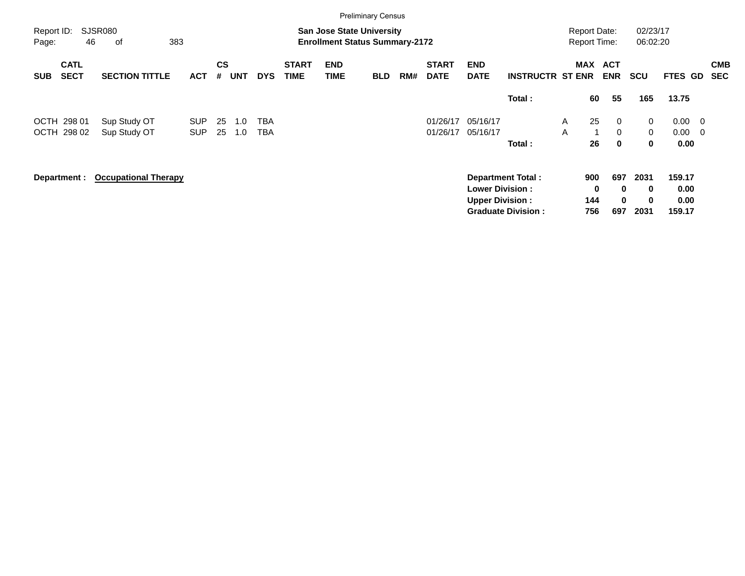Preliminary Census

Report ID: SJSR080

**San Jose State University**
**Enrollment Status Summary-2172**

Report Date: 02/23/17
Report Time: 06:02:20

| SUB | CATL SECT | SECTION TITTLE | ACT | CS # | UNT | DYS | START TIME | END TIME | BLD | RM# | START DATE | END DATE | INSTRUCTR | ST | MAX ENR | ACT ENR | SCU | FTES | GD | CMB SEC |
|---|---|---|---|---|---|---|---|---|---|---|---|---|---|---|---|---|---|---|---|---|
| | | | | | | | | | | | | | **Total :** | | **60** | **55** | **165** | **13.75** | | |
| OCTH | 298 01 | Sup Study OT | SUP | 25 | 1.0 | TBA | | | | | 01/26/17 | 05/16/17 | | A | 25 | 0 | 0 | 0.00 | 0 | |
| OCTH | 298 02 | Sup Study OT | SUP | 25 | 1.0 | TBA | | | | | 01/26/17 | 05/16/17 | | A | 1 | 0 | 0 | 0.00 | 0 | |
| | | | | | | | | | | | | | **Total :** | | **26** | **0** | **0** | **0.00** | | |

**Department :** **Occupational Therapy**

| | MAX ENR | ACT ENR | SCU | FTES |
|---|---|---|---|---|
| **Department Total :** | **900** | **697** | **2031** | **159.17** |
| **Lower Division :** | **0** | **0** | **0** | **0.00** |
| **Upper Division :** | **144** | **0** | **0** | **0.00** |
| **Graduate Division :** | **756** | **697** | **2031** | **159.17** |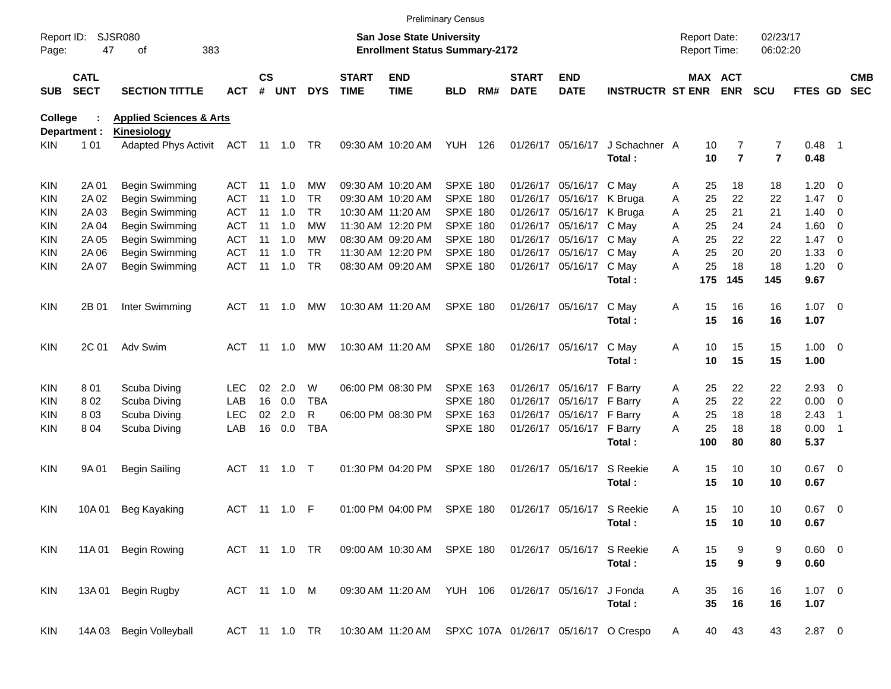Preliminary Census

Report ID: SJSR080
Page: 47 of 383

**San Jose State University**
**Enrollment Status Summary-2172**

Report Date: 02/23/17
Report Time: 06:02:20

**College : Applied Sciences & Arts**
**Department : Kinesiology**

| SUB | CATL SECT | SECTION TITTLE | ACT | CS # | UNT | DYS | START TIME | END TIME | BLD | RM# | START DATE | END DATE | INSTRUCTR | ST | MAX ENR | ACT ENR | SCU | FTES | GD | CMB SEC |
|---|---|---|---|---|---|---|---|---|---|---|---|---|---|---|---|---|---|---|---|---|
| KIN | 1 01 | Adapted Phys Activit | ACT | 11 | 1.0 | TR | 09:30 AM | 10:20 AM | YUH | 126 | 01/26/17 | 05/16/17 | J Schachner | A | 10 | 7 | 7 | 0.48 | 1 | |
| | | | | | | | | | | | | | **Total :** | | **10** | **7** | **7** | **0.48** | | |
| KIN | 2A 01 | Begin Swimming | ACT | 11 | 1.0 | MW | 09:30 AM | 10:20 AM | SPXE | 180 | 01/26/17 | 05/16/17 | C May | A | 25 | 18 | 18 | 1.20 | 0 | |
| KIN | 2A 02 | Begin Swimming | ACT | 11 | 1.0 | TR | 09:30 AM | 10:20 AM | SPXE | 180 | 01/26/17 | 05/16/17 | K Bruga | A | 25 | 22 | 22 | 1.47 | 0 | |
| KIN | 2A 03 | Begin Swimming | ACT | 11 | 1.0 | TR | 10:30 AM | 11:20 AM | SPXE | 180 | 01/26/17 | 05/16/17 | K Bruga | A | 25 | 21 | 21 | 1.40 | 0 | |
| KIN | 2A 04 | Begin Swimming | ACT | 11 | 1.0 | MW | 11:30 AM | 12:20 PM | SPXE | 180 | 01/26/17 | 05/16/17 | C May | A | 25 | 24 | 24 | 1.60 | 0 | |
| KIN | 2A 05 | Begin Swimming | ACT | 11 | 1.0 | MW | 08:30 AM | 09:20 AM | SPXE | 180 | 01/26/17 | 05/16/17 | C May | A | 25 | 22 | 22 | 1.47 | 0 | |
| KIN | 2A 06 | Begin Swimming | ACT | 11 | 1.0 | TR | 11:30 AM | 12:20 PM | SPXE | 180 | 01/26/17 | 05/16/17 | C May | A | 25 | 20 | 20 | 1.33 | 0 | |
| KIN | 2A 07 | Begin Swimming | ACT | 11 | 1.0 | TR | 08:30 AM | 09:20 AM | SPXE | 180 | 01/26/17 | 05/16/17 | C May | A | 25 | 18 | 18 | 1.20 | 0 | |
| | | | | | | | | | | | | | **Total :** | | **175** | **145** | **145** | **9.67** | | |
| KIN | 2B 01 | Inter Swimming | ACT | 11 | 1.0 | MW | 10:30 AM | 11:20 AM | SPXE | 180 | 01/26/17 | 05/16/17 | C May | A | 15 | 16 | 16 | 1.07 | 0 | |
| | | | | | | | | | | | | | **Total :** | | **15** | **16** | **16** | **1.07** | | |
| KIN | 2C 01 | Adv Swim | ACT | 11 | 1.0 | MW | 10:30 AM | 11:20 AM | SPXE | 180 | 01/26/17 | 05/16/17 | C May | A | 10 | 15 | 15 | 1.00 | 0 | |
| | | | | | | | | | | | | | **Total :** | | **10** | **15** | **15** | **1.00** | | |
| KIN | 8 01 | Scuba Diving | LEC | 02 | 2.0 | W | 06:00 PM | 08:30 PM | SPXE | 163 | 01/26/17 | 05/16/17 | F Barry | A | 25 | 22 | 22 | 2.93 | 0 | |
| KIN | 8 02 | Scuba Diving | LAB | 16 | 0.0 | TBA | | | SPXE | 180 | 01/26/17 | 05/16/17 | F Barry | A | 25 | 22 | 22 | 0.00 | 0 | |
| KIN | 8 03 | Scuba Diving | LEC | 02 | 2.0 | R | 06:00 PM | 08:30 PM | SPXE | 163 | 01/26/17 | 05/16/17 | F Barry | A | 25 | 18 | 18 | 2.43 | 1 | |
| KIN | 8 04 | Scuba Diving | LAB | 16 | 0.0 | TBA | | | SPXE | 180 | 01/26/17 | 05/16/17 | F Barry | A | 25 | 18 | 18 | 0.00 | 1 | |
| | | | | | | | | | | | | | **Total :** | | **100** | **80** | **80** | **5.37** | | |
| KIN | 9A 01 | Begin Sailing | ACT | 11 | 1.0 | T | 01:30 PM | 04:20 PM | SPXE | 180 | 01/26/17 | 05/16/17 | S Reekie | A | 15 | 10 | 10 | 0.67 | 0 | |
| | | | | | | | | | | | | | **Total :** | | **15** | **10** | **10** | **0.67** | | |
| KIN | 10A 01 | Beg Kayaking | ACT | 11 | 1.0 | F | 01:00 PM | 04:00 PM | SPXE | 180 | 01/26/17 | 05/16/17 | S Reekie | A | 15 | 10 | 10 | 0.67 | 0 | |
| | | | | | | | | | | | | | **Total :** | | **15** | **10** | **10** | **0.67** | | |
| KIN | 11A 01 | Begin Rowing | ACT | 11 | 1.0 | TR | 09:00 AM | 10:30 AM | SPXE | 180 | 01/26/17 | 05/16/17 | S Reekie | A | 15 | 9 | 9 | 0.60 | 0 | |
| | | | | | | | | | | | | | **Total :** | | **15** | **9** | **9** | **0.60** | | |
| KIN | 13A 01 | Begin Rugby | ACT | 11 | 1.0 | M | 09:30 AM | 11:20 AM | YUH | 106 | 01/26/17 | 05/16/17 | J Fonda | A | 35 | 16 | 16 | 1.07 | 0 | |
| | | | | | | | | | | | | | **Total :** | | **35** | **16** | **16** | **1.07** | | |
| KIN | 14A 03 | Begin Volleyball | ACT | 11 | 1.0 | TR | 10:30 AM | 11:20 AM | SPXC | 107A | 01/26/17 | 05/16/17 | O Crespo | A | 40 | 43 | 43 | 2.87 | 0 | |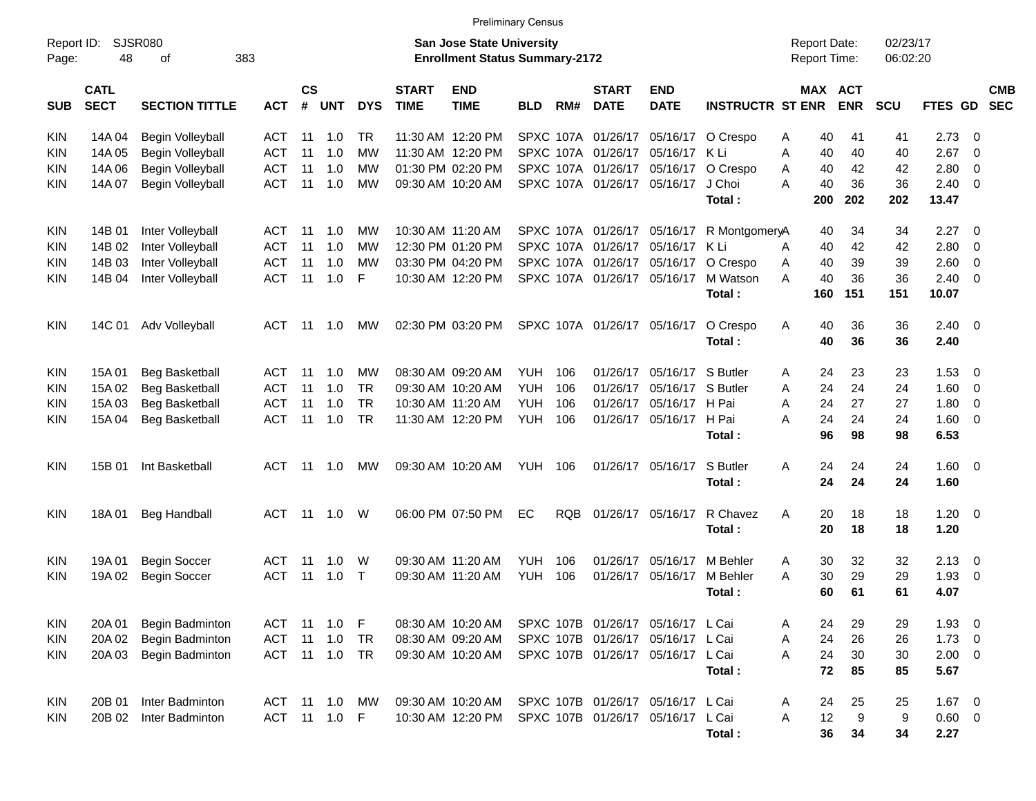Preliminary Census

Report ID: SJSR080

**San Jose State University**
**Enrollment Status Summary-2172**

Report Date: 02/23/17
Report Time: 06:02:20

| SUB | CATL SECT | SECTION TITTLE | ACT | CS # | UNT | DYS | START TIME | END TIME | BLD | RM# | START DATE | END DATE | INSTRUCTR | ST | MAX ENR | ACT ENR | SCU | FTES | GD | CMB SEC |
|---|---|---|---|---|---|---|---|---|---|---|---|---|---|---|---|---|---|---|---|---|
| KIN | 14A 04 | Begin Volleyball | ACT | 11 | 1.0 | TR | 11:30 AM | 12:20 PM | SPXC | 107A | 01/26/17 | 05/16/17 | O Crespo | A | 40 | 41 | 41 | 2.73 | 0 | |
| KIN | 14A 05 | Begin Volleyball | ACT | 11 | 1.0 | MW | 11:30 AM | 12:20 PM | SPXC | 107A | 01/26/17 | 05/16/17 | K Li | A | 40 | 40 | 40 | 2.67 | 0 | |
| KIN | 14A 06 | Begin Volleyball | ACT | 11 | 1.0 | MW | 01:30 PM | 02:20 PM | SPXC | 107A | 01/26/17 | 05/16/17 | O Crespo | A | 40 | 42 | 42 | 2.80 | 0 | |
| KIN | 14A 07 | Begin Volleyball | ACT | 11 | 1.0 | MW | 09:30 AM | 10:20 AM | SPXC | 107A | 01/26/17 | 05/16/17 | J Choi | A | 40 | 36 | 36 | 2.40 | 0 | |
| | | | | | | | | | | | | | **Total :** | | **200** | **202** | **202** | **13.47** | | |
| KIN | 14B 01 | Inter Volleyball | ACT | 11 | 1.0 | MW | 10:30 AM | 11:20 AM | SPXC | 107A | 01/26/17 | 05/16/17 | R Montgomery | A | 40 | 34 | 34 | 2.27 | 0 | |
| KIN | 14B 02 | Inter Volleyball | ACT | 11 | 1.0 | MW | 12:30 PM | 01:20 PM | SPXC | 107A | 01/26/17 | 05/16/17 | K Li | A | 40 | 42 | 42 | 2.80 | 0 | |
| KIN | 14B 03 | Inter Volleyball | ACT | 11 | 1.0 | MW | 03:30 PM | 04:20 PM | SPXC | 107A | 01/26/17 | 05/16/17 | O Crespo | A | 40 | 39 | 39 | 2.60 | 0 | |
| KIN | 14B 04 | Inter Volleyball | ACT | 11 | 1.0 | F | 10:30 AM | 12:20 PM | SPXC | 107A | 01/26/17 | 05/16/17 | M Watson | A | 40 | 36 | 36 | 2.40 | 0 | |
| | | | | | | | | | | | | | **Total :** | | **160** | **151** | **151** | **10.07** | | |
| KIN | 14C 01 | Adv Volleyball | ACT | 11 | 1.0 | MW | 02:30 PM | 03:20 PM | SPXC | 107A | 01/26/17 | 05/16/17 | O Crespo | A | 40 | 36 | 36 | 2.40 | 0 | |
| | | | | | | | | | | | | | **Total :** | | **40** | **36** | **36** | **2.40** | | |
| KIN | 15A 01 | Beg Basketball | ACT | 11 | 1.0 | MW | 08:30 AM | 09:20 AM | YUH | 106 | 01/26/17 | 05/16/17 | S Butler | A | 24 | 23 | 23 | 1.53 | 0 | |
| KIN | 15A 02 | Beg Basketball | ACT | 11 | 1.0 | TR | 09:30 AM | 10:20 AM | YUH | 106 | 01/26/17 | 05/16/17 | S Butler | A | 24 | 24 | 24 | 1.60 | 0 | |
| KIN | 15A 03 | Beg Basketball | ACT | 11 | 1.0 | TR | 10:30 AM | 11:20 AM | YUH | 106 | 01/26/17 | 05/16/17 | H Pai | A | 24 | 27 | 27 | 1.80 | 0 | |
| KIN | 15A 04 | Beg Basketball | ACT | 11 | 1.0 | TR | 11:30 AM | 12:20 PM | YUH | 106 | 01/26/17 | 05/16/17 | H Pai | A | 24 | 24 | 24 | 1.60 | 0 | |
| | | | | | | | | | | | | | **Total :** | | **96** | **98** | **98** | **6.53** | | |
| KIN | 15B 01 | Int Basketball | ACT | 11 | 1.0 | MW | 09:30 AM | 10:20 AM | YUH | 106 | 01/26/17 | 05/16/17 | S Butler | A | 24 | 24 | 24 | 1.60 | 0 | |
| | | | | | | | | | | | | | **Total :** | | **24** | **24** | **24** | **1.60** | | |
| KIN | 18A 01 | Beg Handball | ACT | 11 | 1.0 | W | 06:00 PM | 07:50 PM | EC | RQB | 01/26/17 | 05/16/17 | R Chavez | A | 20 | 18 | 18 | 1.20 | 0 | |
| | | | | | | | | | | | | | **Total :** | | **20** | **18** | **18** | **1.20** | | |
| KIN | 19A 01 | Begin Soccer | ACT | 11 | 1.0 | W | 09:30 AM | 11:20 AM | YUH | 106 | 01/26/17 | 05/16/17 | M Behler | A | 30 | 32 | 32 | 2.13 | 0 | |
| KIN | 19A 02 | Begin Soccer | ACT | 11 | 1.0 | T | 09:30 AM | 11:20 AM | YUH | 106 | 01/26/17 | 05/16/17 | M Behler | A | 30 | 29 | 29 | 1.93 | 0 | |
| | | | | | | | | | | | | | **Total :** | | **60** | **61** | **61** | **4.07** | | |
| KIN | 20A 01 | Begin Badminton | ACT | 11 | 1.0 | F | 08:30 AM | 10:20 AM | SPXC | 107B | 01/26/17 | 05/16/17 | L Cai | A | 24 | 29 | 29 | 1.93 | 0 | |
| KIN | 20A 02 | Begin Badminton | ACT | 11 | 1.0 | TR | 08:30 AM | 09:20 AM | SPXC | 107B | 01/26/17 | 05/16/17 | L Cai | A | 24 | 26 | 26 | 1.73 | 0 | |
| KIN | 20A 03 | Begin Badminton | ACT | 11 | 1.0 | TR | 09:30 AM | 10:20 AM | SPXC | 107B | 01/26/17 | 05/16/17 | L Cai | A | 24 | 30 | 30 | 2.00 | 0 | |
| | | | | | | | | | | | | | **Total :** | | **72** | **85** | **85** | **5.67** | | |
| KIN | 20B 01 | Inter Badminton | ACT | 11 | 1.0 | MW | 09:30 AM | 10:20 AM | SPXC | 107B | 01/26/17 | 05/16/17 | L Cai | A | 24 | 25 | 25 | 1.67 | 0 | |
| KIN | 20B 02 | Inter Badminton | ACT | 11 | 1.0 | F | 10:30 AM | 12:20 PM | SPXC | 107B | 01/26/17 | 05/16/17 | L Cai | A | 12 | 9 | 9 | 0.60 | 0 | |
| | | | | | | | | | | | | | **Total :** | | **36** | **34** | **34** | **2.27** | | |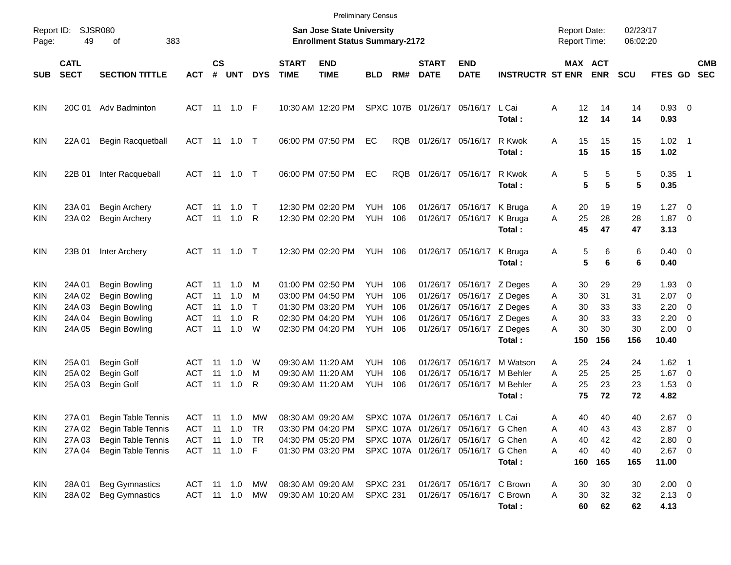Preliminary Census

Report ID: SJSR080
Page: 49 of 383

**San Jose State University**
**Enrollment Status Summary-2172**

Report Date: 02/23/17
Report Time: 06:02:20

| SUB | CATL SECT | SECTION TITTLE | ACT | CS # | UNT | DYS | START TIME | END TIME | BLD | RM# | START DATE | END DATE | INSTRUCTR | ST | MAX ENR | ACT ENR | SCU | FTES | GD | CMB SEC |
|---|---|---|---|---|---|---|---|---|---|---|---|---|---|---|---|---|---|---|---|---|
| KIN | 20C 01 | Adv Badminton | ACT | 11 | 1.0 | F | 10:30 AM | 12:20 PM | SPXC | 107B | 01/26/17 | 05/16/17 | L Cai | A | 12 | 14 | 14 | 0.93 | 0 | |
| | | | | | | | | | | | | | **Total :** | | **12** | **14** | **14** | **0.93** | | |
| KIN | 22A 01 | Begin Racquetball | ACT | 11 | 1.0 | T | 06:00 PM | 07:50 PM | EC | RQB | 01/26/17 | 05/16/17 | R Kwok | A | 15 | 15 | 15 | 1.02 | 1 | |
| | | | | | | | | | | | | | **Total :** | | **15** | **15** | **15** | **1.02** | | |
| KIN | 22B 01 | Inter Racqueball | ACT | 11 | 1.0 | T | 06:00 PM | 07:50 PM | EC | RQB | 01/26/17 | 05/16/17 | R Kwok | A | 5 | 5 | 5 | 0.35 | 1 | |
| | | | | | | | | | | | | | **Total :** | | **5** | **5** | **5** | **0.35** | | |
| KIN | 23A 01 | Begin Archery | ACT | 11 | 1.0 | T | 12:30 PM | 02:20 PM | YUH | 106 | 01/26/17 | 05/16/17 | K Bruga | A | 20 | 19 | 19 | 1.27 | 0 | |
| KIN | 23A 02 | Begin Archery | ACT | 11 | 1.0 | R | 12:30 PM | 02:20 PM | YUH | 106 | 01/26/17 | 05/16/17 | K Bruga | A | 25 | 28 | 28 | 1.87 | 0 | |
| | | | | | | | | | | | | | **Total :** | | **45** | **47** | **47** | **3.13** | | |
| KIN | 23B 01 | Inter Archery | ACT | 11 | 1.0 | T | 12:30 PM | 02:20 PM | YUH | 106 | 01/26/17 | 05/16/17 | K Bruga | A | 5 | 6 | 6 | 0.40 | 0 | |
| | | | | | | | | | | | | | **Total :** | | **5** | **6** | **6** | **0.40** | | |
| KIN | 24A 01 | Begin Bowling | ACT | 11 | 1.0 | M | 01:00 PM | 02:50 PM | YUH | 106 | 01/26/17 | 05/16/17 | Z Deges | A | 30 | 29 | 29 | 1.93 | 0 | |
| KIN | 24A 02 | Begin Bowling | ACT | 11 | 1.0 | M | 03:00 PM | 04:50 PM | YUH | 106 | 01/26/17 | 05/16/17 | Z Deges | A | 30 | 31 | 31 | 2.07 | 0 | |
| KIN | 24A 03 | Begin Bowling | ACT | 11 | 1.0 | T | 01:30 PM | 03:20 PM | YUH | 106 | 01/26/17 | 05/16/17 | Z Deges | A | 30 | 33 | 33 | 2.20 | 0 | |
| KIN | 24A 04 | Begin Bowling | ACT | 11 | 1.0 | R | 02:30 PM | 04:20 PM | YUH | 106 | 01/26/17 | 05/16/17 | Z Deges | A | 30 | 33 | 33 | 2.20 | 0 | |
| KIN | 24A 05 | Begin Bowling | ACT | 11 | 1.0 | W | 02:30 PM | 04:20 PM | YUH | 106 | 01/26/17 | 05/16/17 | Z Deges | A | 30 | 30 | 30 | 2.00 | 0 | |
| | | | | | | | | | | | | | **Total :** | | **150** | **156** | **156** | **10.40** | | |
| KIN | 25A 01 | Begin Golf | ACT | 11 | 1.0 | W | 09:30 AM | 11:20 AM | YUH | 106 | 01/26/17 | 05/16/17 | M Watson | A | 25 | 24 | 24 | 1.62 | 1 | |
| KIN | 25A 02 | Begin Golf | ACT | 11 | 1.0 | M | 09:30 AM | 11:20 AM | YUH | 106 | 01/26/17 | 05/16/17 | M Behler | A | 25 | 25 | 25 | 1.67 | 0 | |
| KIN | 25A 03 | Begin Golf | ACT | 11 | 1.0 | R | 09:30 AM | 11:20 AM | YUH | 106 | 01/26/17 | 05/16/17 | M Behler | A | 25 | 23 | 23 | 1.53 | 0 | |
| | | | | | | | | | | | | | **Total :** | | **75** | **72** | **72** | **4.82** | | |
| KIN | 27A 01 | Begin Table Tennis | ACT | 11 | 1.0 | MW | 08:30 AM | 09:20 AM | SPXC | 107A | 01/26/17 | 05/16/17 | L Cai | A | 40 | 40 | 40 | 2.67 | 0 | |
| KIN | 27A 02 | Begin Table Tennis | ACT | 11 | 1.0 | TR | 03:30 PM | 04:20 PM | SPXC | 107A | 01/26/17 | 05/16/17 | G Chen | A | 40 | 43 | 43 | 2.87 | 0 | |
| KIN | 27A 03 | Begin Table Tennis | ACT | 11 | 1.0 | TR | 04:30 PM | 05:20 PM | SPXC | 107A | 01/26/17 | 05/16/17 | G Chen | A | 40 | 42 | 42 | 2.80 | 0 | |
| KIN | 27A 04 | Begin Table Tennis | ACT | 11 | 1.0 | F | 01:30 PM | 03:20 PM | SPXC | 107A | 01/26/17 | 05/16/17 | G Chen | A | 40 | 40 | 40 | 2.67 | 0 | |
| | | | | | | | | | | | | | **Total :** | | **160** | **165** | **165** | **11.00** | | |
| KIN | 28A 01 | Beg Gymnastics | ACT | 11 | 1.0 | MW | 08:30 AM | 09:20 AM | SPXC | 231 | 01/26/17 | 05/16/17 | C Brown | A | 30 | 30 | 30 | 2.00 | 0 | |
| KIN | 28A 02 | Beg Gymnastics | ACT | 11 | 1.0 | MW | 09:30 AM | 10:20 AM | SPXC | 231 | 01/26/17 | 05/16/17 | C Brown | A | 30 | 32 | 32 | 2.13 | 0 | |
| | | | | | | | | | | | | | **Total :** | | **60** | **62** | **62** | **4.13** | | |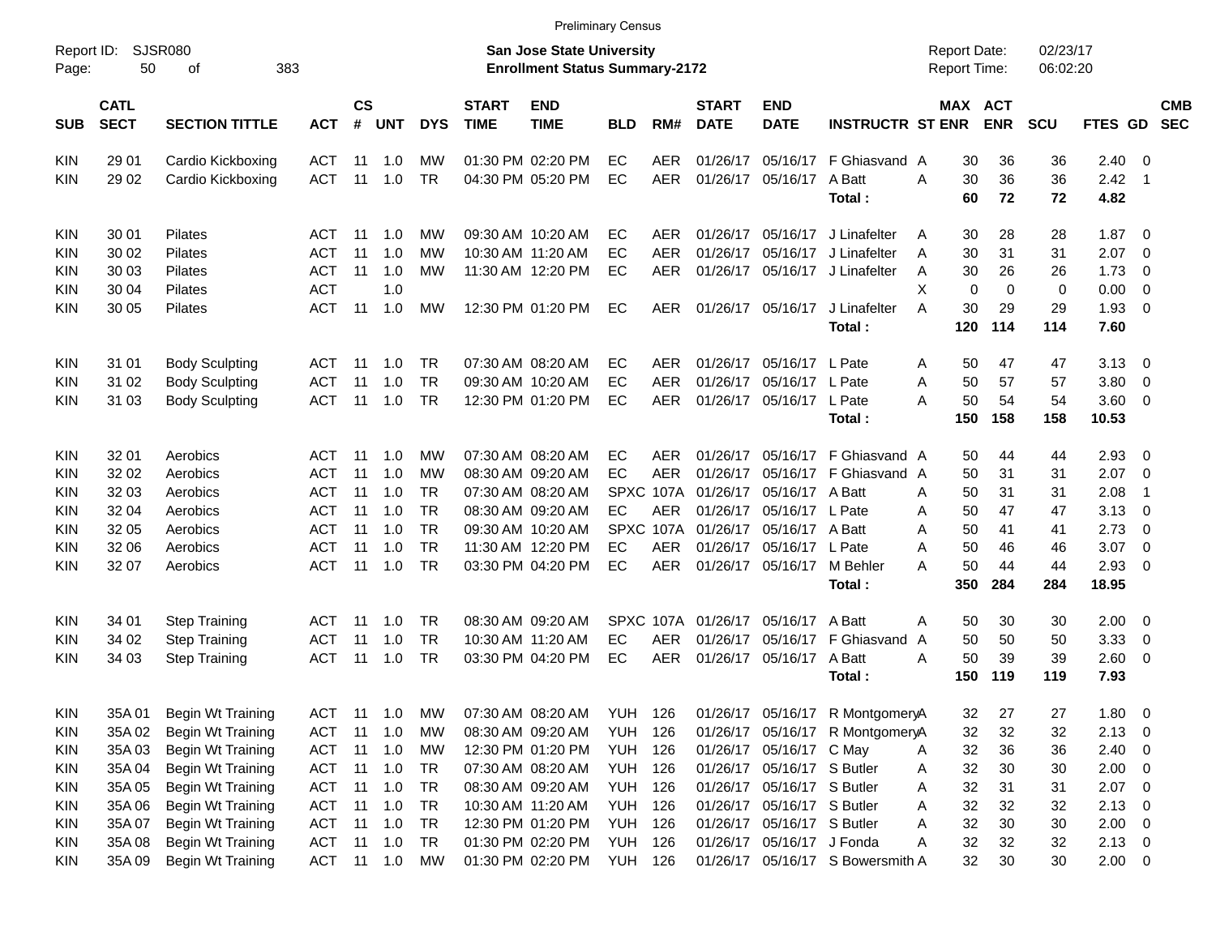Preliminary Census

Report ID: SJSR080

**San Jose State University**
**Enrollment Status Summary-2172**

Report Date: 02/23/17
Report Time: 06:02:20

| SUB | CATL SECT | SECTION TITTLE | ACT | CS # | UNT | DYS | START TIME | END TIME | BLD | RM# | START DATE | END DATE | INSTRUCTR | ST | MAX ENR | ACT ENR | SCU | FTES | GD | CMB SEC |
|---|---|---|---|---|---|---|---|---|---|---|---|---|---|---|---|---|---|---|---|---|
| KIN | 29 01 | Cardio Kickboxing | ACT | 11 | 1.0 | MW | 01:30 PM | 02:20 PM | EC | AER | 01/26/17 | 05/16/17 | F Ghiasvand | A | 30 | 36 | 36 | 2.40 | 0 | |
| KIN | 29 02 | Cardio Kickboxing | ACT | 11 | 1.0 | TR | 04:30 PM | 05:20 PM | EC | AER | 01/26/17 | 05/16/17 | A Batt | A | 30 | 36 | 36 | 2.42 | 1 | |
| | | | | | | | | | | | | | **Total :** | | **60** | **72** | **72** | **4.82** | | |
| KIN | 30 01 | Pilates | ACT | 11 | 1.0 | MW | 09:30 AM | 10:20 AM | EC | AER | 01/26/17 | 05/16/17 | J Linafelter | A | 30 | 28 | 28 | 1.87 | 0 | |
| KIN | 30 02 | Pilates | ACT | 11 | 1.0 | MW | 10:30 AM | 11:20 AM | EC | AER | 01/26/17 | 05/16/17 | J Linafelter | A | 30 | 31 | 31 | 2.07 | 0 | |
| KIN | 30 03 | Pilates | ACT | 11 | 1.0 | MW | 11:30 AM | 12:20 PM | EC | AER | 01/26/17 | 05/16/17 | J Linafelter | A | 30 | 26 | 26 | 1.73 | 0 | |
| KIN | 30 04 | Pilates | ACT | | 1.0 | | | | | | | | | X | 0 | 0 | 0 | 0.00 | 0 | |
| KIN | 30 05 | Pilates | ACT | 11 | 1.0 | MW | 12:30 PM | 01:20 PM | EC | AER | 01/26/17 | 05/16/17 | J Linafelter | A | 30 | 29 | 29 | 1.93 | 0 | |
| | | | | | | | | | | | | | **Total :** | | **120** | **114** | **114** | **7.60** | | |
| KIN | 31 01 | Body Sculpting | ACT | 11 | 1.0 | TR | 07:30 AM | 08:20 AM | EC | AER | 01/26/17 | 05/16/17 | L Pate | A | 50 | 47 | 47 | 3.13 | 0 | |
| KIN | 31 02 | Body Sculpting | ACT | 11 | 1.0 | TR | 09:30 AM | 10:20 AM | EC | AER | 01/26/17 | 05/16/17 | L Pate | A | 50 | 57 | 57 | 3.80 | 0 | |
| KIN | 31 03 | Body Sculpting | ACT | 11 | 1.0 | TR | 12:30 PM | 01:20 PM | EC | AER | 01/26/17 | 05/16/17 | L Pate | A | 50 | 54 | 54 | 3.60 | 0 | |
| | | | | | | | | | | | | | **Total :** | | **150** | **158** | **158** | **10.53** | | |
| KIN | 32 01 | Aerobics | ACT | 11 | 1.0 | MW | 07:30 AM | 08:20 AM | EC | AER | 01/26/17 | 05/16/17 | F Ghiasvand | A | 50 | 44 | 44 | 2.93 | 0 | |
| KIN | 32 02 | Aerobics | ACT | 11 | 1.0 | MW | 08:30 AM | 09:20 AM | EC | AER | 01/26/17 | 05/16/17 | F Ghiasvand | A | 50 | 31 | 31 | 2.07 | 0 | |
| KIN | 32 03 | Aerobics | ACT | 11 | 1.0 | TR | 07:30 AM | 08:20 AM | SPXC | 107A | 01/26/17 | 05/16/17 | A Batt | A | 50 | 31 | 31 | 2.08 | 1 | |
| KIN | 32 04 | Aerobics | ACT | 11 | 1.0 | TR | 08:30 AM | 09:20 AM | EC | AER | 01/26/17 | 05/16/17 | L Pate | A | 50 | 47 | 47 | 3.13 | 0 | |
| KIN | 32 05 | Aerobics | ACT | 11 | 1.0 | TR | 09:30 AM | 10:20 AM | SPXC | 107A | 01/26/17 | 05/16/17 | A Batt | A | 50 | 41 | 41 | 2.73 | 0 | |
| KIN | 32 06 | Aerobics | ACT | 11 | 1.0 | TR | 11:30 AM | 12:20 PM | EC | AER | 01/26/17 | 05/16/17 | L Pate | A | 50 | 46 | 46 | 3.07 | 0 | |
| KIN | 32 07 | Aerobics | ACT | 11 | 1.0 | TR | 03:30 PM | 04:20 PM | EC | AER | 01/26/17 | 05/16/17 | M Behler | A | 50 | 44 | 44 | 2.93 | 0 | |
| | | | | | | | | | | | | | **Total :** | | **350** | **284** | **284** | **18.95** | | |
| KIN | 34 01 | Step Training | ACT | 11 | 1.0 | TR | 08:30 AM | 09:20 AM | SPXC | 107A | 01/26/17 | 05/16/17 | A Batt | A | 50 | 30 | 30 | 2.00 | 0 | |
| KIN | 34 02 | Step Training | ACT | 11 | 1.0 | TR | 10:30 AM | 11:20 AM | EC | AER | 01/26/17 | 05/16/17 | F Ghiasvand | A | 50 | 50 | 50 | 3.33 | 0 | |
| KIN | 34 03 | Step Training | ACT | 11 | 1.0 | TR | 03:30 PM | 04:20 PM | EC | AER | 01/26/17 | 05/16/17 | A Batt | A | 50 | 39 | 39 | 2.60 | 0 | |
| | | | | | | | | | | | | | **Total :** | | **150** | **119** | **119** | **7.93** | | |
| KIN | 35A 01 | Begin Wt Training | ACT | 11 | 1.0 | MW | 07:30 AM | 08:20 AM | YUH | 126 | 01/26/17 | 05/16/17 | R Montgomery | A | 32 | 27 | 27 | 1.80 | 0 | |
| KIN | 35A 02 | Begin Wt Training | ACT | 11 | 1.0 | MW | 08:30 AM | 09:20 AM | YUH | 126 | 01/26/17 | 05/16/17 | R Montgomery | A | 32 | 32 | 32 | 2.13 | 0 | |
| KIN | 35A 03 | Begin Wt Training | ACT | 11 | 1.0 | MW | 12:30 PM | 01:20 PM | YUH | 126 | 01/26/17 | 05/16/17 | C May | A | 32 | 36 | 36 | 2.40 | 0 | |
| KIN | 35A 04 | Begin Wt Training | ACT | 11 | 1.0 | TR | 07:30 AM | 08:20 AM | YUH | 126 | 01/26/17 | 05/16/17 | S Butler | A | 32 | 30 | 30 | 2.00 | 0 | |
| KIN | 35A 05 | Begin Wt Training | ACT | 11 | 1.0 | TR | 08:30 AM | 09:20 AM | YUH | 126 | 01/26/17 | 05/16/17 | S Butler | A | 32 | 31 | 31 | 2.07 | 0 | |
| KIN | 35A 06 | Begin Wt Training | ACT | 11 | 1.0 | TR | 10:30 AM | 11:20 AM | YUH | 126 | 01/26/17 | 05/16/17 | S Butler | A | 32 | 32 | 32 | 2.13 | 0 | |
| KIN | 35A 07 | Begin Wt Training | ACT | 11 | 1.0 | TR | 12:30 PM | 01:20 PM | YUH | 126 | 01/26/17 | 05/16/17 | S Butler | A | 32 | 30 | 30 | 2.00 | 0 | |
| KIN | 35A 08 | Begin Wt Training | ACT | 11 | 1.0 | TR | 01:30 PM | 02:20 PM | YUH | 126 | 01/26/17 | 05/16/17 | J Fonda | A | 32 | 32 | 32 | 2.13 | 0 | |
| KIN | 35A 09 | Begin Wt Training | ACT | 11 | 1.0 | MW | 01:30 PM | 02:20 PM | YUH | 126 | 01/26/17 | 05/16/17 | S Bowersmith | A | 32 | 30 | 30 | 2.00 | 0 | |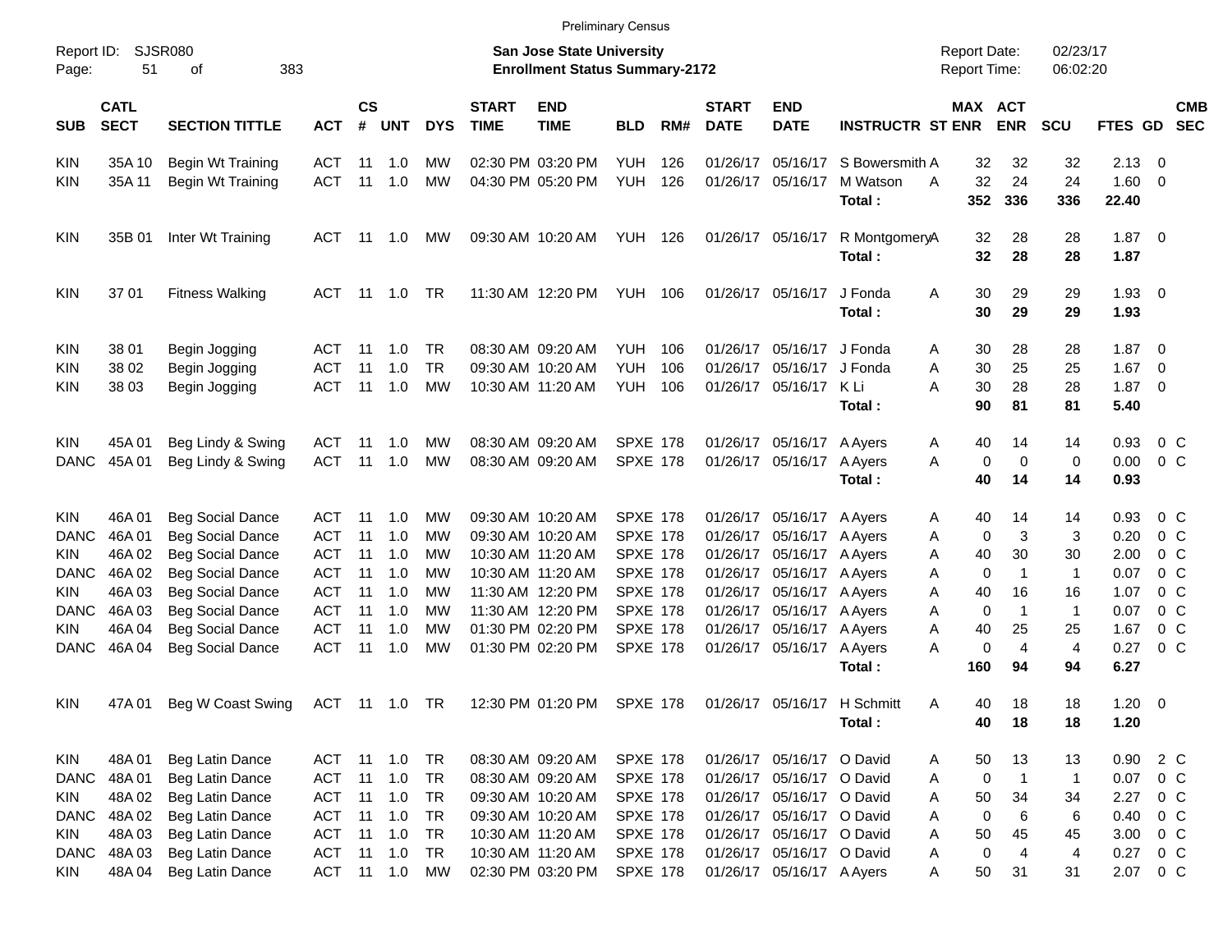Preliminary Census

Report ID: SJSR080

**San Jose State University**
**Enrollment Status Summary-2172**

Report Date: 02/23/17
Report Time: 06:02:20

| SUB | CATL SECT | SECTION TITTLE | ACT | CS # | UNT | DYS | START TIME | END TIME | BLD | RM# | START DATE | END DATE | INSTRUCTR | ST | MAX ENR | ACT ENR | SCU | FTES | GD | CMB SEC |
|---|---|---|---|---|---|---|---|---|---|---|---|---|---|---|---|---|---|---|---|---|
| KIN | 35A 10 | Begin Wt Training | ACT | 11 | 1.0 | MW | 02:30 PM | 03:20 PM | YUH | 126 | 01/26/17 | 05/16/17 | S Bowersmith | A | 32 | 32 | 32 | 2.13 | 0 | |
| KIN | 35A 11 | Begin Wt Training | ACT | 11 | 1.0 | MW | 04:30 PM | 05:20 PM | YUH | 126 | 01/26/17 | 05/16/17 | M Watson | A | 32 | 24 | 24 | 1.60 | 0 | |
| | | | | | | | | | | | | | **Total :** | | **352** | **336** | **336** | **22.40** | | |
| KIN | 35B 01 | Inter Wt Training | ACT | 11 | 1.0 | MW | 09:30 AM | 10:20 AM | YUH | 126 | 01/26/17 | 05/16/17 | R Montgomery | A | 32 | 28 | 28 | 1.87 | 0 | |
| | | | | | | | | | | | | | **Total :** | | **32** | **28** | **28** | **1.87** | | |
| KIN | 37 01 | Fitness Walking | ACT | 11 | 1.0 | TR | 11:30 AM | 12:20 PM | YUH | 106 | 01/26/17 | 05/16/17 | J Fonda | A | 30 | 29 | 29 | 1.93 | 0 | |
| | | | | | | | | | | | | | **Total :** | | **30** | **29** | **29** | **1.93** | | |
| KIN | 38 01 | Begin Jogging | ACT | 11 | 1.0 | TR | 08:30 AM | 09:20 AM | YUH | 106 | 01/26/17 | 05/16/17 | J Fonda | A | 30 | 28 | 28 | 1.87 | 0 | |
| KIN | 38 02 | Begin Jogging | ACT | 11 | 1.0 | TR | 09:30 AM | 10:20 AM | YUH | 106 | 01/26/17 | 05/16/17 | J Fonda | A | 30 | 25 | 25 | 1.67 | 0 | |
| KIN | 38 03 | Begin Jogging | ACT | 11 | 1.0 | MW | 10:30 AM | 11:20 AM | YUH | 106 | 01/26/17 | 05/16/17 | K Li | A | 30 | 28 | 28 | 1.87 | 0 | |
| | | | | | | | | | | | | | **Total :** | | **90** | **81** | **81** | **5.40** | | |
| KIN | 45A 01 | Beg Lindy & Swing | ACT | 11 | 1.0 | MW | 08:30 AM | 09:20 AM | SPXE | 178 | 01/26/17 | 05/16/17 | A Ayers | A | 40 | 14 | 14 | 0.93 | 0 | C |
| DANC | 45A 01 | Beg Lindy & Swing | ACT | 11 | 1.0 | MW | 08:30 AM | 09:20 AM | SPXE | 178 | 01/26/17 | 05/16/17 | A Ayers | A | 0 | 0 | 0 | 0.00 | 0 | C |
| | | | | | | | | | | | | | **Total :** | | **40** | **14** | **14** | **0.93** | | |
| KIN | 46A 01 | Beg Social Dance | ACT | 11 | 1.0 | MW | 09:30 AM | 10:20 AM | SPXE | 178 | 01/26/17 | 05/16/17 | A Ayers | A | 40 | 14 | 14 | 0.93 | 0 | C |
| DANC | 46A 01 | Beg Social Dance | ACT | 11 | 1.0 | MW | 09:30 AM | 10:20 AM | SPXE | 178 | 01/26/17 | 05/16/17 | A Ayers | A | 0 | 3 | 3 | 0.20 | 0 | C |
| KIN | 46A 02 | Beg Social Dance | ACT | 11 | 1.0 | MW | 10:30 AM | 11:20 AM | SPXE | 178 | 01/26/17 | 05/16/17 | A Ayers | A | 40 | 30 | 30 | 2.00 | 0 | C |
| DANC | 46A 02 | Beg Social Dance | ACT | 11 | 1.0 | MW | 10:30 AM | 11:20 AM | SPXE | 178 | 01/26/17 | 05/16/17 | A Ayers | A | 0 | 1 | 1 | 0.07 | 0 | C |
| KIN | 46A 03 | Beg Social Dance | ACT | 11 | 1.0 | MW | 11:30 AM | 12:20 PM | SPXE | 178 | 01/26/17 | 05/16/17 | A Ayers | A | 40 | 16 | 16 | 1.07 | 0 | C |
| DANC | 46A 03 | Beg Social Dance | ACT | 11 | 1.0 | MW | 11:30 AM | 12:20 PM | SPXE | 178 | 01/26/17 | 05/16/17 | A Ayers | A | 0 | 1 | 1 | 0.07 | 0 | C |
| KIN | 46A 04 | Beg Social Dance | ACT | 11 | 1.0 | MW | 01:30 PM | 02:20 PM | SPXE | 178 | 01/26/17 | 05/16/17 | A Ayers | A | 40 | 25 | 25 | 1.67 | 0 | C |
| DANC | 46A 04 | Beg Social Dance | ACT | 11 | 1.0 | MW | 01:30 PM | 02:20 PM | SPXE | 178 | 01/26/17 | 05/16/17 | A Ayers | A | 0 | 4 | 4 | 0.27 | 0 | C |
| | | | | | | | | | | | | | **Total :** | | **160** | **94** | **94** | **6.27** | | |
| KIN | 47A 01 | Beg W Coast Swing | ACT | 11 | 1.0 | TR | 12:30 PM | 01:20 PM | SPXE | 178 | 01/26/17 | 05/16/17 | H Schmitt | A | 40 | 18 | 18 | 1.20 | 0 | |
| | | | | | | | | | | | | | **Total :** | | **40** | **18** | **18** | **1.20** | | |
| KIN | 48A 01 | Beg Latin Dance | ACT | 11 | 1.0 | TR | 08:30 AM | 09:20 AM | SPXE | 178 | 01/26/17 | 05/16/17 | O David | A | 50 | 13 | 13 | 0.90 | 2 | C |
| DANC | 48A 01 | Beg Latin Dance | ACT | 11 | 1.0 | TR | 08:30 AM | 09:20 AM | SPXE | 178 | 01/26/17 | 05/16/17 | O David | A | 0 | 1 | 1 | 0.07 | 0 | C |
| KIN | 48A 02 | Beg Latin Dance | ACT | 11 | 1.0 | TR | 09:30 AM | 10:20 AM | SPXE | 178 | 01/26/17 | 05/16/17 | O David | A | 50 | 34 | 34 | 2.27 | 0 | C |
| DANC | 48A 02 | Beg Latin Dance | ACT | 11 | 1.0 | TR | 09:30 AM | 10:20 AM | SPXE | 178 | 01/26/17 | 05/16/17 | O David | A | 0 | 6 | 6 | 0.40 | 0 | C |
| KIN | 48A 03 | Beg Latin Dance | ACT | 11 | 1.0 | TR | 10:30 AM | 11:20 AM | SPXE | 178 | 01/26/17 | 05/16/17 | O David | A | 50 | 45 | 45 | 3.00 | 0 | C |
| DANC | 48A 03 | Beg Latin Dance | ACT | 11 | 1.0 | TR | 10:30 AM | 11:20 AM | SPXE | 178 | 01/26/17 | 05/16/17 | O David | A | 0 | 4 | 4 | 0.27 | 0 | C |
| KIN | 48A 04 | Beg Latin Dance | ACT | 11 | 1.0 | MW | 02:30 PM | 03:20 PM | SPXE | 178 | 01/26/17 | 05/16/17 | A Ayers | A | 50 | 31 | 31 | 2.07 | 0 | C |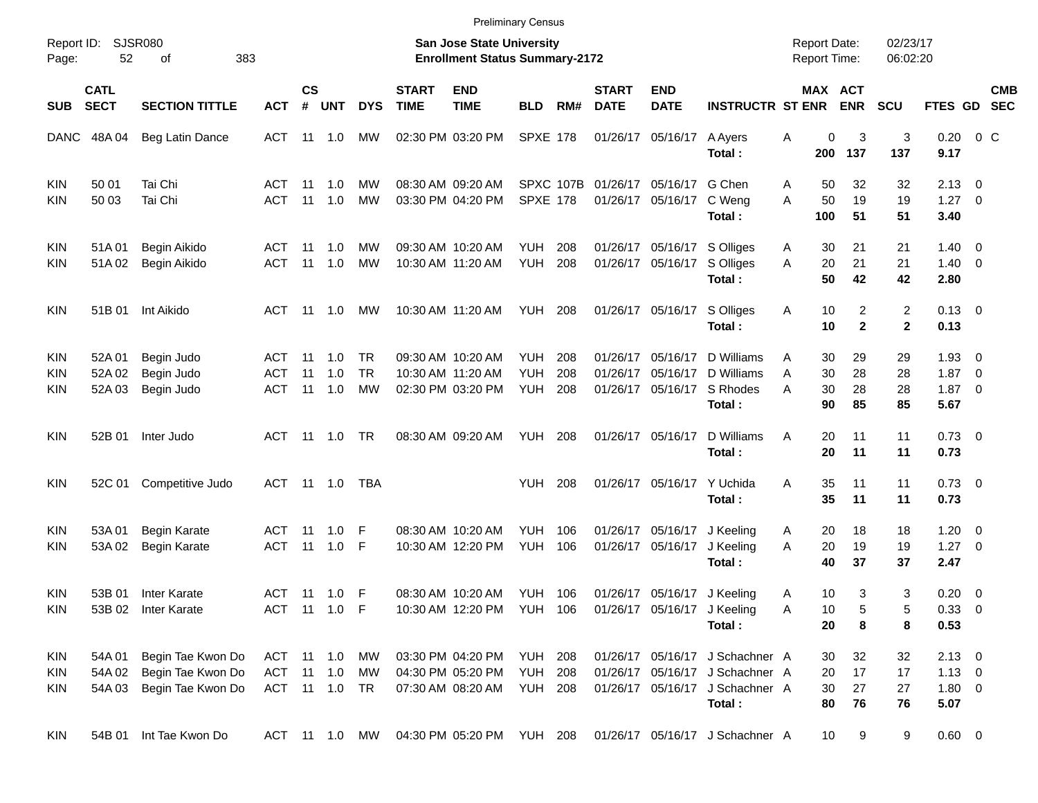Preliminary Census

Report ID: SJSR080

**San Jose State University**
**Enrollment Status Summary-2172**

Report Date: 02/23/17
Report Time: 06:02:20

| SUB | CATL SECT | SECTION TITTLE | ACT | CS # | UNT | DYS | START TIME | END TIME | BLD | RM# | START DATE | END DATE | INSTRUCTR | ST | MAX ENR | ACT ENR | SCU | FTES | GD | CMB SEC |
|---|---|---|---|---|---|---|---|---|---|---|---|---|---|---|---|---|---|---|---|---|
| DANC | 48A 04 | Beg Latin Dance | ACT | 11 | 1.0 | MW | 02:30 PM | 03:20 PM | SPXE | 178 | 01/26/17 | 05/16/17 | A Ayers | A | 0 | 3 | 3 | 0.20 | 0 | C |
| | | | | | | | | | | | | | **Total :** | | **200** | **137** | **137** | **9.17** | | |
| KIN | 50 01 | Tai Chi | ACT | 11 | 1.0 | MW | 08:30 AM | 09:20 AM | SPXC | 107B | 01/26/17 | 05/16/17 | G Chen | A | 50 | 32 | 32 | 2.13 | 0 | |
| KIN | 50 03 | Tai Chi | ACT | 11 | 1.0 | MW | 03:30 PM | 04:20 PM | SPXE | 178 | 01/26/17 | 05/16/17 | C Weng | A | 50 | 19 | 19 | 1.27 | 0 | |
| | | | | | | | | | | | | | **Total :** | | **100** | **51** | **51** | **3.40** | | |
| KIN | 51A 01 | Begin Aikido | ACT | 11 | 1.0 | MW | 09:30 AM | 10:20 AM | YUH | 208 | 01/26/17 | 05/16/17 | S Olliges | A | 30 | 21 | 21 | 1.40 | 0 | |
| KIN | 51A 02 | Begin Aikido | ACT | 11 | 1.0 | MW | 10:30 AM | 11:20 AM | YUH | 208 | 01/26/17 | 05/16/17 | S Olliges | A | 20 | 21 | 21 | 1.40 | 0 | |
| | | | | | | | | | | | | | **Total :** | | **50** | **42** | **42** | **2.80** | | |
| KIN | 51B 01 | Int Aikido | ACT | 11 | 1.0 | MW | 10:30 AM | 11:20 AM | YUH | 208 | 01/26/17 | 05/16/17 | S Olliges | A | 10 | 2 | 2 | 0.13 | 0 | |
| | | | | | | | | | | | | | **Total :** | | **10** | **2** | **2** | **0.13** | | |
| KIN | 52A 01 | Begin Judo | ACT | 11 | 1.0 | TR | 09:30 AM | 10:20 AM | YUH | 208 | 01/26/17 | 05/16/17 | D Williams | A | 30 | 29 | 29 | 1.93 | 0 | |
| KIN | 52A 02 | Begin Judo | ACT | 11 | 1.0 | TR | 10:30 AM | 11:20 AM | YUH | 208 | 01/26/17 | 05/16/17 | D Williams | A | 30 | 28 | 28 | 1.87 | 0 | |
| KIN | 52A 03 | Begin Judo | ACT | 11 | 1.0 | MW | 02:30 PM | 03:20 PM | YUH | 208 | 01/26/17 | 05/16/17 | S Rhodes | A | 30 | 28 | 28 | 1.87 | 0 | |
| | | | | | | | | | | | | | **Total :** | | **90** | **85** | **85** | **5.67** | | |
| KIN | 52B 01 | Inter Judo | ACT | 11 | 1.0 | TR | 08:30 AM | 09:20 AM | YUH | 208 | 01/26/17 | 05/16/17 | D Williams | A | 20 | 11 | 11 | 0.73 | 0 | |
| | | | | | | | | | | | | | **Total :** | | **20** | **11** | **11** | **0.73** | | |
| KIN | 52C 01 | Competitive Judo | ACT | 11 | 1.0 | TBA | | | YUH | 208 | 01/26/17 | 05/16/17 | Y Uchida | A | 35 | 11 | 11 | 0.73 | 0 | |
| | | | | | | | | | | | | | **Total :** | | **35** | **11** | **11** | **0.73** | | |
| KIN | 53A 01 | Begin Karate | ACT | 11 | 1.0 | F | 08:30 AM | 10:20 AM | YUH | 106 | 01/26/17 | 05/16/17 | J Keeling | A | 20 | 18 | 18 | 1.20 | 0 | |
| KIN | 53A 02 | Begin Karate | ACT | 11 | 1.0 | F | 10:30 AM | 12:20 PM | YUH | 106 | 01/26/17 | 05/16/17 | J Keeling | A | 20 | 19 | 19 | 1.27 | 0 | |
| | | | | | | | | | | | | | **Total :** | | **40** | **37** | **37** | **2.47** | | |
| KIN | 53B 01 | Inter Karate | ACT | 11 | 1.0 | F | 08:30 AM | 10:20 AM | YUH | 106 | 01/26/17 | 05/16/17 | J Keeling | A | 10 | 3 | 3 | 0.20 | 0 | |
| KIN | 53B 02 | Inter Karate | ACT | 11 | 1.0 | F | 10:30 AM | 12:20 PM | YUH | 106 | 01/26/17 | 05/16/17 | J Keeling | A | 10 | 5 | 5 | 0.33 | 0 | |
| | | | | | | | | | | | | | **Total :** | | **20** | **8** | **8** | **0.53** | | |
| KIN | 54A 01 | Begin Tae Kwon Do | ACT | 11 | 1.0 | MW | 03:30 PM | 04:20 PM | YUH | 208 | 01/26/17 | 05/16/17 | J Schachner | A | 30 | 32 | 32 | 2.13 | 0 | |
| KIN | 54A 02 | Begin Tae Kwon Do | ACT | 11 | 1.0 | MW | 04:30 PM | 05:20 PM | YUH | 208 | 01/26/17 | 05/16/17 | J Schachner | A | 20 | 17 | 17 | 1.13 | 0 | |
| KIN | 54A 03 | Begin Tae Kwon Do | ACT | 11 | 1.0 | TR | 07:30 AM | 08:20 AM | YUH | 208 | 01/26/17 | 05/16/17 | J Schachner | A | 30 | 27 | 27 | 1.80 | 0 | |
| | | | | | | | | | | | | | **Total :** | | **80** | **76** | **76** | **5.07** | | |
| KIN | 54B 01 | Int Tae Kwon Do | ACT | 11 | 1.0 | MW | 04:30 PM | 05:20 PM | YUH | 208 | 01/26/17 | 05/16/17 | J Schachner | A | 10 | 9 | 9 | 0.60 | 0 | |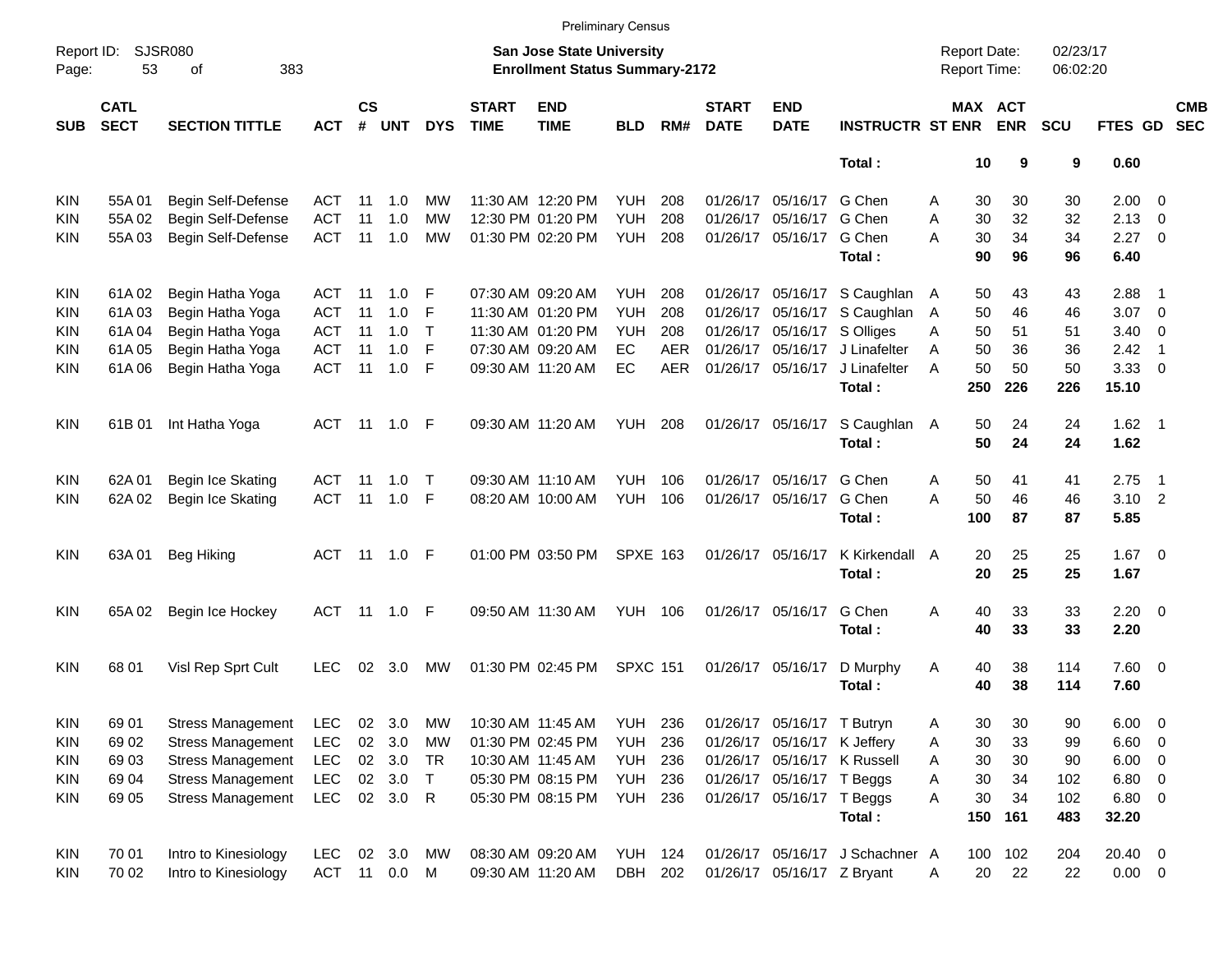Preliminary Census

Report ID: SJSR080

**San Jose State University**
**Enrollment Status Summary-2172**

Report Date: 02/23/17
Report Time: 06:02:20

| SUB | CATL SECT | SECTION TITTLE | ACT | CS # | UNT | DYS | START TIME | END TIME | BLD | RM# | START DATE | END DATE | INSTRUCTR | ST | MAX ENR | ACT ENR | SCU | FTES | GD | CMB SEC |
|---|---|---|---|---|---|---|---|---|---|---|---|---|---|---|---|---|---|---|---|---|
| | | | | | | | | | | | | | **Total :** | | **10** | **9** | **9** | **0.60** | | |
| KIN | 55A 01 | Begin Self-Defense | ACT | 11 | 1.0 | MW | 11:30 AM | 12:20 PM | YUH | 208 | 01/26/17 | 05/16/17 | G Chen | A | 30 | 30 | 30 | 2.00 | 0 | |
| KIN | 55A 02 | Begin Self-Defense | ACT | 11 | 1.0 | MW | 12:30 PM | 01:20 PM | YUH | 208 | 01/26/17 | 05/16/17 | G Chen | A | 30 | 32 | 32 | 2.13 | 0 | |
| KIN | 55A 03 | Begin Self-Defense | ACT | 11 | 1.0 | MW | 01:30 PM | 02:20 PM | YUH | 208 | 01/26/17 | 05/16/17 | G Chen | A | 30 | 34 | 34 | 2.27 | 0 | |
| | | | | | | | | | | | | | **Total :** | | **90** | **96** | **96** | **6.40** | | |
| KIN | 61A 02 | Begin Hatha Yoga | ACT | 11 | 1.0 | F | 07:30 AM | 09:20 AM | YUH | 208 | 01/26/17 | 05/16/17 | S Caughlan | A | 50 | 43 | 43 | 2.88 | 1 | |
| KIN | 61A 03 | Begin Hatha Yoga | ACT | 11 | 1.0 | F | 11:30 AM | 01:20 PM | YUH | 208 | 01/26/17 | 05/16/17 | S Caughlan | A | 50 | 46 | 46 | 3.07 | 0 | |
| KIN | 61A 04 | Begin Hatha Yoga | ACT | 11 | 1.0 | T | 11:30 AM | 01:20 PM | YUH | 208 | 01/26/17 | 05/16/17 | S Olliges | A | 50 | 51 | 51 | 3.40 | 0 | |
| KIN | 61A 05 | Begin Hatha Yoga | ACT | 11 | 1.0 | F | 07:30 AM | 09:20 AM | EC | AER | 01/26/17 | 05/16/17 | J Linafelter | A | 50 | 36 | 36 | 2.42 | 1 | |
| KIN | 61A 06 | Begin Hatha Yoga | ACT | 11 | 1.0 | F | 09:30 AM | 11:20 AM | EC | AER | 01/26/17 | 05/16/17 | J Linafelter | A | 50 | 50 | 50 | 3.33 | 0 | |
| | | | | | | | | | | | | | **Total :** | | **250** | **226** | **226** | **15.10** | | |
| KIN | 61B 01 | Int Hatha Yoga | ACT | 11 | 1.0 | F | 09:30 AM | 11:20 AM | YUH | 208 | 01/26/17 | 05/16/17 | S Caughlan | A | 50 | 24 | 24 | 1.62 | 1 | |
| | | | | | | | | | | | | | **Total :** | | **50** | **24** | **24** | **1.62** | | |
| KIN | 62A 01 | Begin Ice Skating | ACT | 11 | 1.0 | T | 09:30 AM | 11:10 AM | YUH | 106 | 01/26/17 | 05/16/17 | G Chen | A | 50 | 41 | 41 | 2.75 | 1 | |
| KIN | 62A 02 | Begin Ice Skating | ACT | 11 | 1.0 | F | 08:20 AM | 10:00 AM | YUH | 106 | 01/26/17 | 05/16/17 | G Chen | A | 50 | 46 | 46 | 3.10 | 2 | |
| | | | | | | | | | | | | | **Total :** | | **100** | **87** | **87** | **5.85** | | |
| KIN | 63A 01 | Beg Hiking | ACT | 11 | 1.0 | F | 01:00 PM | 03:50 PM | SPXE | 163 | 01/26/17 | 05/16/17 | K Kirkendall | A | 20 | 25 | 25 | 1.67 | 0 | |
| | | | | | | | | | | | | | **Total :** | | **20** | **25** | **25** | **1.67** | | |
| KIN | 65A 02 | Begin Ice Hockey | ACT | 11 | 1.0 | F | 09:50 AM | 11:30 AM | YUH | 106 | 01/26/17 | 05/16/17 | G Chen | A | 40 | 33 | 33 | 2.20 | 0 | |
| | | | | | | | | | | | | | **Total :** | | **40** | **33** | **33** | **2.20** | | |
| KIN | 68 01 | Visl Rep Sprt Cult | LEC | 02 | 3.0 | MW | 01:30 PM | 02:45 PM | SPXC | 151 | 01/26/17 | 05/16/17 | D Murphy | A | 40 | 38 | 114 | 7.60 | 0 | |
| | | | | | | | | | | | | | **Total :** | | **40** | **38** | **114** | **7.60** | | |
| KIN | 69 01 | Stress Management | LEC | 02 | 3.0 | MW | 10:30 AM | 11:45 AM | YUH | 236 | 01/26/17 | 05/16/17 | T Butryn | A | 30 | 30 | 90 | 6.00 | 0 | |
| KIN | 69 02 | Stress Management | LEC | 02 | 3.0 | MW | 01:30 PM | 02:45 PM | YUH | 236 | 01/26/17 | 05/16/17 | K Jeffery | A | 30 | 33 | 99 | 6.60 | 0 | |
| KIN | 69 03 | Stress Management | LEC | 02 | 3.0 | TR | 10:30 AM | 11:45 AM | YUH | 236 | 01/26/17 | 05/16/17 | K Russell | A | 30 | 30 | 90 | 6.00 | 0 | |
| KIN | 69 04 | Stress Management | LEC | 02 | 3.0 | T | 05:30 PM | 08:15 PM | YUH | 236 | 01/26/17 | 05/16/17 | T Beggs | A | 30 | 34 | 102 | 6.80 | 0 | |
| KIN | 69 05 | Stress Management | LEC | 02 | 3.0 | R | 05:30 PM | 08:15 PM | YUH | 236 | 01/26/17 | 05/16/17 | T Beggs | A | 30 | 34 | 102 | 6.80 | 0 | |
| | | | | | | | | | | | | | **Total :** | | **150** | **161** | **483** | **32.20** | | |
| KIN | 70 01 | Intro to Kinesiology | LEC | 02 | 3.0 | MW | 08:30 AM | 09:20 AM | YUH | 124 | 01/26/17 | 05/16/17 | J Schachner | A | 100 | 102 | 204 | 20.40 | 0 | |
| KIN | 70 02 | Intro to Kinesiology | ACT | 11 | 0.0 | M | 09:30 AM | 11:20 AM | DBH | 202 | 01/26/17 | 05/16/17 | Z Bryant | A | 20 | 22 | 22 | 0.00 | 0 | |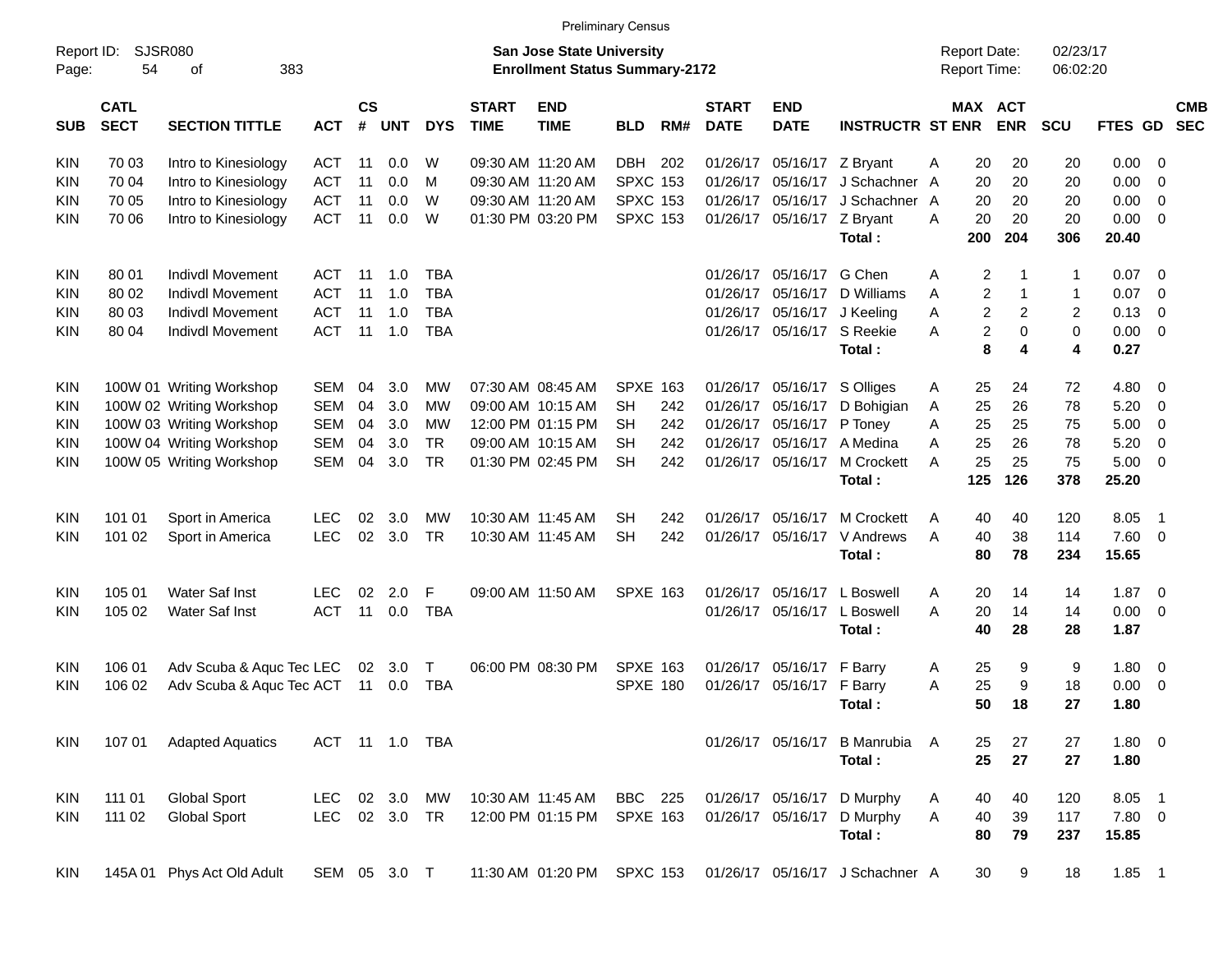Preliminary Census

Report ID: SJSR080
Page: 54 of 383

**San Jose State University**
**Enrollment Status Summary-2172**

Report Date: 02/23/17
Report Time: 06:02:20

| SUB | CATL SECT | SECTION TITTLE | ACT | CS # | UNT | DYS | START TIME | END TIME | BLD | RM# | START DATE | END DATE | INSTRUCTR | ST | MAX ENR | ACT ENR | SCU | FTES | GD | CMB SEC |
|---|---|---|---|---|---|---|---|---|---|---|---|---|---|---|---|---|---|---|---|---|
| KIN | 70 03 | Intro to Kinesiology | ACT | 11 | 0.0 | W | 09:30 AM | 11:20 AM | DBH | 202 | 01/26/17 | 05/16/17 | Z Bryant | A | 20 | 20 | 20 | 0.00 | 0 | |
| KIN | 70 04 | Intro to Kinesiology | ACT | 11 | 0.0 | M | 09:30 AM | 11:20 AM | SPXC | 153 | 01/26/17 | 05/16/17 | J Schachner | A | 20 | 20 | 20 | 0.00 | 0 | |
| KIN | 70 05 | Intro to Kinesiology | ACT | 11 | 0.0 | W | 09:30 AM | 11:20 AM | SPXC | 153 | 01/26/17 | 05/16/17 | J Schachner | A | 20 | 20 | 20 | 0.00 | 0 | |
| KIN | 70 06 | Intro to Kinesiology | ACT | 11 | 0.0 | W | 01:30 PM | 03:20 PM | SPXC | 153 | 01/26/17 | 05/16/17 | Z Bryant | A | 20 | 20 | 20 | 0.00 | 0 | |
| | | | | | | | | | | | | | **Total :** | | **200** | **204** | **306** | **20.40** | | |
| KIN | 80 01 | Indivdl Movement | ACT | 11 | 1.0 | TBA | | | | | 01/26/17 | 05/16/17 | G Chen | A | 2 | 1 | 1 | 0.07 | 0 | |
| KIN | 80 02 | Indivdl Movement | ACT | 11 | 1.0 | TBA | | | | | 01/26/17 | 05/16/17 | D Williams | A | 2 | 1 | 1 | 0.07 | 0 | |
| KIN | 80 03 | Indivdl Movement | ACT | 11 | 1.0 | TBA | | | | | 01/26/17 | 05/16/17 | J Keeling | A | 2 | 2 | 2 | 0.13 | 0 | |
| KIN | 80 04 | Indivdl Movement | ACT | 11 | 1.0 | TBA | | | | | 01/26/17 | 05/16/17 | S Reekie | A | 2 | 0 | 0 | 0.00 | 0 | |
| | | | | | | | | | | | | | **Total :** | | **8** | **4** | **4** | **0.27** | | |
| KIN | 100W 01 | Writing Workshop | SEM | 04 | 3.0 | MW | 07:30 AM | 08:45 AM | SPXE | 163 | 01/26/17 | 05/16/17 | S Olliges | A | 25 | 24 | 72 | 4.80 | 0 | |
| KIN | 100W 02 | Writing Workshop | SEM | 04 | 3.0 | MW | 09:00 AM | 10:15 AM | SH | 242 | 01/26/17 | 05/16/17 | D Bohigian | A | 25 | 26 | 78 | 5.20 | 0 | |
| KIN | 100W 03 | Writing Workshop | SEM | 04 | 3.0 | MW | 12:00 PM | 01:15 PM | SH | 242 | 01/26/17 | 05/16/17 | P Toney | A | 25 | 25 | 75 | 5.00 | 0 | |
| KIN | 100W 04 | Writing Workshop | SEM | 04 | 3.0 | TR | 09:00 AM | 10:15 AM | SH | 242 | 01/26/17 | 05/16/17 | A Medina | A | 25 | 26 | 78 | 5.20 | 0 | |
| KIN | 100W 05 | Writing Workshop | SEM | 04 | 3.0 | TR | 01:30 PM | 02:45 PM | SH | 242 | 01/26/17 | 05/16/17 | M Crockett | A | 25 | 25 | 75 | 5.00 | 0 | |
| | | | | | | | | | | | | | **Total :** | | **125** | **126** | **378** | **25.20** | | |
| KIN | 101 01 | Sport in America | LEC | 02 | 3.0 | MW | 10:30 AM | 11:45 AM | SH | 242 | 01/26/17 | 05/16/17 | M Crockett | A | 40 | 40 | 120 | 8.05 | 1 | |
| KIN | 101 02 | Sport in America | LEC | 02 | 3.0 | TR | 10:30 AM | 11:45 AM | SH | 242 | 01/26/17 | 05/16/17 | V Andrews | A | 40 | 38 | 114 | 7.60 | 0 | |
| | | | | | | | | | | | | | **Total :** | | **80** | **78** | **234** | **15.65** | | |
| KIN | 105 01 | Water Saf Inst | LEC | 02 | 2.0 | F | 09:00 AM | 11:50 AM | SPXE | 163 | 01/26/17 | 05/16/17 | L Boswell | A | 20 | 14 | 14 | 1.87 | 0 | |
| KIN | 105 02 | Water Saf Inst | ACT | 11 | 0.0 | TBA | | | | | 01/26/17 | 05/16/17 | L Boswell | A | 20 | 14 | 14 | 0.00 | 0 | |
| | | | | | | | | | | | | | **Total :** | | **40** | **28** | **28** | **1.87** | | |
| KIN | 106 01 | Adv Scuba & Aquc Tec | LEC | 02 | 3.0 | T | 06:00 PM | 08:30 PM | SPXE | 163 | 01/26/17 | 05/16/17 | F Barry | A | 25 | 9 | 9 | 1.80 | 0 | |
| KIN | 106 02 | Adv Scuba & Aquc Tec | ACT | 11 | 0.0 | TBA | | | SPXE | 180 | 01/26/17 | 05/16/17 | F Barry | A | 25 | 9 | 18 | 0.00 | 0 | |
| | | | | | | | | | | | | | **Total :** | | **50** | **18** | **27** | **1.80** | | |
| KIN | 107 01 | Adapted Aquatics | ACT | 11 | 1.0 | TBA | | | | | 01/26/17 | 05/16/17 | B Manrubia | A | 25 | 27 | 27 | 1.80 | 0 | |
| | | | | | | | | | | | | | **Total :** | | **25** | **27** | **27** | **1.80** | | |
| KIN | 111 01 | Global Sport | LEC | 02 | 3.0 | MW | 10:30 AM | 11:45 AM | BBC | 225 | 01/26/17 | 05/16/17 | D Murphy | A | 40 | 40 | 120 | 8.05 | 1 | |
| KIN | 111 02 | Global Sport | LEC | 02 | 3.0 | TR | 12:00 PM | 01:15 PM | SPXE | 163 | 01/26/17 | 05/16/17 | D Murphy | A | 40 | 39 | 117 | 7.80 | 0 | |
| | | | | | | | | | | | | | **Total :** | | **80** | **79** | **237** | **15.85** | | |
| KIN | 145A 01 | Phys Act Old Adult | SEM | 05 | 3.0 | T | 11:30 AM | 01:20 PM | SPXC | 153 | 01/26/17 | 05/16/17 | J Schachner | A | 30 | 9 | 18 | 1.85 | 1 | |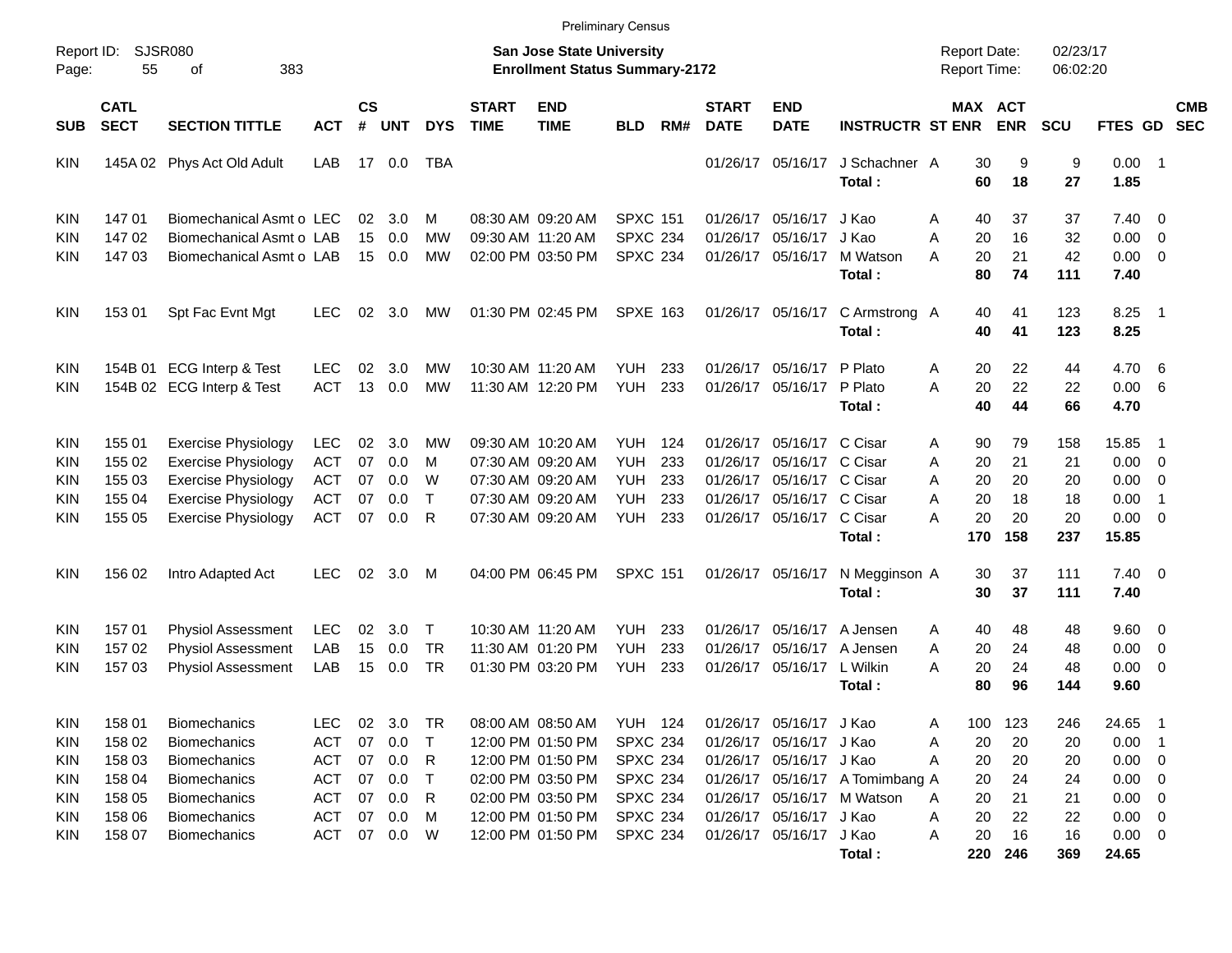Preliminary Census

Report ID: SJSR080

**San Jose State University**
**Enrollment Status Summary-2172**

Report Date: 02/23/17
Report Time: 06:02:20

| SUB | CATL SECT | SECTION TITTLE | ACT | CS # | UNT | DYS | START TIME | END TIME | BLD | RM# | START DATE | END DATE | INSTRUCTR | ST | MAX ENR | ACT ENR | SCU | FTES | GD | CMB SEC |
|---|---|---|---|---|---|---|---|---|---|---|---|---|---|---|---|---|---|---|---|---|
| KIN | 145A 02 | Phys Act Old Adult | LAB | 17 | 0.0 | TBA | | | | | 01/26/17 | 05/16/17 | J Schachner | A | 30 | 9 | 9 | 0.00 | 1 | |
| | | | | | | | | | | | | | **Total :** | | **60** | **18** | **27** | **1.85** | | |
| KIN | 147 01 | Biomechanical Asmt o | LEC | 02 | 3.0 | M | 08:30 AM | 09:20 AM | SPXC | 151 | 01/26/17 | 05/16/17 | J Kao | A | 40 | 37 | 37 | 7.40 | 0 | |
| KIN | 147 02 | Biomechanical Asmt o | LAB | 15 | 0.0 | MW | 09:30 AM | 11:20 AM | SPXC | 234 | 01/26/17 | 05/16/17 | J Kao | A | 20 | 16 | 32 | 0.00 | 0 | |
| KIN | 147 03 | Biomechanical Asmt o | LAB | 15 | 0.0 | MW | 02:00 PM | 03:50 PM | SPXC | 234 | 01/26/17 | 05/16/17 | M Watson | A | 20 | 21 | 42 | 0.00 | 0 | |
| | | | | | | | | | | | | | **Total :** | | **80** | **74** | **111** | **7.40** | | |
| KIN | 153 01 | Spt Fac Evnt Mgt | LEC | 02 | 3.0 | MW | 01:30 PM | 02:45 PM | SPXE | 163 | 01/26/17 | 05/16/17 | C Armstrong | A | 40 | 41 | 123 | 8.25 | 1 | |
| | | | | | | | | | | | | | **Total :** | | **40** | **41** | **123** | **8.25** | | |
| KIN | 154B 01 | ECG Interp & Test | LEC | 02 | 3.0 | MW | 10:30 AM | 11:20 AM | YUH | 233 | 01/26/17 | 05/16/17 | P Plato | A | 20 | 22 | 44 | 4.70 | 6 | |
| KIN | 154B 02 | ECG Interp & Test | ACT | 13 | 0.0 | MW | 11:30 AM | 12:20 PM | YUH | 233 | 01/26/17 | 05/16/17 | P Plato | A | 20 | 22 | 22 | 0.00 | 6 | |
| | | | | | | | | | | | | | **Total :** | | **40** | **44** | **66** | **4.70** | | |
| KIN | 155 01 | Exercise Physiology | LEC | 02 | 3.0 | MW | 09:30 AM | 10:20 AM | YUH | 124 | 01/26/17 | 05/16/17 | C Cisar | A | 90 | 79 | 158 | 15.85 | 1 | |
| KIN | 155 02 | Exercise Physiology | ACT | 07 | 0.0 | M | 07:30 AM | 09:20 AM | YUH | 233 | 01/26/17 | 05/16/17 | C Cisar | A | 20 | 21 | 21 | 0.00 | 0 | |
| KIN | 155 03 | Exercise Physiology | ACT | 07 | 0.0 | W | 07:30 AM | 09:20 AM | YUH | 233 | 01/26/17 | 05/16/17 | C Cisar | A | 20 | 20 | 20 | 0.00 | 0 | |
| KIN | 155 04 | Exercise Physiology | ACT | 07 | 0.0 | T | 07:30 AM | 09:20 AM | YUH | 233 | 01/26/17 | 05/16/17 | C Cisar | A | 20 | 18 | 18 | 0.00 | 1 | |
| KIN | 155 05 | Exercise Physiology | ACT | 07 | 0.0 | R | 07:30 AM | 09:20 AM | YUH | 233 | 01/26/17 | 05/16/17 | C Cisar | A | 20 | 20 | 20 | 0.00 | 0 | |
| | | | | | | | | | | | | | **Total :** | | **170** | **158** | **237** | **15.85** | | |
| KIN | 156 02 | Intro Adapted Act | LEC | 02 | 3.0 | M | 04:00 PM | 06:45 PM | SPXC | 151 | 01/26/17 | 05/16/17 | N Megginson | A | 30 | 37 | 111 | 7.40 | 0 | |
| | | | | | | | | | | | | | **Total :** | | **30** | **37** | **111** | **7.40** | | |
| KIN | 157 01 | Physiol Assessment | LEC | 02 | 3.0 | T | 10:30 AM | 11:20 AM | YUH | 233 | 01/26/17 | 05/16/17 | A Jensen | A | 40 | 48 | 48 | 9.60 | 0 | |
| KIN | 157 02 | Physiol Assessment | LAB | 15 | 0.0 | TR | 11:30 AM | 01:20 PM | YUH | 233 | 01/26/17 | 05/16/17 | A Jensen | A | 20 | 24 | 48 | 0.00 | 0 | |
| KIN | 157 03 | Physiol Assessment | LAB | 15 | 0.0 | TR | 01:30 PM | 03:20 PM | YUH | 233 | 01/26/17 | 05/16/17 | L Wilkin | A | 20 | 24 | 48 | 0.00 | 0 | |
| | | | | | | | | | | | | | **Total :** | | **80** | **96** | **144** | **9.60** | | |
| KIN | 158 01 | Biomechanics | LEC | 02 | 3.0 | TR | 08:00 AM | 08:50 AM | YUH | 124 | 01/26/17 | 05/16/17 | J Kao | A | 100 | 123 | 246 | 24.65 | 1 | |
| KIN | 158 02 | Biomechanics | ACT | 07 | 0.0 | T | 12:00 PM | 01:50 PM | SPXC | 234 | 01/26/17 | 05/16/17 | J Kao | A | 20 | 20 | 20 | 0.00 | 1 | |
| KIN | 158 03 | Biomechanics | ACT | 07 | 0.0 | R | 12:00 PM | 01:50 PM | SPXC | 234 | 01/26/17 | 05/16/17 | J Kao | A | 20 | 20 | 20 | 0.00 | 0 | |
| KIN | 158 04 | Biomechanics | ACT | 07 | 0.0 | T | 02:00 PM | 03:50 PM | SPXC | 234 | 01/26/17 | 05/16/17 | A Tomimbang | A | 20 | 24 | 24 | 0.00 | 0 | |
| KIN | 158 05 | Biomechanics | ACT | 07 | 0.0 | R | 02:00 PM | 03:50 PM | SPXC | 234 | 01/26/17 | 05/16/17 | M Watson | A | 20 | 21 | 21 | 0.00 | 0 | |
| KIN | 158 06 | Biomechanics | ACT | 07 | 0.0 | M | 12:00 PM | 01:50 PM | SPXC | 234 | 01/26/17 | 05/16/17 | J Kao | A | 20 | 22 | 22 | 0.00 | 0 | |
| KIN | 158 07 | Biomechanics | ACT | 07 | 0.0 | W | 12:00 PM | 01:50 PM | SPXC | 234 | 01/26/17 | 05/16/17 | J Kao | A | 20 | 16 | 16 | 0.00 | 0 | |
| | | | | | | | | | | | | | **Total :** | | **220** | **246** | **369** | **24.65** | | |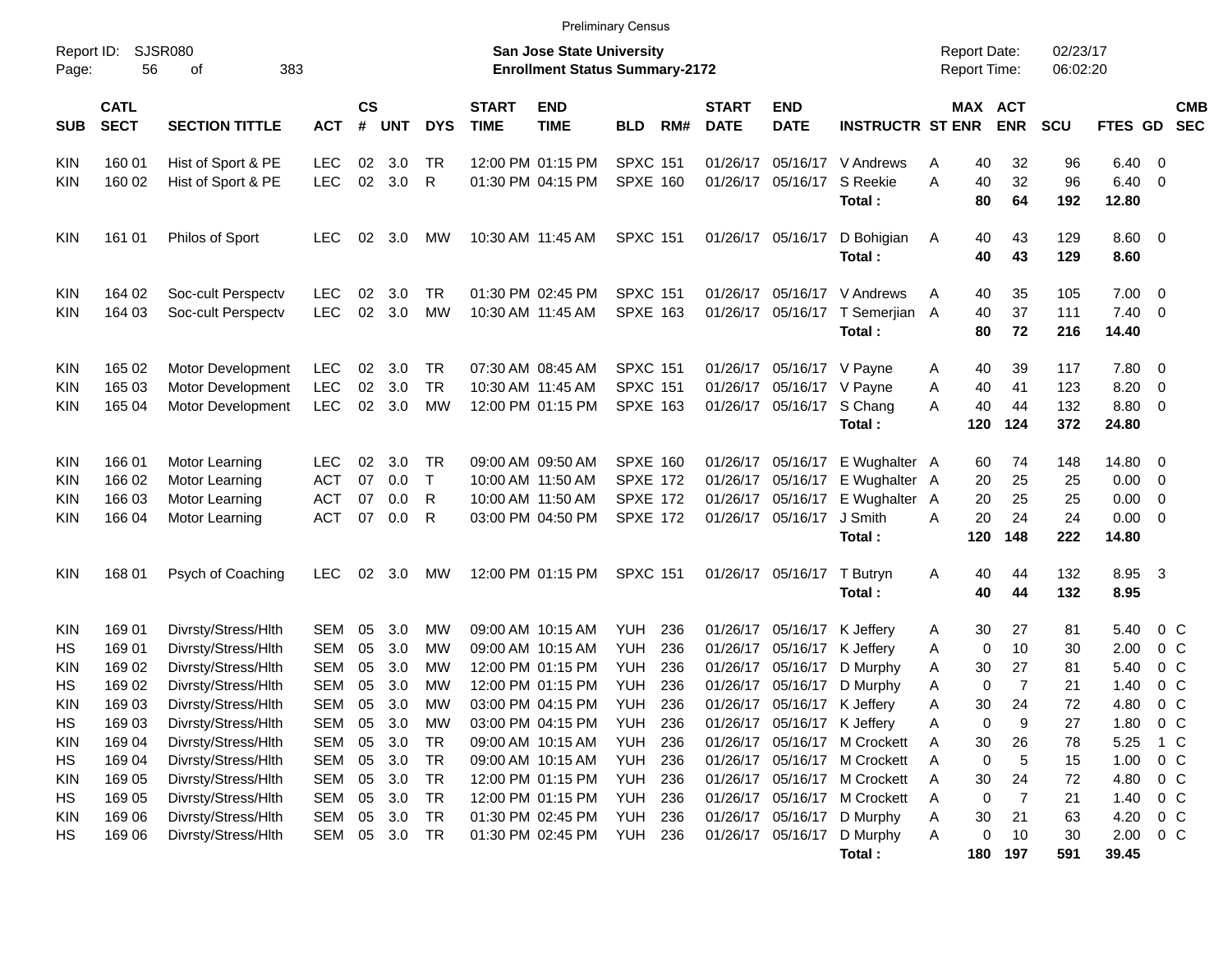Preliminary Census

Report ID: SJSR080
Page: 56 of 383

**San Jose State University**
**Enrollment Status Summary-2172**

Report Date: 02/23/17
Report Time: 06:02:20

| SUB | CATL SECT | SECTION TITTLE | ACT | CS # | UNT | DYS | START TIME | END TIME | BLD | RM# | START DATE | END DATE | INSTRUCTR | ST | MAX ENR | ACT ENR | SCU | FTES | GD | CMB SEC |
|---|---|---|---|---|---|---|---|---|---|---|---|---|---|---|---|---|---|---|---|---|
| KIN | 160 01 | Hist of Sport & PE | LEC | 02 | 3.0 | TR | 12:00 PM | 01:15 PM | SPXC | 151 | 01/26/17 | 05/16/17 | V Andrews | A | 40 | 32 | 96 | 6.40 | 0 | |
| KIN | 160 02 | Hist of Sport & PE | LEC | 02 | 3.0 | R | 01:30 PM | 04:15 PM | SPXE | 160 | 01/26/17 | 05/16/17 | S Reekie | A | 40 | 32 | 96 | 6.40 | 0 | |
| | | | | | | | | | | | | | **Total :** | | **80** | **64** | **192** | **12.80** | | |
| KIN | 161 01 | Philos of Sport | LEC | 02 | 3.0 | MW | 10:30 AM | 11:45 AM | SPXC | 151 | 01/26/17 | 05/16/17 | D Bohigian | A | 40 | 43 | 129 | 8.60 | 0 | |
| | | | | | | | | | | | | | **Total :** | | **40** | **43** | **129** | **8.60** | | |
| KIN | 164 02 | Soc-cult Perspectv | LEC | 02 | 3.0 | TR | 01:30 PM | 02:45 PM | SPXC | 151 | 01/26/17 | 05/16/17 | V Andrews | A | 40 | 35 | 105 | 7.00 | 0 | |
| KIN | 164 03 | Soc-cult Perspectv | LEC | 02 | 3.0 | MW | 10:30 AM | 11:45 AM | SPXE | 163 | 01/26/17 | 05/16/17 | T Semerjian | A | 40 | 37 | 111 | 7.40 | 0 | |
| | | | | | | | | | | | | | **Total :** | | **80** | **72** | **216** | **14.40** | | |
| KIN | 165 02 | Motor Development | LEC | 02 | 3.0 | TR | 07:30 AM | 08:45 AM | SPXC | 151 | 01/26/17 | 05/16/17 | V Payne | A | 40 | 39 | 117 | 7.80 | 0 | |
| KIN | 165 03 | Motor Development | LEC | 02 | 3.0 | TR | 10:30 AM | 11:45 AM | SPXC | 151 | 01/26/17 | 05/16/17 | V Payne | A | 40 | 41 | 123 | 8.20 | 0 | |
| KIN | 165 04 | Motor Development | LEC | 02 | 3.0 | MW | 12:00 PM | 01:15 PM | SPXE | 163 | 01/26/17 | 05/16/17 | S Chang | A | 40 | 44 | 132 | 8.80 | 0 | |
| | | | | | | | | | | | | | **Total :** | | **120** | **124** | **372** | **24.80** | | |
| KIN | 166 01 | Motor Learning | LEC | 02 | 3.0 | TR | 09:00 AM | 09:50 AM | SPXE | 160 | 01/26/17 | 05/16/17 | E Wughalter | A | 60 | 74 | 148 | 14.80 | 0 | |
| KIN | 166 02 | Motor Learning | ACT | 07 | 0.0 | T | 10:00 AM | 11:50 AM | SPXE | 172 | 01/26/17 | 05/16/17 | E Wughalter | A | 20 | 25 | 25 | 0.00 | 0 | |
| KIN | 166 03 | Motor Learning | ACT | 07 | 0.0 | R | 10:00 AM | 11:50 AM | SPXE | 172 | 01/26/17 | 05/16/17 | E Wughalter | A | 20 | 25 | 25 | 0.00 | 0 | |
| KIN | 166 04 | Motor Learning | ACT | 07 | 0.0 | R | 03:00 PM | 04:50 PM | SPXE | 172 | 01/26/17 | 05/16/17 | J Smith | A | 20 | 24 | 24 | 0.00 | 0 | |
| | | | | | | | | | | | | | **Total :** | | **120** | **148** | **222** | **14.80** | | |
| KIN | 168 01 | Psych of Coaching | LEC | 02 | 3.0 | MW | 12:00 PM | 01:15 PM | SPXC | 151 | 01/26/17 | 05/16/17 | T Butryn | A | 40 | 44 | 132 | 8.95 | 3 | |
| | | | | | | | | | | | | | **Total :** | | **40** | **44** | **132** | **8.95** | | |
| KIN | 169 01 | Divrsty/Stress/Hlth | SEM | 05 | 3.0 | MW | 09:00 AM | 10:15 AM | YUH | 236 | 01/26/17 | 05/16/17 | K Jeffery | A | 30 | 27 | 81 | 5.40 | 0 | C |
| HS | 169 01 | Divrsty/Stress/Hlth | SEM | 05 | 3.0 | MW | 09:00 AM | 10:15 AM | YUH | 236 | 01/26/17 | 05/16/17 | K Jeffery | A | 0 | 10 | 30 | 2.00 | 0 | C |
| KIN | 169 02 | Divrsty/Stress/Hlth | SEM | 05 | 3.0 | MW | 12:00 PM | 01:15 PM | YUH | 236 | 01/26/17 | 05/16/17 | D Murphy | A | 30 | 27 | 81 | 5.40 | 0 | C |
| HS | 169 02 | Divrsty/Stress/Hlth | SEM | 05 | 3.0 | MW | 12:00 PM | 01:15 PM | YUH | 236 | 01/26/17 | 05/16/17 | D Murphy | A | 0 | 7 | 21 | 1.40 | 0 | C |
| KIN | 169 03 | Divrsty/Stress/Hlth | SEM | 05 | 3.0 | MW | 03:00 PM | 04:15 PM | YUH | 236 | 01/26/17 | 05/16/17 | K Jeffery | A | 30 | 24 | 72 | 4.80 | 0 | C |
| HS | 169 03 | Divrsty/Stress/Hlth | SEM | 05 | 3.0 | MW | 03:00 PM | 04:15 PM | YUH | 236 | 01/26/17 | 05/16/17 | K Jeffery | A | 0 | 9 | 27 | 1.80 | 0 | C |
| KIN | 169 04 | Divrsty/Stress/Hlth | SEM | 05 | 3.0 | TR | 09:00 AM | 10:15 AM | YUH | 236 | 01/26/17 | 05/16/17 | M Crockett | A | 30 | 26 | 78 | 5.25 | 1 | C |
| HS | 169 04 | Divrsty/Stress/Hlth | SEM | 05 | 3.0 | TR | 09:00 AM | 10:15 AM | YUH | 236 | 01/26/17 | 05/16/17 | M Crockett | A | 0 | 5 | 15 | 1.00 | 0 | C |
| KIN | 169 05 | Divrsty/Stress/Hlth | SEM | 05 | 3.0 | TR | 12:00 PM | 01:15 PM | YUH | 236 | 01/26/17 | 05/16/17 | M Crockett | A | 30 | 24 | 72 | 4.80 | 0 | C |
| HS | 169 05 | Divrsty/Stress/Hlth | SEM | 05 | 3.0 | TR | 12:00 PM | 01:15 PM | YUH | 236 | 01/26/17 | 05/16/17 | M Crockett | A | 0 | 7 | 21 | 1.40 | 0 | C |
| KIN | 169 06 | Divrsty/Stress/Hlth | SEM | 05 | 3.0 | TR | 01:30 PM | 02:45 PM | YUH | 236 | 01/26/17 | 05/16/17 | D Murphy | A | 30 | 21 | 63 | 4.20 | 0 | C |
| HS | 169 06 | Divrsty/Stress/Hlth | SEM | 05 | 3.0 | TR | 01:30 PM | 02:45 PM | YUH | 236 | 01/26/17 | 05/16/17 | D Murphy | A | 0 | 10 | 30 | 2.00 | 0 | C |
| | | | | | | | | | | | | | **Total :** | | **180** | **197** | **591** | **39.45** | | |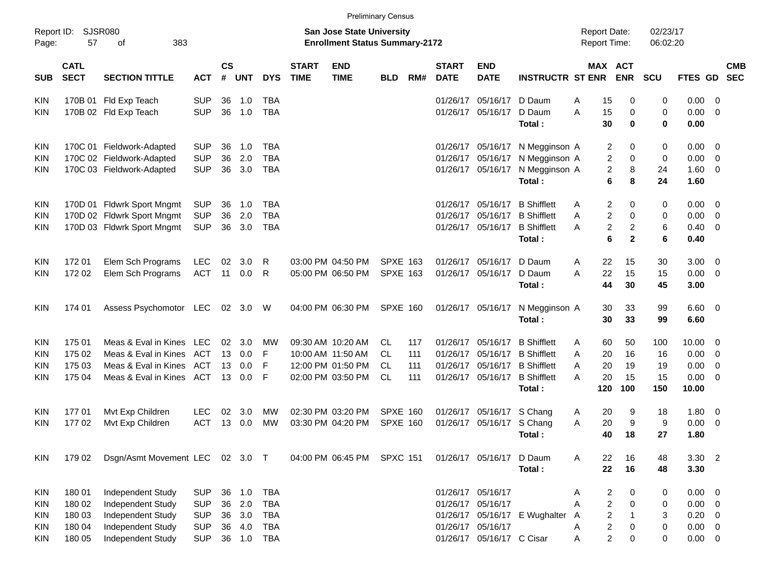Preliminary Census

Report ID: SJSR080
Page: 57 of 383

**San Jose State University**
**Enrollment Status Summary-2172**

Report Date: 02/23/17
Report Time: 06:02:20

| SUB | CATL SECT | SECTION TITTLE | ACT | CS # | UNT | DYS | START TIME | END TIME | BLD | RM# | START DATE | END DATE | INSTRUCTR | ST | MAX ENR | ACT ENR | SCU | FTES | GD | CMB SEC |
|---|---|---|---|---|---|---|---|---|---|---|---|---|---|---|---|---|---|---|---|---|
| KIN | 170B 01 | Fld Exp Teach | SUP | 36 | 1.0 | TBA | | | | | 01/26/17 | 05/16/17 | D Daum | A | 15 | 0 | 0 | 0.00 | 0 | |
| KIN | 170B 02 | Fld Exp Teach | SUP | 36 | 1.0 | TBA | | | | | 01/26/17 | 05/16/17 | D Daum | A | 15 | 0 | 0 | 0.00 | 0 | |
| | | | | | | | | | | | | | **Total :** | | **30** | **0** | **0** | **0.00** | | |
| KIN | 170C 01 | Fieldwork-Adapted | SUP | 36 | 1.0 | TBA | | | | | 01/26/17 | 05/16/17 | N Megginson | A | 2 | 0 | 0 | 0.00 | 0 | |
| KIN | 170C 02 | Fieldwork-Adapted | SUP | 36 | 2.0 | TBA | | | | | 01/26/17 | 05/16/17 | N Megginson | A | 2 | 0 | 0 | 0.00 | 0 | |
| KIN | 170C 03 | Fieldwork-Adapted | SUP | 36 | 3.0 | TBA | | | | | 01/26/17 | 05/16/17 | N Megginson | A | 2 | 8 | 24 | 1.60 | 0 | |
| | | | | | | | | | | | | | **Total :** | | **6** | **8** | **24** | **1.60** | | |
| KIN | 170D 01 | Fldwrk Sport Mngmt | SUP | 36 | 1.0 | TBA | | | | | 01/26/17 | 05/16/17 | B Shifflett | A | 2 | 0 | 0 | 0.00 | 0 | |
| KIN | 170D 02 | Fldwrk Sport Mngmt | SUP | 36 | 2.0 | TBA | | | | | 01/26/17 | 05/16/17 | B Shifflett | A | 2 | 0 | 0 | 0.00 | 0 | |
| KIN | 170D 03 | Fldwrk Sport Mngmt | SUP | 36 | 3.0 | TBA | | | | | 01/26/17 | 05/16/17 | B Shifflett | A | 2 | 2 | 6 | 0.40 | 0 | |
| | | | | | | | | | | | | | **Total :** | | **6** | **2** | **6** | **0.40** | | |
| KIN | 172 01 | Elem Sch Programs | LEC | 02 | 3.0 | R | 03:00 PM | 04:50 PM | SPXE | 163 | 01/26/17 | 05/16/17 | D Daum | A | 22 | 15 | 30 | 3.00 | 0 | |
| KIN | 172 02 | Elem Sch Programs | ACT | 11 | 0.0 | R | 05:00 PM | 06:50 PM | SPXE | 163 | 01/26/17 | 05/16/17 | D Daum | A | 22 | 15 | 15 | 0.00 | 0 | |
| | | | | | | | | | | | | | **Total :** | | **44** | **30** | **45** | **3.00** | | |
| KIN | 174 01 | Assess Psychomotor | LEC | 02 | 3.0 | W | 04:00 PM | 06:30 PM | SPXE | 160 | 01/26/17 | 05/16/17 | N Megginson | A | 30 | 33 | 99 | 6.60 | 0 | |
| | | | | | | | | | | | | | **Total :** | | **30** | **33** | **99** | **6.60** | | |
| KIN | 175 01 | Meas & Eval in Kines | LEC | 02 | 3.0 | MW | 09:30 AM | 10:20 AM | CL | 117 | 01/26/17 | 05/16/17 | B Shifflett | A | 60 | 50 | 100 | 10.00 | 0 | |
| KIN | 175 02 | Meas & Eval in Kines | ACT | 13 | 0.0 | F | 10:00 AM | 11:50 AM | CL | 111 | 01/26/17 | 05/16/17 | B Shifflett | A | 20 | 16 | 16 | 0.00 | 0 | |
| KIN | 175 03 | Meas & Eval in Kines | ACT | 13 | 0.0 | F | 12:00 PM | 01:50 PM | CL | 111 | 01/26/17 | 05/16/17 | B Shifflett | A | 20 | 19 | 19 | 0.00 | 0 | |
| KIN | 175 04 | Meas & Eval in Kines | ACT | 13 | 0.0 | F | 02:00 PM | 03:50 PM | CL | 111 | 01/26/17 | 05/16/17 | B Shifflett | A | 20 | 15 | 15 | 0.00 | 0 | |
| | | | | | | | | | | | | | **Total :** | | **120** | **100** | **150** | **10.00** | | |
| KIN | 177 01 | Mvt Exp Children | LEC | 02 | 3.0 | MW | 02:30 PM | 03:20 PM | SPXE | 160 | 01/26/17 | 05/16/17 | S Chang | A | 20 | 9 | 18 | 1.80 | 0 | |
| KIN | 177 02 | Mvt Exp Children | ACT | 13 | 0.0 | MW | 03:30 PM | 04:20 PM | SPXE | 160 | 01/26/17 | 05/16/17 | S Chang | A | 20 | 9 | 9 | 0.00 | 0 | |
| | | | | | | | | | | | | | **Total :** | | **40** | **18** | **27** | **1.80** | | |
| KIN | 179 02 | Dsgn/Asmt Movement | LEC | 02 | 3.0 | T | 04:00 PM | 06:45 PM | SPXC | 151 | 01/26/17 | 05/16/17 | D Daum | A | 22 | 16 | 48 | 3.30 | 2 | |
| | | | | | | | | | | | | | **Total :** | | **22** | **16** | **48** | **3.30** | | |
| KIN | 180 01 | Independent Study | SUP | 36 | 1.0 | TBA | | | | | 01/26/17 | 05/16/17 | | A | 2 | 0 | 0 | 0.00 | 0 | |
| KIN | 180 02 | Independent Study | SUP | 36 | 2.0 | TBA | | | | | 01/26/17 | 05/16/17 | | A | 2 | 0 | 0 | 0.00 | 0 | |
| KIN | 180 03 | Independent Study | SUP | 36 | 3.0 | TBA | | | | | 01/26/17 | 05/16/17 | E Wughalter | A | 2 | 1 | 3 | 0.20 | 0 | |
| KIN | 180 04 | Independent Study | SUP | 36 | 4.0 | TBA | | | | | 01/26/17 | 05/16/17 | | A | 2 | 0 | 0 | 0.00 | 0 | |
| KIN | 180 05 | Independent Study | SUP | 36 | 1.0 | TBA | | | | | 01/26/17 | 05/16/17 | C Cisar | A | 2 | 0 | 0 | 0.00 | 0 | |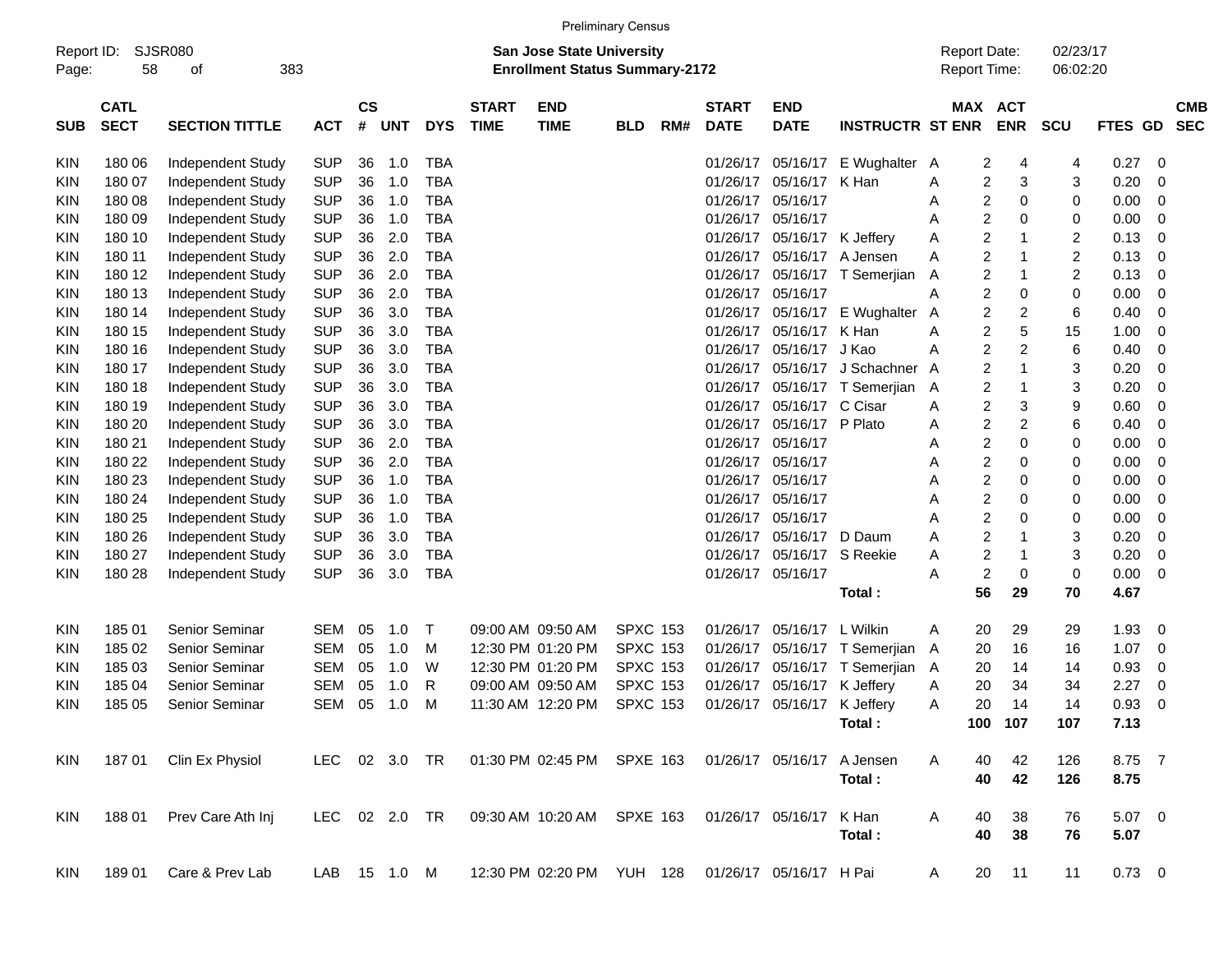Preliminary Census

Report ID: SJSR080
Page: 58 of 383

**San Jose State University**
**Enrollment Status Summary-2172**

Report Date: 02/23/17
Report Time: 06:02:20

| SUB | CATL SECT | SECTION TITTLE | ACT | CS # | UNT | DYS | START TIME | END TIME | BLD | RM# | START DATE | END DATE | INSTRUCTR | ST | MAX ENR | ACT ENR | SCU | FTES | GD | CMB SEC |
|---|---|---|---|---|---|---|---|---|---|---|---|---|---|---|---|---|---|---|---|---|
| KIN | 180 06 | Independent Study | SUP | 36 | 1.0 | TBA | | | | | 01/26/17 | 05/16/17 | E Wughalter | A | 2 | 4 | 4 | 0.27 | 0 | |
| KIN | 180 07 | Independent Study | SUP | 36 | 1.0 | TBA | | | | | 01/26/17 | 05/16/17 | K Han | A | 2 | 3 | 3 | 0.20 | 0 | |
| KIN | 180 08 | Independent Study | SUP | 36 | 1.0 | TBA | | | | | 01/26/17 | 05/16/17 | | A | 2 | 0 | 0 | 0.00 | 0 | |
| KIN | 180 09 | Independent Study | SUP | 36 | 1.0 | TBA | | | | | 01/26/17 | 05/16/17 | | A | 2 | 0 | 0 | 0.00 | 0 | |
| KIN | 180 10 | Independent Study | SUP | 36 | 2.0 | TBA | | | | | 01/26/17 | 05/16/17 | K Jeffery | A | 2 | 1 | 2 | 0.13 | 0 | |
| KIN | 180 11 | Independent Study | SUP | 36 | 2.0 | TBA | | | | | 01/26/17 | 05/16/17 | A Jensen | A | 2 | 1 | 2 | 0.13 | 0 | |
| KIN | 180 12 | Independent Study | SUP | 36 | 2.0 | TBA | | | | | 01/26/17 | 05/16/17 | T Semerjian | A | 2 | 1 | 2 | 0.13 | 0 | |
| KIN | 180 13 | Independent Study | SUP | 36 | 2.0 | TBA | | | | | 01/26/17 | 05/16/17 | | A | 2 | 0 | 0 | 0.00 | 0 | |
| KIN | 180 14 | Independent Study | SUP | 36 | 3.0 | TBA | | | | | 01/26/17 | 05/16/17 | E Wughalter | A | 2 | 2 | 6 | 0.40 | 0 | |
| KIN | 180 15 | Independent Study | SUP | 36 | 3.0 | TBA | | | | | 01/26/17 | 05/16/17 | K Han | A | 2 | 5 | 15 | 1.00 | 0 | |
| KIN | 180 16 | Independent Study | SUP | 36 | 3.0 | TBA | | | | | 01/26/17 | 05/16/17 | J Kao | A | 2 | 2 | 6 | 0.40 | 0 | |
| KIN | 180 17 | Independent Study | SUP | 36 | 3.0 | TBA | | | | | 01/26/17 | 05/16/17 | J Schachner | A | 2 | 1 | 3 | 0.20 | 0 | |
| KIN | 180 18 | Independent Study | SUP | 36 | 3.0 | TBA | | | | | 01/26/17 | 05/16/17 | T Semerjian | A | 2 | 1 | 3 | 0.20 | 0 | |
| KIN | 180 19 | Independent Study | SUP | 36 | 3.0 | TBA | | | | | 01/26/17 | 05/16/17 | C Cisar | A | 2 | 3 | 9 | 0.60 | 0 | |
| KIN | 180 20 | Independent Study | SUP | 36 | 3.0 | TBA | | | | | 01/26/17 | 05/16/17 | P Plato | A | 2 | 2 | 6 | 0.40 | 0 | |
| KIN | 180 21 | Independent Study | SUP | 36 | 2.0 | TBA | | | | | 01/26/17 | 05/16/17 | | A | 2 | 0 | 0 | 0.00 | 0 | |
| KIN | 180 22 | Independent Study | SUP | 36 | 2.0 | TBA | | | | | 01/26/17 | 05/16/17 | | A | 2 | 0 | 0 | 0.00 | 0 | |
| KIN | 180 23 | Independent Study | SUP | 36 | 1.0 | TBA | | | | | 01/26/17 | 05/16/17 | | A | 2 | 0 | 0 | 0.00 | 0 | |
| KIN | 180 24 | Independent Study | SUP | 36 | 1.0 | TBA | | | | | 01/26/17 | 05/16/17 | | A | 2 | 0 | 0 | 0.00 | 0 | |
| KIN | 180 25 | Independent Study | SUP | 36 | 1.0 | TBA | | | | | 01/26/17 | 05/16/17 | | A | 2 | 0 | 0 | 0.00 | 0 | |
| KIN | 180 26 | Independent Study | SUP | 36 | 3.0 | TBA | | | | | 01/26/17 | 05/16/17 | D Daum | A | 2 | 1 | 3 | 0.20 | 0 | |
| KIN | 180 27 | Independent Study | SUP | 36 | 3.0 | TBA | | | | | 01/26/17 | 05/16/17 | S Reekie | A | 2 | 1 | 3 | 0.20 | 0 | |
| KIN | 180 28 | Independent Study | SUP | 36 | 3.0 | TBA | | | | | 01/26/17 | 05/16/17 | | A | 2 | 0 | 0 | 0.00 | 0 | |
| | | | | | | | | | | | | | **Total :** | | **56** | **29** | **70** | **4.67** | | |
| KIN | 185 01 | Senior Seminar | SEM | 05 | 1.0 | T | 09:00 AM | 09:50 AM | SPXC | 153 | 01/26/17 | 05/16/17 | L Wilkin | A | 20 | 29 | 29 | 1.93 | 0 | |
| KIN | 185 02 | Senior Seminar | SEM | 05 | 1.0 | M | 12:30 PM | 01:20 PM | SPXC | 153 | 01/26/17 | 05/16/17 | T Semerjian | A | 20 | 16 | 16 | 1.07 | 0 | |
| KIN | 185 03 | Senior Seminar | SEM | 05 | 1.0 | W | 12:30 PM | 01:20 PM | SPXC | 153 | 01/26/17 | 05/16/17 | T Semerjian | A | 20 | 14 | 14 | 0.93 | 0 | |
| KIN | 185 04 | Senior Seminar | SEM | 05 | 1.0 | R | 09:00 AM | 09:50 AM | SPXC | 153 | 01/26/17 | 05/16/17 | K Jeffery | A | 20 | 34 | 34 | 2.27 | 0 | |
| KIN | 185 05 | Senior Seminar | SEM | 05 | 1.0 | M | 11:30 AM | 12:20 PM | SPXC | 153 | 01/26/17 | 05/16/17 | K Jeffery | A | 20 | 14 | 14 | 0.93 | 0 | |
| | | | | | | | | | | | | | **Total :** | | **100** | **107** | **107** | **7.13** | | |
| KIN | 187 01 | Clin Ex Physiol | LEC | 02 | 3.0 | TR | 01:30 PM | 02:45 PM | SPXE | 163 | 01/26/17 | 05/16/17 | A Jensen | A | 40 | 42 | 126 | 8.75 | 7 | |
| | | | | | | | | | | | | | **Total :** | | **40** | **42** | **126** | **8.75** | | |
| KIN | 188 01 | Prev Care Ath Inj | LEC | 02 | 2.0 | TR | 09:30 AM | 10:20 AM | SPXE | 163 | 01/26/17 | 05/16/17 | K Han | A | 40 | 38 | 76 | 5.07 | 0 | |
| | | | | | | | | | | | | | **Total :** | | **40** | **38** | **76** | **5.07** | | |
| KIN | 189 01 | Care & Prev Lab | LAB | 15 | 1.0 | M | 12:30 PM | 02:20 PM | YUH | 128 | 01/26/17 | 05/16/17 | H Pai | A | 20 | 11 | 11 | 0.73 | 0 | |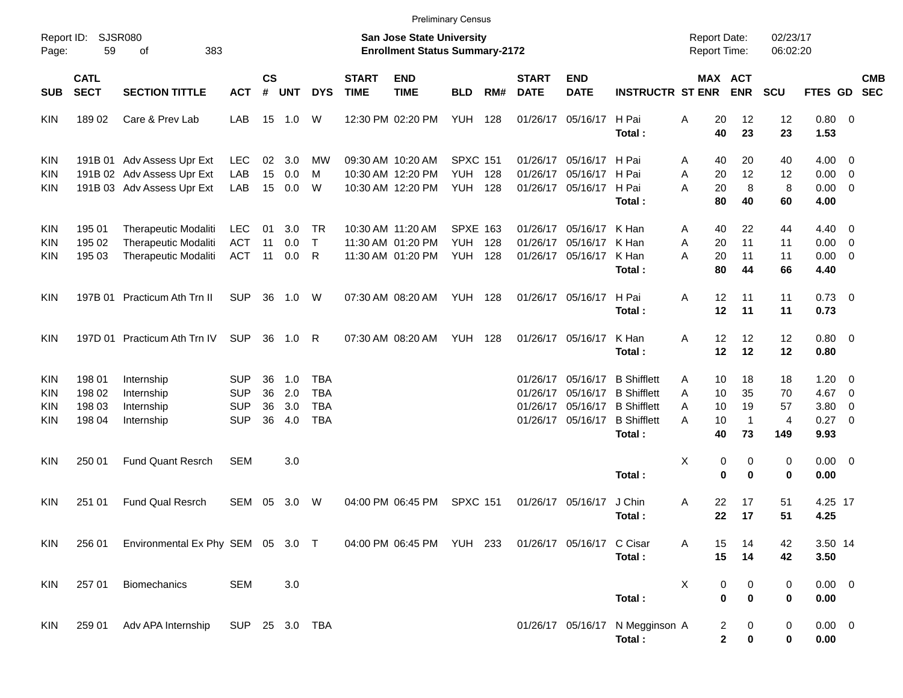Preliminary Census

Report ID: SJSR080

**San Jose State University**
**Enrollment Status Summary-2172**

Report Date: 02/23/17
Report Time: 06:02:20

| SUB | CATL SECT | SECTION TITTLE | ACT | CS # | UNT | DYS | START TIME | END TIME | BLD | RM# | START DATE | END DATE | INSTRUCTR | ST | MAX ENR | ACT ENR | SCU | FTES | GD | CMB SEC |
|---|---|---|---|---|---|---|---|---|---|---|---|---|---|---|---|---|---|---|---|---|
| KIN | 189 02 | Care & Prev Lab | LAB | 15 | 1.0 | W | 12:30 PM | 02:20 PM | YUH | 128 | 01/26/17 | 05/16/17 | H Pai | A | 20 | 12 | 12 | 0.80 | 0 | |
| | | | | | | | | | | | | | **Total :** | | **40** | **23** | **23** | **1.53** | | |
| KIN | 191B 01 | Adv Assess Upr Ext | LEC | 02 | 3.0 | MW | 09:30 AM | 10:20 AM | SPXC | 151 | 01/26/17 | 05/16/17 | H Pai | A | 40 | 20 | 40 | 4.00 | 0 | |
| KIN | 191B 02 | Adv Assess Upr Ext | LAB | 15 | 0.0 | M | 10:30 AM | 12:20 PM | YUH | 128 | 01/26/17 | 05/16/17 | H Pai | A | 20 | 12 | 12 | 0.00 | 0 | |
| KIN | 191B 03 | Adv Assess Upr Ext | LAB | 15 | 0.0 | W | 10:30 AM | 12:20 PM | YUH | 128 | 01/26/17 | 05/16/17 | H Pai | A | 20 | 8 | 8 | 0.00 | 0 | |
| | | | | | | | | | | | | | **Total :** | | **80** | **40** | **60** | **4.00** | | |
| KIN | 195 01 | Therapeutic Modaliti | LEC | 01 | 3.0 | TR | 10:30 AM | 11:20 AM | SPXE | 163 | 01/26/17 | 05/16/17 | K Han | A | 40 | 22 | 44 | 4.40 | 0 | |
| KIN | 195 02 | Therapeutic Modaliti | ACT | 11 | 0.0 | T | 11:30 AM | 01:20 PM | YUH | 128 | 01/26/17 | 05/16/17 | K Han | A | 20 | 11 | 11 | 0.00 | 0 | |
| KIN | 195 03 | Therapeutic Modaliti | ACT | 11 | 0.0 | R | 11:30 AM | 01:20 PM | YUH | 128 | 01/26/17 | 05/16/17 | K Han | A | 20 | 11 | 11 | 0.00 | 0 | |
| | | | | | | | | | | | | | **Total :** | | **80** | **44** | **66** | **4.40** | | |
| KIN | 197B 01 | Practicum Ath Trn II | SUP | 36 | 1.0 | W | 07:30 AM | 08:20 AM | YUH | 128 | 01/26/17 | 05/16/17 | H Pai | A | 12 | 11 | 11 | 0.73 | 0 | |
| | | | | | | | | | | | | | **Total :** | | **12** | **11** | **11** | **0.73** | | |
| KIN | 197D 01 | Practicum Ath Trn IV | SUP | 36 | 1.0 | R | 07:30 AM | 08:20 AM | YUH | 128 | 01/26/17 | 05/16/17 | K Han | A | 12 | 12 | 12 | 0.80 | 0 | |
| | | | | | | | | | | | | | **Total :** | | **12** | **12** | **12** | **0.80** | | |
| KIN | 198 01 | Internship | SUP | 36 | 1.0 | TBA | | | | | 01/26/17 | 05/16/17 | B Shifflett | A | 10 | 18 | 18 | 1.20 | 0 | |
| KIN | 198 02 | Internship | SUP | 36 | 2.0 | TBA | | | | | 01/26/17 | 05/16/17 | B Shifflett | A | 10 | 35 | 70 | 4.67 | 0 | |
| KIN | 198 03 | Internship | SUP | 36 | 3.0 | TBA | | | | | 01/26/17 | 05/16/17 | B Shifflett | A | 10 | 19 | 57 | 3.80 | 0 | |
| KIN | 198 04 | Internship | SUP | 36 | 4.0 | TBA | | | | | 01/26/17 | 05/16/17 | B Shifflett | A | 10 | 1 | 4 | 0.27 | 0 | |
| | | | | | | | | | | | | | **Total :** | | **40** | **73** | **149** | **9.93** | | |
| KIN | 250 01 | Fund Quant Resrch | SEM | | 3.0 | | | | | | | | | X | 0 | 0 | 0 | 0.00 | 0 | |
| | | | | | | | | | | | | | **Total :** | | **0** | **0** | **0** | **0.00** | | |
| KIN | 251 01 | Fund Qual Resrch | SEM | 05 | 3.0 | W | 04:00 PM | 06:45 PM | SPXC | 151 | 01/26/17 | 05/16/17 | J Chin | A | 22 | 17 | 51 | 4.25 | 17 | |
| | | | | | | | | | | | | | **Total :** | | **22** | **17** | **51** | **4.25** | | |
| KIN | 256 01 | Environmental Ex Phy | SEM | 05 | 3.0 | T | 04:00 PM | 06:45 PM | YUH | 233 | 01/26/17 | 05/16/17 | C Cisar | A | 15 | 14 | 42 | 3.50 | 14 | |
| | | | | | | | | | | | | | **Total :** | | **15** | **14** | **42** | **3.50** | | |
| KIN | 257 01 | Biomechanics | SEM | | 3.0 | | | | | | | | | X | 0 | 0 | 0 | 0.00 | 0 | |
| | | | | | | | | | | | | | **Total :** | | **0** | **0** | **0** | **0.00** | | |
| KIN | 259 01 | Adv APA Internship | SUP | 25 | 3.0 | TBA | | | | | 01/26/17 | 05/16/17 | N Megginson | A | 2 | 0 | 0 | 0.00 | 0 | |
| | | | | | | | | | | | | | **Total :** | | **2** | **0** | **0** | **0.00** | | |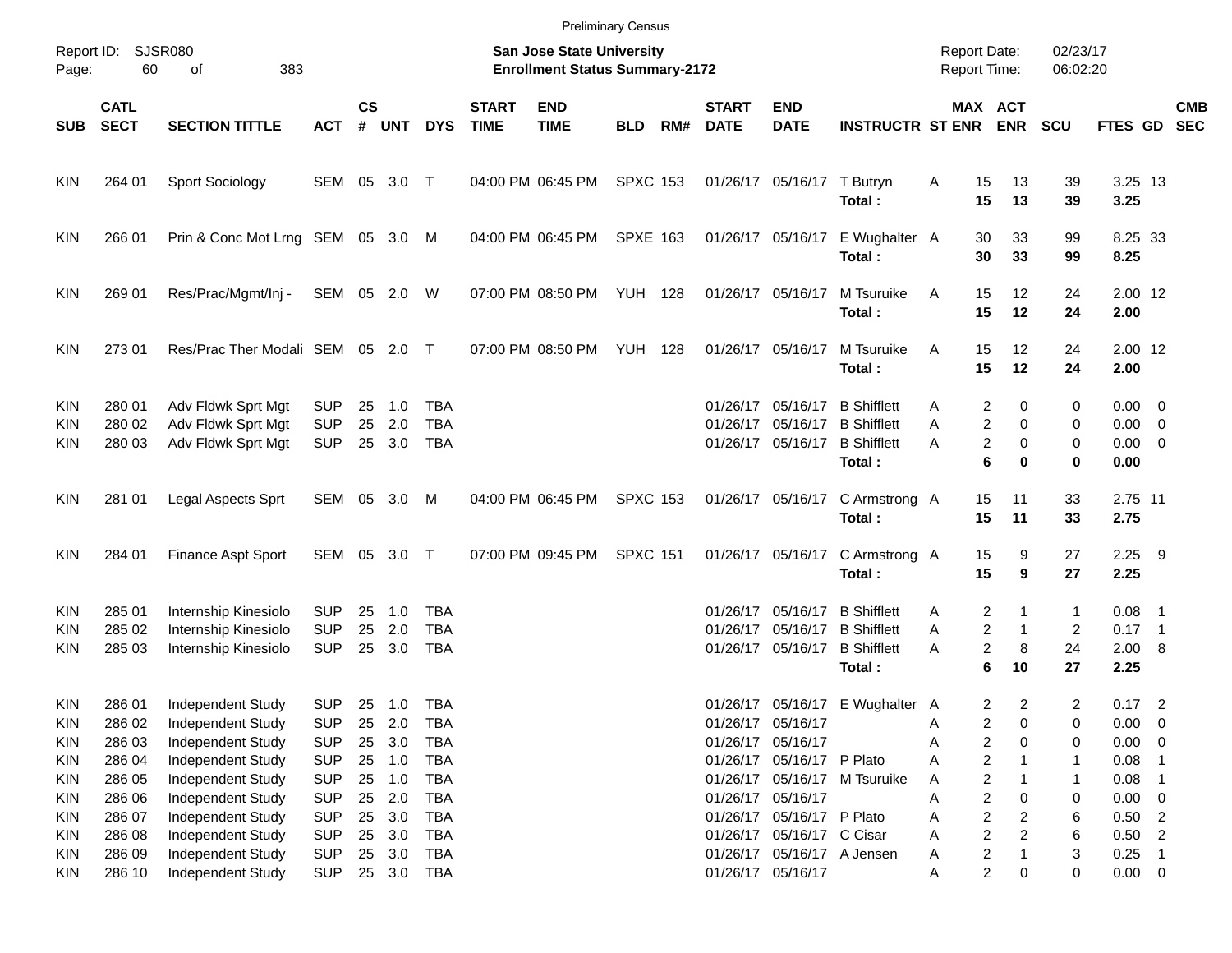Preliminary Census

Report ID: SJSR080

**San Jose State University**
**Enrollment Status Summary-2172**

Report Date: 02/23/17
Report Time: 06:02:20

| SUB | CATL SECT | SECTION TITTLE | ACT | CS # | UNT | DYS | START TIME | END TIME | BLD | RM# | START DATE | END DATE | INSTRUCTR | ST | MAX ENR | ACT ENR | SCU | FTES | GD | CMB SEC |
|---|---|---|---|---|---|---|---|---|---|---|---|---|---|---|---|---|---|---|---|---|
| KIN | 264 01 | Sport Sociology | SEM | 05 | 3.0 | T | 04:00 PM | 06:45 PM | SPXC | 153 | 01/26/17 | 05/16/17 | T Butryn | A | 15 | 13 | 39 | 3.25 | 13 | |
| | | | | | | | | | | | | | **Total :** | | **15** | **13** | **39** | **3.25** | | |
| KIN | 266 01 | Prin & Conc Mot Lrng | SEM | 05 | 3.0 | M | 04:00 PM | 06:45 PM | SPXE | 163 | 01/26/17 | 05/16/17 | E Wughalter | A | 30 | 33 | 99 | 8.25 | 33 | |
| | | | | | | | | | | | | | **Total :** | | **30** | **33** | **99** | **8.25** | | |
| KIN | 269 01 | Res/Prac/Mgmt/Inj - | SEM | 05 | 2.0 | W | 07:00 PM | 08:50 PM | YUH | 128 | 01/26/17 | 05/16/17 | M Tsuruike | A | 15 | 12 | 24 | 2.00 | 12 | |
| | | | | | | | | | | | | | **Total :** | | **15** | **12** | **24** | **2.00** | | |
| KIN | 273 01 | Res/Prac Ther Modali | SEM | 05 | 2.0 | T | 07:00 PM | 08:50 PM | YUH | 128 | 01/26/17 | 05/16/17 | M Tsuruike | A | 15 | 12 | 24 | 2.00 | 12 | |
| | | | | | | | | | | | | | **Total :** | | **15** | **12** | **24** | **2.00** | | |
| KIN | 280 01 | Adv Fldwk Sprt Mgt | SUP | 25 | 1.0 | TBA | | | | | 01/26/17 | 05/16/17 | B Shifflett | A | 2 | 0 | 0 | 0.00 | 0 | |
| KIN | 280 02 | Adv Fldwk Sprt Mgt | SUP | 25 | 2.0 | TBA | | | | | 01/26/17 | 05/16/17 | B Shifflett | A | 2 | 0 | 0 | 0.00 | 0 | |
| KIN | 280 03 | Adv Fldwk Sprt Mgt | SUP | 25 | 3.0 | TBA | | | | | 01/26/17 | 05/16/17 | B Shifflett | A | 2 | 0 | 0 | 0.00 | 0 | |
| | | | | | | | | | | | | | **Total :** | | **6** | **0** | **0** | **0.00** | | |
| KIN | 281 01 | Legal Aspects Sprt | SEM | 05 | 3.0 | M | 04:00 PM | 06:45 PM | SPXC | 153 | 01/26/17 | 05/16/17 | C Armstrong | A | 15 | 11 | 33 | 2.75 | 11 | |
| | | | | | | | | | | | | | **Total :** | | **15** | **11** | **33** | **2.75** | | |
| KIN | 284 01 | Finance Aspt Sport | SEM | 05 | 3.0 | T | 07:00 PM | 09:45 PM | SPXC | 151 | 01/26/17 | 05/16/17 | C Armstrong | A | 15 | 9 | 27 | 2.25 | 9 | |
| | | | | | | | | | | | | | **Total :** | | **15** | **9** | **27** | **2.25** | | |
| KIN | 285 01 | Internship Kinesiolo | SUP | 25 | 1.0 | TBA | | | | | 01/26/17 | 05/16/17 | B Shifflett | A | 2 | 1 | 1 | 0.08 | 1 | |
| KIN | 285 02 | Internship Kinesiolo | SUP | 25 | 2.0 | TBA | | | | | 01/26/17 | 05/16/17 | B Shifflett | A | 2 | 1 | 2 | 0.17 | 1 | |
| KIN | 285 03 | Internship Kinesiolo | SUP | 25 | 3.0 | TBA | | | | | 01/26/17 | 05/16/17 | B Shifflett | A | 2 | 8 | 24 | 2.00 | 8 | |
| | | | | | | | | | | | | | **Total :** | | **6** | **10** | **27** | **2.25** | | |
| KIN | 286 01 | Independent Study | SUP | 25 | 1.0 | TBA | | | | | 01/26/17 | 05/16/17 | E Wughalter | A | 2 | 2 | 2 | 0.17 | 2 | |
| KIN | 286 02 | Independent Study | SUP | 25 | 2.0 | TBA | | | | | 01/26/17 | 05/16/17 | | A | 2 | 0 | 0 | 0.00 | 0 | |
| KIN | 286 03 | Independent Study | SUP | 25 | 3.0 | TBA | | | | | 01/26/17 | 05/16/17 | | A | 2 | 0 | 0 | 0.00 | 0 | |
| KIN | 286 04 | Independent Study | SUP | 25 | 1.0 | TBA | | | | | 01/26/17 | 05/16/17 | P Plato | A | 2 | 1 | 1 | 0.08 | 1 | |
| KIN | 286 05 | Independent Study | SUP | 25 | 1.0 | TBA | | | | | 01/26/17 | 05/16/17 | M Tsuruike | A | 2 | 1 | 1 | 0.08 | 1 | |
| KIN | 286 06 | Independent Study | SUP | 25 | 2.0 | TBA | | | | | 01/26/17 | 05/16/17 | | A | 2 | 0 | 0 | 0.00 | 0 | |
| KIN | 286 07 | Independent Study | SUP | 25 | 3.0 | TBA | | | | | 01/26/17 | 05/16/17 | P Plato | A | 2 | 2 | 6 | 0.50 | 2 | |
| KIN | 286 08 | Independent Study | SUP | 25 | 3.0 | TBA | | | | | 01/26/17 | 05/16/17 | C Cisar | A | 2 | 2 | 6 | 0.50 | 2 | |
| KIN | 286 09 | Independent Study | SUP | 25 | 3.0 | TBA | | | | | 01/26/17 | 05/16/17 | A Jensen | A | 2 | 1 | 3 | 0.25 | 1 | |
| KIN | 286 10 | Independent Study | SUP | 25 | 3.0 | TBA | | | | | 01/26/17 | 05/16/17 | | A | 2 | 0 | 0 | 0.00 | 0 | |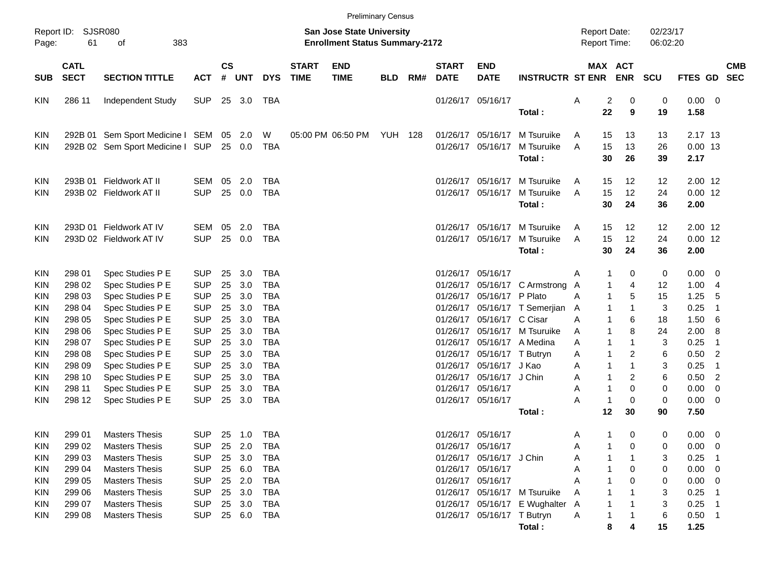Preliminary Census

Report ID: SJSR080

**San Jose State University**
**Enrollment Status Summary-2172**

Report Date: 02/23/17
Report Time: 06:02:20

| SUB | CATL SECT | SECTION TITTLE | ACT | CS # | UNT | DYS | START TIME | END TIME | BLD | RM# | START DATE | END DATE | INSTRUCTR | ST | MAX ENR | ACT ENR | SCU | FTES | GD | CMB SEC |
|---|---|---|---|---|---|---|---|---|---|---|---|---|---|---|---|---|---|---|---|---|
| KIN | 286 11 | Independent Study | SUP | 25 | 3.0 | TBA | | | | | 01/26/17 | 05/16/17 | | A | 2 | 0 | 0 | 0.00 | 0 | |
| | | | | | | | | | | | | | **Total :** | | **22** | **9** | **19** | **1.58** | | |
| KIN | 292B 01 | Sem Sport Medicine I | SEM | 05 | 2.0 | W | 05:00 PM | 06:50 PM | YUH | 128 | 01/26/17 | 05/16/17 | M Tsuruike | A | 15 | 13 | 13 | 2.17 | 13 | |
| KIN | 292B 02 | Sem Sport Medicine I | SUP | 25 | 0.0 | TBA | | | | | 01/26/17 | 05/16/17 | M Tsuruike | A | 15 | 13 | 26 | 0.00 | 13 | |
| | | | | | | | | | | | | | **Total :** | | **30** | **26** | **39** | **2.17** | | |
| KIN | 293B 01 | Fieldwork AT II | SEM | 05 | 2.0 | TBA | | | | | 01/26/17 | 05/16/17 | M Tsuruike | A | 15 | 12 | 12 | 2.00 | 12 | |
| KIN | 293B 02 | Fieldwork AT II | SUP | 25 | 0.0 | TBA | | | | | 01/26/17 | 05/16/17 | M Tsuruike | A | 15 | 12 | 24 | 0.00 | 12 | |
| | | | | | | | | | | | | | **Total :** | | **30** | **24** | **36** | **2.00** | | |
| KIN | 293D 01 | Fieldwork AT IV | SEM | 05 | 2.0 | TBA | | | | | 01/26/17 | 05/16/17 | M Tsuruike | A | 15 | 12 | 12 | 2.00 | 12 | |
| KIN | 293D 02 | Fieldwork AT IV | SUP | 25 | 0.0 | TBA | | | | | 01/26/17 | 05/16/17 | M Tsuruike | A | 15 | 12 | 24 | 0.00 | 12 | |
| | | | | | | | | | | | | | **Total :** | | **30** | **24** | **36** | **2.00** | | |
| KIN | 298 01 | Spec Studies P E | SUP | 25 | 3.0 | TBA | | | | | 01/26/17 | 05/16/17 | | A | 1 | 0 | 0 | 0.00 | 0 | |
| KIN | 298 02 | Spec Studies P E | SUP | 25 | 3.0 | TBA | | | | | 01/26/17 | 05/16/17 | C Armstrong | A | 1 | 4 | 12 | 1.00 | 4 | |
| KIN | 298 03 | Spec Studies P E | SUP | 25 | 3.0 | TBA | | | | | 01/26/17 | 05/16/17 | P Plato | A | 1 | 5 | 15 | 1.25 | 5 | |
| KIN | 298 04 | Spec Studies P E | SUP | 25 | 3.0 | TBA | | | | | 01/26/17 | 05/16/17 | T Semerjian | A | 1 | 1 | 3 | 0.25 | 1 | |
| KIN | 298 05 | Spec Studies P E | SUP | 25 | 3.0 | TBA | | | | | 01/26/17 | 05/16/17 | C Cisar | A | 1 | 6 | 18 | 1.50 | 6 | |
| KIN | 298 06 | Spec Studies P E | SUP | 25 | 3.0 | TBA | | | | | 01/26/17 | 05/16/17 | M Tsuruike | A | 1 | 8 | 24 | 2.00 | 8 | |
| KIN | 298 07 | Spec Studies P E | SUP | 25 | 3.0 | TBA | | | | | 01/26/17 | 05/16/17 | A Medina | A | 1 | 1 | 3 | 0.25 | 1 | |
| KIN | 298 08 | Spec Studies P E | SUP | 25 | 3.0 | TBA | | | | | 01/26/17 | 05/16/17 | T Butryn | A | 1 | 2 | 6 | 0.50 | 2 | |
| KIN | 298 09 | Spec Studies P E | SUP | 25 | 3.0 | TBA | | | | | 01/26/17 | 05/16/17 | J Kao | A | 1 | 1 | 3 | 0.25 | 1 | |
| KIN | 298 10 | Spec Studies P E | SUP | 25 | 3.0 | TBA | | | | | 01/26/17 | 05/16/17 | J Chin | A | 1 | 2 | 6 | 0.50 | 2 | |
| KIN | 298 11 | Spec Studies P E | SUP | 25 | 3.0 | TBA | | | | | 01/26/17 | 05/16/17 | | A | 1 | 0 | 0 | 0.00 | 0 | |
| KIN | 298 12 | Spec Studies P E | SUP | 25 | 3.0 | TBA | | | | | 01/26/17 | 05/16/17 | | A | 1 | 0 | 0 | 0.00 | 0 | |
| | | | | | | | | | | | | | **Total :** | | **12** | **30** | **90** | **7.50** | | |
| KIN | 299 01 | Masters Thesis | SUP | 25 | 1.0 | TBA | | | | | 01/26/17 | 05/16/17 | | A | 1 | 0 | 0 | 0.00 | 0 | |
| KIN | 299 02 | Masters Thesis | SUP | 25 | 2.0 | TBA | | | | | 01/26/17 | 05/16/17 | | A | 1 | 0 | 0 | 0.00 | 0 | |
| KIN | 299 03 | Masters Thesis | SUP | 25 | 3.0 | TBA | | | | | 01/26/17 | 05/16/17 | J Chin | A | 1 | 1 | 3 | 0.25 | 1 | |
| KIN | 299 04 | Masters Thesis | SUP | 25 | 6.0 | TBA | | | | | 01/26/17 | 05/16/17 | | A | 1 | 0 | 0 | 0.00 | 0 | |
| KIN | 299 05 | Masters Thesis | SUP | 25 | 2.0 | TBA | | | | | 01/26/17 | 05/16/17 | | A | 1 | 0 | 0 | 0.00 | 0 | |
| KIN | 299 06 | Masters Thesis | SUP | 25 | 3.0 | TBA | | | | | 01/26/17 | 05/16/17 | M Tsuruike | A | 1 | 1 | 3 | 0.25 | 1 | |
| KIN | 299 07 | Masters Thesis | SUP | 25 | 3.0 | TBA | | | | | 01/26/17 | 05/16/17 | E Wughalter | A | 1 | 1 | 3 | 0.25 | 1 | |
| KIN | 299 08 | Masters Thesis | SUP | 25 | 6.0 | TBA | | | | | 01/26/17 | 05/16/17 | T Butryn | A | 1 | 1 | 6 | 0.50 | 1 | |
| | | | | | | | | | | | | | **Total :** | | **8** | **4** | **15** | **1.25** | | |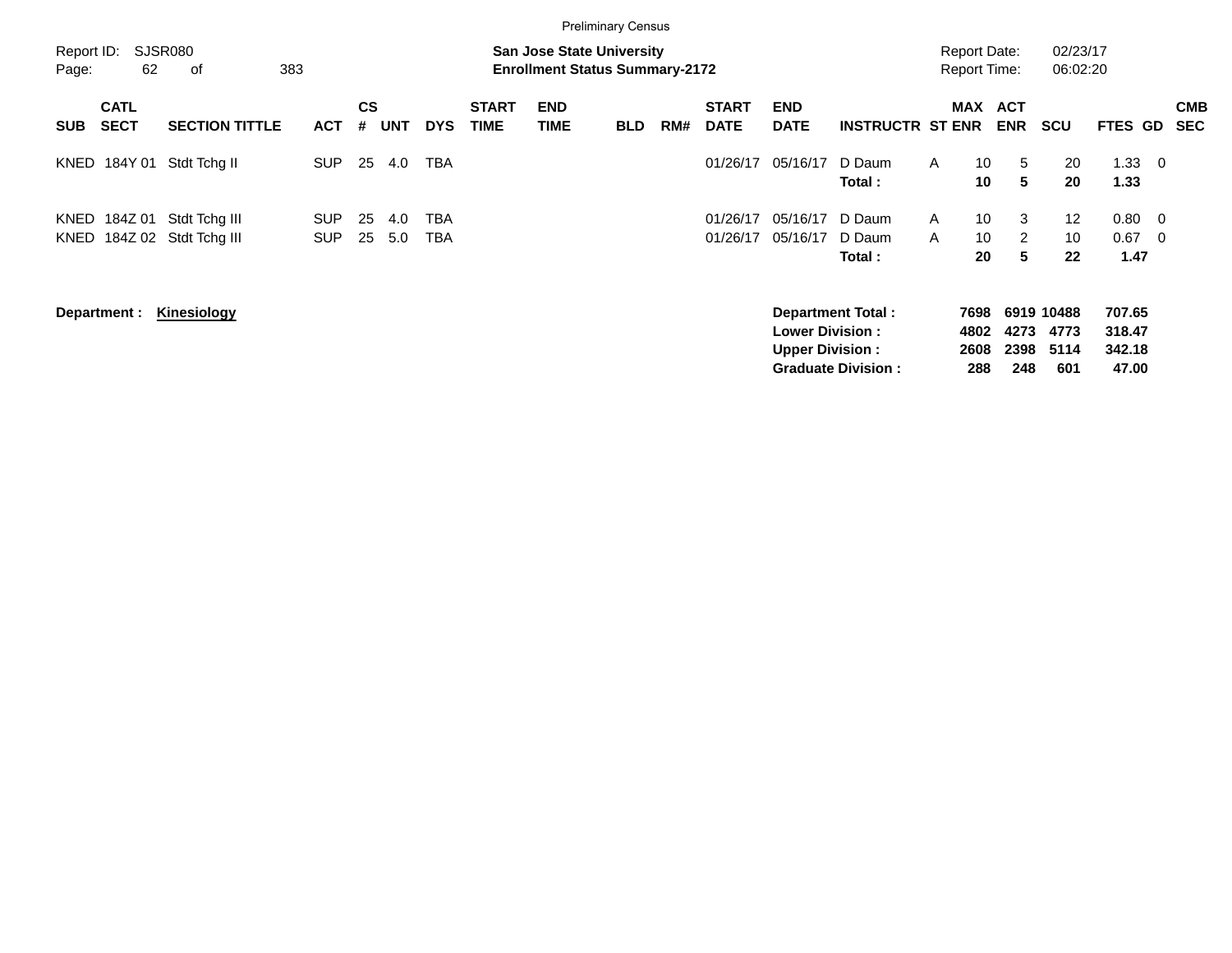Preliminary Census

Report ID: SJSR080
Page: 62 of 383

**San Jose State University**
**Enrollment Status Summary-2172**

Report Date: 02/23/17
Report Time: 06:02:20

| SUB | CATL SECT | SECTION TITTLE | ACT | CS # | UNT | DYS | START TIME | END TIME | BLD | RM# | START DATE | END DATE | INSTRUCTR | ST | MAX ENR | ACT ENR | SCU | FTES | GD | CMB SEC |
|---|---|---|---|---|---|---|---|---|---|---|---|---|---|---|---|---|---|---|---|---|
| KNED | 184Y 01 | Stdt Tchg II | SUP | 25 | 4.0 | TBA | | | | | 01/26/17 | 05/16/17 | D Daum | A | 10 | 5 | 20 | 1.33 | 0 | |
| | | | | | | | | | | | | | **Total :** | | **10** | **5** | **20** | **1.33** | | |
| KNED | 184Z 01 | Stdt Tchg III | SUP | 25 | 4.0 | TBA | | | | | 01/26/17 | 05/16/17 | D Daum | A | 10 | 3 | 12 | 0.80 | 0 | |
| KNED | 184Z 02 | Stdt Tchg III | SUP | 25 | 5.0 | TBA | | | | | 01/26/17 | 05/16/17 | D Daum | A | 10 | 2 | 10 | 0.67 | 0 | |
| | | | | | | | | | | | | | **Total :** | | **20** | **5** | **22** | **1.47** | | |

**Department : Kinesiology**

| | MAX ENR | ACT ENR | SCU | FTES |
|---|---|---|---|---|
| **Department Total :** | **7698** | **6919** | **10488** | **707.65** |
| **Lower Division :** | **4802** | **4273** | **4773** | **318.47** |
| **Upper Division :** | **2608** | **2398** | **5114** | **342.18** |
| **Graduate Division :** | **288** | **248** | **601** | **47.00** |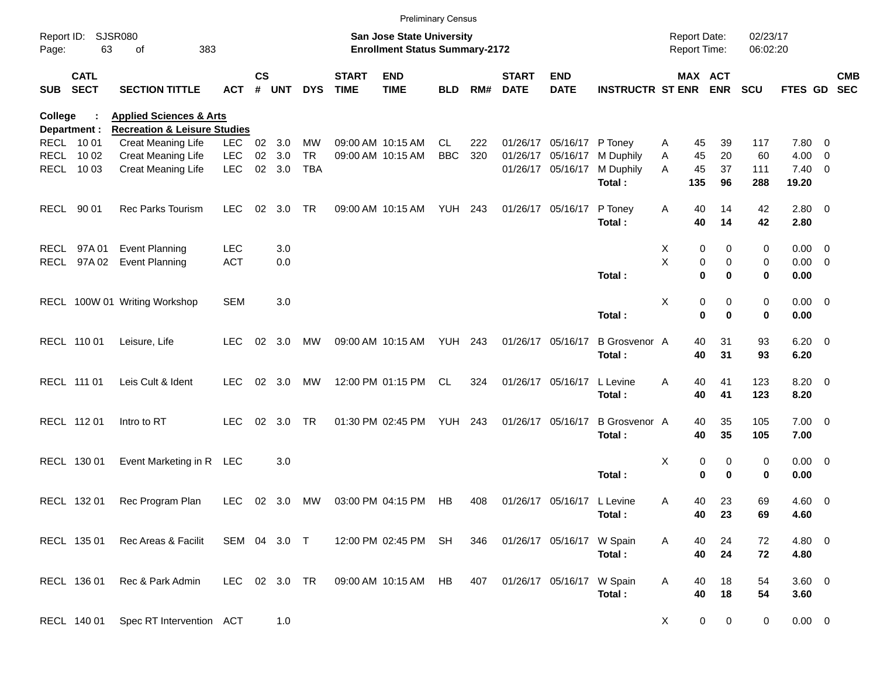Preliminary Census

Report ID: SJSR080
Page: 63 of 383

**San Jose State University**
**Enrollment Status Summary-2172**

Report Date: 02/23/17
Report Time: 06:02:20

**College : Applied Sciences & Arts**
**Department : Recreation & Leisure Studies**

| SUB | CATL SECT | SECTION TITTLE | ACT | CS # | UNT | DYS | START TIME | END TIME | BLD | RM# | START DATE | END DATE | INSTRUCTR | ST | MAX ENR | ACT ENR | SCU | FTES | GD | CMB SEC |
|---|---|---|---|---|---|---|---|---|---|---|---|---|---|---|---|---|---|---|---|---|
| RECL | 10 01 | Creat Meaning Life | LEC | 02 | 3.0 | MW | 09:00 AM | 10:15 AM | CL | 222 | 01/26/17 | 05/16/17 | P Toney | A | 45 | 39 | 117 | 7.80 | 0 | |
| RECL | 10 02 | Creat Meaning Life | LEC | 02 | 3.0 | TR | 09:00 AM | 10:15 AM | BBC | 320 | 01/26/17 | 05/16/17 | M Duphily | A | 45 | 20 | 60 | 4.00 | 0 | |
| RECL | 10 03 | Creat Meaning Life | LEC | 02 | 3.0 | TBA | | | | | 01/26/17 | 05/16/17 | M Duphily | A | 45 | 37 | 111 | 7.40 | 0 | |
| | | | | | | | | | | | | | **Total :** | | **135** | **96** | **288** | **19.20** | | |
| RECL | 90 01 | Rec Parks Tourism | LEC | 02 | 3.0 | TR | 09:00 AM | 10:15 AM | YUH | 243 | 01/26/17 | 05/16/17 | P Toney | A | 40 | 14 | 42 | 2.80 | 0 | |
| | | | | | | | | | | | | | **Total :** | | **40** | **14** | **42** | **2.80** | | |
| RECL | 97A 01 | Event Planning | LEC | | 3.0 | | | | | | | | | X | 0 | 0 | 0 | 0.00 | 0 | |
| RECL | 97A 02 | Event Planning | ACT | | 0.0 | | | | | | | | | X | 0 | 0 | 0 | 0.00 | 0 | |
| | | | | | | | | | | | | | **Total :** | | **0** | **0** | **0** | **0.00** | | |
| RECL | 100W 01 | Writing Workshop | SEM | | 3.0 | | | | | | | | | X | 0 | 0 | 0 | 0.00 | 0 | |
| | | | | | | | | | | | | | **Total :** | | **0** | **0** | **0** | **0.00** | | |
| RECL | 110 01 | Leisure, Life | LEC | 02 | 3.0 | MW | 09:00 AM | 10:15 AM | YUH | 243 | 01/26/17 | 05/16/17 | B Grosvenor | A | 40 | 31 | 93 | 6.20 | 0 | |
| | | | | | | | | | | | | | **Total :** | | **40** | **31** | **93** | **6.20** | | |
| RECL | 111 01 | Leis Cult & Ident | LEC | 02 | 3.0 | MW | 12:00 PM | 01:15 PM | CL | 324 | 01/26/17 | 05/16/17 | L Levine | A | 40 | 41 | 123 | 8.20 | 0 | |
| | | | | | | | | | | | | | **Total :** | | **40** | **41** | **123** | **8.20** | | |
| RECL | 112 01 | Intro to RT | LEC | 02 | 3.0 | TR | 01:30 PM | 02:45 PM | YUH | 243 | 01/26/17 | 05/16/17 | B Grosvenor | A | 40 | 35 | 105 | 7.00 | 0 | |
| | | | | | | | | | | | | | **Total :** | | **40** | **35** | **105** | **7.00** | | |
| RECL | 130 01 | Event Marketing in R | LEC | | 3.0 | | | | | | | | | X | 0 | 0 | 0 | 0.00 | 0 | |
| | | | | | | | | | | | | | **Total :** | | **0** | **0** | **0** | **0.00** | | |
| RECL | 132 01 | Rec Program Plan | LEC | 02 | 3.0 | MW | 03:00 PM | 04:15 PM | HB | 408 | 01/26/17 | 05/16/17 | L Levine | A | 40 | 23 | 69 | 4.60 | 0 | |
| | | | | | | | | | | | | | **Total :** | | **40** | **23** | **69** | **4.60** | | |
| RECL | 135 01 | Rec Areas & Facilit | SEM | 04 | 3.0 | T | 12:00 PM | 02:45 PM | SH | 346 | 01/26/17 | 05/16/17 | W Spain | A | 40 | 24 | 72 | 4.80 | 0 | |
| | | | | | | | | | | | | | **Total :** | | **40** | **24** | **72** | **4.80** | | |
| RECL | 136 01 | Rec & Park Admin | LEC | 02 | 3.0 | TR | 09:00 AM | 10:15 AM | HB | 407 | 01/26/17 | 05/16/17 | W Spain | A | 40 | 18 | 54 | 3.60 | 0 | |
| | | | | | | | | | | | | | **Total :** | | **40** | **18** | **54** | **3.60** | | |
| RECL | 140 01 | Spec RT Intervention | ACT | | 1.0 | | | | | | | | | X | 0 | 0 | 0 | 0.00 | 0 | |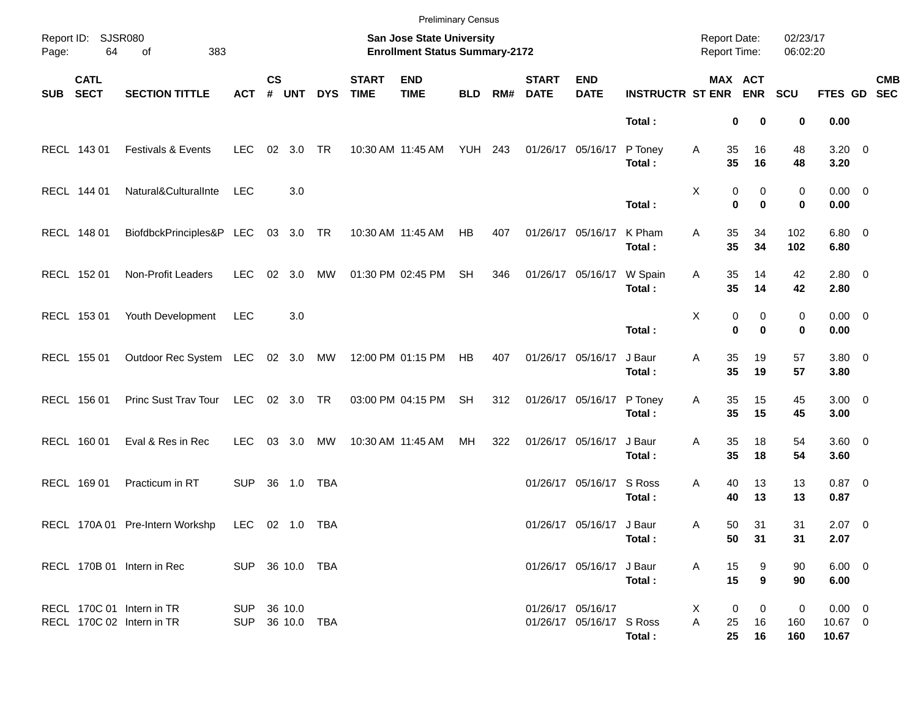Preliminary Census

Report ID: SJSR080

**San Jose State University**
**Enrollment Status Summary-2172**

Report Date: 02/23/17
Report Time: 06:02:20

| SUB | CATL SECT | SECTION TITTLE | ACT | CS # | UNT | DYS | START TIME | END TIME | BLD | RM# | START DATE | END DATE | INSTRUCTR | ST | MAX ENR | ACT ENR | SCU | FTES | GD | CMB SEC |
|---|---|---|---|---|---|---|---|---|---|---|---|---|---|---|---|---|---|---|---|---|
| | | | | | | | | | | | | | **Total :** | | **0** | **0** | **0** | **0.00** | | |
| RECL | 143 01 | Festivals & Events | LEC | 02 | 3.0 | TR | 10:30 AM | 11:45 AM | YUH | 243 | 01/26/17 | 05/16/17 | P Toney | A | 35 | 16 | 48 | 3.20 | 0 | |
| | | | | | | | | | | | | | **Total :** | | **35** | **16** | **48** | **3.20** | | |
| RECL | 144 01 | Natural&CulturalInte | LEC | | 3.0 | | | | | | | | | X | 0 | 0 | 0 | 0.00 | 0 | |
| | | | | | | | | | | | | | **Total :** | | **0** | **0** | **0** | **0.00** | | |
| RECL | 148 01 | BiofdbckPrinciples&P | LEC | 03 | 3.0 | TR | 10:30 AM | 11:45 AM | HB | 407 | 01/26/17 | 05/16/17 | K Pham | A | 35 | 34 | 102 | 6.80 | 0 | |
| | | | | | | | | | | | | | **Total :** | | **35** | **34** | **102** | **6.80** | | |
| RECL | 152 01 | Non-Profit Leaders | LEC | 02 | 3.0 | MW | 01:30 PM | 02:45 PM | SH | 346 | 01/26/17 | 05/16/17 | W Spain | A | 35 | 14 | 42 | 2.80 | 0 | |
| | | | | | | | | | | | | | **Total :** | | **35** | **14** | **42** | **2.80** | | |
| RECL | 153 01 | Youth Development | LEC | | 3.0 | | | | | | | | | X | 0 | 0 | 0 | 0.00 | 0 | |
| | | | | | | | | | | | | | **Total :** | | **0** | **0** | **0** | **0.00** | | |
| RECL | 155 01 | Outdoor Rec System | LEC | 02 | 3.0 | MW | 12:00 PM | 01:15 PM | HB | 407 | 01/26/17 | 05/16/17 | J Baur | A | 35 | 19 | 57 | 3.80 | 0 | |
| | | | | | | | | | | | | | **Total :** | | **35** | **19** | **57** | **3.80** | | |
| RECL | 156 01 | Princ Sust Trav Tour | LEC | 02 | 3.0 | TR | 03:00 PM | 04:15 PM | SH | 312 | 01/26/17 | 05/16/17 | P Toney | A | 35 | 15 | 45 | 3.00 | 0 | |
| | | | | | | | | | | | | | **Total :** | | **35** | **15** | **45** | **3.00** | | |
| RECL | 160 01 | Eval & Res in Rec | LEC | 03 | 3.0 | MW | 10:30 AM | 11:45 AM | MH | 322 | 01/26/17 | 05/16/17 | J Baur | A | 35 | 18 | 54 | 3.60 | 0 | |
| | | | | | | | | | | | | | **Total :** | | **35** | **18** | **54** | **3.60** | | |
| RECL | 169 01 | Practicum in RT | SUP | 36 | 1.0 | TBA | | | | | 01/26/17 | 05/16/17 | S Ross | A | 40 | 13 | 13 | 0.87 | 0 | |
| | | | | | | | | | | | | | **Total :** | | **40** | **13** | **13** | **0.87** | | |
| RECL | 170A 01 | Pre-Intern Workshp | LEC | 02 | 1.0 | TBA | | | | | 01/26/17 | 05/16/17 | J Baur | A | 50 | 31 | 31 | 2.07 | 0 | |
| | | | | | | | | | | | | | **Total :** | | **50** | **31** | **31** | **2.07** | | |
| RECL | 170B 01 | Intern in Rec | SUP | 36 | 10.0 | TBA | | | | | 01/26/17 | 05/16/17 | J Baur | A | 15 | 9 | 90 | 6.00 | 0 | |
| | | | | | | | | | | | | | **Total :** | | **15** | **9** | **90** | **6.00** | | |
| RECL | 170C 01 | Intern in TR | SUP | 36 | 10.0 | | | | | | 01/26/17 | 05/16/17 | | X | 0 | 0 | 0 | 0.00 | 0 | |
| RECL | 170C 02 | Intern in TR | SUP | 36 | 10.0 | TBA | | | | | 01/26/17 | 05/16/17 | S Ross | A | 25 | 16 | 160 | 10.67 | 0 | |
| | | | | | | | | | | | | | **Total :** | | **25** | **16** | **160** | **10.67** | | |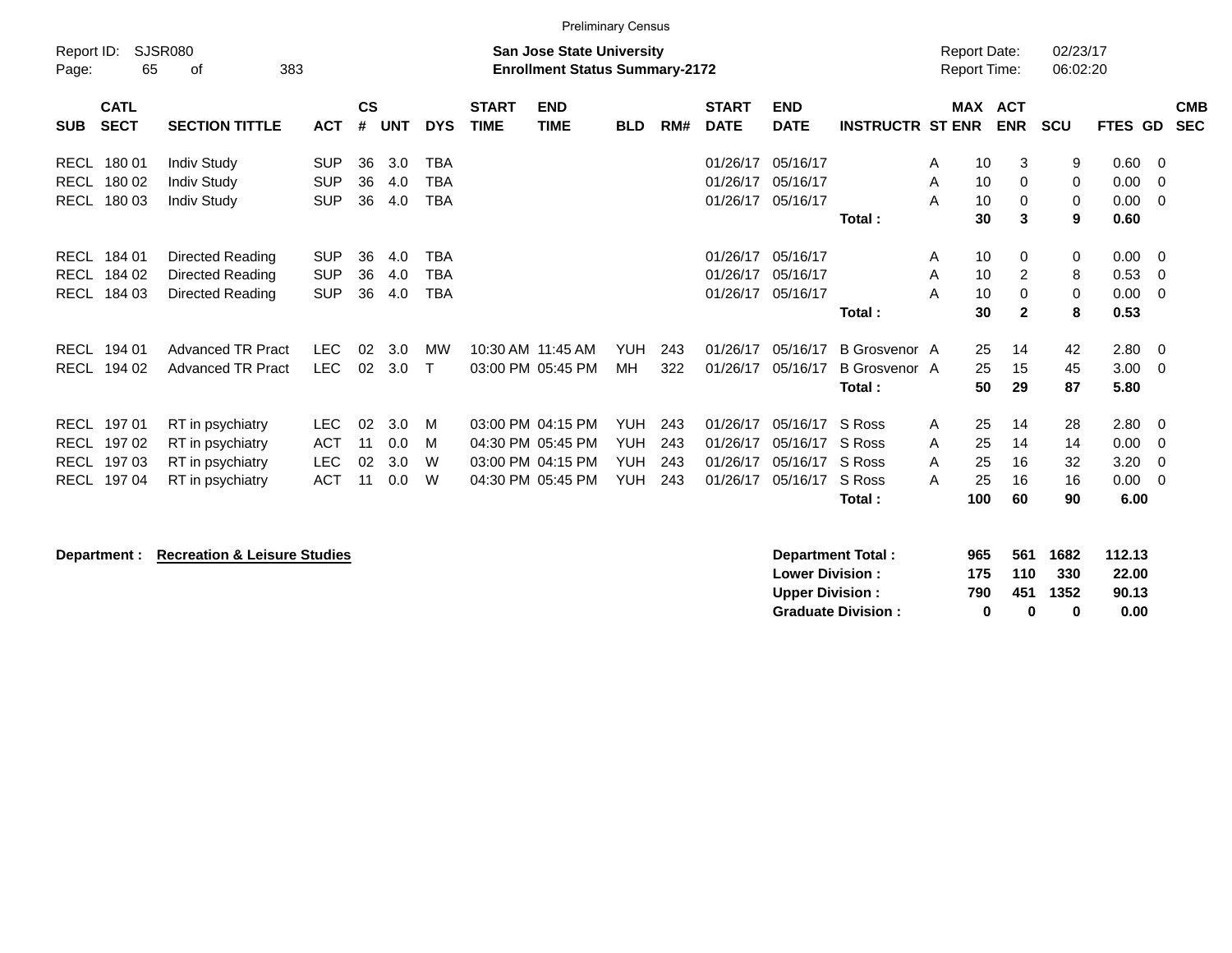Preliminary Census

Report ID: SJSR080

**San Jose State University**
**Enrollment Status Summary-2172**

Report Date: 02/23/17
Report Time: 06:02:20

| SUB | CATL SECT | SECTION TITTLE | ACT | CS # | UNT | DYS | START TIME | END TIME | BLD | RM# | START DATE | END DATE | INSTRUCTR | ST | MAX ENR | ACT ENR | SCU | FTES | GD | CMB SEC |
|---|---|---|---|---|---|---|---|---|---|---|---|---|---|---|---|---|---|---|---|---|
| RECL | 180 01 | Indiv Study | SUP | 36 | 3.0 | TBA | | | | | 01/26/17 | 05/16/17 | | A | 10 | 3 | 9 | 0.60 | 0 | |
| RECL | 180 02 | Indiv Study | SUP | 36 | 4.0 | TBA | | | | | 01/26/17 | 05/16/17 | | A | 10 | 0 | 0 | 0.00 | 0 | |
| RECL | 180 03 | Indiv Study | SUP | 36 | 4.0 | TBA | | | | | 01/26/17 | 05/16/17 | | A | 10 | 0 | 0 | 0.00 | 0 | |
| | | | | | | | | | | | | | **Total :** | | **30** | **3** | **9** | **0.60** | | |
| RECL | 184 01 | Directed Reading | SUP | 36 | 4.0 | TBA | | | | | 01/26/17 | 05/16/17 | | A | 10 | 0 | 0 | 0.00 | 0 | |
| RECL | 184 02 | Directed Reading | SUP | 36 | 4.0 | TBA | | | | | 01/26/17 | 05/16/17 | | A | 10 | 2 | 8 | 0.53 | 0 | |
| RECL | 184 03 | Directed Reading | SUP | 36 | 4.0 | TBA | | | | | 01/26/17 | 05/16/17 | | A | 10 | 0 | 0 | 0.00 | 0 | |
| | | | | | | | | | | | | | **Total :** | | **30** | **2** | **8** | **0.53** | | |
| RECL | 194 01 | Advanced TR Pract | LEC | 02 | 3.0 | MW | 10:30 AM | 11:45 AM | YUH | 243 | 01/26/17 | 05/16/17 | B Grosvenor | A | 25 | 14 | 42 | 2.80 | 0 | |
| RECL | 194 02 | Advanced TR Pract | LEC | 02 | 3.0 | T | 03:00 PM | 05:45 PM | MH | 322 | 01/26/17 | 05/16/17 | B Grosvenor | A | 25 | 15 | 45 | 3.00 | 0 | |
| | | | | | | | | | | | | | **Total :** | | **50** | **29** | **87** | **5.80** | | |
| RECL | 197 01 | RT in psychiatry | LEC | 02 | 3.0 | M | 03:00 PM | 04:15 PM | YUH | 243 | 01/26/17 | 05/16/17 | S Ross | A | 25 | 14 | 28 | 2.80 | 0 | |
| RECL | 197 02 | RT in psychiatry | ACT | 11 | 0.0 | M | 04:30 PM | 05:45 PM | YUH | 243 | 01/26/17 | 05/16/17 | S Ross | A | 25 | 14 | 14 | 0.00 | 0 | |
| RECL | 197 03 | RT in psychiatry | LEC | 02 | 3.0 | W | 03:00 PM | 04:15 PM | YUH | 243 | 01/26/17 | 05/16/17 | S Ross | A | 25 | 16 | 32 | 3.20 | 0 | |
| RECL | 197 04 | RT in psychiatry | ACT | 11 | 0.0 | W | 04:30 PM | 05:45 PM | YUH | 243 | 01/26/17 | 05/16/17 | S Ross | A | 25 | 16 | 16 | 0.00 | 0 | |
| | | | | | | | | | | | | | **Total :** | | **100** | **60** | **90** | **6.00** | | |

**Department : Recreation & Leisure Studies**

| | MAX ENR | ACT ENR | SCU | FTES |
|---|---|---|---|---|
| **Department Total :** | **965** | **561** | **1682** | **112.13** |
| **Lower Division :** | **175** | **110** | **330** | **22.00** |
| **Upper Division :** | **790** | **451** | **1352** | **90.13** |
| **Graduate Division :** | **0** | **0** | **0** | **0.00** |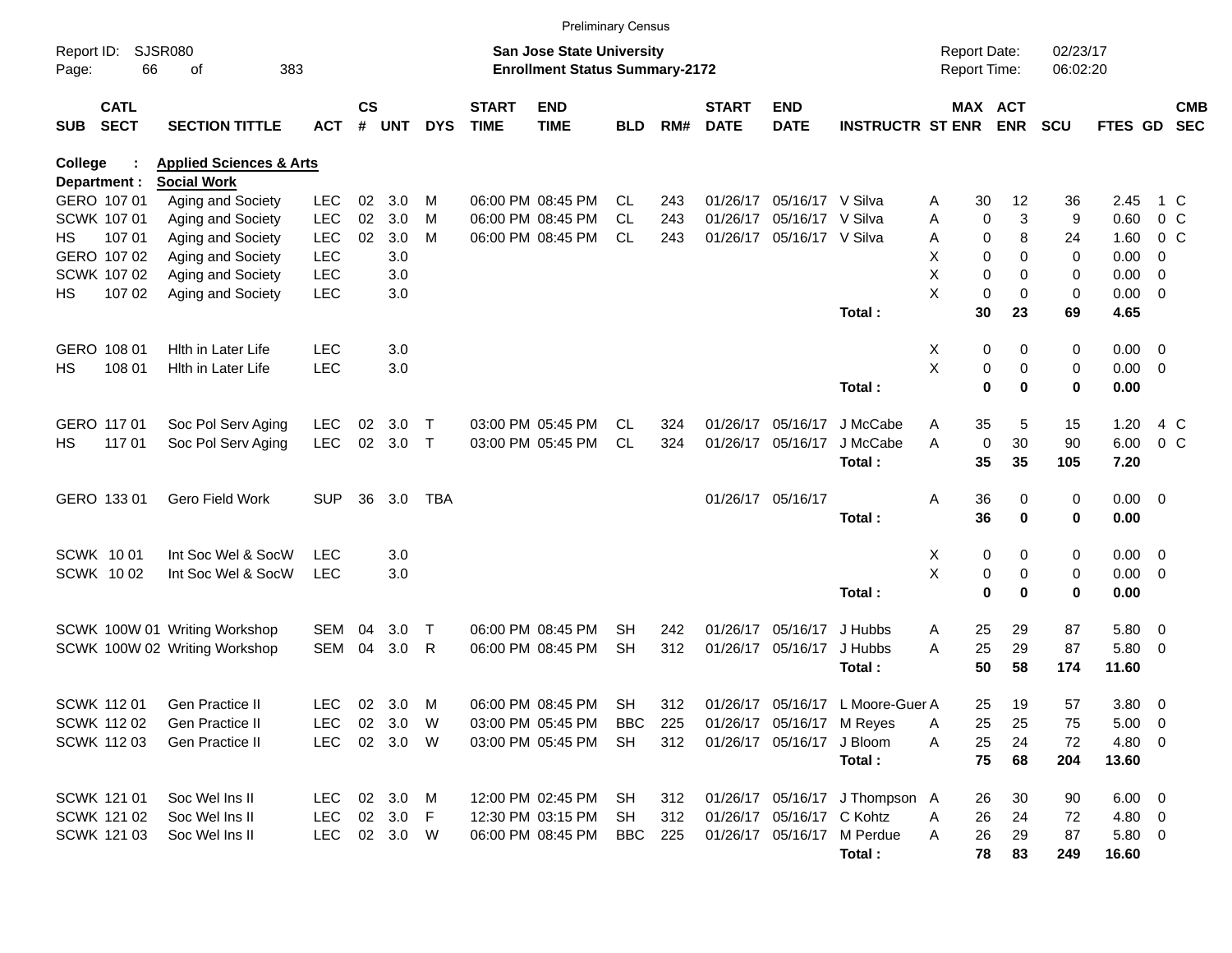Preliminary Census

Report ID: SJSR080
Page: 66 of 383

**San Jose State University**
**Enrollment Status Summary-2172**

Report Date: 02/23/17
Report Time: 06:02:20

College : **Applied Sciences & Arts**
Department : **Social Work**

| SUB | CATL SECT | SECTION TITTLE | ACT | CS # | UNT | DYS | START TIME | END TIME | BLD | RM# | START DATE | END DATE | INSTRUCTR | ST | MAX ENR | ACT ENR | SCU | FTES | GD | CMB SEC |
|---|---|---|---|---|---|---|---|---|---|---|---|---|---|---|---|---|---|---|---|---|
| GERO | 107 01 | Aging and Society | LEC | 02 | 3.0 | M | 06:00 PM | 08:45 PM | CL | 243 | 01/26/17 | 05/16/17 | V Silva | A | 30 | 12 | 36 | 2.45 | 1 | C |
| SCWK | 107 01 | Aging and Society | LEC | 02 | 3.0 | M | 06:00 PM | 08:45 PM | CL | 243 | 01/26/17 | 05/16/17 | V Silva | A | 0 | 3 | 9 | 0.60 | 0 | C |
| HS | 107 01 | Aging and Society | LEC | 02 | 3.0 | M | 06:00 PM | 08:45 PM | CL | 243 | 01/26/17 | 05/16/17 | V Silva | A | 0 | 8 | 24 | 1.60 | 0 | C |
| GERO | 107 02 | Aging and Society | LEC | | 3.0 | | | | | | | | | X | 0 | 0 | 0 | 0.00 | 0 | |
| SCWK | 107 02 | Aging and Society | LEC | | 3.0 | | | | | | | | | X | 0 | 0 | 0 | 0.00 | 0 | |
| HS | 107 02 | Aging and Society | LEC | | 3.0 | | | | | | | | | X | 0 | 0 | 0 | 0.00 | 0 | |
| | | | | | | | | | | | | | **Total :** | | **30** | **23** | **69** | **4.65** | | |
| GERO | 108 01 | Hlth in Later Life | LEC | | 3.0 | | | | | | | | | X | 0 | 0 | 0 | 0.00 | 0 | |
| HS | 108 01 | Hlth in Later Life | LEC | | 3.0 | | | | | | | | | X | 0 | 0 | 0 | 0.00 | 0 | |
| | | | | | | | | | | | | | **Total :** | | **0** | **0** | **0** | **0.00** | | |
| GERO | 117 01 | Soc Pol Serv Aging | LEC | 02 | 3.0 | T | 03:00 PM | 05:45 PM | CL | 324 | 01/26/17 | 05/16/17 | J McCabe | A | 35 | 5 | 15 | 1.20 | 4 | C |
| HS | 117 01 | Soc Pol Serv Aging | LEC | 02 | 3.0 | T | 03:00 PM | 05:45 PM | CL | 324 | 01/26/17 | 05/16/17 | J McCabe | A | 0 | 30 | 90 | 6.00 | 0 | C |
| | | | | | | | | | | | | | **Total :** | | **35** | **35** | **105** | **7.20** | | |
| GERO | 133 01 | Gero Field Work | SUP | 36 | 3.0 | TBA | | | | | 01/26/17 | 05/16/17 | | A | 36 | 0 | 0 | 0.00 | 0 | |
| | | | | | | | | | | | | | **Total :** | | **36** | **0** | **0** | **0.00** | | |
| SCWK | 10 01 | Int Soc Wel & SocW | LEC | | 3.0 | | | | | | | | | X | 0 | 0 | 0 | 0.00 | 0 | |
| SCWK | 10 02 | Int Soc Wel & SocW | LEC | | 3.0 | | | | | | | | | X | 0 | 0 | 0 | 0.00 | 0 | |
| | | | | | | | | | | | | | **Total :** | | **0** | **0** | **0** | **0.00** | | |
| SCWK | 100W 01 | Writing Workshop | SEM | 04 | 3.0 | T | 06:00 PM | 08:45 PM | SH | 242 | 01/26/17 | 05/16/17 | J Hubbs | A | 25 | 29 | 87 | 5.80 | 0 | |
| SCWK | 100W 02 | Writing Workshop | SEM | 04 | 3.0 | R | 06:00 PM | 08:45 PM | SH | 312 | 01/26/17 | 05/16/17 | J Hubbs | A | 25 | 29 | 87 | 5.80 | 0 | |
| | | | | | | | | | | | | | **Total :** | | **50** | **58** | **174** | **11.60** | | |
| SCWK | 112 01 | Gen Practice II | LEC | 02 | 3.0 | M | 06:00 PM | 08:45 PM | SH | 312 | 01/26/17 | 05/16/17 | L Moore-Guer | A | 25 | 19 | 57 | 3.80 | 0 | |
| SCWK | 112 02 | Gen Practice II | LEC | 02 | 3.0 | W | 03:00 PM | 05:45 PM | BBC | 225 | 01/26/17 | 05/16/17 | M Reyes | A | 25 | 25 | 75 | 5.00 | 0 | |
| SCWK | 112 03 | Gen Practice II | LEC | 02 | 3.0 | W | 03:00 PM | 05:45 PM | SH | 312 | 01/26/17 | 05/16/17 | J Bloom | A | 25 | 24 | 72 | 4.80 | 0 | |
| | | | | | | | | | | | | | **Total :** | | **75** | **68** | **204** | **13.60** | | |
| SCWK | 121 01 | Soc Wel Ins II | LEC | 02 | 3.0 | M | 12:00 PM | 02:45 PM | SH | 312 | 01/26/17 | 05/16/17 | J Thompson | A | 26 | 30 | 90 | 6.00 | 0 | |
| SCWK | 121 02 | Soc Wel Ins II | LEC | 02 | 3.0 | F | 12:30 PM | 03:15 PM | SH | 312 | 01/26/17 | 05/16/17 | C Kohtz | A | 26 | 24 | 72 | 4.80 | 0 | |
| SCWK | 121 03 | Soc Wel Ins II | LEC | 02 | 3.0 | W | 06:00 PM | 08:45 PM | BBC | 225 | 01/26/17 | 05/16/17 | M Perdue | A | 26 | 29 | 87 | 5.80 | 0 | |
| | | | | | | | | | | | | | **Total :** | | **78** | **83** | **249** | **16.60** | | |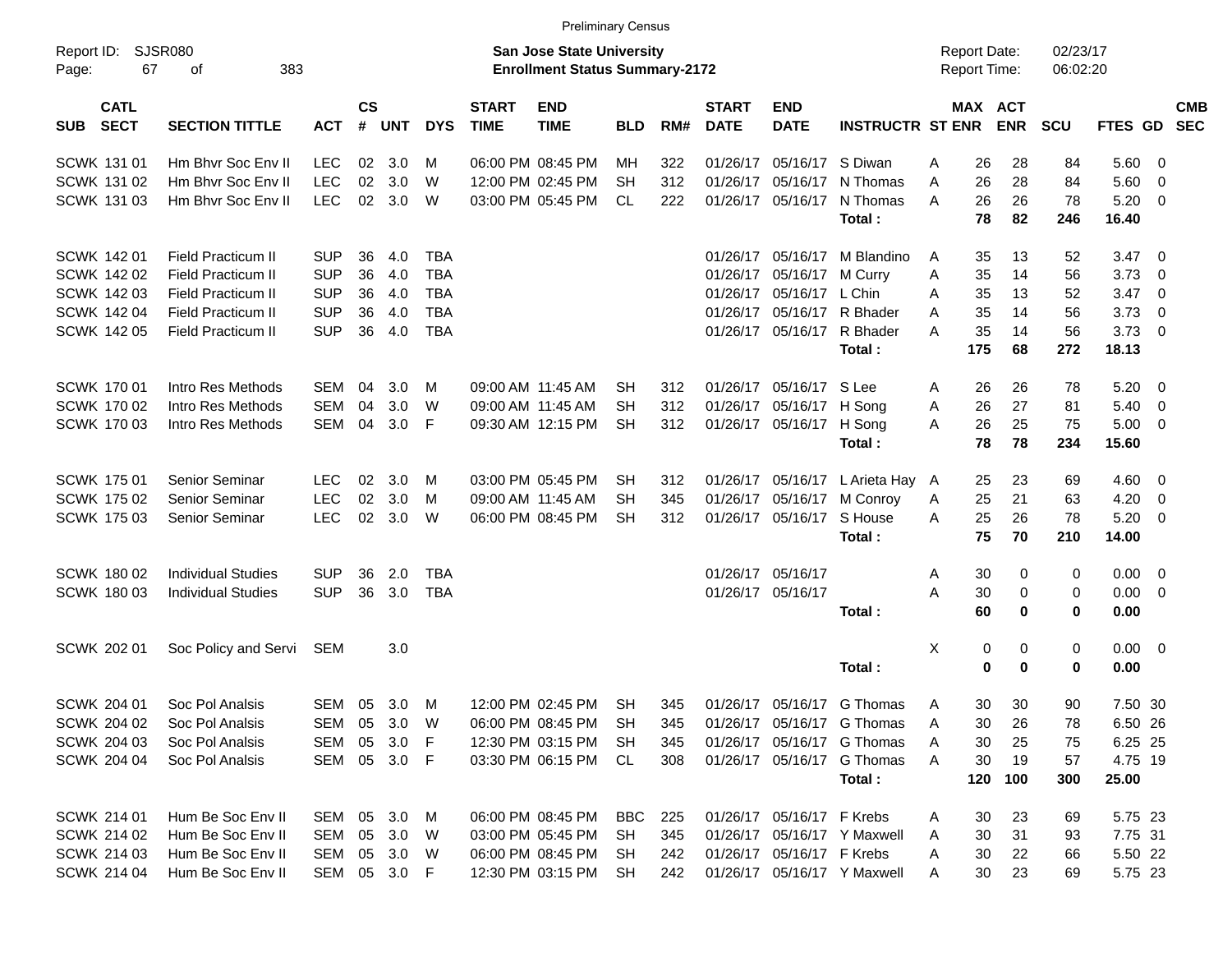Preliminary Census

Report ID: SJSR080
Page: 67 of 383

**San Jose State University**
**Enrollment Status Summary-2172**

Report Date: 02/23/17
Report Time: 06:02:20

| SUB | CATL SECT | SECTION TITTLE | ACT | CS # | UNT | DYS | START TIME | END TIME | BLD | RM# | START DATE | END DATE | INSTRUCTR | ST | MAX ENR | ACT ENR | SCU | FTES | GD | CMB SEC |
|---|---|---|---|---|---|---|---|---|---|---|---|---|---|---|---|---|---|---|---|---|
| SCWK | 131 01 | Hm Bhvr Soc Env II | LEC | 02 | 3.0 | M | 06:00 PM | 08:45 PM | MH | 322 | 01/26/17 | 05/16/17 | S Diwan | A | 26 | 28 | 84 | 5.60 | 0 | |
| SCWK | 131 02 | Hm Bhvr Soc Env II | LEC | 02 | 3.0 | W | 12:00 PM | 02:45 PM | SH | 312 | 01/26/17 | 05/16/17 | N Thomas | A | 26 | 28 | 84 | 5.60 | 0 | |
| SCWK | 131 03 | Hm Bhvr Soc Env II | LEC | 02 | 3.0 | W | 03:00 PM | 05:45 PM | CL | 222 | 01/26/17 | 05/16/17 | N Thomas | A | 26 | 26 | 78 | 5.20 | 0 | |
| | | | | | | | | | | | | | **Total :** | | **78** | **82** | **246** | **16.40** | | |
| SCWK | 142 01 | Field Practicum II | SUP | 36 | 4.0 | TBA | | | | | 01/26/17 | 05/16/17 | M Blandino | A | 35 | 13 | 52 | 3.47 | 0 | |
| SCWK | 142 02 | Field Practicum II | SUP | 36 | 4.0 | TBA | | | | | 01/26/17 | 05/16/17 | M Curry | A | 35 | 14 | 56 | 3.73 | 0 | |
| SCWK | 142 03 | Field Practicum II | SUP | 36 | 4.0 | TBA | | | | | 01/26/17 | 05/16/17 | L Chin | A | 35 | 13 | 52 | 3.47 | 0 | |
| SCWK | 142 04 | Field Practicum II | SUP | 36 | 4.0 | TBA | | | | | 01/26/17 | 05/16/17 | R Bhader | A | 35 | 14 | 56 | 3.73 | 0 | |
| SCWK | 142 05 | Field Practicum II | SUP | 36 | 4.0 | TBA | | | | | 01/26/17 | 05/16/17 | R Bhader | A | 35 | 14 | 56 | 3.73 | 0 | |
| | | | | | | | | | | | | | **Total :** | | **175** | **68** | **272** | **18.13** | | |
| SCWK | 170 01 | Intro Res Methods | SEM | 04 | 3.0 | M | 09:00 AM | 11:45 AM | SH | 312 | 01/26/17 | 05/16/17 | S Lee | A | 26 | 26 | 78 | 5.20 | 0 | |
| SCWK | 170 02 | Intro Res Methods | SEM | 04 | 3.0 | W | 09:00 AM | 11:45 AM | SH | 312 | 01/26/17 | 05/16/17 | H Song | A | 26 | 27 | 81 | 5.40 | 0 | |
| SCWK | 170 03 | Intro Res Methods | SEM | 04 | 3.0 | F | 09:30 AM | 12:15 PM | SH | 312 | 01/26/17 | 05/16/17 | H Song | A | 26 | 25 | 75 | 5.00 | 0 | |
| | | | | | | | | | | | | | **Total :** | | **78** | **78** | **234** | **15.60** | | |
| SCWK | 175 01 | Senior Seminar | LEC | 02 | 3.0 | M | 03:00 PM | 05:45 PM | SH | 312 | 01/26/17 | 05/16/17 | L Arieta Hay | A | 25 | 23 | 69 | 4.60 | 0 | |
| SCWK | 175 02 | Senior Seminar | LEC | 02 | 3.0 | M | 09:00 AM | 11:45 AM | SH | 345 | 01/26/17 | 05/16/17 | M Conroy | A | 25 | 21 | 63 | 4.20 | 0 | |
| SCWK | 175 03 | Senior Seminar | LEC | 02 | 3.0 | W | 06:00 PM | 08:45 PM | SH | 312 | 01/26/17 | 05/16/17 | S House | A | 25 | 26 | 78 | 5.20 | 0 | |
| | | | | | | | | | | | | | **Total :** | | **75** | **70** | **210** | **14.00** | | |
| SCWK | 180 02 | Individual Studies | SUP | 36 | 2.0 | TBA | | | | | 01/26/17 | 05/16/17 | | A | 30 | 0 | 0 | 0.00 | 0 | |
| SCWK | 180 03 | Individual Studies | SUP | 36 | 3.0 | TBA | | | | | 01/26/17 | 05/16/17 | | A | 30 | 0 | 0 | 0.00 | 0 | |
| | | | | | | | | | | | | | **Total :** | | **60** | **0** | **0** | **0.00** | | |
| SCWK | 202 01 | Soc Policy and Servi | SEM | | 3.0 | | | | | | | | | X | 0 | 0 | 0 | 0.00 | 0 | |
| | | | | | | | | | | | | | **Total :** | | **0** | **0** | **0** | **0.00** | | |
| SCWK | 204 01 | Soc Pol Analsis | SEM | 05 | 3.0 | M | 12:00 PM | 02:45 PM | SH | 345 | 01/26/17 | 05/16/17 | G Thomas | A | 30 | 30 | 90 | 7.50 | 30 | |
| SCWK | 204 02 | Soc Pol Analsis | SEM | 05 | 3.0 | W | 06:00 PM | 08:45 PM | SH | 345 | 01/26/17 | 05/16/17 | G Thomas | A | 30 | 26 | 78 | 6.50 | 26 | |
| SCWK | 204 03 | Soc Pol Analsis | SEM | 05 | 3.0 | F | 12:30 PM | 03:15 PM | SH | 345 | 01/26/17 | 05/16/17 | G Thomas | A | 30 | 25 | 75 | 6.25 | 25 | |
| SCWK | 204 04 | Soc Pol Analsis | SEM | 05 | 3.0 | F | 03:30 PM | 06:15 PM | CL | 308 | 01/26/17 | 05/16/17 | G Thomas | A | 30 | 19 | 57 | 4.75 | 19 | |
| | | | | | | | | | | | | | **Total :** | | **120** | **100** | **300** | **25.00** | | |
| SCWK | 214 01 | Hum Be Soc Env II | SEM | 05 | 3.0 | M | 06:00 PM | 08:45 PM | BBC | 225 | 01/26/17 | 05/16/17 | F Krebs | A | 30 | 23 | 69 | 5.75 | 23 | |
| SCWK | 214 02 | Hum Be Soc Env II | SEM | 05 | 3.0 | W | 03:00 PM | 05:45 PM | SH | 345 | 01/26/17 | 05/16/17 | Y Maxwell | A | 30 | 31 | 93 | 7.75 | 31 | |
| SCWK | 214 03 | Hum Be Soc Env II | SEM | 05 | 3.0 | W | 06:00 PM | 08:45 PM | SH | 242 | 01/26/17 | 05/16/17 | F Krebs | A | 30 | 22 | 66 | 5.50 | 22 | |
| SCWK | 214 04 | Hum Be Soc Env II | SEM | 05 | 3.0 | F | 12:30 PM | 03:15 PM | SH | 242 | 01/26/17 | 05/16/17 | Y Maxwell | A | 30 | 23 | 69 | 5.75 | 23 | |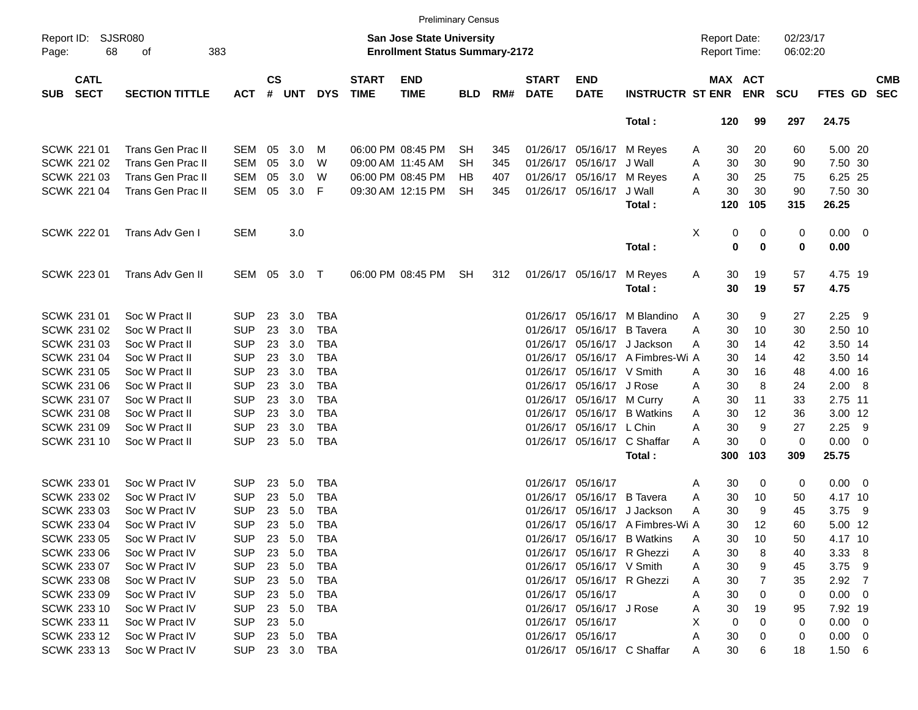Preliminary Census

Report ID: SJSR080

**San Jose State University**
**Enrollment Status Summary-2172**

Report Date: 02/23/17
Report Time: 06:02:20

| SUB | CATL SECT | SECTION TITTLE | ACT | CS # | UNT | DYS | START TIME | END TIME | BLD | RM# | START DATE | END DATE | INSTRUCTR | ST | MAX ENR | ACT ENR | SCU | FTES | GD | CMB SEC |
|---|---|---|---|---|---|---|---|---|---|---|---|---|---|---|---|---|---|---|---|---|
| | | | | | | | | | | | | | **Total :** | | **120** | **99** | **297** | **24.75** | | |
| SCWK | 221 01 | Trans Gen Prac II | SEM | 05 | 3.0 | M | 06:00 PM | 08:45 PM | SH | 345 | 01/26/17 | 05/16/17 | M Reyes | A | 30 | 20 | 60 | 5.00 | 20 | |
| SCWK | 221 02 | Trans Gen Prac II | SEM | 05 | 3.0 | W | 09:00 AM | 11:45 AM | SH | 345 | 01/26/17 | 05/16/17 | J Wall | A | 30 | 30 | 90 | 7.50 | 30 | |
| SCWK | 221 03 | Trans Gen Prac II | SEM | 05 | 3.0 | W | 06:00 PM | 08:45 PM | HB | 407 | 01/26/17 | 05/16/17 | M Reyes | A | 30 | 25 | 75 | 6.25 | 25 | |
| SCWK | 221 04 | Trans Gen Prac II | SEM | 05 | 3.0 | F | 09:30 AM | 12:15 PM | SH | 345 | 01/26/17 | 05/16/17 | J Wall | A | 30 | 30 | 90 | 7.50 | 30 | |
| | | | | | | | | | | | | | **Total :** | | **120** | **105** | **315** | **26.25** | | |
| SCWK | 222 01 | Trans Adv Gen I | SEM | | 3.0 | | | | | | | | | X | 0 | 0 | 0 | 0.00 | 0 | |
| | | | | | | | | | | | | | **Total :** | | **0** | **0** | **0** | **0.00** | | |
| SCWK | 223 01 | Trans Adv Gen II | SEM | 05 | 3.0 | T | 06:00 PM | 08:45 PM | SH | 312 | 01/26/17 | 05/16/17 | M Reyes | A | 30 | 19 | 57 | 4.75 | 19 | |
| | | | | | | | | | | | | | **Total :** | | **30** | **19** | **57** | **4.75** | | |
| SCWK | 231 01 | Soc W Pract II | SUP | 23 | 3.0 | TBA | | | | | 01/26/17 | 05/16/17 | M Blandino | A | 30 | 9 | 27 | 2.25 | 9 | |
| SCWK | 231 02 | Soc W Pract II | SUP | 23 | 3.0 | TBA | | | | | 01/26/17 | 05/16/17 | B Tavera | A | 30 | 10 | 30 | 2.50 | 10 | |
| SCWK | 231 03 | Soc W Pract II | SUP | 23 | 3.0 | TBA | | | | | 01/26/17 | 05/16/17 | J Jackson | A | 30 | 14 | 42 | 3.50 | 14 | |
| SCWK | 231 04 | Soc W Pract II | SUP | 23 | 3.0 | TBA | | | | | 01/26/17 | 05/16/17 | A Fimbres-Wi | A | 30 | 14 | 42 | 3.50 | 14 | |
| SCWK | 231 05 | Soc W Pract II | SUP | 23 | 3.0 | TBA | | | | | 01/26/17 | 05/16/17 | V Smith | A | 30 | 16 | 48 | 4.00 | 16 | |
| SCWK | 231 06 | Soc W Pract II | SUP | 23 | 3.0 | TBA | | | | | 01/26/17 | 05/16/17 | J Rose | A | 30 | 8 | 24 | 2.00 | 8 | |
| SCWK | 231 07 | Soc W Pract II | SUP | 23 | 3.0 | TBA | | | | | 01/26/17 | 05/16/17 | M Curry | A | 30 | 11 | 33 | 2.75 | 11 | |
| SCWK | 231 08 | Soc W Pract II | SUP | 23 | 3.0 | TBA | | | | | 01/26/17 | 05/16/17 | B Watkins | A | 30 | 12 | 36 | 3.00 | 12 | |
| SCWK | 231 09 | Soc W Pract II | SUP | 23 | 3.0 | TBA | | | | | 01/26/17 | 05/16/17 | L Chin | A | 30 | 9 | 27 | 2.25 | 9 | |
| SCWK | 231 10 | Soc W Pract II | SUP | 23 | 5.0 | TBA | | | | | 01/26/17 | 05/16/17 | C Shaffar | A | 30 | 0 | 0 | 0.00 | 0 | |
| | | | | | | | | | | | | | **Total :** | | **300** | **103** | **309** | **25.75** | | |
| SCWK | 233 01 | Soc W Pract IV | SUP | 23 | 5.0 | TBA | | | | | 01/26/17 | 05/16/17 | | A | 30 | 0 | 0 | 0.00 | 0 | |
| SCWK | 233 02 | Soc W Pract IV | SUP | 23 | 5.0 | TBA | | | | | 01/26/17 | 05/16/17 | B Tavera | A | 30 | 10 | 50 | 4.17 | 10 | |
| SCWK | 233 03 | Soc W Pract IV | SUP | 23 | 5.0 | TBA | | | | | 01/26/17 | 05/16/17 | J Jackson | A | 30 | 9 | 45 | 3.75 | 9 | |
| SCWK | 233 04 | Soc W Pract IV | SUP | 23 | 5.0 | TBA | | | | | 01/26/17 | 05/16/17 | A Fimbres-Wi | A | 30 | 12 | 60 | 5.00 | 12 | |
| SCWK | 233 05 | Soc W Pract IV | SUP | 23 | 5.0 | TBA | | | | | 01/26/17 | 05/16/17 | B Watkins | A | 30 | 10 | 50 | 4.17 | 10 | |
| SCWK | 233 06 | Soc W Pract IV | SUP | 23 | 5.0 | TBA | | | | | 01/26/17 | 05/16/17 | R Ghezzi | A | 30 | 8 | 40 | 3.33 | 8 | |
| SCWK | 233 07 | Soc W Pract IV | SUP | 23 | 5.0 | TBA | | | | | 01/26/17 | 05/16/17 | V Smith | A | 30 | 9 | 45 | 3.75 | 9 | |
| SCWK | 233 08 | Soc W Pract IV | SUP | 23 | 5.0 | TBA | | | | | 01/26/17 | 05/16/17 | R Ghezzi | A | 30 | 7 | 35 | 2.92 | 7 | |
| SCWK | 233 09 | Soc W Pract IV | SUP | 23 | 5.0 | TBA | | | | | 01/26/17 | 05/16/17 | | A | 30 | 0 | 0 | 0.00 | 0 | |
| SCWK | 233 10 | Soc W Pract IV | SUP | 23 | 5.0 | TBA | | | | | 01/26/17 | 05/16/17 | J Rose | A | 30 | 19 | 95 | 7.92 | 19 | |
| SCWK | 233 11 | Soc W Pract IV | SUP | 23 | 5.0 | | | | | | 01/26/17 | 05/16/17 | | X | 0 | 0 | 0 | 0.00 | 0 | |
| SCWK | 233 12 | Soc W Pract IV | SUP | 23 | 5.0 | TBA | | | | | 01/26/17 | 05/16/17 | | A | 30 | 0 | 0 | 0.00 | 0 | |
| SCWK | 233 13 | Soc W Pract IV | SUP | 23 | 3.0 | TBA | | | | | 01/26/17 | 05/16/17 | C Shaffar | A | 30 | 6 | 18 | 1.50 | 6 | |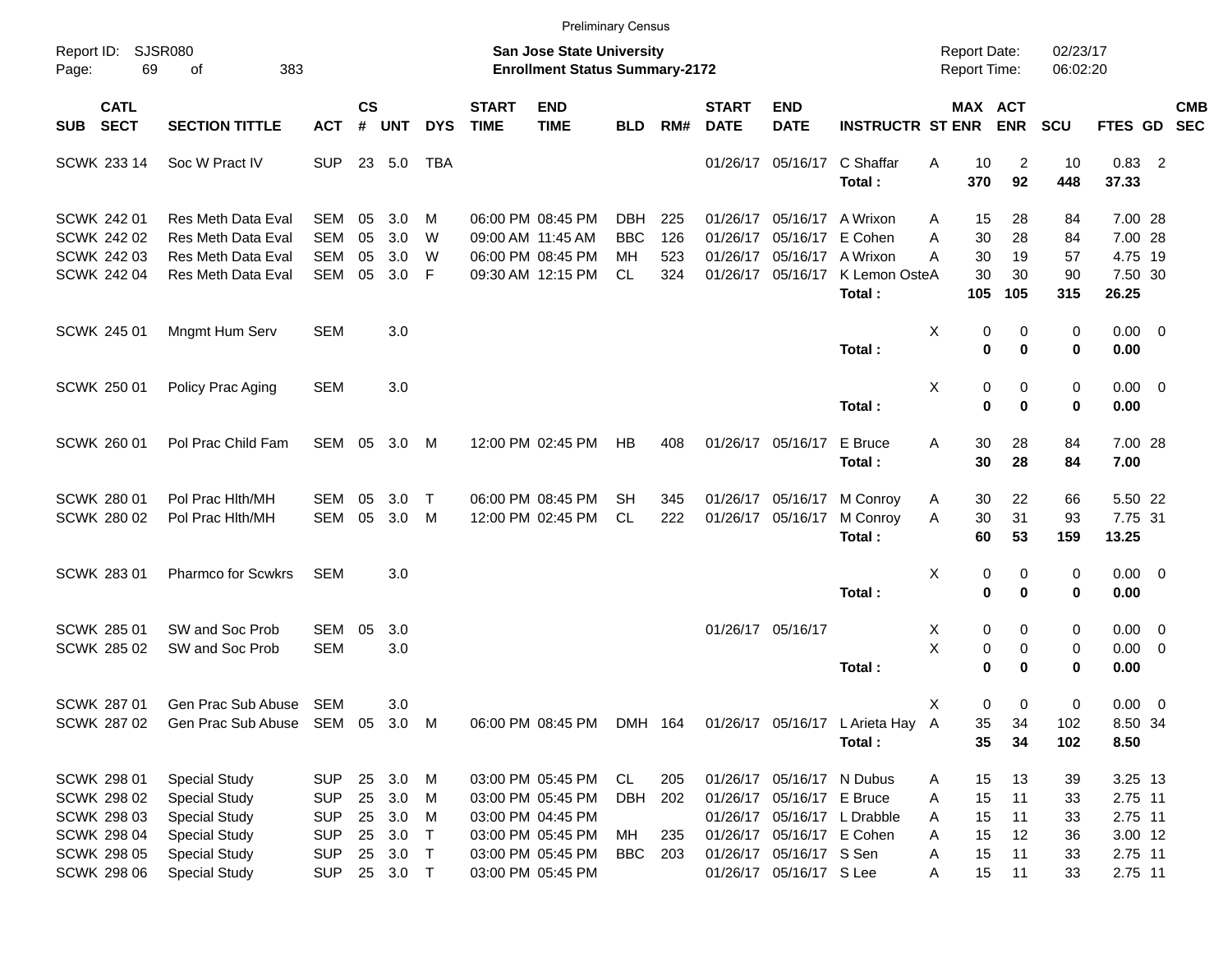Preliminary Census

Report ID: SJSR080
Page: 69 of 383

**San Jose State University**
**Enrollment Status Summary-2172**

Report Date: 02/23/17
Report Time: 06:02:20

| SUB | CATL SECT | SECTION TITTLE | ACT | CS # | UNT | DYS | START TIME | END TIME | BLD | RM# | START DATE | END DATE | INSTRUCTR | ST | MAX ENR | ACT ENR | SCU | FTES | GD | CMB SEC |
|---|---|---|---|---|---|---|---|---|---|---|---|---|---|---|---|---|---|---|---|---|
| SCWK | 233 14 | Soc W Pract IV | SUP | 23 | 5.0 | TBA | | | | | 01/26/17 | 05/16/17 | C Shaffar | A | 10 | 2 | 10 | 0.83 | 2 | |
| | | | | | | | | | | | | | **Total :** | | **370** | **92** | **448** | **37.33** | | |
| SCWK | 242 01 | Res Meth Data Eval | SEM | 05 | 3.0 | M | 06:00 PM | 08:45 PM | DBH | 225 | 01/26/17 | 05/16/17 | A Wrixon | A | 15 | 28 | 84 | 7.00 | 28 | |
| SCWK | 242 02 | Res Meth Data Eval | SEM | 05 | 3.0 | W | 09:00 AM | 11:45 AM | BBC | 126 | 01/26/17 | 05/16/17 | E Cohen | A | 30 | 28 | 84 | 7.00 | 28 | |
| SCWK | 242 03 | Res Meth Data Eval | SEM | 05 | 3.0 | W | 06:00 PM | 08:45 PM | MH | 523 | 01/26/17 | 05/16/17 | A Wrixon | A | 30 | 19 | 57 | 4.75 | 19 | |
| SCWK | 242 04 | Res Meth Data Eval | SEM | 05 | 3.0 | F | 09:30 AM | 12:15 PM | CL | 324 | 01/26/17 | 05/16/17 | K Lemon Oste | A | 30 | 30 | 90 | 7.50 | 30 | |
| | | | | | | | | | | | | | **Total :** | | **105** | **105** | **315** | **26.25** | | |
| SCWK | 245 01 | Mngmt Hum Serv | SEM | | 3.0 | | | | | | | | | X | 0 | 0 | 0 | 0.00 | 0 | |
| | | | | | | | | | | | | | **Total :** | | **0** | **0** | **0** | **0.00** | | |
| SCWK | 250 01 | Policy Prac Aging | SEM | | 3.0 | | | | | | | | | X | 0 | 0 | 0 | 0.00 | 0 | |
| | | | | | | | | | | | | | **Total :** | | **0** | **0** | **0** | **0.00** | | |
| SCWK | 260 01 | Pol Prac Child Fam | SEM | 05 | 3.0 | M | 12:00 PM | 02:45 PM | HB | 408 | 01/26/17 | 05/16/17 | E Bruce | A | 30 | 28 | 84 | 7.00 | 28 | |
| | | | | | | | | | | | | | **Total :** | | **30** | **28** | **84** | **7.00** | | |
| SCWK | 280 01 | Pol Prac Hlth/MH | SEM | 05 | 3.0 | T | 06:00 PM | 08:45 PM | SH | 345 | 01/26/17 | 05/16/17 | M Conroy | A | 30 | 22 | 66 | 5.50 | 22 | |
| SCWK | 280 02 | Pol Prac Hlth/MH | SEM | 05 | 3.0 | M | 12:00 PM | 02:45 PM | CL | 222 | 01/26/17 | 05/16/17 | M Conroy | A | 30 | 31 | 93 | 7.75 | 31 | |
| | | | | | | | | | | | | | **Total :** | | **60** | **53** | **159** | **13.25** | | |
| SCWK | 283 01 | Pharmco for Scwkrs | SEM | | 3.0 | | | | | | | | | X | 0 | 0 | 0 | 0.00 | 0 | |
| | | | | | | | | | | | | | **Total :** | | **0** | **0** | **0** | **0.00** | | |
| SCWK | 285 01 | SW and Soc Prob | SEM | 05 | 3.0 | | | | | | 01/26/17 | 05/16/17 | | X | 0 | 0 | 0 | 0.00 | 0 | |
| SCWK | 285 02 | SW and Soc Prob | SEM | | 3.0 | | | | | | | | | X | 0 | 0 | 0 | 0.00 | 0 | |
| | | | | | | | | | | | | | **Total :** | | **0** | **0** | **0** | **0.00** | | |
| SCWK | 287 01 | Gen Prac Sub Abuse | SEM | | 3.0 | | | | | | | | | X | 0 | 0 | 0 | 0.00 | 0 | |
| SCWK | 287 02 | Gen Prac Sub Abuse | SEM | 05 | 3.0 | M | 06:00 PM | 08:45 PM | DMH | 164 | 01/26/17 | 05/16/17 | L Arieta Hay | A | 35 | 34 | 102 | 8.50 | 34 | |
| | | | | | | | | | | | | | **Total :** | | **35** | **34** | **102** | **8.50** | | |
| SCWK | 298 01 | Special Study | SUP | 25 | 3.0 | M | 03:00 PM | 05:45 PM | CL | 205 | 01/26/17 | 05/16/17 | N Dubus | A | 15 | 13 | 39 | 3.25 | 13 | |
| SCWK | 298 02 | Special Study | SUP | 25 | 3.0 | M | 03:00 PM | 05:45 PM | DBH | 202 | 01/26/17 | 05/16/17 | E Bruce | A | 15 | 11 | 33 | 2.75 | 11 | |
| SCWK | 298 03 | Special Study | SUP | 25 | 3.0 | M | 03:00 PM | 04:45 PM | | | 01/26/17 | 05/16/17 | L Drabble | A | 15 | 11 | 33 | 2.75 | 11 | |
| SCWK | 298 04 | Special Study | SUP | 25 | 3.0 | T | 03:00 PM | 05:45 PM | MH | 235 | 01/26/17 | 05/16/17 | E Cohen | A | 15 | 12 | 36 | 3.00 | 12 | |
| SCWK | 298 05 | Special Study | SUP | 25 | 3.0 | T | 03:00 PM | 05:45 PM | BBC | 203 | 01/26/17 | 05/16/17 | S Sen | A | 15 | 11 | 33 | 2.75 | 11 | |
| SCWK | 298 06 | Special Study | SUP | 25 | 3.0 | T | 03:00 PM | 05:45 PM | | | 01/26/17 | 05/16/17 | S Lee | A | 15 | 11 | 33 | 2.75 | 11 | |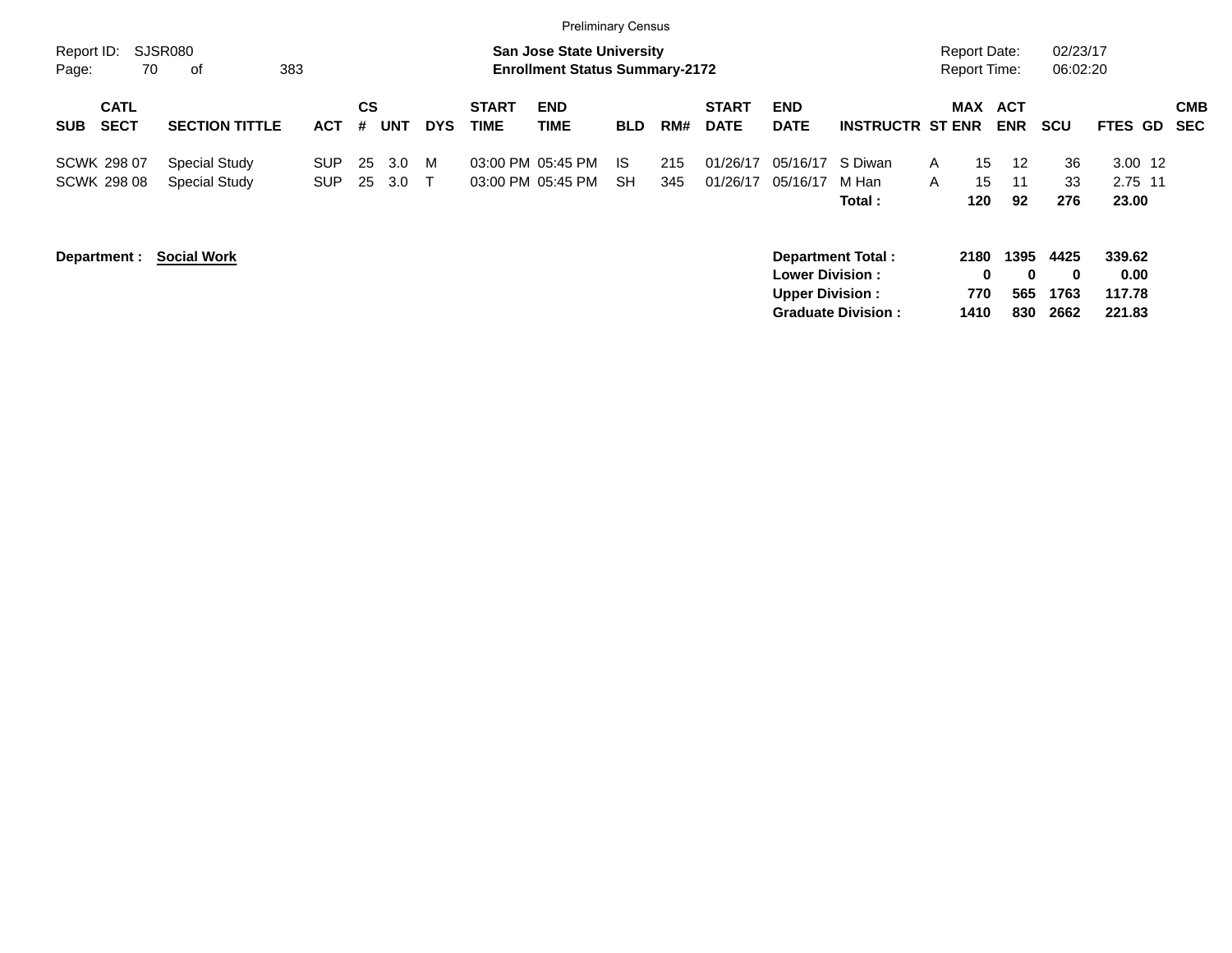Preliminary Census

Report ID: SJSR080

**San Jose State University**
**Enrollment Status Summary-2172**

Report Date: 02/23/17
Report Time: 06:02:20

| SUB | CATL SECT | SECTION TITTLE | ACT | CS # | UNT | DYS | START TIME | END TIME | BLD | RM# | START DATE | END DATE | INSTRUCTR | ST | MAX ENR | ACT ENR | SCU | FTES | GD | CMB SEC |
|---|---|---|---|---|---|---|---|---|---|---|---|---|---|---|---|---|---|---|---|---|
| SCWK | 298 07 | Special Study | SUP | 25 | 3.0 | M | 03:00 PM | 05:45 PM | IS | 215 | 01/26/17 | 05/16/17 | S Diwan | A | 15 | 12 | 36 | 3.00 | 12 | |
| SCWK | 298 08 | Special Study | SUP | 25 | 3.0 | T | 03:00 PM | 05:45 PM | SH | 345 | 01/26/17 | 05/16/17 | M Han | A | 15 | 11 | 33 | 2.75 | 11 | |
| | | | | | | | | | | | | | **Total :** | | **120** | **92** | **276** | **23.00** | | |

**Department :** **Social Work**

| | MAX ENR | ACT ENR | SCU | FTES |
|---|---|---|---|---|
| **Department Total :** | **2180** | **1395** | **4425** | **339.62** |
| **Lower Division :** | **0** | **0** | **0** | **0.00** |
| **Upper Division :** | **770** | **565** | **1763** | **117.78** |
| **Graduate Division :** | **1410** | **830** | **2662** | **221.83** |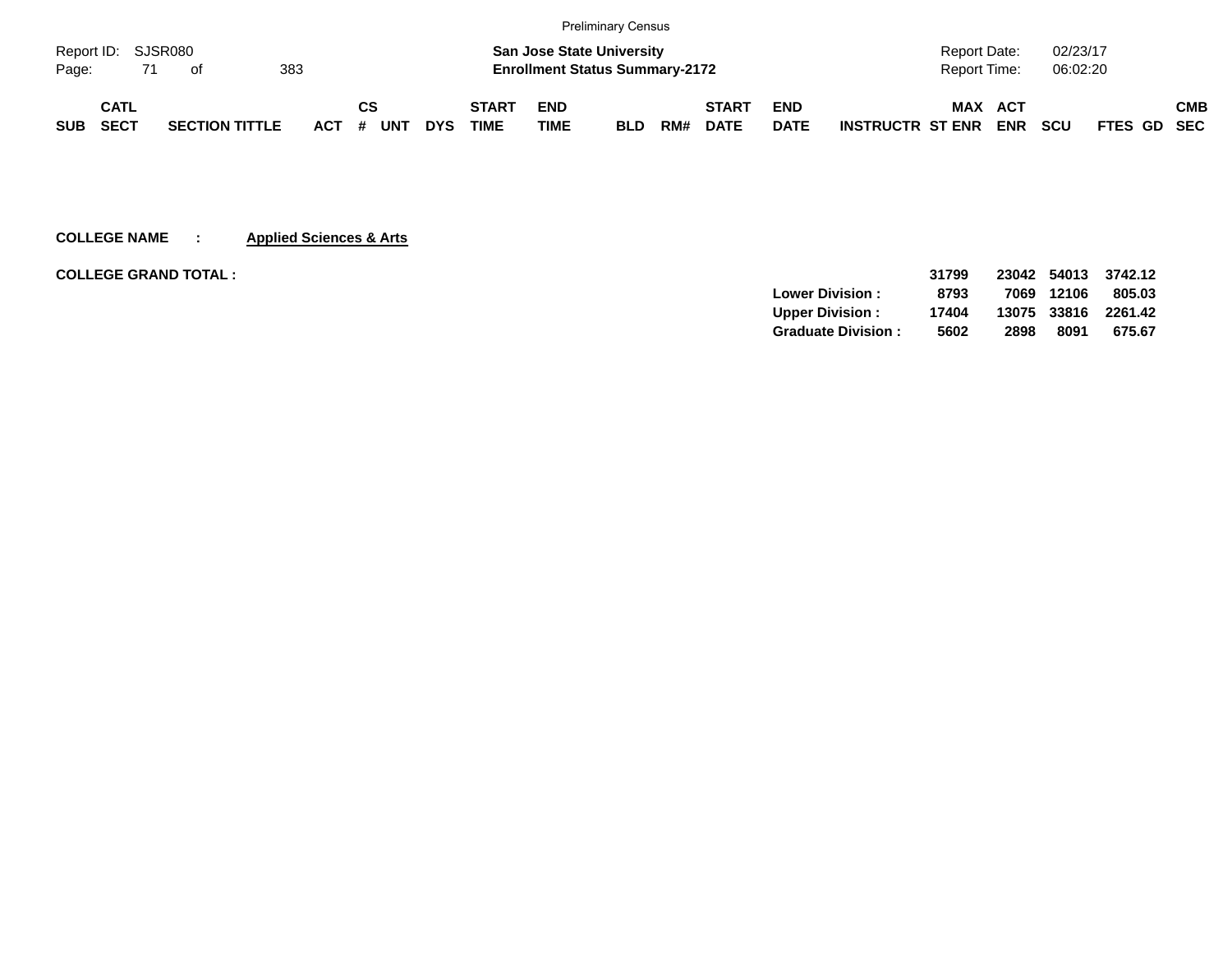Preliminary Census

Report ID: SJSR080
Page: 71 of 383

**San Jose State University**
**Enrollment Status Summary-2172**

Report Date: 02/23/17
Report Time: 06:02:20

| SUB | CATL SECT | SECTION TITTLE | ACT | CS # | UNT | DYS | START TIME | END TIME | BLD | RM# | START DATE | END DATE | INSTRUCTR | MAX ST ENR | ACT ENR | SCU | FTES | GD | CMB SEC |
|---|---|---|---|---|---|---|---|---|---|---|---|---|---|---|---|---|---|---|---|

**COLLEGE NAME : Applied Sciences & Arts**

| | | MAX ST ENR | ACT ENR | SCU | FTES |
|---|---|---|---|---|---|
| **COLLEGE GRAND TOTAL :** | | **31799** | **23042** | **54013** | **3742.12** |
| | **Lower Division :** | **8793** | **7069** | **12106** | **805.03** |
| | **Upper Division :** | **17404** | **13075** | **33816** | **2261.42** |
| | **Graduate Division :** | **5602** | **2898** | **8091** | **675.67** |